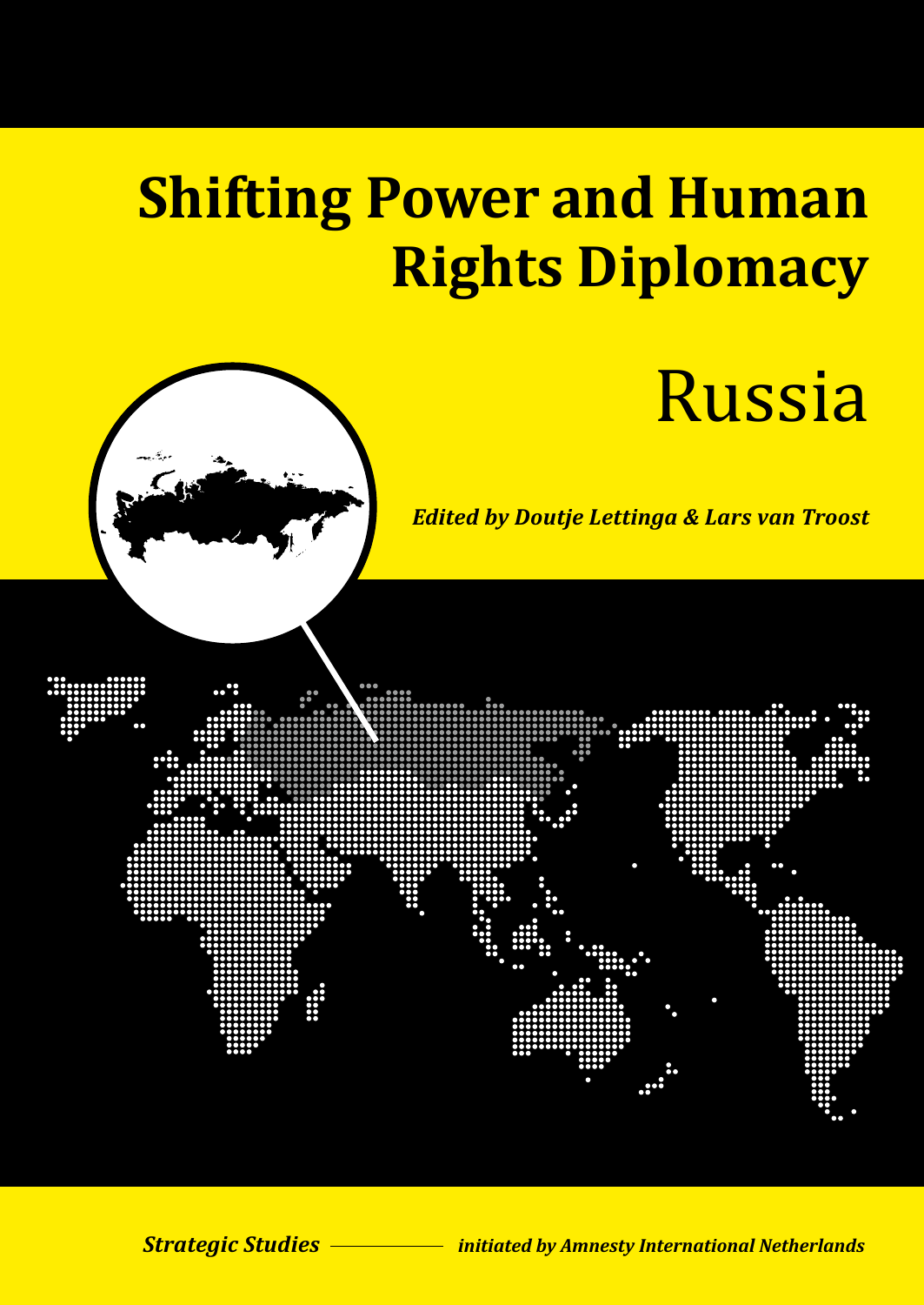# Shifting Power and Human Rights Diplomacy

## Russia

***Edited by Doutje Lettinga & Lars van Troost***

***Strategic Studies*** — ***initiated by Amnesty International Netherlands***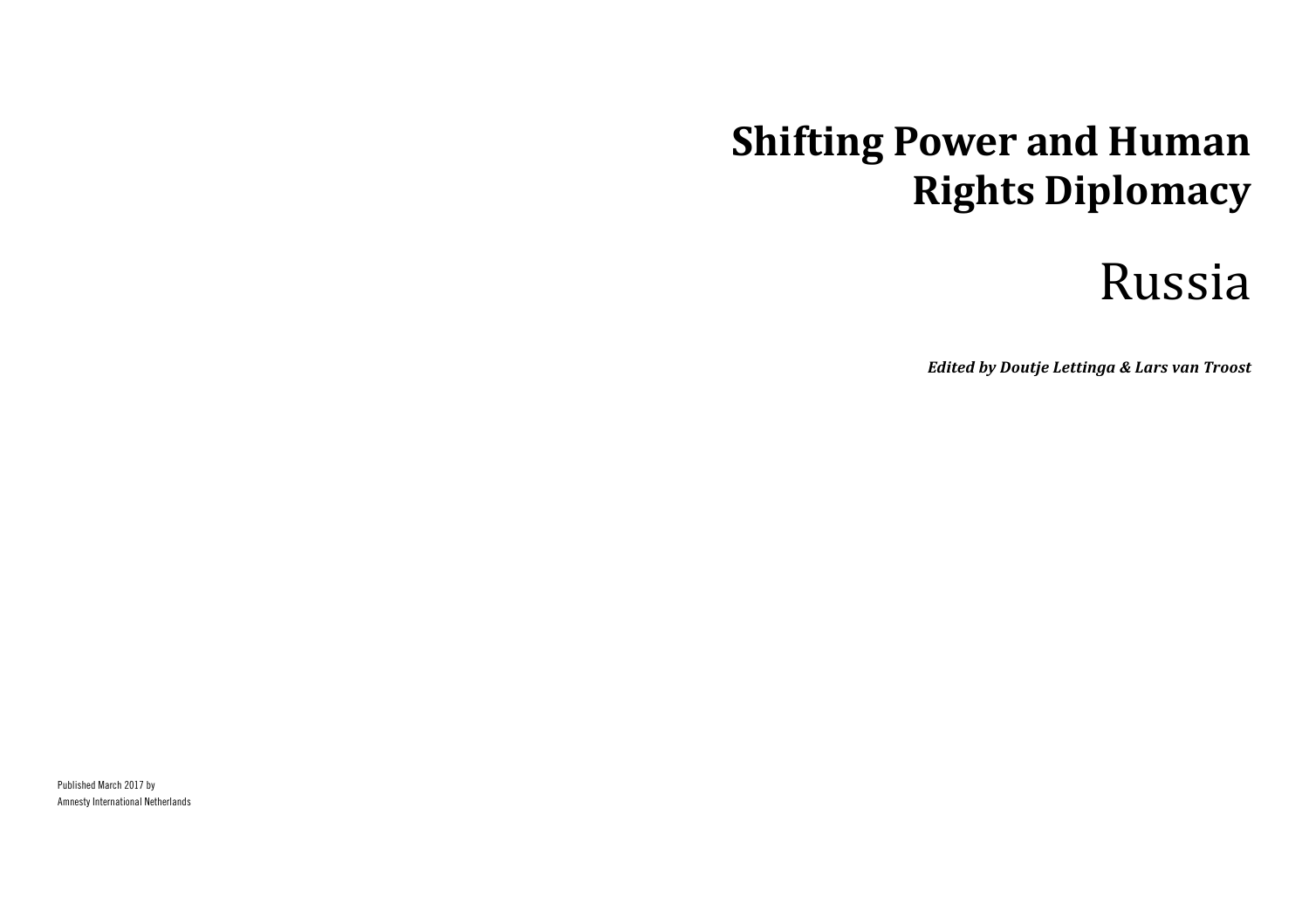# Shifting Power and Human Rights Diplomacy

## Russia

***Edited by Doutje Lettinga & Lars van Troost***

Published March 2017 by
Amnesty International Netherlands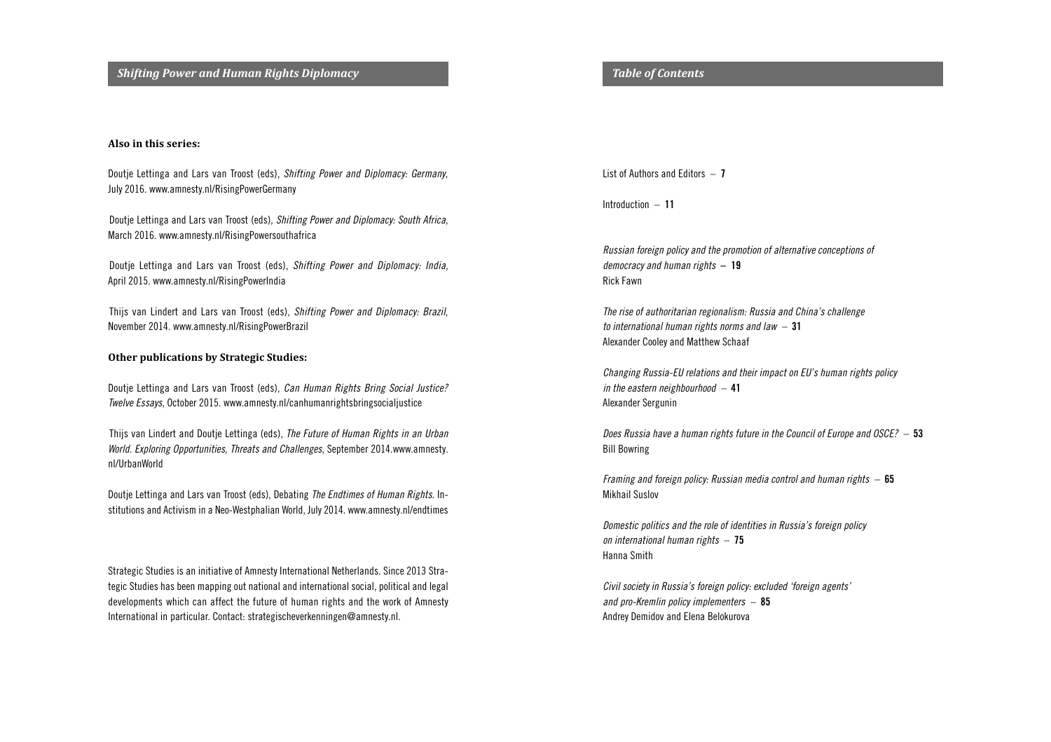**Also in this series:**

Doutje Lettinga and Lars van Troost (eds), *Shifting Power and Diplomacy: Germany*, July 2016. www.amnesty.nl/RisingPowerGermany

Doutje Lettinga and Lars van Troost (eds), *Shifting Power and Diplomacy: South Africa*, March 2016. www.amnesty.nl/RisingPowersouthafrica

Doutje Lettinga and Lars van Troost (eds), *Shifting Power and Diplomacy: India*, April 2015. www.amnesty.nl/RisingPowerIndia

Thijs van Lindert and Lars van Troost (eds), *Shifting Power and Diplomacy: Brazil*, November 2014. www.amnesty.nl/RisingPowerBrazil

**Other publications by Strategic Studies:**

Doutje Lettinga and Lars van Troost (eds), *Can Human Rights Bring Social Justice? Twelve Essays*, October 2015. www.amnesty.nl/canhumanrightsbringsocialjustice

Thijs van Lindert and Doutje Lettinga (eds), *The Future of Human Rights in an Urban World. Exploring Opportunities, Threats and Challenges*, September 2014.www.amnesty.nl/UrbanWorld

Doutje Lettinga and Lars van Troost (eds), Debating *The Endtimes of Human Rights*. Institutions and Activism in a Neo-Westphalian World, July 2014. www.amnesty.nl/endtimes

Strategic Studies is an initiative of Amnesty International Netherlands. Since 2013 Strategic Studies has been mapping out national and international social, political and legal developments which can affect the future of human rights and the work of Amnesty International in particular. Contact: strategischeverkenningen@amnesty.nl.

## *Table of Contents*

List of Authors and Editors – **7**

Introduction – **11**

*Russian foreign policy and the promotion of alternative conceptions of democracy and human rights* – **19**
Rick Fawn

*The rise of authoritarian regionalism: Russia and China's challenge to international human rights norms and law* – **31**
Alexander Cooley and Matthew Schaaf

*Changing Russia-EU relations and their impact on EU's human rights policy in the eastern neighbourhood* – **41**
Alexander Sergunin

*Does Russia have a human rights future in the Council of Europe and OSCE?* – **53**
Bill Bowring

*Framing and foreign policy: Russian media control and human rights* – **65**
Mikhail Suslov

*Domestic politics and the role of identities in Russia's foreign policy on international human rights* – **75**
Hanna Smith

*Civil society in Russia's foreign policy: excluded 'foreign agents' and pro-Kremlin policy implementers* – **85**
Andrey Demidov and Elena Belokurova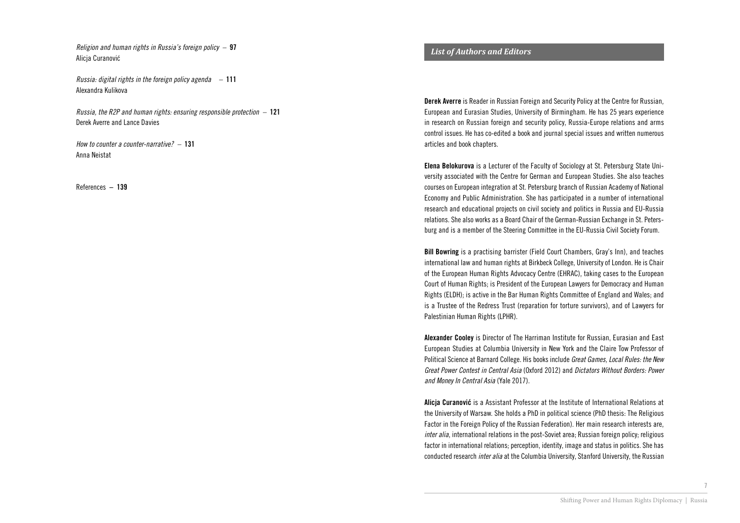*Religion and human rights in Russia's foreign policy* – **97**
Alicja Curanović

*Russia: digital rights in the foreign policy agenda* – **111**
Alexandra Kulikova

*Russia, the R2P and human rights: ensuring responsible protection* – **121**
Derek Averre and Lance Davies

*How to counter a counter-narrative?* – **131**
Anna Neistat

References – **139**

## *List of Authors and Editors*

**Derek Averre** is Reader in Russian Foreign and Security Policy at the Centre for Russian, European and Eurasian Studies, University of Birmingham. He has 25 years experience in research on Russian foreign and security policy, Russia-Europe relations and arms control issues. He has co-edited a book and journal special issues and written numerous articles and book chapters.

**Elena Belokurova** is a Lecturer of the Faculty of Sociology at St. Petersburg State University associated with the Centre for German and European Studies. She also teaches courses on European integration at St. Petersburg branch of Russian Academy of National Economy and Public Administration. She has participated in a number of international research and educational projects on civil society and politics in Russia and EU-Russia relations. She also works as a Board Chair of the German-Russian Exchange in St. Petersburg and is a member of the Steering Committee in the EU-Russia Civil Society Forum.

**Bill Bowring** is a practising barrister (Field Court Chambers, Gray's Inn), and teaches international law and human rights at Birkbeck College, University of London. He is Chair of the European Human Rights Advocacy Centre (EHRAC), taking cases to the European Court of Human Rights; is President of the European Lawyers for Democracy and Human Rights (ELDH); is active in the Bar Human Rights Committee of England and Wales; and is a Trustee of the Redress Trust (reparation for torture survivors), and of Lawyers for Palestinian Human Rights (LPHR).

**Alexander Cooley** is Director of The Harriman Institute for Russian, Eurasian and East European Studies at Columbia University in New York and the Claire Tow Professor of Political Science at Barnard College. His books include *Great Games, Local Rules: the New Great Power Contest in Central Asia* (Oxford 2012) and *Dictators Without Borders: Power and Money In Central Asia* (Yale 2017).

**Alicja Curanović** is a Assistant Professor at the Institute of International Relations at the University of Warsaw. She holds a PhD in political science (PhD thesis: The Religious Factor in the Foreign Policy of the Russian Federation). Her main research interests are, *inter alia*, international relations in the post-Soviet area; Russian foreign policy; religious factor in international relations; perception, identity, image and status in politics. She has conducted research *inter alia* at the Columbia University, Stanford University, the Russian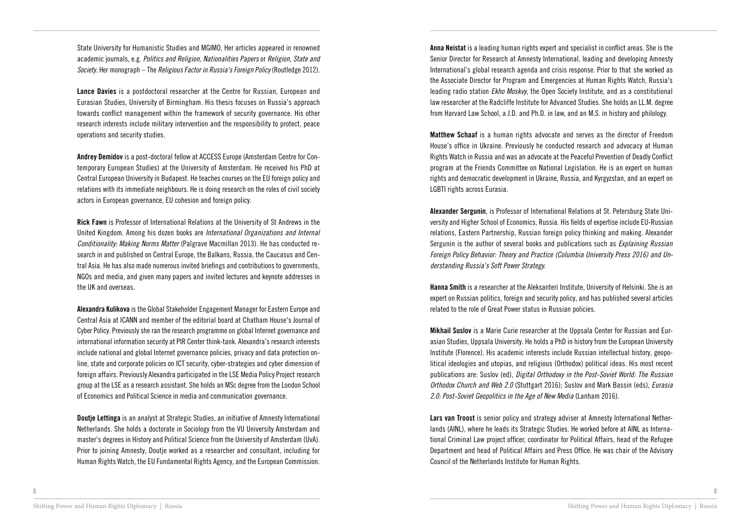State University for Humanistic Studies and MGIMO. Her articles appeared in renowned academic journals, e.g. *Politics and Religion, Nationalities Papers* or *Religion, State and Society*. Her monograph – The *Religious Factor in Russia's Foreign Policy* (Routledge 2012).

**Lance Davies** is a postdoctoral researcher at the Centre for Russian, European and Eurasian Studies, University of Birmingham. His thesis focuses on Russia's approach towards conflict management within the framework of security governance. His other research interests include military intervention and the responsibility to protect, peace operations and security studies.

**Andrey Demidov** is a post-doctoral fellow at ACCESS Europe (Amsterdam Centre for Contemporary European Studies) at the University of Amsterdam. He received his PhD at Central European University in Budapest. He teaches courses on the EU foreign policy and relations with its immediate neighbours. He is doing research on the roles of civil society actors in European governance, EU cohesion and foreign policy.

**Rick Fawn** is Professor of International Relations at the University of St Andrews in the United Kingdom. Among his dozen books are *International Organizations and Internal Conditionality: Making Norms Matter* (Palgrave Macmillan 2013). He has conducted research in and published on Central Europe, the Balkans, Russia, the Caucasus and Central Asia. He has also made numerous invited briefings and contributions to governments, NGOs and media, and given many papers and invited lectures and keynote addresses in the UK and overseas.

**Alexandra Kulikova** is the Global Stakeholder Engagement Manager for Eastern Europe and Central Asia at ICANN and member of the editorial board at Chatham House's Journal of Cyber Policy. Previously she ran the research programme on global Internet governance and international information security at PIR Center think-tank. Alexandra's research interests include national and global Internet governance policies, privacy and data protection online, state and corporate policies on ICT security, cyber-strategies and cyber dimension of foreign affairs. Previously Alexandra participated in the LSE Media Policy Project research group at the LSE as a research assistant. She holds an MSc degree from the London School of Economics and Political Science in media and communication governance.

**Doutje Lettinga** is an analyst at Strategic Studies, an initiative of Amnesty International Netherlands. She holds a doctorate in Sociology from the VU University Amsterdam and master's degrees in History and Political Science from the University of Amsterdam (UvA). Prior to joining Amnesty, Doutje worked as a researcher and consultant, including for Human Rights Watch, the EU Fundamental Rights Agency, and the European Commission.

**Anna Neistat** is a leading human rights expert and specialist in conflict areas. She is the Senior Director for Research at Amnesty International, leading and developing Amnesty International's global research agenda and crisis response. Prior to that she worked as the Associate Director for Program and Emergencies at Human Rights Watch, Russia's leading radio station *Ekho Moskvy*, the Open Society Institute, and as a constitutional law researcher at the Radcliffe Institute for Advanced Studies. She holds an LL.M. degree from Harvard Law School, a J.D. and Ph.D. in law, and an M.S. in history and philology.

**Matthew Schaaf** is a human rights advocate and serves as the director of Freedom House's office in Ukraine. Previously he conducted research and advocacy at Human Rights Watch in Russia and was an advocate at the Peaceful Prevention of Deadly Conflict program at the Friends Committee on National Legislation. He is an expert on human rights and democratic development in Ukraine, Russia, and Kyrgyzstan, and an expert on LGBTI rights across Eurasia.

**Alexander Sergunin**, is Professor of International Relations at St. Petersburg State University and Higher School of Economics, Russia. His fields of expertise include EU-Russian relations, Eastern Partnership, Russian foreign policy thinking and making. Alexander Sergunin is the author of several books and publications such as *Explaining Russian Foreign Policy Behavior: Theory and Practice (Columbia University Press 2016) and Understanding Russia's Soft Power Strategy*.

**Hanna Smith** is a researcher at the Aleksanteri Institute, University of Helsinki. She is an expert on Russian politics, foreign and security policy, and has published several articles related to the role of Great Power status in Russian policies.

**Mikhail Suslov** is a Marie Curie researcher at the Uppsala Center for Russian and Eurasian Studies, Uppsala University. He holds a PhD in history from the European University Institute (Florence). His academic interests include Russian intellectual history, geopolitical ideologies and utopias, and religious (Orthodox) political ideas. His most recent publications are: Suslov (ed), *Digital Orthodoxy in the Post-Soviet World: The Russian Orthodox Church and Web 2.0* (Stuttgart 2016); Suslov and Mark Bassin (eds), *Eurasia 2.0: Post-Soviet Geopolitics in the Age of New Media* (Lanham 2016).

**Lars van Troost** is senior policy and strategy adviser at Amnesty International Netherlands (AINL), where he leads its Strategic Studies. He worked before at AINL as International Criminal Law project officer, coordinator for Political Affairs, head of the Refugee Department and head of Political Affairs and Press Office. He was chair of the Advisory Council of the Netherlands Institute for Human Rights.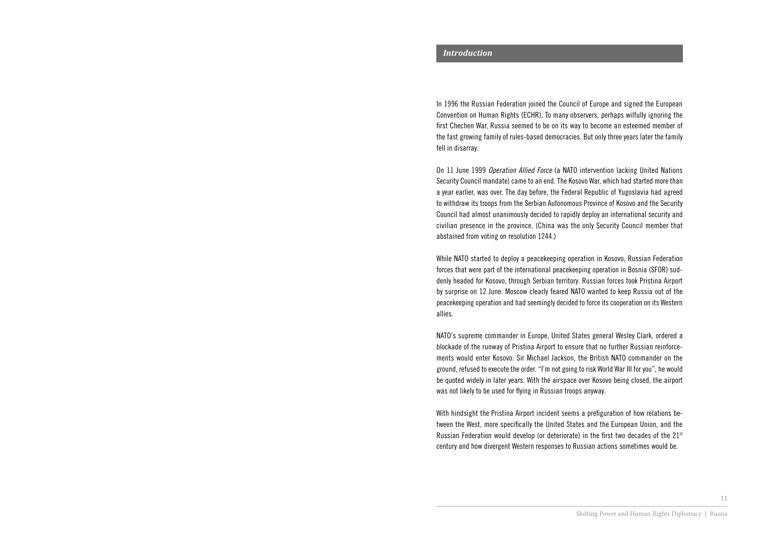## *Introduction*

In 1996 the Russian Federation joined the Council of Europe and signed the European Convention on Human Rights (ECHR). To many observers, perhaps wilfully ignoring the first Chechen War, Russia seemed to be on its way to become an esteemed member of the fast growing family of rules-based democracies. But only three years later the family fell in disarray.

On 11 June 1999 *Operation Allied Force* (a NATO intervention lacking United Nations Security Council mandate) came to an end. The Kosovo War, which had started more than a year earlier, was over. The day before, the Federal Republic of Yugoslavia had agreed to withdraw its troops from the Serbian Autonomous Province of Kosovo and the Security Council had almost unanimously decided to rapidly deploy an international security and civilian presence in the province. (China was the only Security Council member that abstained from voting on resolution 1244.)

While NATO started to deploy a peacekeeping operation in Kosovo, Russian Federation forces that were part of the international peacekeeping operation in Bosnia (SFOR) suddenly headed for Kosovo, through Serbian territory. Russian forces took Pristina Airport by surprise on 12 June. Moscow clearly feared NATO wanted to keep Russia out of the peacekeeping operation and had seemingly decided to force its cooperation on its Western allies.

NATO's supreme commander in Europe, United States general Wesley Clark, ordered a blockade of the runway of Pristina Airport to ensure that no further Russian reinforcements would enter Kosovo. Sir Michael Jackson, the British NATO commander on the ground, refused to execute the order. "I'm not going to risk World War III for you", he would be quoted widely in later years. With the airspace over Kosovo being closed, the airport was not likely to be used for flying in Russian troops anyway.

With hindsight the Pristina Airport incident seems a prefiguration of how relations between the West, more specifically the United States and the European Union, and the Russian Federation would develop (or deteriorate) in the first two decades of the 21st century and how divergent Western responses to Russian actions sometimes would be.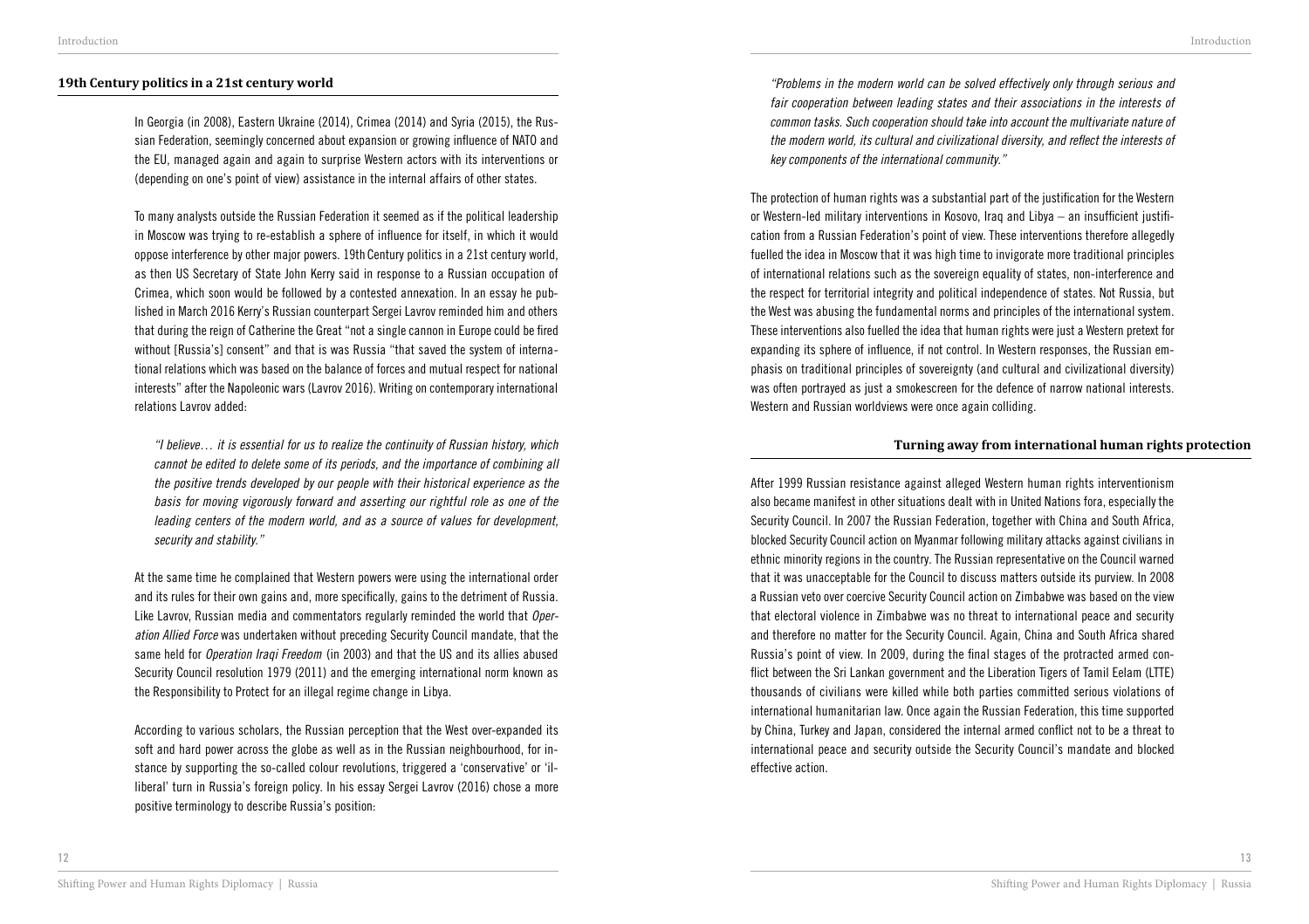## 19th Century politics in a 21st century world

In Georgia (in 2008), Eastern Ukraine (2014), Crimea (2014) and Syria (2015), the Russian Federation, seemingly concerned about expansion or growing influence of NATO and the EU, managed again and again to surprise Western actors with its interventions or (depending on one's point of view) assistance in the internal affairs of other states.

To many analysts outside the Russian Federation it seemed as if the political leadership in Moscow was trying to re-establish a sphere of influence for itself, in which it would oppose interference by other major powers. 19th Century politics in a 21st century world, as then US Secretary of State John Kerry said in response to a Russian occupation of Crimea, which soon would be followed by a contested annexation. In an essay he published in March 2016 Kerry's Russian counterpart Sergei Lavrov reminded him and others that during the reign of Catherine the Great "not a single cannon in Europe could be fired without [Russia's] consent" and that is was Russia "that saved the system of international relations which was based on the balance of forces and mutual respect for national interests" after the Napoleonic wars (Lavrov 2016). Writing on contemporary international relations Lavrov added:

> *"I believe… it is essential for us to realize the continuity of Russian history, which cannot be edited to delete some of its periods, and the importance of combining all the positive trends developed by our people with their historical experience as the basis for moving vigorously forward and asserting our rightful role as one of the leading centers of the modern world, and as a source of values for development, security and stability."*

At the same time he complained that Western powers were using the international order and its rules for their own gains and, more specifically, gains to the detriment of Russia. Like Lavrov, Russian media and commentators regularly reminded the world that *Operation Allied Force* was undertaken without preceding Security Council mandate, that the same held for *Operation Iraqi Freedom* (in 2003) and that the US and its allies abused Security Council resolution 1979 (2011) and the emerging international norm known as the Responsibility to Protect for an illegal regime change in Libya.

According to various scholars, the Russian perception that the West over-expanded its soft and hard power across the globe as well as in the Russian neighbourhood, for instance by supporting the so-called colour revolutions, triggered a 'conservative' or 'illiberal' turn in Russia's foreign policy. In his essay Sergei Lavrov (2016) chose a more positive terminology to describe Russia's position:

> *"Problems in the modern world can be solved effectively only through serious and fair cooperation between leading states and their associations in the interests of common tasks. Such cooperation should take into account the multivariate nature of the modern world, its cultural and civilizational diversity, and reflect the interests of key components of the international community."*

The protection of human rights was a substantial part of the justification for the Western or Western-led military interventions in Kosovo, Iraq and Libya – an insufficient justification from a Russian Federation's point of view. These interventions therefore allegedly fuelled the idea in Moscow that it was high time to invigorate more traditional principles of international relations such as the sovereign equality of states, non-interference and the respect for territorial integrity and political independence of states. Not Russia, but the West was abusing the fundamental norms and principles of the international system. These interventions also fuelled the idea that human rights were just a Western pretext for expanding its sphere of influence, if not control. In Western responses, the Russian emphasis on traditional principles of sovereignty (and cultural and civilizational diversity) was often portrayed as just a smokescreen for the defence of narrow national interests. Western and Russian worldviews were once again colliding.

## Turning away from international human rights protection

After 1999 Russian resistance against alleged Western human rights interventionism also became manifest in other situations dealt with in United Nations fora, especially the Security Council. In 2007 the Russian Federation, together with China and South Africa, blocked Security Council action on Myanmar following military attacks against civilians in ethnic minority regions in the country. The Russian representative on the Council warned that it was unacceptable for the Council to discuss matters outside its purview. In 2008 a Russian veto over coercive Security Council action on Zimbabwe was based on the view that electoral violence in Zimbabwe was no threat to international peace and security and therefore no matter for the Security Council. Again, China and South Africa shared Russia's point of view. In 2009, during the final stages of the protracted armed conflict between the Sri Lankan government and the Liberation Tigers of Tamil Eelam (LTTE) thousands of civilians were killed while both parties committed serious violations of international humanitarian law. Once again the Russian Federation, this time supported by China, Turkey and Japan, considered the internal armed conflict not to be a threat to international peace and security outside the Security Council's mandate and blocked effective action.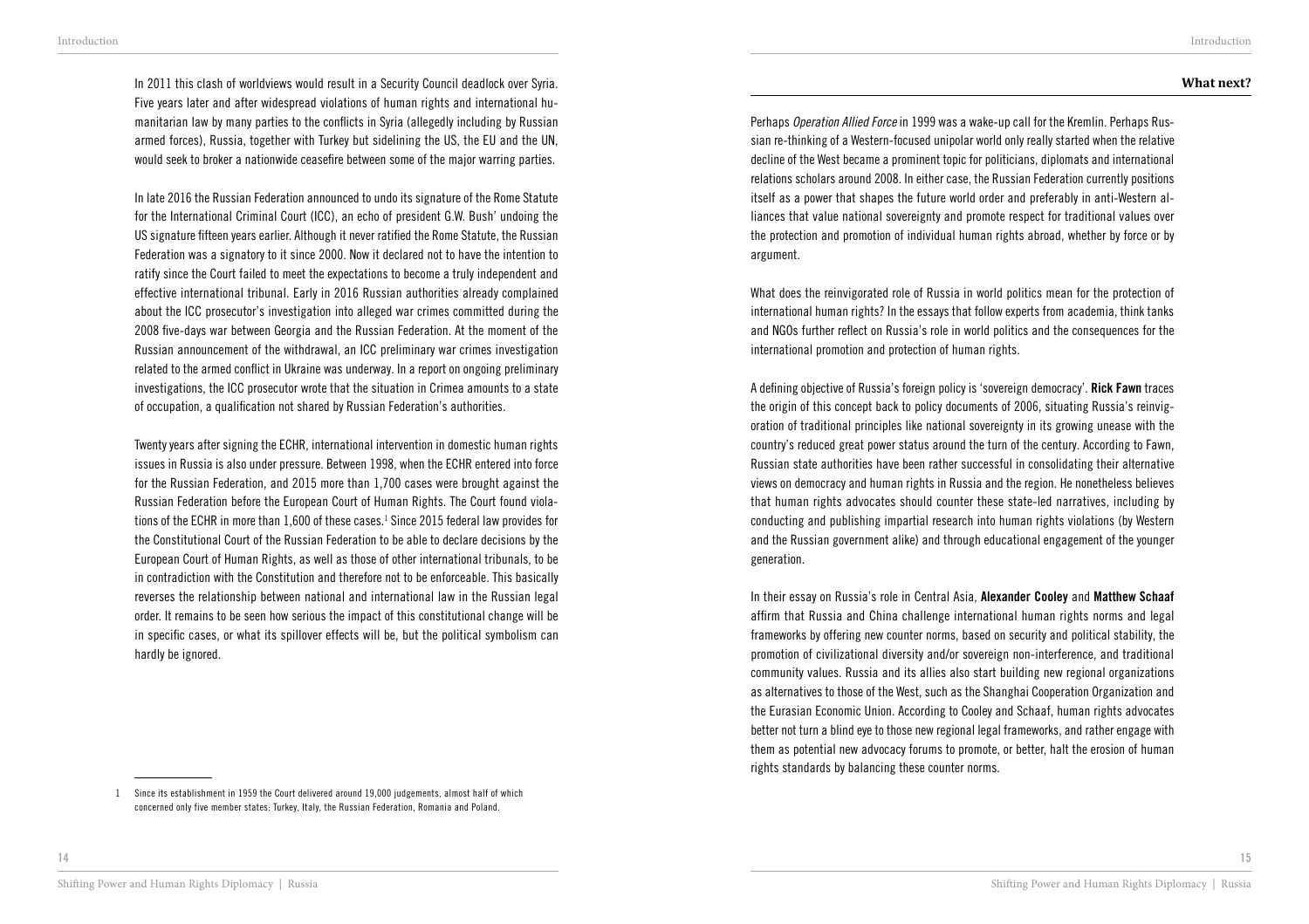In 2011 this clash of worldviews would result in a Security Council deadlock over Syria. Five years later and after widespread violations of human rights and international humanitarian law by many parties to the conflicts in Syria (allegedly including by Russian armed forces), Russia, together with Turkey but sidelining the US, the EU and the UN, would seek to broker a nationwide ceasefire between some of the major warring parties.

In late 2016 the Russian Federation announced to undo its signature of the Rome Statute for the International Criminal Court (ICC), an echo of president G.W. Bush' undoing the US signature fifteen years earlier. Although it never ratified the Rome Statute, the Russian Federation was a signatory to it since 2000. Now it declared not to have the intention to ratify since the Court failed to meet the expectations to become a truly independent and effective international tribunal. Early in 2016 Russian authorities already complained about the ICC prosecutor's investigation into alleged war crimes committed during the 2008 five-days war between Georgia and the Russian Federation. At the moment of the Russian announcement of the withdrawal, an ICC preliminary war crimes investigation related to the armed conflict in Ukraine was underway. In a report on ongoing preliminary investigations, the ICC prosecutor wrote that the situation in Crimea amounts to a state of occupation, a qualification not shared by Russian Federation's authorities.

Twenty years after signing the ECHR, international intervention in domestic human rights issues in Russia is also under pressure. Between 1998, when the ECHR entered into force for the Russian Federation, and 2015 more than 1,700 cases were brought against the Russian Federation before the European Court of Human Rights. The Court found violations of the ECHR in more than 1,600 of these cases.[1] Since 2015 federal law provides for the Constitutional Court of the Russian Federation to be able to declare decisions by the European Court of Human Rights, as well as those of other international tribunals, to be in contradiction with the Constitution and therefore not to be enforceable. This basically reverses the relationship between national and international law in the Russian legal order. It remains to be seen how serious the impact of this constitutional change will be in specific cases, or what its spillover effects will be, but the political symbolism can hardly be ignored.

[1] Since its establishment in 1959 the Court delivered around 19,000 judgements, almost half of which concerned only five member states: Turkey, Italy, the Russian Federation, Romania and Poland.

## What next?

Perhaps *Operation Allied Force* in 1999 was a wake-up call for the Kremlin. Perhaps Russian re-thinking of a Western-focused unipolar world only really started when the relative decline of the West became a prominent topic for politicians, diplomats and international relations scholars around 2008. In either case, the Russian Federation currently positions itself as a power that shapes the future world order and preferably in anti-Western alliances that value national sovereignty and promote respect for traditional values over the protection and promotion of individual human rights abroad, whether by force or by argument.

What does the reinvigorated role of Russia in world politics mean for the protection of international human rights? In the essays that follow experts from academia, think tanks and NGOs further reflect on Russia's role in world politics and the consequences for the international promotion and protection of human rights.

A defining objective of Russia's foreign policy is 'sovereign democracy'. **Rick Fawn** traces the origin of this concept back to policy documents of 2006, situating Russia's reinvigoration of traditional principles like national sovereignty in its growing unease with the country's reduced great power status around the turn of the century. According to Fawn, Russian state authorities have been rather successful in consolidating their alternative views on democracy and human rights in Russia and the region. He nonetheless believes that human rights advocates should counter these state-led narratives, including by conducting and publishing impartial research into human rights violations (by Western and the Russian government alike) and through educational engagement of the younger generation.

In their essay on Russia's role in Central Asia, **Alexander Cooley** and **Matthew Schaaf** affirm that Russia and China challenge international human rights norms and legal frameworks by offering new counter norms, based on security and political stability, the promotion of civilizational diversity and/or sovereign non-interference, and traditional community values. Russia and its allies also start building new regional organizations as alternatives to those of the West, such as the Shanghai Cooperation Organization and the Eurasian Economic Union. According to Cooley and Schaaf, human rights advocates better not turn a blind eye to those new regional legal frameworks, and rather engage with them as potential new advocacy forums to promote, or better, halt the erosion of human rights standards by balancing these counter norms.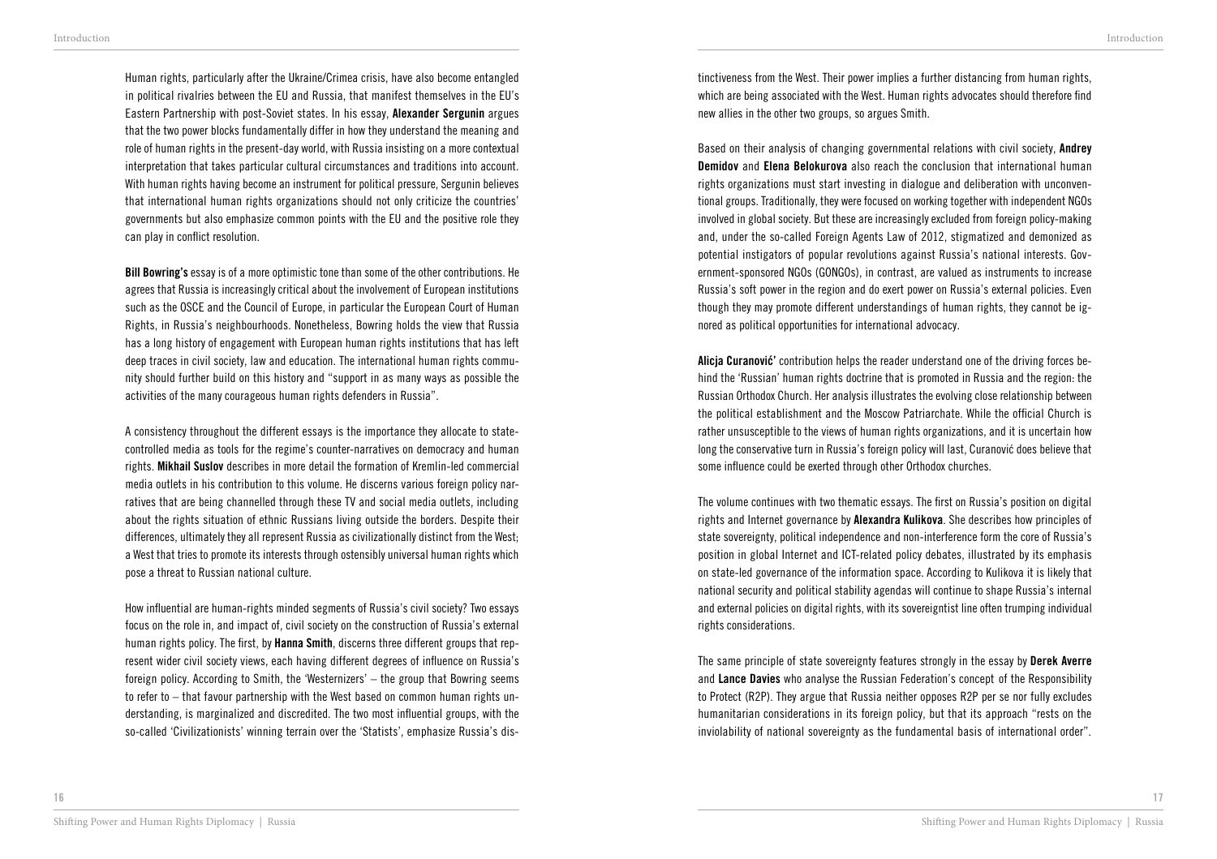Human rights, particularly after the Ukraine/Crimea crisis, have also become entangled in political rivalries between the EU and Russia, that manifest themselves in the EU's Eastern Partnership with post-Soviet states. In his essay, **Alexander Sergunin** argues that the two power blocks fundamentally differ in how they understand the meaning and role of human rights in the present-day world, with Russia insisting on a more contextual interpretation that takes particular cultural circumstances and traditions into account. With human rights having become an instrument for political pressure, Sergunin believes that international human rights organizations should not only criticize the countries' governments but also emphasize common points with the EU and the positive role they can play in conflict resolution.

**Bill Bowring's** essay is of a more optimistic tone than some of the other contributions. He agrees that Russia is increasingly critical about the involvement of European institutions such as the OSCE and the Council of Europe, in particular the European Court of Human Rights, in Russia's neighbourhoods. Nonetheless, Bowring holds the view that Russia has a long history of engagement with European human rights institutions that has left deep traces in civil society, law and education. The international human rights community should further build on this history and "support in as many ways as possible the activities of the many courageous human rights defenders in Russia".

A consistency throughout the different essays is the importance they allocate to state-controlled media as tools for the regime's counter-narratives on democracy and human rights. **Mikhail Suslov** describes in more detail the formation of Kremlin-led commercial media outlets in his contribution to this volume. He discerns various foreign policy narratives that are being channelled through these TV and social media outlets, including about the rights situation of ethnic Russians living outside the borders. Despite their differences, ultimately they all represent Russia as civilizationally distinct from the West; a West that tries to promote its interests through ostensibly universal human rights which pose a threat to Russian national culture.

How influential are human-rights minded segments of Russia's civil society? Two essays focus on the role in, and impact of, civil society on the construction of Russia's external human rights policy. The first, by **Hanna Smith**, discerns three different groups that represent wider civil society views, each having different degrees of influence on Russia's foreign policy. According to Smith, the 'Westernizers' – the group that Bowring seems to refer to – that favour partnership with the West based on common human rights understanding, is marginalized and discredited. The two most influential groups, with the so-called 'Civilizationists' winning terrain over the 'Statists', emphasize Russia's distinctiveness from the West. Their power implies a further distancing from human rights, which are being associated with the West. Human rights advocates should therefore find new allies in the other two groups, so argues Smith.

Based on their analysis of changing governmental relations with civil society, **Andrey Demidov** and **Elena Belokurova** also reach the conclusion that international human rights organizations must start investing in dialogue and deliberation with unconventional groups. Traditionally, they were focused on working together with independent NGOs involved in global society. But these are increasingly excluded from foreign policy-making and, under the so-called Foreign Agents Law of 2012, stigmatized and demonized as potential instigators of popular revolutions against Russia's national interests. Government-sponsored NGOs (GONGOs), in contrast, are valued as instruments to increase Russia's soft power in the region and do exert power on Russia's external policies. Even though they may promote different understandings of human rights, they cannot be ignored as political opportunities for international advocacy.

**Alicja Curanović'** contribution helps the reader understand one of the driving forces behind the 'Russian' human rights doctrine that is promoted in Russia and the region: the Russian Orthodox Church. Her analysis illustrates the evolving close relationship between the political establishment and the Moscow Patriarchate. While the official Church is rather unsusceptible to the views of human rights organizations, and it is uncertain how long the conservative turn in Russia's foreign policy will last, Curanović does believe that some influence could be exerted through other Orthodox churches.

The volume continues with two thematic essays. The first on Russia's position on digital rights and Internet governance by **Alexandra Kulikova**. She describes how principles of state sovereignty, political independence and non-interference form the core of Russia's position in global Internet and ICT-related policy debates, illustrated by its emphasis on state-led governance of the information space. According to Kulikova it is likely that national security and political stability agendas will continue to shape Russia's internal and external policies on digital rights, with its sovereigntist line often trumping individual rights considerations.

The same principle of state sovereignty features strongly in the essay by **Derek Averre** and **Lance Davies** who analyse the Russian Federation's concept of the Responsibility to Protect (R2P). They argue that Russia neither opposes R2P per se nor fully excludes humanitarian considerations in its foreign policy, but that its approach "rests on the inviolability of national sovereignty as the fundamental basis of international order".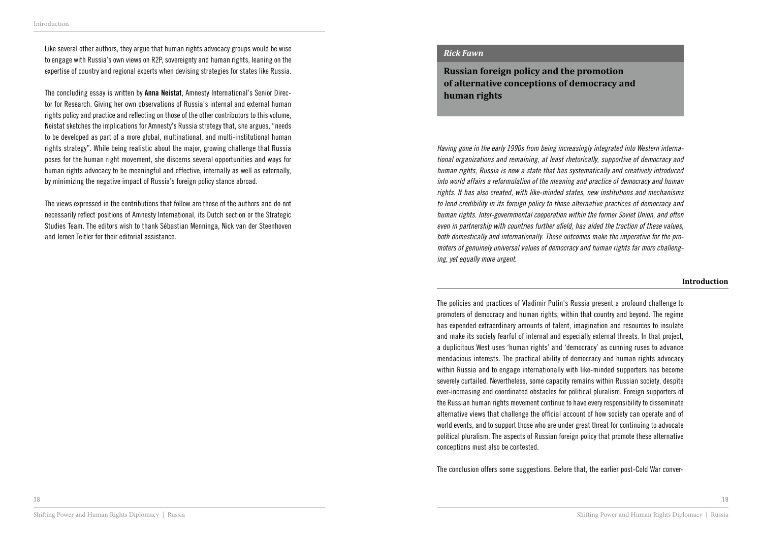Like several other authors, they argue that human rights advocacy groups would be wise to engage with Russia's own views on R2P, sovereignty and human rights, leaning on the expertise of country and regional experts when devising strategies for states like Russia.

The concluding essay is written by **Anna Neistat**, Amnesty International's Senior Director for Research. Giving her own observations of Russia's internal and external human rights policy and practice and reflecting on those of the other contributors to this volume, Neistat sketches the implications for Amnesty's Russia strategy that, she argues, "needs to be developed as part of a more global, multinational, and multi-institutional human rights strategy". While being realistic about the major, growing challenge that Russia poses for the human right movement, she discerns several opportunities and ways for human rights advocacy to be meaningful and effective, internally as well as externally, by minimizing the negative impact of Russia's foreign policy stance abroad.

The views expressed in the contributions that follow are those of the authors and do not necessarily reflect positions of Amnesty International, its Dutch section or the Strategic Studies Team. The editors wish to thank Sébastian Menninga, Nick van der Steenhoven and Jeroen Teitler for their editorial assistance.

*Rick Fawn*

# Russian foreign policy and the promotion of alternative conceptions of democracy and human rights

*Having gone in the early 1990s from being increasingly integrated into Western international organizations and remaining, at least rhetorically, supportive of democracy and human rights, Russia is now a state that has systematically and creatively introduced into world affairs a reformulation of the meaning and practice of democracy and human rights. It has also created, with like-minded states, new institutions and mechanisms to lend credibility in its foreign policy to those alternative practices of democracy and human rights. Inter-governmental cooperation within the former Soviet Union, and often even in partnership with countries further afield, has aided the traction of these values, both domestically and internationally. These outcomes make the imperative for the promoters of genuinely universal values of democracy and human rights far more challenging, yet equally more urgent.*

## Introduction

The policies and practices of Vladimir Putin's Russia present a profound challenge to promoters of democracy and human rights, within that country and beyond. The regime has expended extraordinary amounts of talent, imagination and resources to insulate and make its society fearful of internal and especially external threats. In that project, a duplicitous West uses 'human rights' and 'democracy' as cunning ruses to advance mendacious interests. The practical ability of democracy and human rights advocacy within Russia and to engage internationally with like-minded supporters has become severely curtailed. Nevertheless, some capacity remains within Russian society, despite ever-increasing and coordinated obstacles for political pluralism. Foreign supporters of the Russian human rights movement continue to have every responsibility to disseminate alternative views that challenge the official account of how society can operate and of world events, and to support those who are under great threat for continuing to advocate political pluralism. The aspects of Russian foreign policy that promote these alternative conceptions must also be contested.

The conclusion offers some suggestions. Before that, the earlier post-Cold War conver-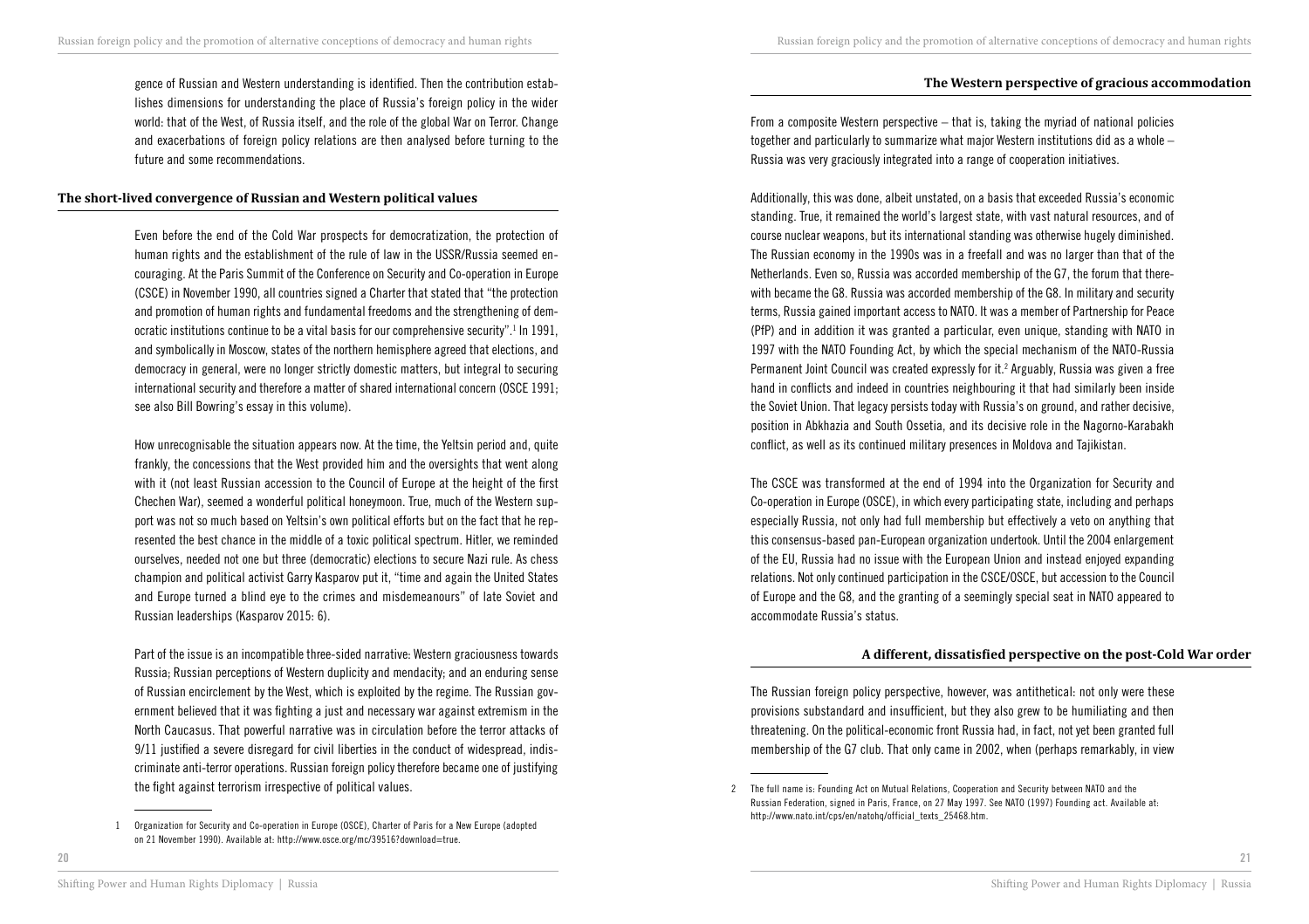gence of Russian and Western understanding is identified. Then the contribution establishes dimensions for understanding the place of Russia's foreign policy in the wider world: that of the West, of Russia itself, and the role of the global War on Terror. Change and exacerbations of foreign policy relations are then analysed before turning to the future and some recommendations.

## The short-lived convergence of Russian and Western political values

Even before the end of the Cold War prospects for democratization, the protection of human rights and the establishment of the rule of law in the USSR/Russia seemed encouraging. At the Paris Summit of the Conference on Security and Co-operation in Europe (CSCE) in November 1990, all countries signed a Charter that stated that "the protection and promotion of human rights and fundamental freedoms and the strengthening of democratic institutions continue to be a vital basis for our comprehensive security".[1] In 1991, and symbolically in Moscow, states of the northern hemisphere agreed that elections, and democracy in general, were no longer strictly domestic matters, but integral to securing international security and therefore a matter of shared international concern (OSCE 1991; see also Bill Bowring's essay in this volume).

How unrecognisable the situation appears now. At the time, the Yeltsin period and, quite frankly, the concessions that the West provided him and the oversights that went along with it (not least Russian accession to the Council of Europe at the height of the first Chechen War), seemed a wonderful political honeymoon. True, much of the Western support was not so much based on Yeltsin's own political efforts but on the fact that he represented the best chance in the middle of a toxic political spectrum. Hitler, we reminded ourselves, needed not one but three (democratic) elections to secure Nazi rule. As chess champion and political activist Garry Kasparov put it, "time and again the United States and Europe turned a blind eye to the crimes and misdemeanours" of late Soviet and Russian leaderships (Kasparov 2015: 6).

Part of the issue is an incompatible three-sided narrative: Western graciousness towards Russia; Russian perceptions of Western duplicity and mendacity; and an enduring sense of Russian encirclement by the West, which is exploited by the regime. The Russian government believed that it was fighting a just and necessary war against extremism in the North Caucasus. That powerful narrative was in circulation before the terror attacks of 9/11 justified a severe disregard for civil liberties in the conduct of widespread, indiscriminate anti-terror operations. Russian foreign policy therefore became one of justifying the fight against terrorism irrespective of political values.

## The Western perspective of gracious accommodation

From a composite Western perspective – that is, taking the myriad of national policies together and particularly to summarize what major Western institutions did as a whole – Russia was very graciously integrated into a range of cooperation initiatives.

Additionally, this was done, albeit unstated, on a basis that exceeded Russia's economic standing. True, it remained the world's largest state, with vast natural resources, and of course nuclear weapons, but its international standing was otherwise hugely diminished. The Russian economy in the 1990s was in a freefall and was no larger than that of the Netherlands. Even so, Russia was accorded membership of the G7, the forum that therewith became the G8. Russia was accorded membership of the G8. In military and security terms, Russia gained important access to NATO. It was a member of Partnership for Peace (PfP) and in addition it was granted a particular, even unique, standing with NATO in 1997 with the NATO Founding Act, by which the special mechanism of the NATO-Russia Permanent Joint Council was created expressly for it.[2] Arguably, Russia was given a free hand in conflicts and indeed in countries neighbouring it that had similarly been inside the Soviet Union. That legacy persists today with Russia's on ground, and rather decisive, position in Abkhazia and South Ossetia, and its decisive role in the Nagorno-Karabakh conflict, as well as its continued military presences in Moldova and Tajikistan.

The CSCE was transformed at the end of 1994 into the Organization for Security and Co-operation in Europe (OSCE), in which every participating state, including and perhaps especially Russia, not only had full membership but effectively a veto on anything that this consensus-based pan-European organization undertook. Until the 2004 enlargement of the EU, Russia had no issue with the European Union and instead enjoyed expanding relations. Not only continued participation in the CSCE/OSCE, but accession to the Council of Europe and the G8, and the granting of a seemingly special seat in NATO appeared to accommodate Russia's status.

## A different, dissatisfied perspective on the post-Cold War order

The Russian foreign policy perspective, however, was antithetical: not only were these provisions substandard and insufficient, but they also grew to be humiliating and then threatening. On the political-economic front Russia had, in fact, not yet been granted full membership of the G7 club. That only came in 2002, when (perhaps remarkably, in view

---

1 Organization for Security and Co-operation in Europe (OSCE), Charter of Paris for a New Europe (adopted on 21 November 1990). Available at: http://www.osce.org/mc/39516?download=true.

2 The full name is: Founding Act on Mutual Relations, Cooperation and Security between NATO and the Russian Federation, signed in Paris, France, on 27 May 1997. See NATO (1997) Founding act. Available at: http://www.nato.int/cps/en/natohq/official_texts_25468.htm.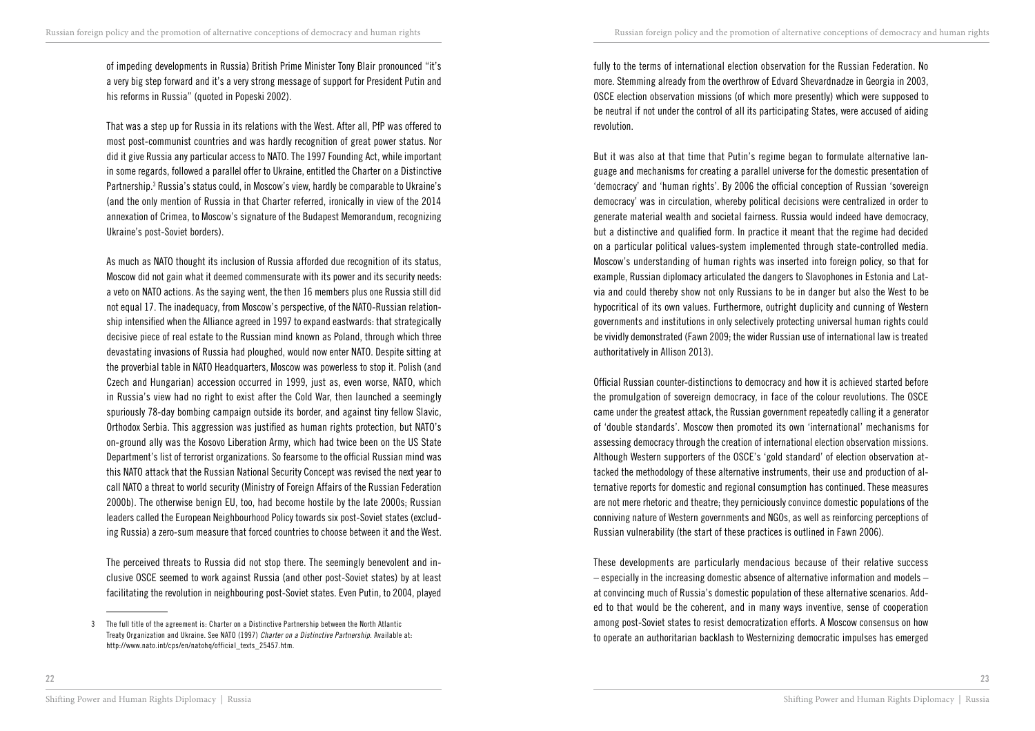of impeding developments in Russia) British Prime Minister Tony Blair pronounced "it's a very big step forward and it's a very strong message of support for President Putin and his reforms in Russia" (quoted in Popeski 2002).

That was a step up for Russia in its relations with the West. After all, PfP was offered to most post-communist countries and was hardly recognition of great power status. Nor did it give Russia any particular access to NATO. The 1997 Founding Act, while important in some regards, followed a parallel offer to Ukraine, entitled the Charter on a Distinctive Partnership.[3] Russia's status could, in Moscow's view, hardly be comparable to Ukraine's (and the only mention of Russia in that Charter referred, ironically in view of the 2014 annexation of Crimea, to Moscow's signature of the Budapest Memorandum, recognizing Ukraine's post-Soviet borders).

As much as NATO thought its inclusion of Russia afforded due recognition of its status, Moscow did not gain what it deemed commensurate with its power and its security needs: a veto on NATO actions. As the saying went, the then 16 members plus one Russia still did not equal 17. The inadequacy, from Moscow's perspective, of the NATO-Russian relationship intensified when the Alliance agreed in 1997 to expand eastwards: that strategically decisive piece of real estate to the Russian mind known as Poland, through which three devastating invasions of Russia had ploughed, would now enter NATO. Despite sitting at the proverbial table in NATO Headquarters, Moscow was powerless to stop it. Polish (and Czech and Hungarian) accession occurred in 1999, just as, even worse, NATO, which in Russia's view had no right to exist after the Cold War, then launched a seemingly spuriously 78-day bombing campaign outside its border, and against tiny fellow Slavic, Orthodox Serbia. This aggression was justified as human rights protection, but NATO's on-ground ally was the Kosovo Liberation Army, which had twice been on the US State Department's list of terrorist organizations. So fearsome to the official Russian mind was this NATO attack that the Russian National Security Concept was revised the next year to call NATO a threat to world security (Ministry of Foreign Affairs of the Russian Federation 2000b). The otherwise benign EU, too, had become hostile by the late 2000s; Russian leaders called the European Neighbourhood Policy towards six post-Soviet states (excluding Russia) a zero-sum measure that forced countries to choose between it and the West.

The perceived threats to Russia did not stop there. The seemingly benevolent and inclusive OSCE seemed to work against Russia (and other post-Soviet states) by at least facilitating the revolution in neighbouring post-Soviet states. Even Putin, to 2004, played fully to the terms of international election observation for the Russian Federation. No more. Stemming already from the overthrow of Edvard Shevardnadze in Georgia in 2003, OSCE election observation missions (of which more presently) which were supposed to be neutral if not under the control of all its participating States, were accused of aiding revolution.

But it was also at that time that Putin's regime began to formulate alternative language and mechanisms for creating a parallel universe for the domestic presentation of 'democracy' and 'human rights'. By 2006 the official conception of Russian 'sovereign democracy' was in circulation, whereby political decisions were centralized in order to generate material wealth and societal fairness. Russia would indeed have democracy, but a distinctive and qualified form. In practice it meant that the regime had decided on a particular political values-system implemented through state-controlled media. Moscow's understanding of human rights was inserted into foreign policy, so that for example, Russian diplomacy articulated the dangers to Slavophones in Estonia and Latvia and could thereby show not only Russians to be in danger but also the West to be hypocritical of its own values. Furthermore, outright duplicity and cunning of Western governments and institutions in only selectively protecting universal human rights could be vividly demonstrated (Fawn 2009; the wider Russian use of international law is treated authoritatively in Allison 2013).

Official Russian counter-distinctions to democracy and how it is achieved started before the promulgation of sovereign democracy, in face of the colour revolutions. The OSCE came under the greatest attack, the Russian government repeatedly calling it a generator of 'double standards'. Moscow then promoted its own 'international' mechanisms for assessing democracy through the creation of international election observation missions. Although Western supporters of the OSCE's 'gold standard' of election observation attacked the methodology of these alternative instruments, their use and production of alternative reports for domestic and regional consumption has continued. These measures are not mere rhetoric and theatre; they perniciously convince domestic populations of the conniving nature of Western governments and NGOs, as well as reinforcing perceptions of Russian vulnerability (the start of these practices is outlined in Fawn 2006).

These developments are particularly mendacious because of their relative success – especially in the increasing domestic absence of alternative information and models – at convincing much of Russia's domestic population of these alternative scenarios. Added to that would be the coherent, and in many ways inventive, sense of cooperation among post-Soviet states to resist democratization efforts. A Moscow consensus on how to operate an authoritarian backlash to Westernizing democratic impulses has emerged

---

[3] The full title of the agreement is: Charter on a Distinctive Partnership between the North Atlantic Treaty Organization and Ukraine. See NATO (1997) *Charter on a Distinctive Partnership*. Available at: http://www.nato.int/cps/en/natohq/official_texts_25457.htm.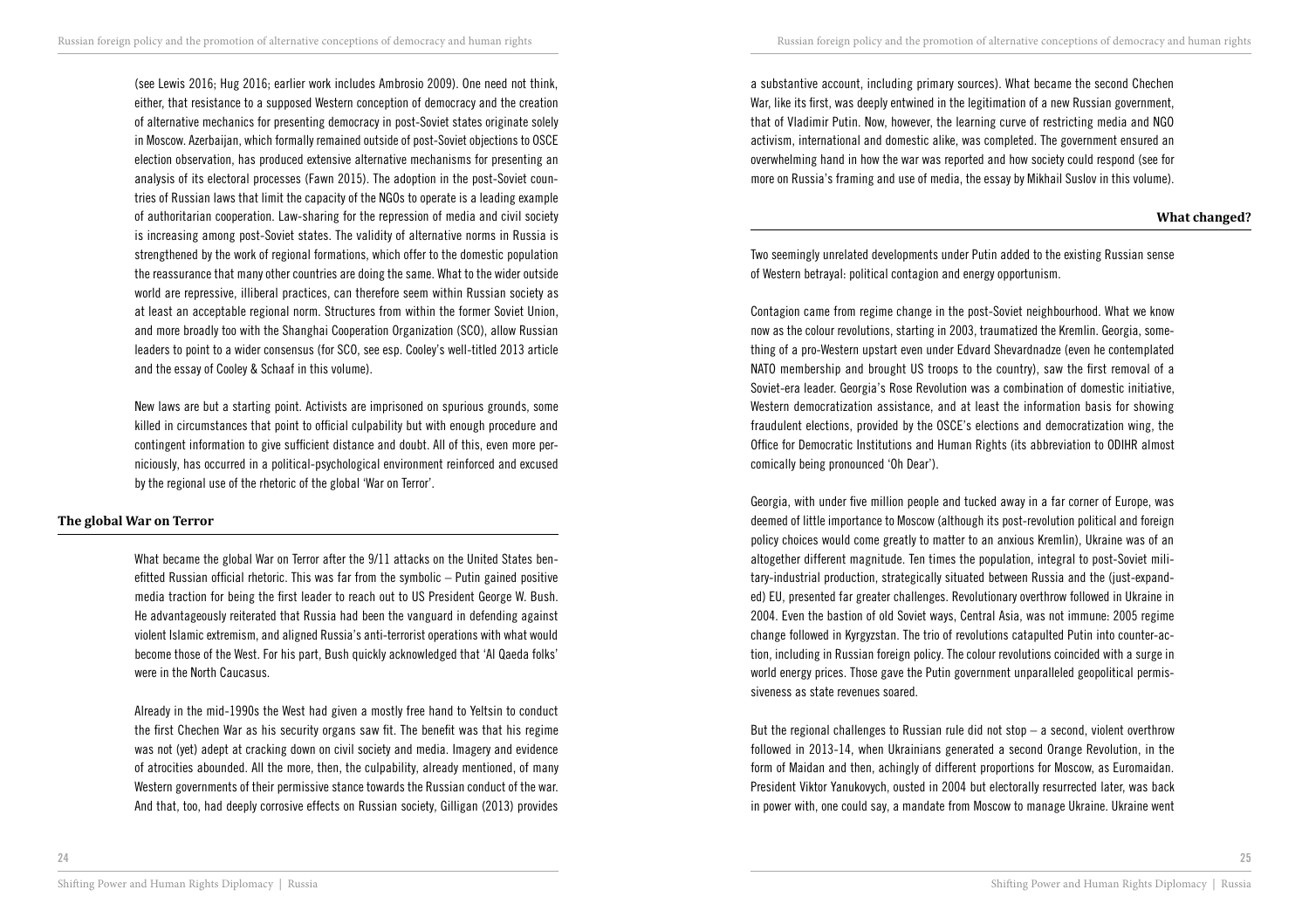(see Lewis 2016; Hug 2016; earlier work includes Ambrosio 2009). One need not think, either, that resistance to a supposed Western conception of democracy and the creation of alternative mechanics for presenting democracy in post-Soviet states originate solely in Moscow. Azerbaijan, which formally remained outside of post-Soviet objections to OSCE election observation, has produced extensive alternative mechanisms for presenting an analysis of its electoral processes (Fawn 2015). The adoption in the post-Soviet countries of Russian laws that limit the capacity of the NGOs to operate is a leading example of authoritarian cooperation. Law-sharing for the repression of media and civil society is increasing among post-Soviet states. The validity of alternative norms in Russia is strengthened by the work of regional formations, which offer to the domestic population the reassurance that many other countries are doing the same. What to the wider outside world are repressive, illiberal practices, can therefore seem within Russian society as at least an acceptable regional norm. Structures from within the former Soviet Union, and more broadly too with the Shanghai Cooperation Organization (SCO), allow Russian leaders to point to a wider consensus (for SCO, see esp. Cooley's well-titled 2013 article and the essay of Cooley & Schaaf in this volume).

New laws are but a starting point. Activists are imprisoned on spurious grounds, some killed in circumstances that point to official culpability but with enough procedure and contingent information to give sufficient distance and doubt. All of this, even more perniciously, has occurred in a political-psychological environment reinforced and excused by the regional use of the rhetoric of the global 'War on Terror'.

## The global War on Terror

What became the global War on Terror after the 9/11 attacks on the United States benefitted Russian official rhetoric. This was far from the symbolic – Putin gained positive media traction for being the first leader to reach out to US President George W. Bush. He advantageously reiterated that Russia had been the vanguard in defending against violent Islamic extremism, and aligned Russia's anti-terrorist operations with what would become those of the West. For his part, Bush quickly acknowledged that 'Al Qaeda folks' were in the North Caucasus.

Already in the mid-1990s the West had given a mostly free hand to Yeltsin to conduct the first Chechen War as his security organs saw fit. The benefit was that his regime was not (yet) adept at cracking down on civil society and media. Imagery and evidence of atrocities abounded. All the more, then, the culpability, already mentioned, of many Western governments of their permissive stance towards the Russian conduct of the war. And that, too, had deeply corrosive effects on Russian society, Gilligan (2013) provides a substantive account, including primary sources). What became the second Chechen War, like its first, was deeply entwined in the legitimation of a new Russian government, that of Vladimir Putin. Now, however, the learning curve of restricting media and NGO activism, international and domestic alike, was completed. The government ensured an overwhelming hand in how the war was reported and how society could respond (see for more on Russia's framing and use of media, the essay by Mikhail Suslov in this volume).

## What changed?

Two seemingly unrelated developments under Putin added to the existing Russian sense of Western betrayal: political contagion and energy opportunism.

Contagion came from regime change in the post-Soviet neighbourhood. What we know now as the colour revolutions, starting in 2003, traumatized the Kremlin. Georgia, something of a pro-Western upstart even under Edvard Shevardnadze (even he contemplated NATO membership and brought US troops to the country), saw the first removal of a Soviet-era leader. Georgia's Rose Revolution was a combination of domestic initiative, Western democratization assistance, and at least the information basis for showing fraudulent elections, provided by the OSCE's elections and democratization wing, the Office for Democratic Institutions and Human Rights (its abbreviation to ODIHR almost comically being pronounced 'Oh Dear').

Georgia, with under five million people and tucked away in a far corner of Europe, was deemed of little importance to Moscow (although its post-revolution political and foreign policy choices would come greatly to matter to an anxious Kremlin), Ukraine was of an altogether different magnitude. Ten times the population, integral to post-Soviet military-industrial production, strategically situated between Russia and the (just-expanded) EU, presented far greater challenges. Revolutionary overthrow followed in Ukraine in 2004. Even the bastion of old Soviet ways, Central Asia, was not immune: 2005 regime change followed in Kyrgyzstan. The trio of revolutions catapulted Putin into counter-action, including in Russian foreign policy. The colour revolutions coincided with a surge in world energy prices. Those gave the Putin government unparalleled geopolitical permissiveness as state revenues soared.

But the regional challenges to Russian rule did not stop – a second, violent overthrow followed in 2013-14, when Ukrainians generated a second Orange Revolution, in the form of Maidan and then, achingly of different proportions for Moscow, as Euromaidan. President Viktor Yanukovych, ousted in 2004 but electorally resurrected later, was back in power with, one could say, a mandate from Moscow to manage Ukraine. Ukraine went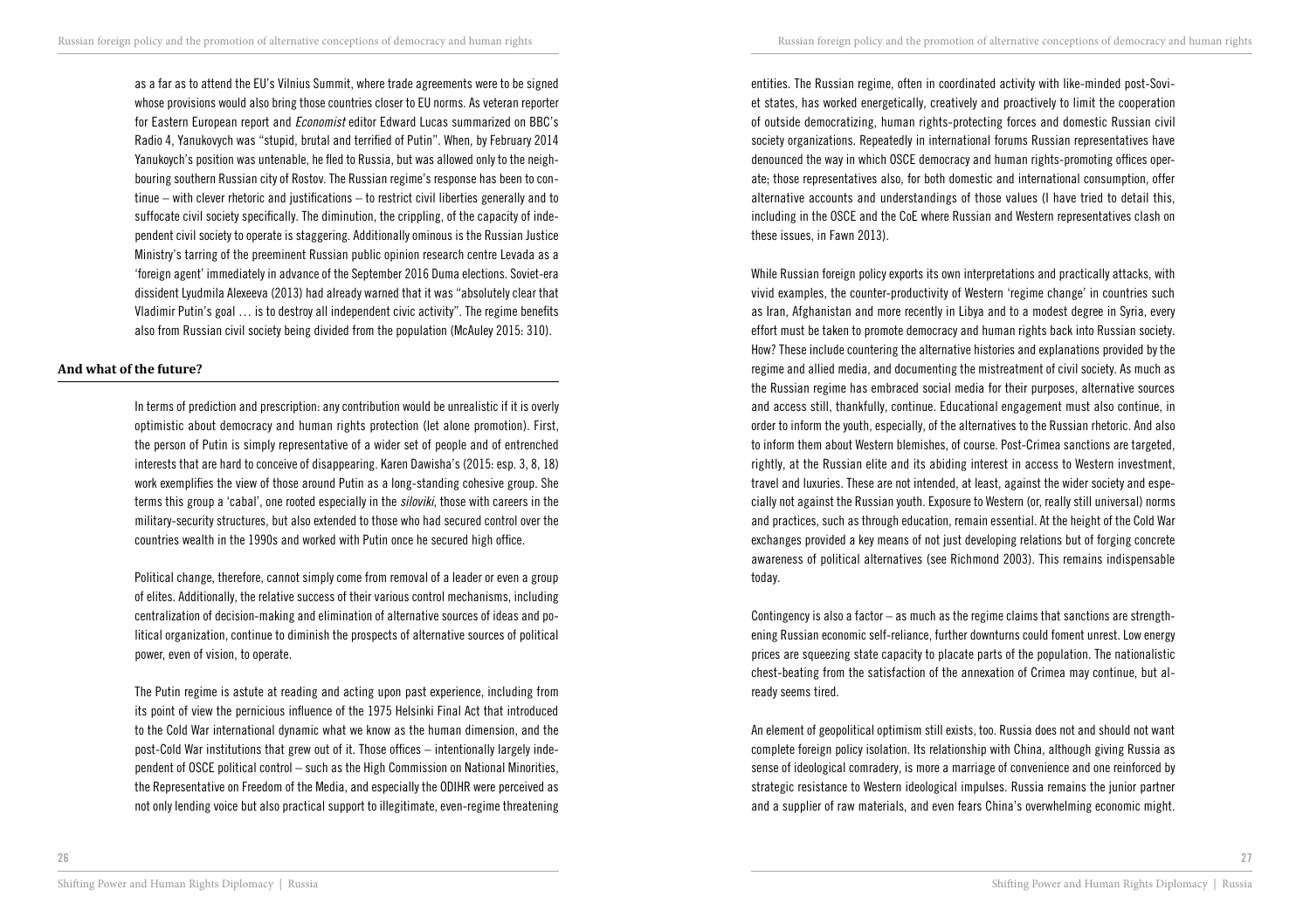as a far as to attend the EU's Vilnius Summit, where trade agreements were to be signed whose provisions would also bring those countries closer to EU norms. As veteran reporter for Eastern European report and *Economist* editor Edward Lucas summarized on BBC's Radio 4, Yanukovych was "stupid, brutal and terrified of Putin". When, by February 2014 Yanukoych's position was untenable, he fled to Russia, but was allowed only to the neighbouring southern Russian city of Rostov. The Russian regime's response has been to continue – with clever rhetoric and justifications – to restrict civil liberties generally and to suffocate civil society specifically. The diminution, the crippling, of the capacity of independent civil society to operate is staggering. Additionally ominous is the Russian Justice Ministry's tarring of the preeminent Russian public opinion research centre Levada as a 'foreign agent' immediately in advance of the September 2016 Duma elections. Soviet-era dissident Lyudmila Alexeeva (2013) had already warned that it was "absolutely clear that Vladimir Putin's goal … is to destroy all independent civic activity". The regime benefits also from Russian civil society being divided from the population (McAuley 2015: 310).

## And what of the future?

In terms of prediction and prescription: any contribution would be unrealistic if it is overly optimistic about democracy and human rights protection (let alone promotion). First, the person of Putin is simply representative of a wider set of people and of entrenched interests that are hard to conceive of disappearing. Karen Dawisha's (2015: esp. 3, 8, 18) work exemplifies the view of those around Putin as a long-standing cohesive group. She terms this group a 'cabal', one rooted especially in the *siloviki*, those with careers in the military-security structures, but also extended to those who had secured control over the countries wealth in the 1990s and worked with Putin once he secured high office.

Political change, therefore, cannot simply come from removal of a leader or even a group of elites. Additionally, the relative success of their various control mechanisms, including centralization of decision-making and elimination of alternative sources of ideas and political organization, continue to diminish the prospects of alternative sources of political power, even of vision, to operate.

The Putin regime is astute at reading and acting upon past experience, including from its point of view the pernicious influence of the 1975 Helsinki Final Act that introduced to the Cold War international dynamic what we know as the human dimension, and the post-Cold War institutions that grew out of it. Those offices – intentionally largely independent of OSCE political control – such as the High Commission on National Minorities, the Representative on Freedom of the Media, and especially the ODIHR were perceived as not only lending voice but also practical support to illegitimate, even-regime threatening entities. The Russian regime, often in coordinated activity with like-minded post-Soviet states, has worked energetically, creatively and proactively to limit the cooperation of outside democratizing, human rights-protecting forces and domestic Russian civil society organizations. Repeatedly in international forums Russian representatives have denounced the way in which OSCE democracy and human rights-promoting offices operate; those representatives also, for both domestic and international consumption, offer alternative accounts and understandings of those values (I have tried to detail this, including in the OSCE and the CoE where Russian and Western representatives clash on these issues, in Fawn 2013).

While Russian foreign policy exports its own interpretations and practically attacks, with vivid examples, the counter-productivity of Western 'regime change' in countries such as Iran, Afghanistan and more recently in Libya and to a modest degree in Syria, every effort must be taken to promote democracy and human rights back into Russian society. How? These include countering the alternative histories and explanations provided by the regime and allied media, and documenting the mistreatment of civil society. As much as the Russian regime has embraced social media for their purposes, alternative sources and access still, thankfully, continue. Educational engagement must also continue, in order to inform the youth, especially, of the alternatives to the Russian rhetoric. And also to inform them about Western blemishes, of course. Post-Crimea sanctions are targeted, rightly, at the Russian elite and its abiding interest in access to Western investment, travel and luxuries. These are not intended, at least, against the wider society and especially not against the Russian youth. Exposure to Western (or, really still universal) norms and practices, such as through education, remain essential. At the height of the Cold War exchanges provided a key means of not just developing relations but of forging concrete awareness of political alternatives (see Richmond 2003). This remains indispensable today.

Contingency is also a factor – as much as the regime claims that sanctions are strengthening Russian economic self-reliance, further downturns could foment unrest. Low energy prices are squeezing state capacity to placate parts of the population. The nationalistic chest-beating from the satisfaction of the annexation of Crimea may continue, but already seems tired.

An element of geopolitical optimism still exists, too. Russia does not and should not want complete foreign policy isolation. Its relationship with China, although giving Russia as sense of ideological comradery, is more a marriage of convenience and one reinforced by strategic resistance to Western ideological impulses. Russia remains the junior partner and a supplier of raw materials, and even fears China's overwhelming economic might.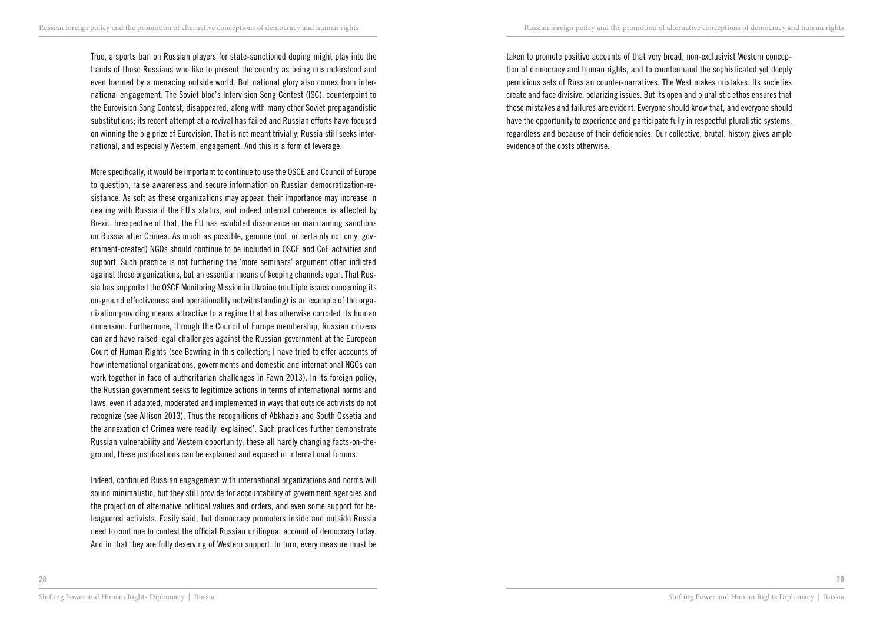True, a sports ban on Russian players for state-sanctioned doping might play into the hands of those Russians who like to present the country as being misunderstood and even harmed by a menacing outside world. But national glory also comes from international engagement. The Soviet bloc's Intervision Song Contest (ISC), counterpoint to the Eurovision Song Contest, disappeared, along with many other Soviet propagandistic substitutions; its recent attempt at a revival has failed and Russian efforts have focused on winning the big prize of Eurovision. That is not meant trivially; Russia still seeks international, and especially Western, engagement. And this is a form of leverage.

More specifically, it would be important to continue to use the OSCE and Council of Europe to question, raise awareness and secure information on Russian democratization-resistance. As soft as these organizations may appear, their importance may increase in dealing with Russia if the EU's status, and indeed internal coherence, is affected by Brexit. Irrespective of that, the EU has exhibited dissonance on maintaining sanctions on Russia after Crimea. As much as possible, genuine (not, or certainly not only, government-created) NGOs should continue to be included in OSCE and CoE activities and support. Such practice is not furthering the 'more seminars' argument often inflicted against these organizations, but an essential means of keeping channels open. That Russia has supported the OSCE Monitoring Mission in Ukraine (multiple issues concerning its on-ground effectiveness and operationality notwithstanding) is an example of the organization providing means attractive to a regime that has otherwise corroded its human dimension. Furthermore, through the Council of Europe membership, Russian citizens can and have raised legal challenges against the Russian government at the European Court of Human Rights (see Bowring in this collection; I have tried to offer accounts of how international organizations, governments and domestic and international NGOs can work together in face of authoritarian challenges in Fawn 2013). In its foreign policy, the Russian government seeks to legitimize actions in terms of international norms and laws, even if adapted, moderated and implemented in ways that outside activists do not recognize (see Allison 2013). Thus the recognitions of Abkhazia and South Ossetia and the annexation of Crimea were readily 'explained'. Such practices further demonstrate Russian vulnerability and Western opportunity: these all hardly changing facts-on-the-ground, these justifications can be explained and exposed in international forums.

Indeed, continued Russian engagement with international organizations and norms will sound minimalistic, but they still provide for accountability of government agencies and the projection of alternative political values and orders, and even some support for beleaguered activists. Easily said, but democracy promoters inside and outside Russia need to continue to contest the official Russian unilingual account of democracy today. And in that they are fully deserving of Western support. In turn, every measure must be taken to promote positive accounts of that very broad, non-exclusivist Western conception of democracy and human rights, and to countermand the sophisticated yet deeply pernicious sets of Russian counter-narratives. The West makes mistakes. Its societies create and face divisive, polarizing issues. But its open and pluralistic ethos ensures that those mistakes and failures are evident. Everyone should know that, and everyone should have the opportunity to experience and participate fully in respectful pluralistic systems, regardless and because of their deficiencies. Our collective, brutal, history gives ample evidence of the costs otherwise.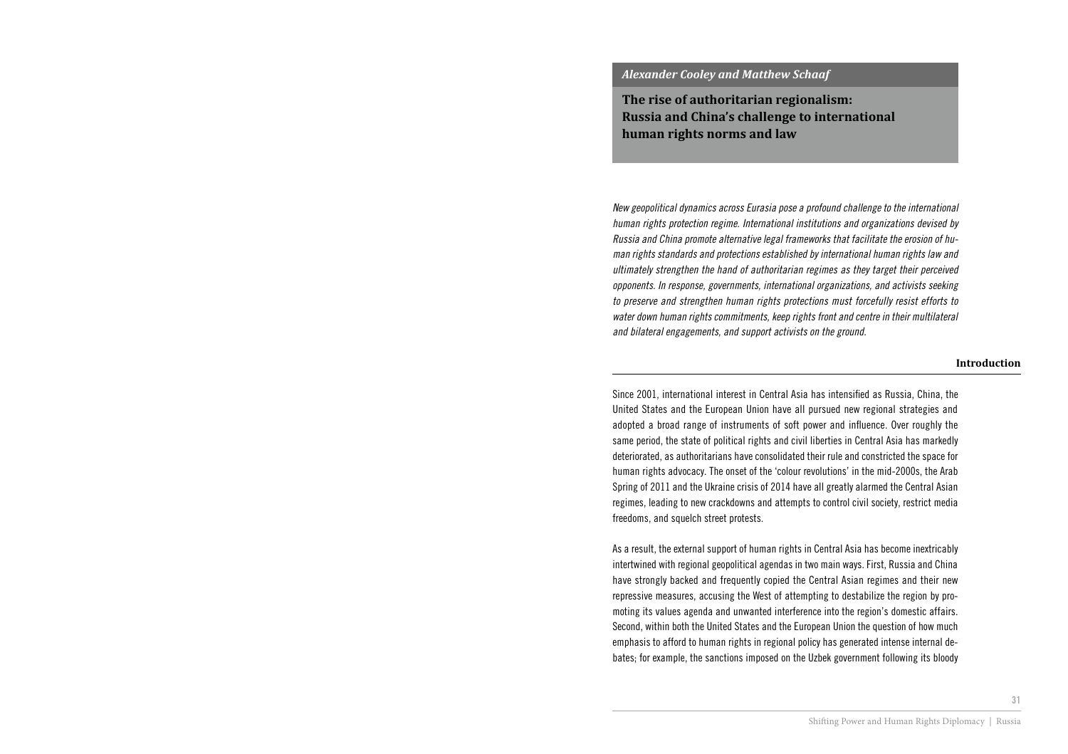*Alexander Cooley and Matthew Schaaf*

# The rise of authoritarian regionalism: Russia and China's challenge to international human rights norms and law

*New geopolitical dynamics across Eurasia pose a profound challenge to the international human rights protection regime. International institutions and organizations devised by Russia and China promote alternative legal frameworks that facilitate the erosion of human rights standards and protections established by international human rights law and ultimately strengthen the hand of authoritarian regimes as they target their perceived opponents. In response, governments, international organizations, and activists seeking to preserve and strengthen human rights protections must forcefully resist efforts to water down human rights commitments, keep rights front and centre in their multilateral and bilateral engagements, and support activists on the ground.*

## Introduction

Since 2001, international interest in Central Asia has intensified as Russia, China, the United States and the European Union have all pursued new regional strategies and adopted a broad range of instruments of soft power and influence. Over roughly the same period, the state of political rights and civil liberties in Central Asia has markedly deteriorated, as authoritarians have consolidated their rule and constricted the space for human rights advocacy. The onset of the 'colour revolutions' in the mid-2000s, the Arab Spring of 2011 and the Ukraine crisis of 2014 have all greatly alarmed the Central Asian regimes, leading to new crackdowns and attempts to control civil society, restrict media freedoms, and squelch street protests.

As a result, the external support of human rights in Central Asia has become inextricably intertwined with regional geopolitical agendas in two main ways. First, Russia and China have strongly backed and frequently copied the Central Asian regimes and their new repressive measures, accusing the West of attempting to destabilize the region by promoting its values agenda and unwanted interference into the region's domestic affairs. Second, within both the United States and the European Union the question of how much emphasis to afford to human rights in regional policy has generated intense internal debates; for example, the sanctions imposed on the Uzbek government following its bloody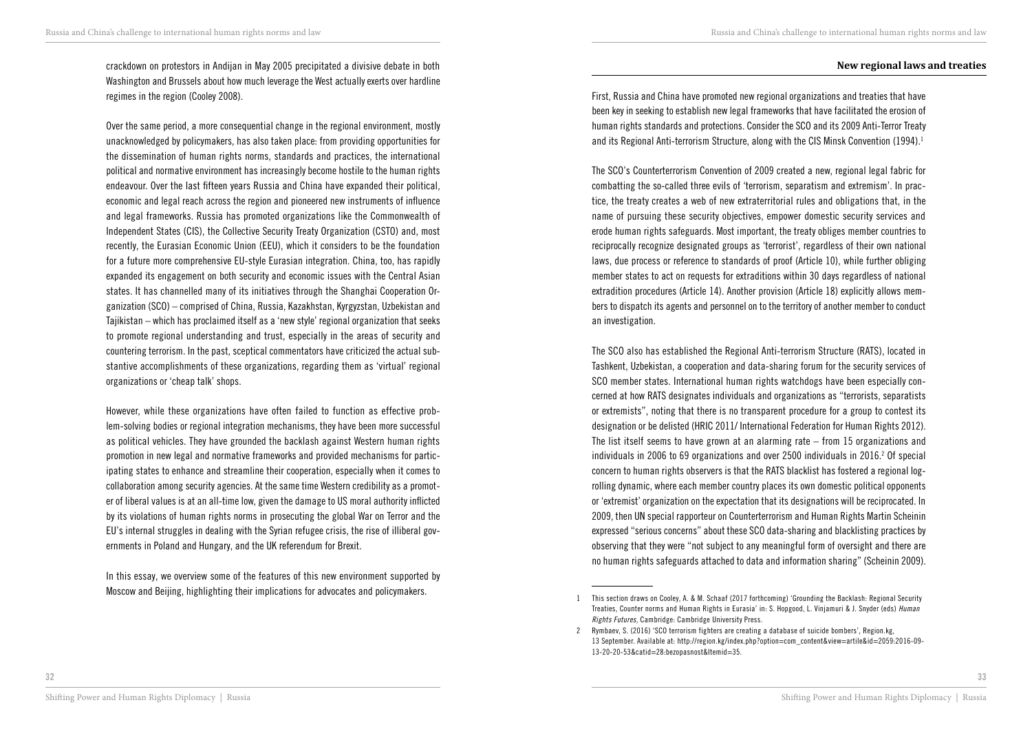crackdown on protestors in Andijan in May 2005 precipitated a divisive debate in both Washington and Brussels about how much leverage the West actually exerts over hardline regimes in the region (Cooley 2008).

Over the same period, a more consequential change in the regional environment, mostly unacknowledged by policymakers, has also taken place: from providing opportunities for the dissemination of human rights norms, standards and practices, the international political and normative environment has increasingly become hostile to the human rights endeavour. Over the last fifteen years Russia and China have expanded their political, economic and legal reach across the region and pioneered new instruments of influence and legal frameworks. Russia has promoted organizations like the Commonwealth of Independent States (CIS), the Collective Security Treaty Organization (CSTO) and, most recently, the Eurasian Economic Union (EEU), which it considers to be the foundation for a future more comprehensive EU-style Eurasian integration. China, too, has rapidly expanded its engagement on both security and economic issues with the Central Asian states. It has channelled many of its initiatives through the Shanghai Cooperation Organization (SCO) – comprised of China, Russia, Kazakhstan, Kyrgyzstan, Uzbekistan and Tajikistan – which has proclaimed itself as a 'new style' regional organization that seeks to promote regional understanding and trust, especially in the areas of security and countering terrorism. In the past, sceptical commentators have criticized the actual substantive accomplishments of these organizations, regarding them as 'virtual' regional organizations or 'cheap talk' shops.

However, while these organizations have often failed to function as effective problem-solving bodies or regional integration mechanisms, they have been more successful as political vehicles. They have grounded the backlash against Western human rights promotion in new legal and normative frameworks and provided mechanisms for participating states to enhance and streamline their cooperation, especially when it comes to collaboration among security agencies. At the same time Western credibility as a promoter of liberal values is at an all-time low, given the damage to US moral authority inflicted by its violations of human rights norms in prosecuting the global War on Terror and the EU's internal struggles in dealing with the Syrian refugee crisis, the rise of illiberal governments in Poland and Hungary, and the UK referendum for Brexit.

In this essay, we overview some of the features of this new environment supported by Moscow and Beijing, highlighting their implications for advocates and policymakers.

### New regional laws and treaties

First, Russia and China have promoted new regional organizations and treaties that have been key in seeking to establish new legal frameworks that have facilitated the erosion of human rights standards and protections. Consider the SCO and its 2009 Anti-Terror Treaty and its Regional Anti-terrorism Structure, along with the CIS Minsk Convention (1994).[1]

The SCO's Counterterrorism Convention of 2009 created a new, regional legal fabric for combatting the so-called three evils of 'terrorism, separatism and extremism'. In practice, the treaty creates a web of new extraterritorial rules and obligations that, in the name of pursuing these security objectives, empower domestic security services and erode human rights safeguards. Most important, the treaty obliges member countries to reciprocally recognize designated groups as 'terrorist', regardless of their own national laws, due process or reference to standards of proof (Article 10), while further obliging member states to act on requests for extraditions within 30 days regardless of national extradition procedures (Article 14). Another provision (Article 18) explicitly allows members to dispatch its agents and personnel on to the territory of another member to conduct an investigation.

The SCO also has established the Regional Anti-terrorism Structure (RATS), located in Tashkent, Uzbekistan, a cooperation and data-sharing forum for the security services of SCO member states. International human rights watchdogs have been especially concerned at how RATS designates individuals and organizations as "terrorists, separatists or extremists", noting that there is no transparent procedure for a group to contest its designation or be delisted (HRIC 2011/ International Federation for Human Rights 2012). The list itself seems to have grown at an alarming rate – from 15 organizations and individuals in 2006 to 69 organizations and over 2500 individuals in 2016.[2] Of special concern to human rights observers is that the RATS blacklist has fostered a regional logrolling dynamic, where each member country places its own domestic political opponents or 'extremist' organization on the expectation that its designations will be reciprocated. In 2009, then UN special rapporteur on Counterterrorism and Human Rights Martin Scheinin expressed "serious concerns" about these SCO data-sharing and blacklisting practices by observing that they were "not subject to any meaningful form of oversight and there are no human rights safeguards attached to data and information sharing" (Scheinin 2009).

---

1 This section draws on Cooley, A. & M. Schaaf (2017 forthcoming) 'Grounding the Backlash: Regional Security Treaties, Counter norms and Human Rights in Eurasia' in: S. Hopgood, L. Vinjamuri & J. Snyder (eds) *Human Rights Futures*, Cambridge: Cambridge University Press.

2 Rymbaev, S. (2016) 'SCO terrorism fighters are creating a database of suicide bombers', Region.kg, 13 September. Available at: http://region.kg/index.php?option=com_content&view=artile&id=2059:2016-09-13-20-20-53&catid=28:bezopasnost&Itemid=35.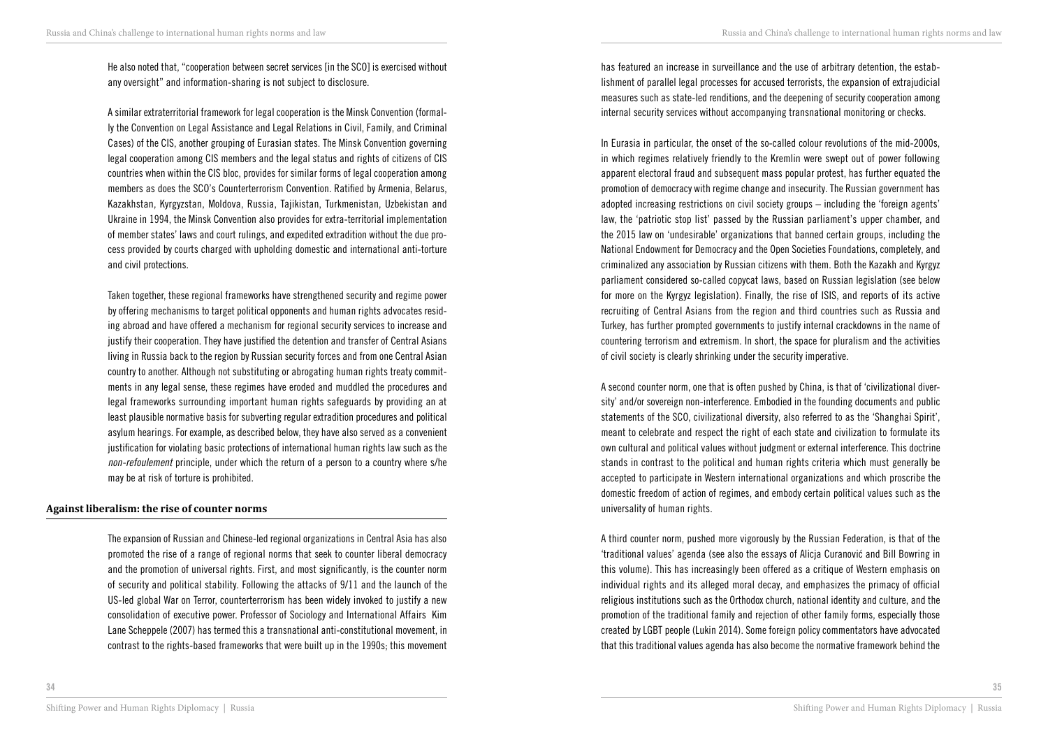He also noted that, "cooperation between secret services [in the SCO] is exercised without any oversight" and information-sharing is not subject to disclosure.

A similar extraterritorial framework for legal cooperation is the Minsk Convention (formally the Convention on Legal Assistance and Legal Relations in Civil, Family, and Criminal Cases) of the CIS, another grouping of Eurasian states. The Minsk Convention governing legal cooperation among CIS members and the legal status and rights of citizens of CIS countries when within the CIS bloc, provides for similar forms of legal cooperation among members as does the SCO's Counterterrorism Convention. Ratified by Armenia, Belarus, Kazakhstan, Kyrgyzstan, Moldova, Russia, Tajikistan, Turkmenistan, Uzbekistan and Ukraine in 1994, the Minsk Convention also provides for extra-territorial implementation of member states' laws and court rulings, and expedited extradition without the due process provided by courts charged with upholding domestic and international anti-torture and civil protections.

Taken together, these regional frameworks have strengthened security and regime power by offering mechanisms to target political opponents and human rights advocates residing abroad and have offered a mechanism for regional security services to increase and justify their cooperation. They have justified the detention and transfer of Central Asians living in Russia back to the region by Russian security forces and from one Central Asian country to another. Although not substituting or abrogating human rights treaty commitments in any legal sense, these regimes have eroded and muddled the procedures and legal frameworks surrounding important human rights safeguards by providing an at least plausible normative basis for subverting regular extradition procedures and political asylum hearings. For example, as described below, they have also served as a convenient justification for violating basic protections of international human rights law such as the *non-refoulement* principle, under which the return of a person to a country where s/he may be at risk of torture is prohibited.

## Against liberalism: the rise of counter norms

The expansion of Russian and Chinese-led regional organizations in Central Asia has also promoted the rise of a range of regional norms that seek to counter liberal democracy and the promotion of universal rights. First, and most significantly, is the counter norm of security and political stability. Following the attacks of 9/11 and the launch of the US-led global War on Terror, counterterrorism has been widely invoked to justify a new consolidation of executive power. Professor of Sociology and International Affairs Kim Lane Scheppele (2007) has termed this a transnational anti-constitutional movement, in contrast to the rights-based frameworks that were built up in the 1990s; this movement has featured an increase in surveillance and the use of arbitrary detention, the establishment of parallel legal processes for accused terrorists, the expansion of extrajudicial measures such as state-led renditions, and the deepening of security cooperation among internal security services without accompanying transnational monitoring or checks.

In Eurasia in particular, the onset of the so-called colour revolutions of the mid-2000s, in which regimes relatively friendly to the Kremlin were swept out of power following apparent electoral fraud and subsequent mass popular protest, has further equated the promotion of democracy with regime change and insecurity. The Russian government has adopted increasing restrictions on civil society groups – including the 'foreign agents' law, the 'patriotic stop list' passed by the Russian parliament's upper chamber, and the 2015 law on 'undesirable' organizations that banned certain groups, including the National Endowment for Democracy and the Open Societies Foundations, completely, and criminalized any association by Russian citizens with them. Both the Kazakh and Kyrgyz parliament considered so-called copycat laws, based on Russian legislation (see below for more on the Kyrgyz legislation). Finally, the rise of ISIS, and reports of its active recruiting of Central Asians from the region and third countries such as Russia and Turkey, has further prompted governments to justify internal crackdowns in the name of countering terrorism and extremism. In short, the space for pluralism and the activities of civil society is clearly shrinking under the security imperative.

A second counter norm, one that is often pushed by China, is that of 'civilizational diversity' and/or sovereign non-interference. Embodied in the founding documents and public statements of the SCO, civilizational diversity, also referred to as the 'Shanghai Spirit', meant to celebrate and respect the right of each state and civilization to formulate its own cultural and political values without judgment or external interference. This doctrine stands in contrast to the political and human rights criteria which must generally be accepted to participate in Western international organizations and which proscribe the domestic freedom of action of regimes, and embody certain political values such as the universality of human rights.

A third counter norm, pushed more vigorously by the Russian Federation, is that of the 'traditional values' agenda (see also the essays of Alicja Curanović and Bill Bowring in this volume). This has increasingly been offered as a critique of Western emphasis on individual rights and its alleged moral decay, and emphasizes the primacy of official religious institutions such as the Orthodox church, national identity and culture, and the promotion of the traditional family and rejection of other family forms, especially those created by LGBT people (Lukin 2014). Some foreign policy commentators have advocated that this traditional values agenda has also become the normative framework behind the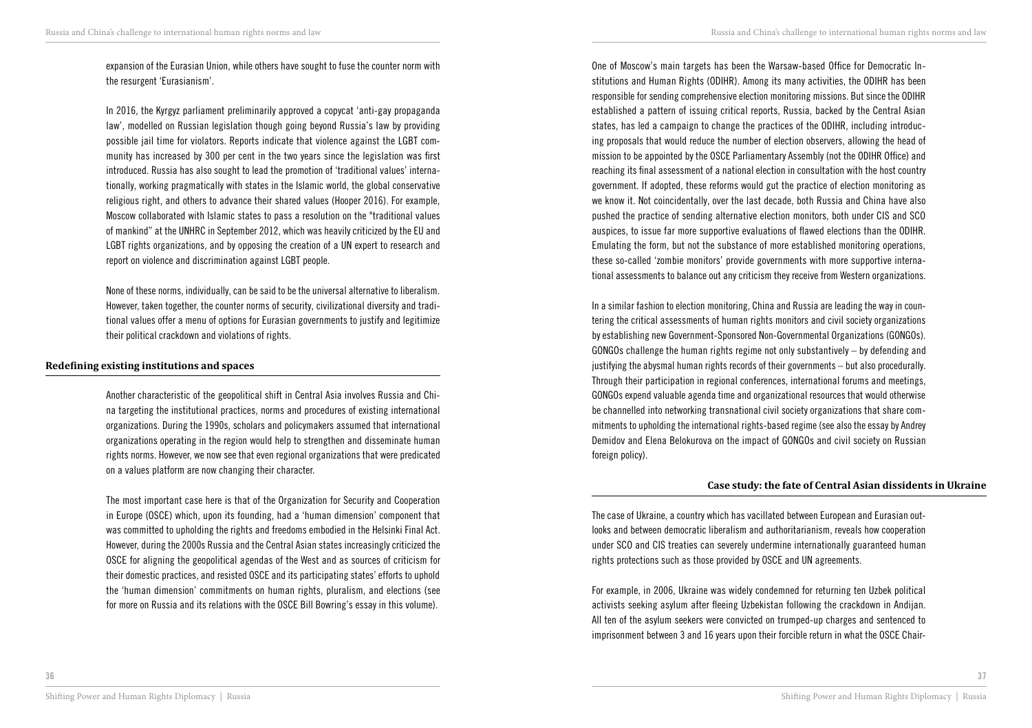expansion of the Eurasian Union, while others have sought to fuse the counter norm with the resurgent 'Eurasianism'.

In 2016, the Kyrgyz parliament preliminarily approved a copycat 'anti-gay propaganda law', modelled on Russian legislation though going beyond Russia's law by providing possible jail time for violators. Reports indicate that violence against the LGBT community has increased by 300 per cent in the two years since the legislation was first introduced. Russia has also sought to lead the promotion of 'traditional values' internationally, working pragmatically with states in the Islamic world, the global conservative religious right, and others to advance their shared values (Hooper 2016). For example, Moscow collaborated with Islamic states to pass a resolution on the "traditional values of mankind" at the UNHRC in September 2012, which was heavily criticized by the EU and LGBT rights organizations, and by opposing the creation of a UN expert to research and report on violence and discrimination against LGBT people.

None of these norms, individually, can be said to be the universal alternative to liberalism. However, taken together, the counter norms of security, civilizational diversity and traditional values offer a menu of options for Eurasian governments to justify and legitimize their political crackdown and violations of rights.

## Redefining existing institutions and spaces

Another characteristic of the geopolitical shift in Central Asia involves Russia and China targeting the institutional practices, norms and procedures of existing international organizations. During the 1990s, scholars and policymakers assumed that international organizations operating in the region would help to strengthen and disseminate human rights norms. However, we now see that even regional organizations that were predicated on a values platform are now changing their character.

The most important case here is that of the Organization for Security and Cooperation in Europe (OSCE) which, upon its founding, had a 'human dimension' component that was committed to upholding the rights and freedoms embodied in the Helsinki Final Act. However, during the 2000s Russia and the Central Asian states increasingly criticized the OSCE for aligning the geopolitical agendas of the West and as sources of criticism for their domestic practices, and resisted OSCE and its participating states' efforts to uphold the 'human dimension' commitments on human rights, pluralism, and elections (see for more on Russia and its relations with the OSCE Bill Bowring's essay in this volume).

One of Moscow's main targets has been the Warsaw-based Office for Democratic Institutions and Human Rights (ODIHR). Among its many activities, the ODIHR has been responsible for sending comprehensive election monitoring missions. But since the ODIHR established a pattern of issuing critical reports, Russia, backed by the Central Asian states, has led a campaign to change the practices of the ODIHR, including introducing proposals that would reduce the number of election observers, allowing the head of mission to be appointed by the OSCE Parliamentary Assembly (not the ODIHR Office) and reaching its final assessment of a national election in consultation with the host country government. If adopted, these reforms would gut the practice of election monitoring as we know it. Not coincidentally, over the last decade, both Russia and China have also pushed the practice of sending alternative election monitors, both under CIS and SCO auspices, to issue far more supportive evaluations of flawed elections than the ODIHR. Emulating the form, but not the substance of more established monitoring operations, these so-called 'zombie monitors' provide governments with more supportive international assessments to balance out any criticism they receive from Western organizations.

In a similar fashion to election monitoring, China and Russia are leading the way in countering the critical assessments of human rights monitors and civil society organizations by establishing new Government-Sponsored Non-Governmental Organizations (GONGOs). GONGOs challenge the human rights regime not only substantively – by defending and justifying the abysmal human rights records of their governments – but also procedurally. Through their participation in regional conferences, international forums and meetings, GONGOs expend valuable agenda time and organizational resources that would otherwise be channelled into networking transnational civil society organizations that share commitments to upholding the international rights-based regime (see also the essay by Andrey Demidov and Elena Belokurova on the impact of GONGOs and civil society on Russian foreign policy).

### Case study: the fate of Central Asian dissidents in Ukraine

The case of Ukraine, a country which has vacillated between European and Eurasian outlooks and between democratic liberalism and authoritarianism, reveals how cooperation under SCO and CIS treaties can severely undermine internationally guaranteed human rights protections such as those provided by OSCE and UN agreements.

For example, in 2006, Ukraine was widely condemned for returning ten Uzbek political activists seeking asylum after fleeing Uzbekistan following the crackdown in Andijan. All ten of the asylum seekers were convicted on trumped-up charges and sentenced to imprisonment between 3 and 16 years upon their forcible return in what the OSCE Chair-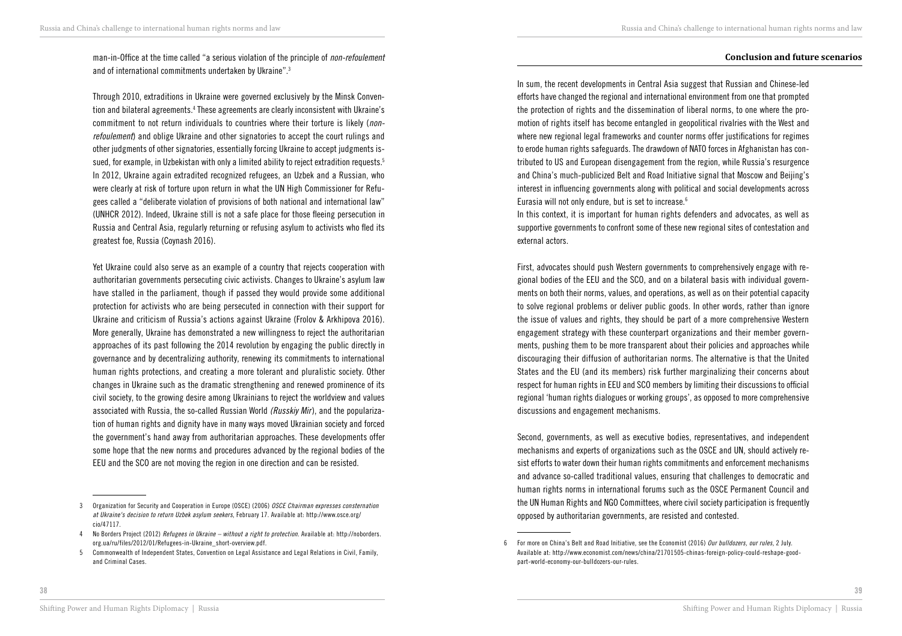man-in-Office at the time called "a serious violation of the principle of *non-refoulement* and of international commitments undertaken by Ukraine".[3]

Through 2010, extraditions in Ukraine were governed exclusively by the Minsk Convention and bilateral agreements.[4] These agreements are clearly inconsistent with Ukraine's commitment to not return individuals to countries where their torture is likely (*non-refoulement*) and oblige Ukraine and other signatories to accept the court rulings and other judgments of other signatories, essentially forcing Ukraine to accept judgments issued, for example, in Uzbekistan with only a limited ability to reject extradition requests.[5] In 2012, Ukraine again extradited recognized refugees, an Uzbek and a Russian, who were clearly at risk of torture upon return in what the UN High Commissioner for Refugees called a "deliberate violation of provisions of both national and international law" (UNHCR 2012). Indeed, Ukraine still is not a safe place for those fleeing persecution in Russia and Central Asia, regularly returning or refusing asylum to activists who fled its greatest foe, Russia (Coynash 2016).

Yet Ukraine could also serve as an example of a country that rejects cooperation with authoritarian governments persecuting civic activists. Changes to Ukraine's asylum law have stalled in the parliament, though if passed they would provide some additional protection for activists who are being persecuted in connection with their support for Ukraine and criticism of Russia's actions against Ukraine (Frolov & Arkhipova 2016). More generally, Ukraine has demonstrated a new willingness to reject the authoritarian approaches of its past following the 2014 revolution by engaging the public directly in governance and by decentralizing authority, renewing its commitments to international human rights protections, and creating a more tolerant and pluralistic society. Other changes in Ukraine such as the dramatic strengthening and renewed prominence of its civil society, to the growing desire among Ukrainians to reject the worldview and values associated with Russia, the so-called Russian World *(Russkiy Mir*), and the popularization of human rights and dignity have in many ways moved Ukrainian society and forced the government's hand away from authoritarian approaches. These developments offer some hope that the new norms and procedures advanced by the regional bodies of the EEU and the SCO are not moving the region in one direction and can be resisted.

3 Organization for Security and Cooperation in Europe (OSCE) (2006) *OSCE Chairman expresses consternation at Ukraine's decision to return Uzbek asylum seekers*, February 17. Available at: http://www.osce.org/cio/47117.

4 No Borders Project (2012) *Refugees in Ukraine – without a right to protection*. Available at: http://noborders.org.ua/ru/files/2012/01/Refugees-in-Ukraine_short-overview.pdf.

5 Commonwealth of Independent States, Convention on Legal Assistance and Legal Relations in Civil, Family, and Criminal Cases.

## Conclusion and future scenarios

In sum, the recent developments in Central Asia suggest that Russian and Chinese-led efforts have changed the regional and international environment from one that prompted the protection of rights and the dissemination of liberal norms, to one where the promotion of rights itself has become entangled in geopolitical rivalries with the West and where new regional legal frameworks and counter norms offer justifications for regimes to erode human rights safeguards. The drawdown of NATO forces in Afghanistan has contributed to US and European disengagement from the region, while Russia's resurgence and China's much-publicized Belt and Road Initiative signal that Moscow and Beijing's interest in influencing governments along with political and social developments across Eurasia will not only endure, but is set to increase.[6]

In this context, it is important for human rights defenders and advocates, as well as supportive governments to confront some of these new regional sites of contestation and external actors.

First, advocates should push Western governments to comprehensively engage with regional bodies of the EEU and the SCO, and on a bilateral basis with individual governments on both their norms, values, and operations, as well as on their potential capacity to solve regional problems or deliver public goods. In other words, rather than ignore the issue of values and rights, they should be part of a more comprehensive Western engagement strategy with these counterpart organizations and their member governments, pushing them to be more transparent about their policies and approaches while discouraging their diffusion of authoritarian norms. The alternative is that the United States and the EU (and its members) risk further marginalizing their concerns about respect for human rights in EEU and SCO members by limiting their discussions to official regional 'human rights dialogues or working groups', as opposed to more comprehensive discussions and engagement mechanisms.

Second, governments, as well as executive bodies, representatives, and independent mechanisms and experts of organizations such as the OSCE and UN, should actively resist efforts to water down their human rights commitments and enforcement mechanisms and advance so-called traditional values, ensuring that challenges to democratic and human rights norms in international forums such as the OSCE Permanent Council and the UN Human Rights and NGO Committees, where civil society participation is frequently opposed by authoritarian governments, are resisted and contested.

6 For more on China's Belt and Road Initiative, see the Economist (2016) *Our bulldozers, our rules*, 2 July. Available at: http://www.economist.com/news/china/21701505-chinas-foreign-policy-could-reshape-good-part-world-economy-our-bulldozers-our-rules.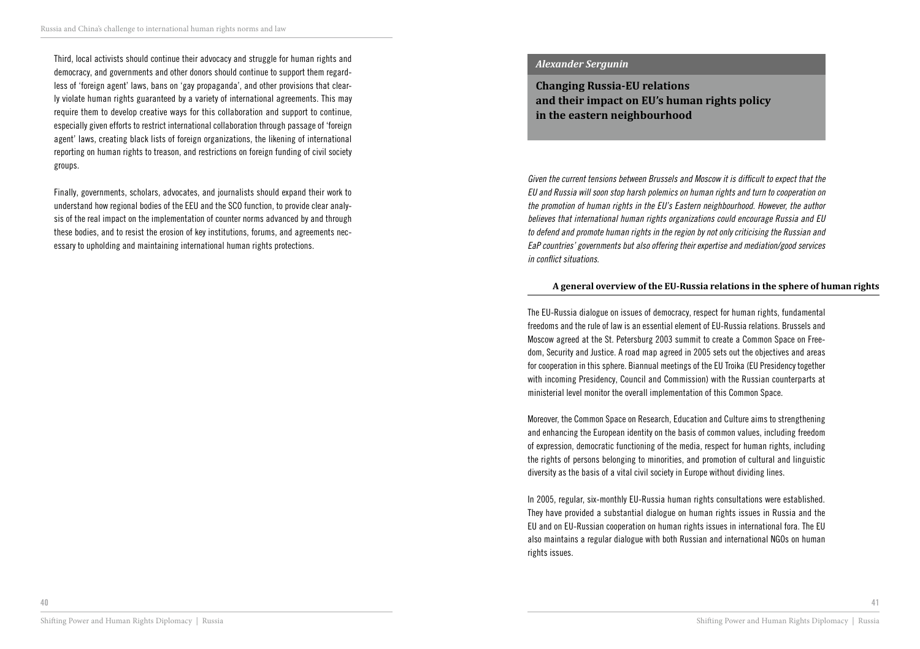Third, local activists should continue their advocacy and struggle for human rights and democracy, and governments and other donors should continue to support them regardless of 'foreign agent' laws, bans on 'gay propaganda', and other provisions that clearly violate human rights guaranteed by a variety of international agreements. This may require them to develop creative ways for this collaboration and support to continue, especially given efforts to restrict international collaboration through passage of 'foreign agent' laws, creating black lists of foreign organizations, the likening of international reporting on human rights to treason, and restrictions on foreign funding of civil society groups.

Finally, governments, scholars, advocates, and journalists should expand their work to understand how regional bodies of the EEU and the SCO function, to provide clear analysis of the real impact on the implementation of counter norms advanced by and through these bodies, and to resist the erosion of key institutions, forums, and agreements necessary to upholding and maintaining international human rights protections.

*Alexander Sergunin*

# Changing Russia-EU relations and their impact on EU's human rights policy in the eastern neighbourhood

*Given the current tensions between Brussels and Moscow it is difficult to expect that the EU and Russia will soon stop harsh polemics on human rights and turn to cooperation on the promotion of human rights in the EU's Eastern neighbourhood. However, the author believes that international human rights organizations could encourage Russia and EU to defend and promote human rights in the region by not only criticising the Russian and EaP countries' governments but also offering their expertise and mediation/good services in conflict situations.*

## A general overview of the EU-Russia relations in the sphere of human rights

The EU-Russia dialogue on issues of democracy, respect for human rights, fundamental freedoms and the rule of law is an essential element of EU-Russia relations. Brussels and Moscow agreed at the St. Petersburg 2003 summit to create a Common Space on Freedom, Security and Justice. A road map agreed in 2005 sets out the objectives and areas for cooperation in this sphere. Biannual meetings of the EU Troika (EU Presidency together with incoming Presidency, Council and Commission) with the Russian counterparts at ministerial level monitor the overall implementation of this Common Space.

Moreover, the Common Space on Research, Education and Culture aims to strengthening and enhancing the European identity on the basis of common values, including freedom of expression, democratic functioning of the media, respect for human rights, including the rights of persons belonging to minorities, and promotion of cultural and linguistic diversity as the basis of a vital civil society in Europe without dividing lines.

In 2005, regular, six-monthly EU-Russia human rights consultations were established. They have provided a substantial dialogue on human rights issues in Russia and the EU and on EU-Russian cooperation on human rights issues in international fora. The EU also maintains a regular dialogue with both Russian and international NGOs on human rights issues.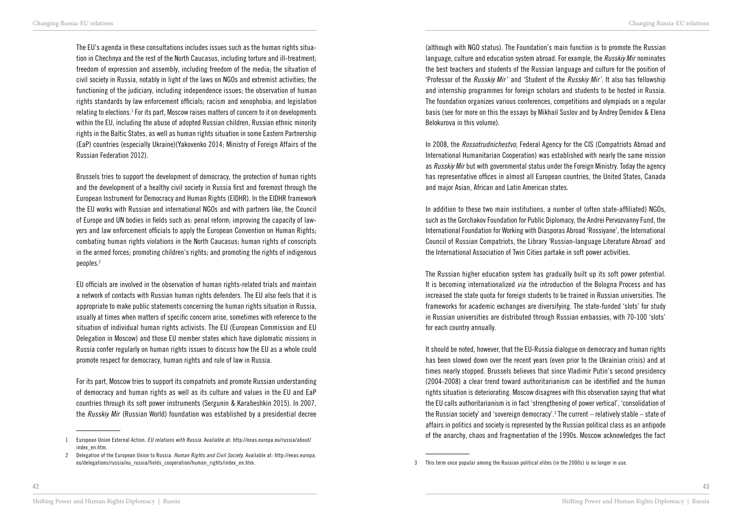The EU's agenda in these consultations includes issues such as the human rights situation in Chechnya and the rest of the North Caucasus, including torture and ill-treatment; freedom of expression and assembly, including freedom of the media; the situation of civil society in Russia, notably in light of the laws on NGOs and extremist activities; the functioning of the judiciary, including independence issues; the observation of human rights standards by law enforcement officials; racism and xenophobia; and legislation relating to elections.[1] For its part, Moscow raises matters of concern to it on developments within the EU, including the abuse of adopted Russian children, Russian ethnic minority rights in the Baltic States, as well as human rights situation in some Eastern Partnership (EaP) countries (especially Ukraine)(Yakovenko 2014; Ministry of Foreign Affairs of the Russian Federation 2012).

Brussels tries to support the development of democracy, the protection of human rights and the development of a healthy civil society in Russia first and foremost through the European Instrument for Democracy and Human Rights (EIDHR). In the EIDHR framework the EU works with Russian and international NGOs and with partners like, the Council of Europe and UN bodies in fields such as: penal reform; improving the capacity of lawyers and law enforcement officials to apply the European Convention on Human Rights; combating human rights violations in the North Caucasus; human rights of conscripts in the armed forces; promoting children's rights; and promoting the rights of indigenous peoples.[2]

EU officials are involved in the observation of human rights-related trials and maintain a network of contacts with Russian human rights defenders. The EU also feels that it is appropriate to make public statements concerning the human rights situation in Russia, usually at times when matters of specific concern arise, sometimes with reference to the situation of individual human rights activists. The EU (European Commission and EU Delegation in Moscow) and those EU member states which have diplomatic missions in Russia confer regularly on human rights issues to discuss how the EU as a whole could promote respect for democracy, human rights and rule of law in Russia.

For its part, Moscow tries to support its compatriots and promote Russian understanding of democracy and human rights as well as its culture and values in the EU and EaP countries through its soft power instruments (Sergunin & Karabeshkin 2015). In 2007, the *Russkiy Mir* (Russian World) foundation was established by a presidential decree (although with NGO status). The Foundation's main function is to promote the Russian language, culture and education system abroad. For example, the *Russkiy Mir* nominates the best teachers and students of the Russian language and culture for the position of 'Professor of the *Russkiy Mir*' and 'Student of the *Russkiy Mir*'. It also has fellowship and internship programmes for foreign scholars and students to be hosted in Russia. The foundation organizes various conferences, competitions and olympiads on a regular basis (see for more on this the essays by Mikhail Suslov and by Andrey Demidov & Elena Belokurova in this volume).

In 2008, the *Rossotrudnichestvo*, Federal Agency for the CIS (Compatriots Abroad and International Humanitarian Cooperation) was established with nearly the same mission as *Russkiy Mir* but with governmental status under the Foreign Ministry. Today the agency has representative offices in almost all European countries, the United States, Canada and major Asian, African and Latin American states.

In addition to these two main institutions, a number of (often state-affiliated) NGOs, such as the Gorchakov Foundation for Public Diplomacy, the Andrei Pervozvanny Fund, the International Foundation for Working with Diasporas Abroad 'Rossiyane', the International Council of Russian Compatriots, the Library 'Russian-language Literature Abroad' and the International Association of Twin Cities partake in soft power activities.

The Russian higher education system has gradually built up its soft power potential. It is becoming internationalized *via* the introduction of the Bologna Process and has increased the state quota for foreign students to be trained in Russian universities. The frameworks for academic exchanges are diversifying. The state-funded 'slots' for study in Russian universities are distributed through Russian embassies, with 70-100 'slots' for each country annually.

It should be noted, however, that the EU-Russia dialogue on democracy and human rights has been slowed down over the recent years (even prior to the Ukrainian crisis) and at times nearly stopped. Brussels believes that since Vladimir Putin's second presidency (2004-2008) a clear trend toward authoritarianism can be identified and the human rights situation is deteriorating. Moscow disagrees with this observation saying that what the EU calls authoritarianism is in fact 'strengthening of power vertical', 'consolidation of the Russian society' and 'sovereign democracy'.[3] The current – relatively stable – state of affairs in politics and society is represented by the Russian political class as an antipode of the anarchy, chaos and fragmentation of the 1990s. Moscow acknowledges the fact

---

1 European Union External Action. *EU relations with Russia*. Available at: http://eeas.europa.eu/russia/about/index_en.htm.

2 Delegation of the European Union to Russia. *Human Rights and Civil Society*. Available at: http://eeas.europa.eu/delegations/russia/eu_russia/fields_cooperation/human_rights/index_en.htm.

3 This term once popular among the Russian political elites (in the 2000s) is no longer in use.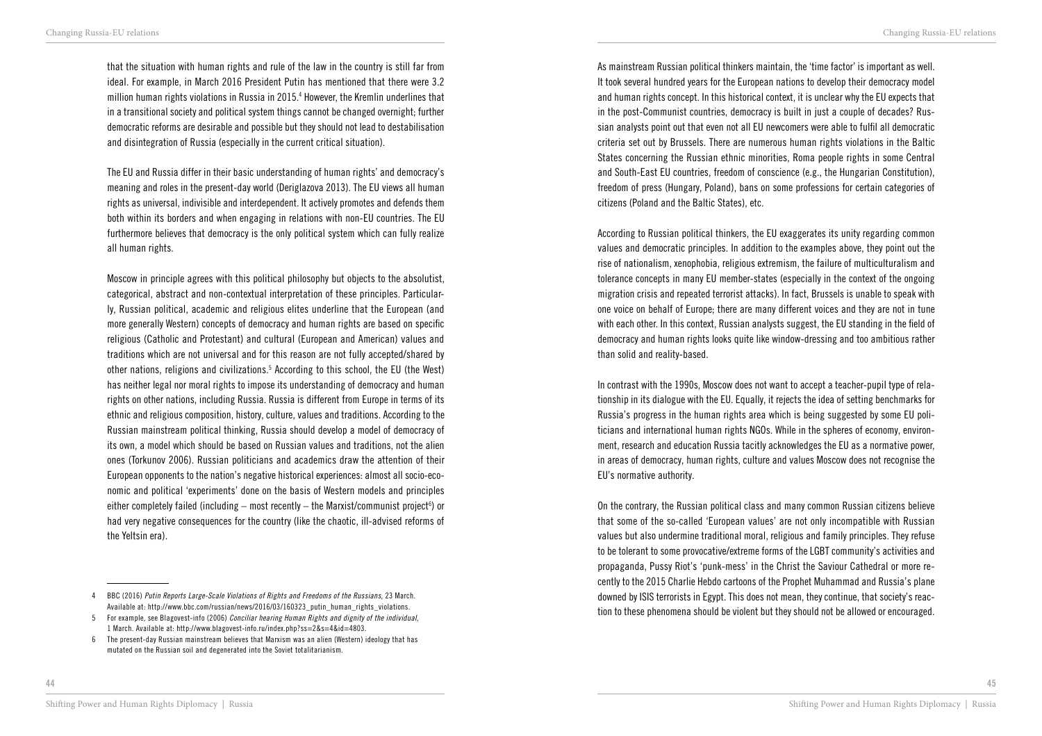that the situation with human rights and rule of the law in the country is still far from ideal. For example, in March 2016 President Putin has mentioned that there were 3.2 million human rights violations in Russia in 2015.[4] However, the Kremlin underlines that in a transitional society and political system things cannot be changed overnight; further democratic reforms are desirable and possible but they should not lead to destabilisation and disintegration of Russia (especially in the current critical situation).

The EU and Russia differ in their basic understanding of human rights' and democracy's meaning and roles in the present-day world (Deriglazova 2013). The EU views all human rights as universal, indivisible and interdependent. It actively promotes and defends them both within its borders and when engaging in relations with non-EU countries. The EU furthermore believes that democracy is the only political system which can fully realize all human rights.

Moscow in principle agrees with this political philosophy but objects to the absolutist, categorical, abstract and non-contextual interpretation of these principles. Particularly, Russian political, academic and religious elites underline that the European (and more generally Western) concepts of democracy and human rights are based on specific religious (Catholic and Protestant) and cultural (European and American) values and traditions which are not universal and for this reason are not fully accepted/shared by other nations, religions and civilizations.[5] According to this school, the EU (the West) has neither legal nor moral rights to impose its understanding of democracy and human rights on other nations, including Russia. Russia is different from Europe in terms of its ethnic and religious composition, history, culture, values and traditions. According to the Russian mainstream political thinking, Russia should develop a model of democracy of its own, a model which should be based on Russian values and traditions, not the alien ones (Torkunov 2006). Russian politicians and academics draw the attention of their European opponents to the nation's negative historical experiences: almost all socio-economic and political 'experiments' done on the basis of Western models and principles either completely failed (including – most recently – the Marxist/communist project[6]) or had very negative consequences for the country (like the chaotic, ill-advised reforms of the Yeltsin era).

As mainstream Russian political thinkers maintain, the 'time factor' is important as well. It took several hundred years for the European nations to develop their democracy model and human rights concept. In this historical context, it is unclear why the EU expects that in the post-Communist countries, democracy is built in just a couple of decades? Russian analysts point out that even not all EU newcomers were able to fulfil all democratic criteria set out by Brussels. There are numerous human rights violations in the Baltic States concerning the Russian ethnic minorities, Roma people rights in some Central and South-East EU countries, freedom of conscience (e.g., the Hungarian Constitution), freedom of press (Hungary, Poland), bans on some professions for certain categories of citizens (Poland and the Baltic States), etc.

According to Russian political thinkers, the EU exaggerates its unity regarding common values and democratic principles. In addition to the examples above, they point out the rise of nationalism, xenophobia, religious extremism, the failure of multiculturalism and tolerance concepts in many EU member-states (especially in the context of the ongoing migration crisis and repeated terrorist attacks). In fact, Brussels is unable to speak with one voice on behalf of Europe; there are many different voices and they are not in tune with each other. In this context, Russian analysts suggest, the EU standing in the field of democracy and human rights looks quite like window-dressing and too ambitious rather than solid and reality-based.

In contrast with the 1990s, Moscow does not want to accept a teacher-pupil type of relationship in its dialogue with the EU. Equally, it rejects the idea of setting benchmarks for Russia's progress in the human rights area which is being suggested by some EU politicians and international human rights NGOs. While in the spheres of economy, environment, research and education Russia tacitly acknowledges the EU as a normative power, in areas of democracy, human rights, culture and values Moscow does not recognise the EU's normative authority.

On the contrary, the Russian political class and many common Russian citizens believe that some of the so-called 'European values' are not only incompatible with Russian values but also undermine traditional moral, religious and family principles. They refuse to be tolerant to some provocative/extreme forms of the LGBT community's activities and propaganda, Pussy Riot's 'punk-mess' in the Christ the Saviour Cathedral or more recently to the 2015 Charlie Hebdo cartoons of the Prophet Muhammad and Russia's plane downed by ISIS terrorists in Egypt. This does not mean, they continue, that society's reaction to these phenomena should be violent but they should not be allowed or encouraged.

---

4 BBC (2016) *Putin Reports Large-Scale Violations of Rights and Freedoms of the Russians*, 23 March. Available at: http://www.bbc.com/russian/news/2016/03/160323_putin_human_rights_violations.

5 For example, see Blagovest-info (2006) *Conciliar hearing Human Rights and dignity of the individual*, 1 March. Available at: http://www.blagovest-info.ru/index.php?ss=2&s=4&id=4803.

6 The present-day Russian mainstream believes that Marxism was an alien (Western) ideology that has mutated on the Russian soil and degenerated into the Soviet totalitarianism.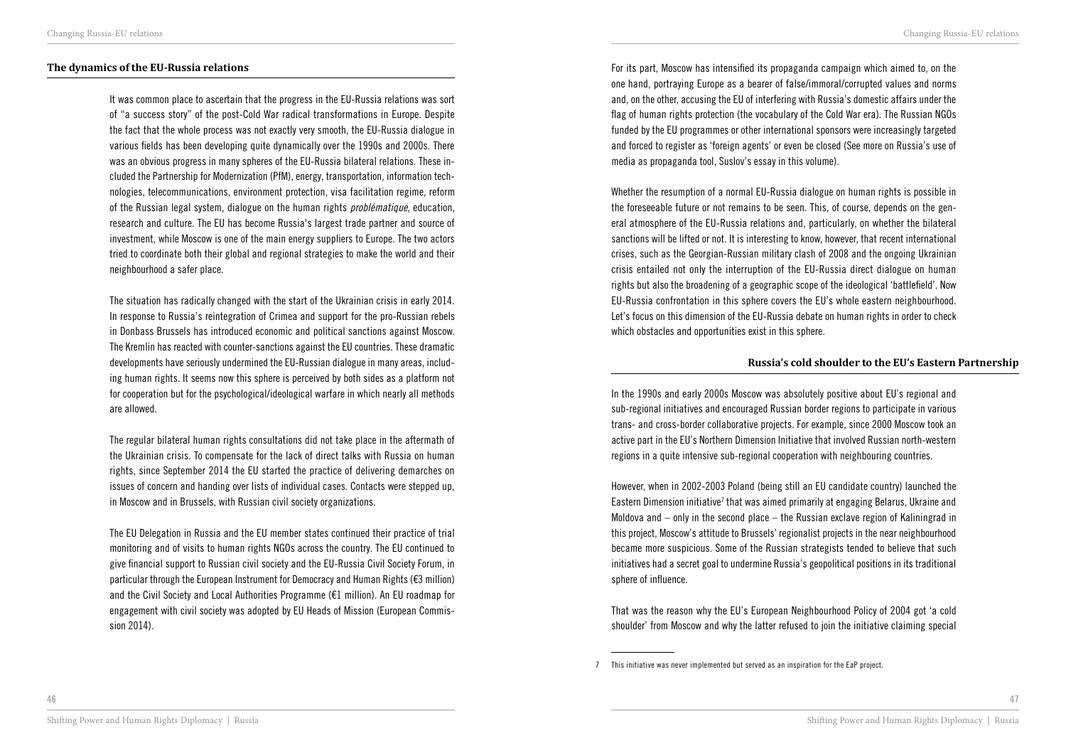## The dynamics of the EU-Russia relations

It was common place to ascertain that the progress in the EU-Russia relations was sort of "a success story" of the post-Cold War radical transformations in Europe. Despite the fact that the whole process was not exactly very smooth, the EU-Russia dialogue in various fields has been developing quite dynamically over the 1990s and 2000s. There was an obvious progress in many spheres of the EU-Russia bilateral relations. These included the Partnership for Modernization (PfM), energy, transportation, information technologies, telecommunications, environment protection, visa facilitation regime, reform of the Russian legal system, dialogue on the human rights *problématique*, education, research and culture. The EU has become Russia's largest trade partner and source of investment, while Moscow is one of the main energy suppliers to Europe. The two actors tried to coordinate both their global and regional strategies to make the world and their neighbourhood a safer place.

The situation has radically changed with the start of the Ukrainian crisis in early 2014. In response to Russia's reintegration of Crimea and support for the pro-Russian rebels in Donbass Brussels has introduced economic and political sanctions against Moscow. The Kremlin has reacted with counter-sanctions against the EU countries. These dramatic developments have seriously undermined the EU-Russian dialogue in many areas, including human rights. It seems now this sphere is perceived by both sides as a platform not for cooperation but for the psychological/ideological warfare in which nearly all methods are allowed.

The regular bilateral human rights consultations did not take place in the aftermath of the Ukrainian crisis. To compensate for the lack of direct talks with Russia on human rights, since September 2014 the EU started the practice of delivering demarches on issues of concern and handing over lists of individual cases. Contacts were stepped up, in Moscow and in Brussels, with Russian civil society organizations.

The EU Delegation in Russia and the EU member states continued their practice of trial monitoring and of visits to human rights NGOs across the country. The EU continued to give financial support to Russian civil society and the EU-Russia Civil Society Forum, in particular through the European Instrument for Democracy and Human Rights (€3 million) and the Civil Society and Local Authorities Programme (€1 million). An EU roadmap for engagement with civil society was adopted by EU Heads of Mission (European Commission 2014).

For its part, Moscow has intensified its propaganda campaign which aimed to, on the one hand, portraying Europe as a bearer of false/immoral/corrupted values and norms and, on the other, accusing the EU of interfering with Russia's domestic affairs under the flag of human rights protection (the vocabulary of the Cold War era). The Russian NGOs funded by the EU programmes or other international sponsors were increasingly targeted and forced to register as 'foreign agents' or even be closed (See more on Russia's use of media as propaganda tool, Suslov's essay in this volume).

Whether the resumption of a normal EU-Russia dialogue on human rights is possible in the foreseeable future or not remains to be seen. This, of course, depends on the general atmosphere of the EU-Russia relations and, particularly, on whether the bilateral sanctions will be lifted or not. It is interesting to know, however, that recent international crises, such as the Georgian-Russian military clash of 2008 and the ongoing Ukrainian crisis entailed not only the interruption of the EU-Russia direct dialogue on human rights but also the broadening of a geographic scope of the ideological 'battlefield'. Now EU-Russia confrontation in this sphere covers the EU's whole eastern neighbourhood. Let's focus on this dimension of the EU-Russia debate on human rights in order to check which obstacles and opportunities exist in this sphere.

## Russia's cold shoulder to the EU's Eastern Partnership

In the 1990s and early 2000s Moscow was absolutely positive about EU's regional and sub-regional initiatives and encouraged Russian border regions to participate in various trans- and cross-border collaborative projects. For example, since 2000 Moscow took an active part in the EU's Northern Dimension Initiative that involved Russian north-western regions in a quite intensive sub-regional cooperation with neighbouring countries.

However, when in 2002-2003 Poland (being still an EU candidate country) launched the Eastern Dimension initiative[7] that was aimed primarily at engaging Belarus, Ukraine and Moldova and – only in the second place – the Russian exclave region of Kaliningrad in this project, Moscow's attitude to Brussels' regionalist projects in the near neighbourhood became more suspicious. Some of the Russian strategists tended to believe that such initiatives had a secret goal to undermine Russia's geopolitical positions in its traditional sphere of influence.

That was the reason why the EU's European Neighbourhood Policy of 2004 got 'a cold shoulder' from Moscow and why the latter refused to join the initiative claiming special

---

7 This initiative was never implemented but served as an inspiration for the EaP project.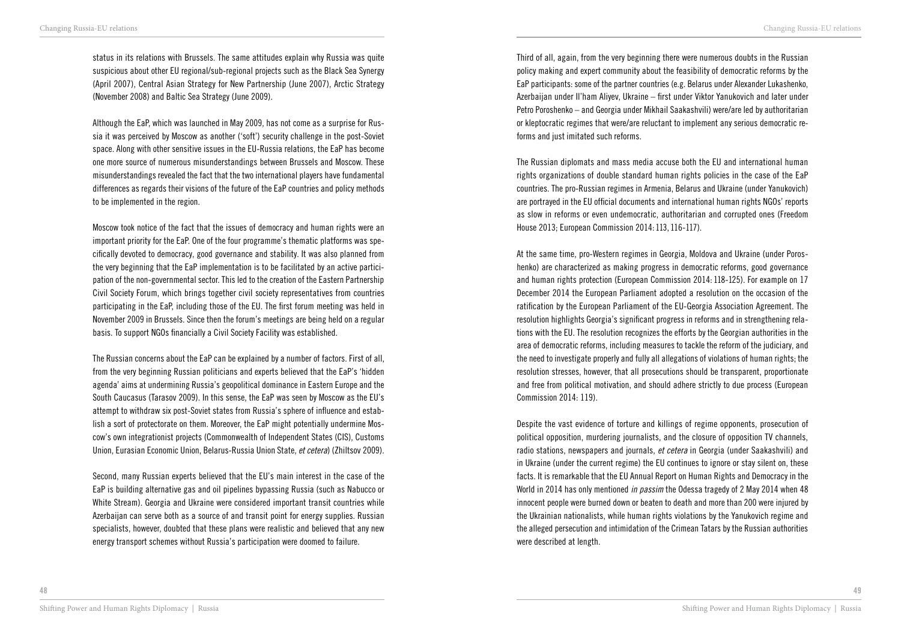status in its relations with Brussels. The same attitudes explain why Russia was quite suspicious about other EU regional/sub-regional projects such as the Black Sea Synergy (April 2007), Central Asian Strategy for New Partnership (June 2007), Arctic Strategy (November 2008) and Baltic Sea Strategy (June 2009).

Although the EaP, which was launched in May 2009, has not come as a surprise for Russia it was perceived by Moscow as another ('soft') security challenge in the post-Soviet space. Along with other sensitive issues in the EU-Russia relations, the EaP has become one more source of numerous misunderstandings between Brussels and Moscow. These misunderstandings revealed the fact that the two international players have fundamental differences as regards their visions of the future of the EaP countries and policy methods to be implemented in the region.

Moscow took notice of the fact that the issues of democracy and human rights were an important priority for the EaP. One of the four programme's thematic platforms was specifically devoted to democracy, good governance and stability. It was also planned from the very beginning that the EaP implementation is to be facilitated by an active participation of the non-governmental sector. This led to the creation of the Eastern Partnership Civil Society Forum, which brings together civil society representatives from countries participating in the EaP, including those of the EU. The first forum meeting was held in November 2009 in Brussels. Since then the forum's meetings are being held on a regular basis. To support NGOs financially a Civil Society Facility was established.

The Russian concerns about the EaP can be explained by a number of factors. First of all, from the very beginning Russian politicians and experts believed that the EaP's 'hidden agenda' aims at undermining Russia's geopolitical dominance in Eastern Europe and the South Caucasus (Tarasov 2009). In this sense, the EaP was seen by Moscow as the EU's attempt to withdraw six post-Soviet states from Russia's sphere of influence and establish a sort of protectorate on them. Moreover, the EaP might potentially undermine Moscow's own integrationist projects (Commonwealth of Independent States (CIS), Customs Union, Eurasian Economic Union, Belarus-Russia Union State, *et cetera*) (Zhiltsov 2009).

Second, many Russian experts believed that the EU's main interest in the case of the EaP is building alternative gas and oil pipelines bypassing Russia (such as Nabucco or White Stream). Georgia and Ukraine were considered important transit countries while Azerbaijan can serve both as a source of and transit point for energy supplies. Russian specialists, however, doubted that these plans were realistic and believed that any new energy transport schemes without Russia's participation were doomed to failure.

Third of all, again, from the very beginning there were numerous doubts in the Russian policy making and expert community about the feasibility of democratic reforms by the EaP participants: some of the partner countries (e.g. Belarus under Alexander Lukashenko, Azerbaijan under Il'ham Aliyev, Ukraine – first under Viktor Yanukovich and later under Petro Poroshenko – and Georgia under Mikhail Saakashvili) were/are led by authoritarian or kleptocratic regimes that were/are reluctant to implement any serious democratic reforms and just imitated such reforms.

The Russian diplomats and mass media accuse both the EU and international human rights organizations of double standard human rights policies in the case of the EaP countries. The pro-Russian regimes in Armenia, Belarus and Ukraine (under Yanukovich) are portrayed in the EU official documents and international human rights NGOs' reports as slow in reforms or even undemocratic, authoritarian and corrupted ones (Freedom House 2013; European Commission 2014: 113, 116-117).

At the same time, pro-Western regimes in Georgia, Moldova and Ukraine (under Poroshenko) are characterized as making progress in democratic reforms, good governance and human rights protection (European Commission 2014: 118-125). For example on 17 December 2014 the European Parliament adopted a resolution on the occasion of the ratification by the European Parliament of the EU-Georgia Association Agreement. The resolution highlights Georgia's significant progress in reforms and in strengthening relations with the EU. The resolution recognizes the efforts by the Georgian authorities in the area of democratic reforms, including measures to tackle the reform of the judiciary, and the need to investigate properly and fully all allegations of violations of human rights; the resolution stresses, however, that all prosecutions should be transparent, proportionate and free from political motivation, and should adhere strictly to due process (European Commission 2014: 119).

Despite the vast evidence of torture and killings of regime opponents, prosecution of political opposition, murdering journalists, and the closure of opposition TV channels, radio stations, newspapers and journals, *et cetera* in Georgia (under Saakashvili) and in Ukraine (under the current regime) the EU continues to ignore or stay silent on, these facts. It is remarkable that the EU Annual Report on Human Rights and Democracy in the World in 2014 has only mentioned *in passim* the Odessa tragedy of 2 May 2014 when 48 innocent people were burned down or beaten to death and more than 200 were injured by the Ukrainian nationalists, while human rights violations by the Yanukovich regime and the alleged persecution and intimidation of the Crimean Tatars by the Russian authorities were described at length.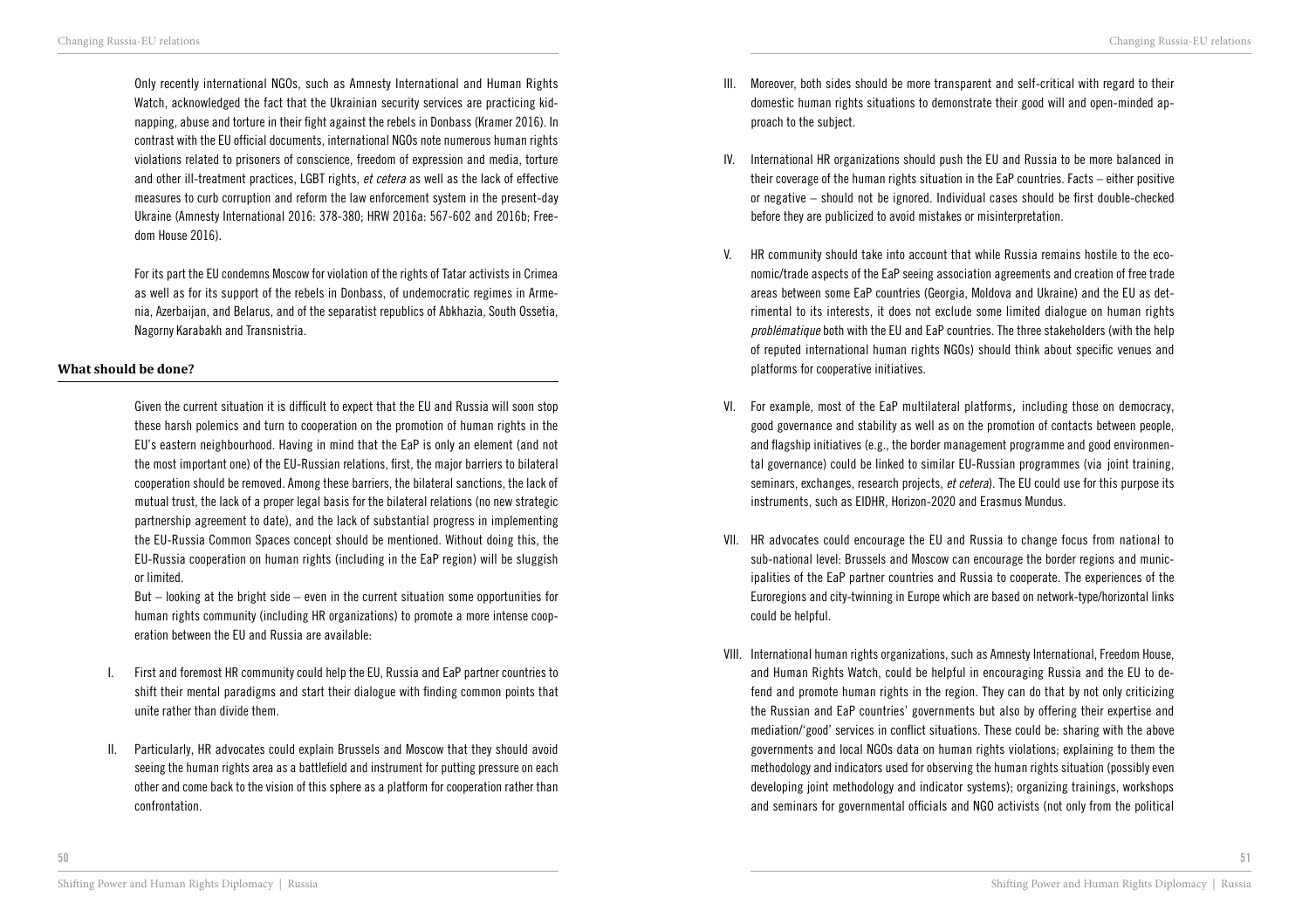Only recently international NGOs, such as Amnesty International and Human Rights Watch, acknowledged the fact that the Ukrainian security services are practicing kidnapping, abuse and torture in their fight against the rebels in Donbass (Kramer 2016). In contrast with the EU official documents, international NGOs note numerous human rights violations related to prisoners of conscience, freedom of expression and media, torture and other ill-treatment practices, LGBT rights, *et cetera* as well as the lack of effective measures to curb corruption and reform the law enforcement system in the present-day Ukraine (Amnesty International 2016: 378-380; HRW 2016a: 567-602 and 2016b; Freedom House 2016).

For its part the EU condemns Moscow for violation of the rights of Tatar activists in Crimea as well as for its support of the rebels in Donbass, of undemocratic regimes in Armenia, Azerbaijan, and Belarus, and of the separatist republics of Abkhazia, South Ossetia, Nagorny Karabakh and Transnistria.

## What should be done?

Given the current situation it is difficult to expect that the EU and Russia will soon stop these harsh polemics and turn to cooperation on the promotion of human rights in the EU's eastern neighbourhood. Having in mind that the EaP is only an element (and not the most important one) of the EU-Russian relations, first, the major barriers to bilateral cooperation should be removed. Among these barriers, the bilateral sanctions, the lack of mutual trust, the lack of a proper legal basis for the bilateral relations (no new strategic partnership agreement to date), and the lack of substantial progress in implementing the EU-Russia Common Spaces concept should be mentioned. Without doing this, the EU-Russia cooperation on human rights (including in the EaP region) will be sluggish or limited.

But – looking at the bright side – even in the current situation some opportunities for human rights community (including HR organizations) to promote a more intense cooperation between the EU and Russia are available:

I. First and foremost HR community could help the EU, Russia and EaP partner countries to shift their mental paradigms and start their dialogue with finding common points that unite rather than divide them.

II. Particularly, HR advocates could explain Brussels and Moscow that they should avoid seeing the human rights area as a battlefield and instrument for putting pressure on each other and come back to the vision of this sphere as a platform for cooperation rather than confrontation.

III. Moreover, both sides should be more transparent and self-critical with regard to their domestic human rights situations to demonstrate their good will and open-minded approach to the subject.

IV. International HR organizations should push the EU and Russia to be more balanced in their coverage of the human rights situation in the EaP countries. Facts – either positive or negative – should not be ignored. Individual cases should be first double-checked before they are publicized to avoid mistakes or misinterpretation.

V. HR community should take into account that while Russia remains hostile to the economic/trade aspects of the EaP seeing association agreements and creation of free trade areas between some EaP countries (Georgia, Moldova and Ukraine) and the EU as detrimental to its interests, it does not exclude some limited dialogue on human rights *problématique* both with the EU and EaP countries. The three stakeholders (with the help of reputed international human rights NGOs) should think about specific venues and platforms for cooperative initiatives.

VI. For example, most of the EaP multilateral platforms, including those on democracy, good governance and stability as well as on the promotion of contacts between people, and flagship initiatives (e.g., the border management programme and good environmental governance) could be linked to similar EU-Russian programmes (via joint training, seminars, exchanges, research projects, *et cetera*). The EU could use for this purpose its instruments, such as EIDHR, Horizon-2020 and Erasmus Mundus.

VII. HR advocates could encourage the EU and Russia to change focus from national to sub-national level: Brussels and Moscow can encourage the border regions and municipalities of the EaP partner countries and Russia to cooperate. The experiences of the Euroregions and city-twinning in Europe which are based on network-type/horizontal links could be helpful.

VIII. International human rights organizations, such as Amnesty International, Freedom House, and Human Rights Watch, could be helpful in encouraging Russia and the EU to defend and promote human rights in the region. They can do that by not only criticizing the Russian and EaP countries' governments but also by offering their expertise and mediation/'good' services in conflict situations. These could be: sharing with the above governments and local NGOs data on human rights violations; explaining to them the methodology and indicators used for observing the human rights situation (possibly even developing joint methodology and indicator systems); organizing trainings, workshops and seminars for governmental officials and NGO activists (not only from the political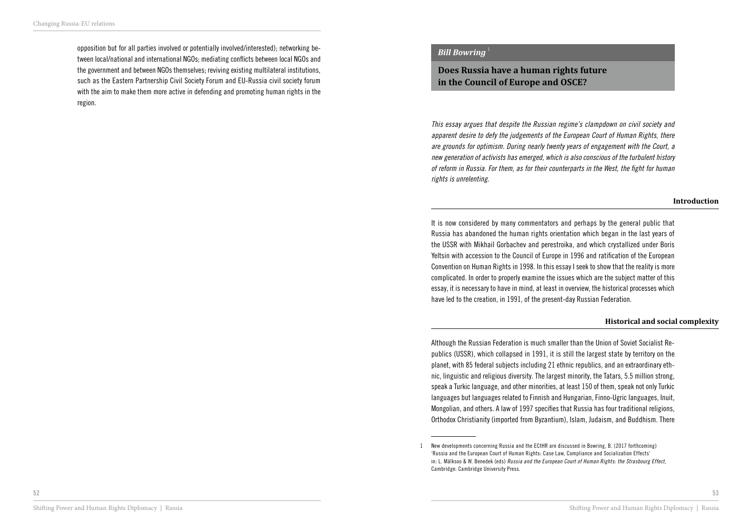opposition but for all parties involved or potentially involved/interested); networking between local/national and international NGOs; mediating conflicts between local NGOs and the government and between NGOs themselves; reviving existing multilateral institutions, such as the Eastern Partnership Civil Society Forum and EU-Russia civil society forum with the aim to make them more active in defending and promoting human rights in the region.

*Bill Bowring* [1]

# Does Russia have a human rights future in the Council of Europe and OSCE?

*This essay argues that despite the Russian regime's clampdown on civil society and apparent desire to defy the judgements of the European Court of Human Rights, there are grounds for optimism. During nearly twenty years of engagement with the Court, a new generation of activists has emerged, which is also conscious of the turbulent history of reform in Russia. For them, as for their counterparts in the West, the fight for human rights is unrelenting.*

## Introduction

It is now considered by many commentators and perhaps by the general public that Russia has abandoned the human rights orientation which began in the last years of the USSR with Mikhail Gorbachev and perestroika, and which crystallized under Boris Yeltsin with accession to the Council of Europe in 1996 and ratification of the European Convention on Human Rights in 1998. In this essay I seek to show that the reality is more complicated. In order to properly examine the issues which are the subject matter of this essay, it is necessary to have in mind, at least in overview, the historical processes which have led to the creation, in 1991, of the present-day Russian Federation.

## Historical and social complexity

Although the Russian Federation is much smaller than the Union of Soviet Socialist Republics (USSR), which collapsed in 1991, it is still the largest state by territory on the planet, with 85 federal subjects including 21 ethnic republics, and an extraordinary ethnic, linguistic and religious diversity. The largest minority, the Tatars, 5.5 million strong, speak a Turkic language, and other minorities, at least 150 of them, speak not only Turkic languages but languages related to Finnish and Hungarian, Finno-Ugric languages, Inuit, Mongolian, and others. A law of 1997 specifies that Russia has four traditional religions, Orthodox Christianity (imported from Byzantium), Islam, Judaism, and Buddhism. There

1 New developments concerning Russia and the ECtHR are discussed in Bowring, B. (2017 forthcoming) 'Russia and the European Court of Human Rights: Case Law, Compliance and Socialization Effects' in: L. Mälksoo & W. Benedek (eds) *Russia and the European Court of Human Rights: the Strasbourg Effect*, Cambridge: Cambridge University Press.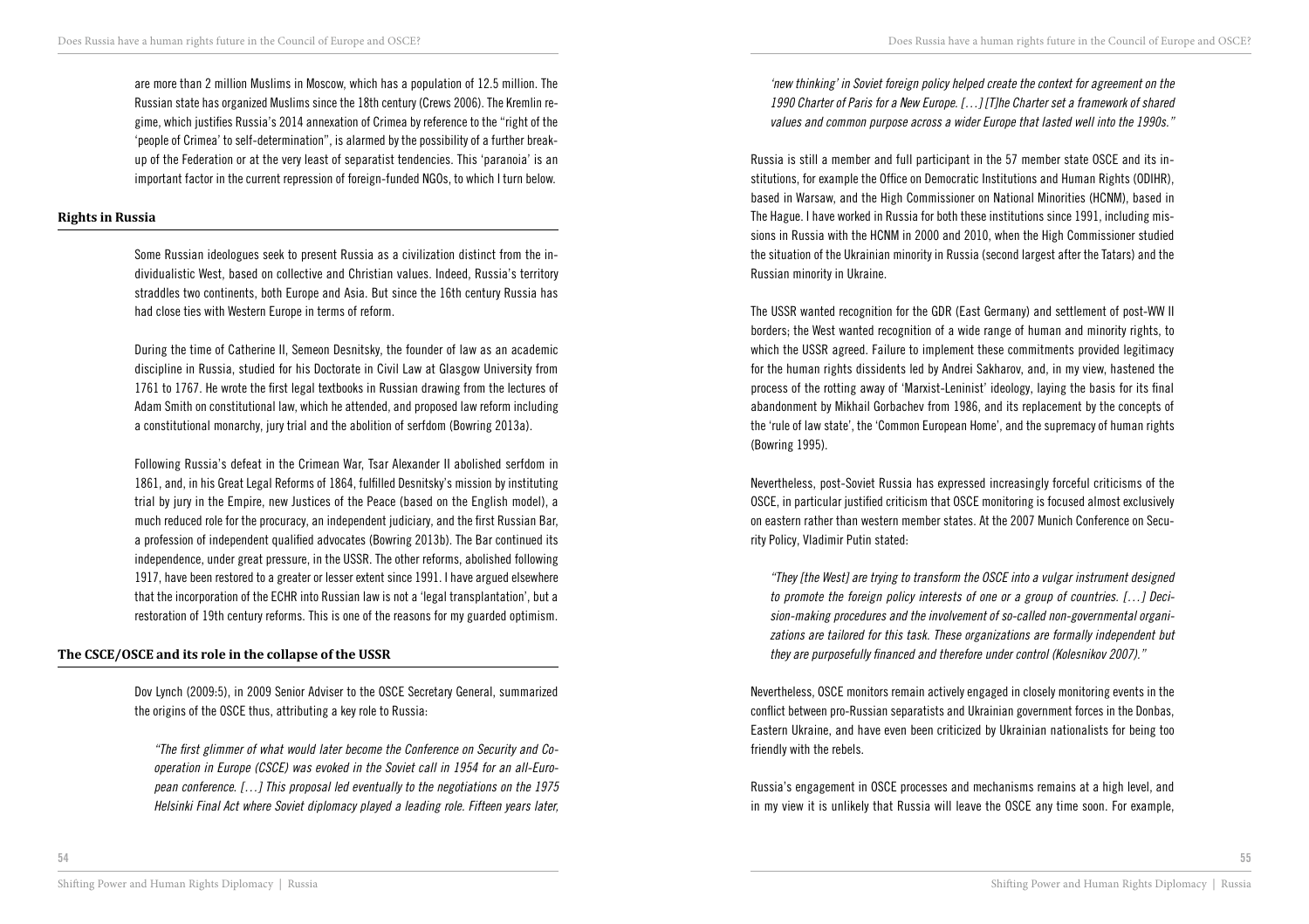are more than 2 million Muslims in Moscow, which has a population of 12.5 million. The Russian state has organized Muslims since the 18th century (Crews 2006). The Kremlin regime, which justifies Russia's 2014 annexation of Crimea by reference to the "right of the 'people of Crimea' to self-determination", is alarmed by the possibility of a further breakup of the Federation or at the very least of separatist tendencies. This 'paranoia' is an important factor in the current repression of foreign-funded NGOs, to which I turn below.

## Rights in Russia

Some Russian ideologues seek to present Russia as a civilization distinct from the individualistic West, based on collective and Christian values. Indeed, Russia's territory straddles two continents, both Europe and Asia. But since the 16th century Russia has had close ties with Western Europe in terms of reform.

During the time of Catherine II, Semeon Desnitsky, the founder of law as an academic discipline in Russia, studied for his Doctorate in Civil Law at Glasgow University from 1761 to 1767. He wrote the first legal textbooks in Russian drawing from the lectures of Adam Smith on constitutional law, which he attended, and proposed law reform including a constitutional monarchy, jury trial and the abolition of serfdom (Bowring 2013a).

Following Russia's defeat in the Crimean War, Tsar Alexander II abolished serfdom in 1861, and, in his Great Legal Reforms of 1864, fulfilled Desnitsky's mission by instituting trial by jury in the Empire, new Justices of the Peace (based on the English model), a much reduced role for the procuracy, an independent judiciary, and the first Russian Bar, a profession of independent qualified advocates (Bowring 2013b). The Bar continued its independence, under great pressure, in the USSR. The other reforms, abolished following 1917, have been restored to a greater or lesser extent since 1991. I have argued elsewhere that the incorporation of the ECHR into Russian law is not a 'legal transplantation', but a restoration of 19th century reforms. This is one of the reasons for my guarded optimism.

## The CSCE/OSCE and its role in the collapse of the USSR

Dov Lynch (2009:5), in 2009 Senior Adviser to the OSCE Secretary General, summarized the origins of the OSCE thus, attributing a key role to Russia:

*"The first glimmer of what would later become the Conference on Security and Cooperation in Europe (CSCE) was evoked in the Soviet call in 1954 for an all-European conference. […] This proposal led eventually to the negotiations on the 1975 Helsinki Final Act where Soviet diplomacy played a leading role. Fifteen years later, 'new thinking' in Soviet foreign policy helped create the context for agreement on the 1990 Charter of Paris for a New Europe. […] [T]he Charter set a framework of shared values and common purpose across a wider Europe that lasted well into the 1990s."*

Russia is still a member and full participant in the 57 member state OSCE and its institutions, for example the Office on Democratic Institutions and Human Rights (ODIHR), based in Warsaw, and the High Commissioner on National Minorities (HCNM), based in The Hague. I have worked in Russia for both these institutions since 1991, including missions in Russia with the HCNM in 2000 and 2010, when the High Commissioner studied the situation of the Ukrainian minority in Russia (second largest after the Tatars) and the Russian minority in Ukraine.

The USSR wanted recognition for the GDR (East Germany) and settlement of post-WW II borders; the West wanted recognition of a wide range of human and minority rights, to which the USSR agreed. Failure to implement these commitments provided legitimacy for the human rights dissidents led by Andrei Sakharov, and, in my view, hastened the process of the rotting away of 'Marxist-Leninist' ideology, laying the basis for its final abandonment by Mikhail Gorbachev from 1986, and its replacement by the concepts of the 'rule of law state', the 'Common European Home', and the supremacy of human rights (Bowring 1995).

Nevertheless, post-Soviet Russia has expressed increasingly forceful criticisms of the OSCE, in particular justified criticism that OSCE monitoring is focused almost exclusively on eastern rather than western member states. At the 2007 Munich Conference on Security Policy, Vladimir Putin stated:

*"They [the West] are trying to transform the OSCE into a vulgar instrument designed to promote the foreign policy interests of one or a group of countries. […] Decision-making procedures and the involvement of so-called non-governmental organizations are tailored for this task. These organizations are formally independent but they are purposefully financed and therefore under control (Kolesnikov 2007)."*

Nevertheless, OSCE monitors remain actively engaged in closely monitoring events in the conflict between pro-Russian separatists and Ukrainian government forces in the Donbas, Eastern Ukraine, and have even been criticized by Ukrainian nationalists for being too friendly with the rebels.

Russia's engagement in OSCE processes and mechanisms remains at a high level, and in my view it is unlikely that Russia will leave the OSCE any time soon. For example,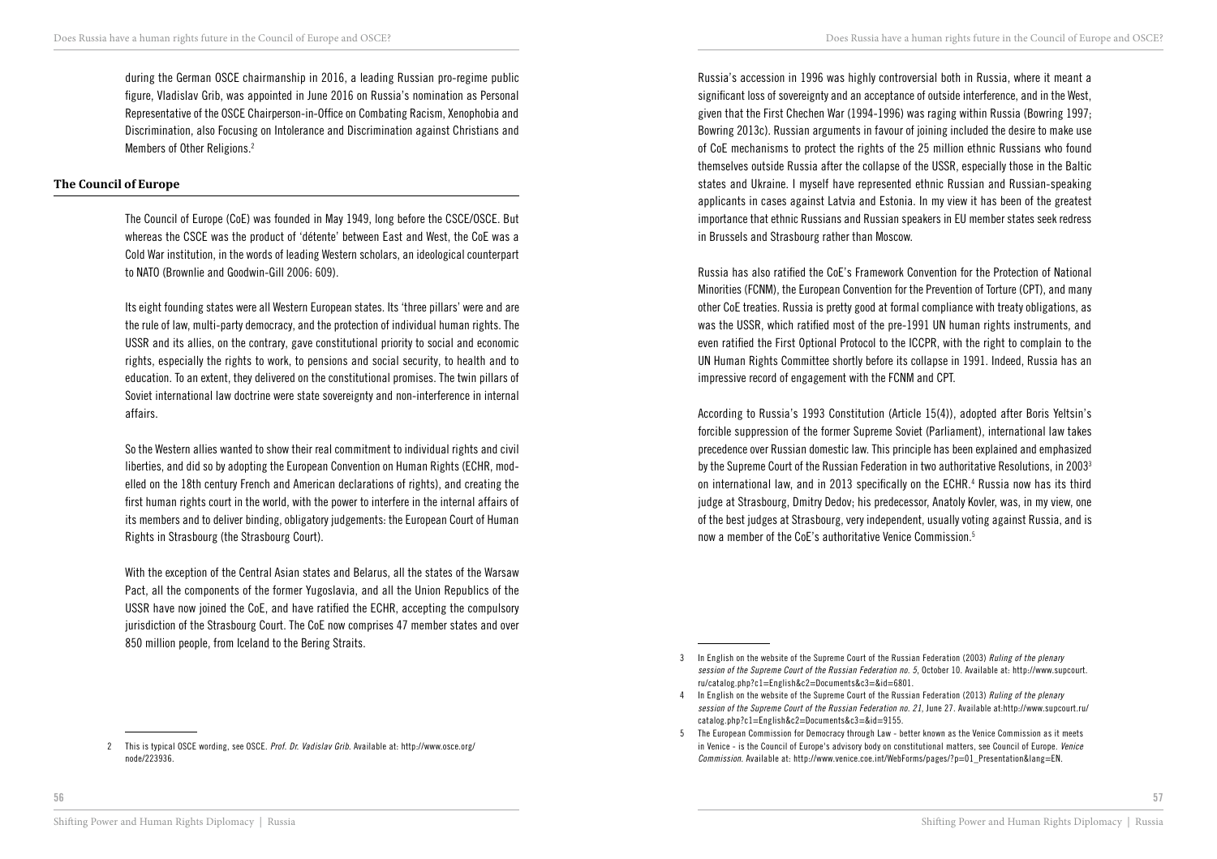during the German OSCE chairmanship in 2016, a leading Russian pro-regime public figure, Vladislav Grib, was appointed in June 2016 on Russia's nomination as Personal Representative of the OSCE Chairperson-in-Office on Combating Racism, Xenophobia and Discrimination, also Focusing on Intolerance and Discrimination against Christians and Members of Other Religions.[2]

## The Council of Europe

The Council of Europe (CoE) was founded in May 1949, long before the CSCE/OSCE. But whereas the CSCE was the product of 'détente' between East and West, the CoE was a Cold War institution, in the words of leading Western scholars, an ideological counterpart to NATO (Brownlie and Goodwin-Gill 2006: 609).

Its eight founding states were all Western European states. Its 'three pillars' were and are the rule of law, multi-party democracy, and the protection of individual human rights. The USSR and its allies, on the contrary, gave constitutional priority to social and economic rights, especially the rights to work, to pensions and social security, to health and to education. To an extent, they delivered on the constitutional promises. The twin pillars of Soviet international law doctrine were state sovereignty and non-interference in internal affairs.

So the Western allies wanted to show their real commitment to individual rights and civil liberties, and did so by adopting the European Convention on Human Rights (ECHR, modelled on the 18th century French and American declarations of rights), and creating the first human rights court in the world, with the power to interfere in the internal affairs of its members and to deliver binding, obligatory judgements: the European Court of Human Rights in Strasbourg (the Strasbourg Court).

With the exception of the Central Asian states and Belarus, all the states of the Warsaw Pact, all the components of the former Yugoslavia, and all the Union Republics of the USSR have now joined the CoE, and have ratified the ECHR, accepting the compulsory jurisdiction of the Strasbourg Court. The CoE now comprises 47 member states and over 850 million people, from Iceland to the Bering Straits.

2 This is typical OSCE wording, see OSCE. *Prof. Dr. Vladislav Grib*. Available at: http://www.osce.org/node/223936.

Russia's accession in 1996 was highly controversial both in Russia, where it meant a significant loss of sovereignty and an acceptance of outside interference, and in the West, given that the First Chechen War (1994-1996) was raging within Russia (Bowring 1997; Bowring 2013c). Russian arguments in favour of joining included the desire to make use of CoE mechanisms to protect the rights of the 25 million ethnic Russians who found themselves outside Russia after the collapse of the USSR, especially those in the Baltic states and Ukraine. I myself have represented ethnic Russian and Russian-speaking applicants in cases against Latvia and Estonia. In my view it has been of the greatest importance that ethnic Russians and Russian speakers in EU member states seek redress in Brussels and Strasbourg rather than Moscow.

Russia has also ratified the CoE's Framework Convention for the Protection of National Minorities (FCNM), the European Convention for the Prevention of Torture (CPT), and many other CoE treaties. Russia is pretty good at formal compliance with treaty obligations, as was the USSR, which ratified most of the pre-1991 UN human rights instruments, and even ratified the First Optional Protocol to the ICCPR, with the right to complain to the UN Human Rights Committee shortly before its collapse in 1991. Indeed, Russia has an impressive record of engagement with the FCNM and CPT.

According to Russia's 1993 Constitution (Article 15(4)), adopted after Boris Yeltsin's forcible suppression of the former Supreme Soviet (Parliament), international law takes precedence over Russian domestic law. This principle has been explained and emphasized by the Supreme Court of the Russian Federation in two authoritative Resolutions, in 2003[3] on international law, and in 2013 specifically on the ECHR.[4] Russia now has its third judge at Strasbourg, Dmitry Dedov; his predecessor, Anatoly Kovler, was, in my view, one of the best judges at Strasbourg, very independent, usually voting against Russia, and is now a member of the CoE's authoritative Venice Commission.[5]

3 In English on the website of the Supreme Court of the Russian Federation (2003) *Ruling of the plenary session of the Supreme Court of the Russian Federation no. 5*, October 10. Available at: http://www.supcourt.ru/catalog.php?c1=English&c2=Documents&c3=&id=6801.

4 In English on the website of the Supreme Court of the Russian Federation (2013) *Ruling of the plenary session of the Supreme Court of the Russian Federation no. 21*, June 27. Available at:http://www.supcourt.ru/catalog.php?c1=English&c2=Documents&c3=&id=9155.

5 The European Commission for Democracy through Law - better known as the Venice Commission as it meets in Venice - is the Council of Europe's advisory body on constitutional matters, see Council of Europe. *Venice Commission*. Available at: http://www.venice.coe.int/WebForms/pages/?p=01_Presentation&lang=EN.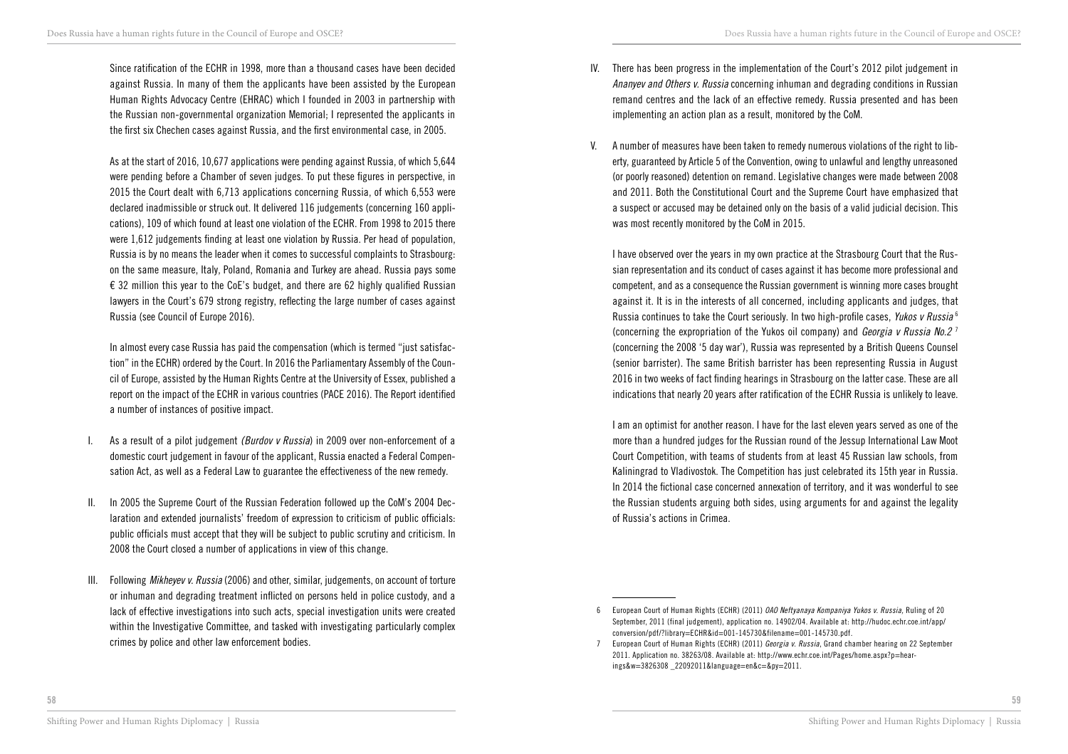Since ratification of the ECHR in 1998, more than a thousand cases have been decided against Russia. In many of them the applicants have been assisted by the European Human Rights Advocacy Centre (EHRAC) which I founded in 2003 in partnership with the Russian non-governmental organization Memorial; I represented the applicants in the first six Chechen cases against Russia, and the first environmental case, in 2005.

As at the start of 2016, 10,677 applications were pending against Russia, of which 5,644 were pending before a Chamber of seven judges. To put these figures in perspective, in 2015 the Court dealt with 6,713 applications concerning Russia, of which 6,553 were declared inadmissible or struck out. It delivered 116 judgements (concerning 160 applications), 109 of which found at least one violation of the ECHR. From 1998 to 2015 there were 1,612 judgements finding at least one violation by Russia. Per head of population, Russia is by no means the leader when it comes to successful complaints to Strasbourg: on the same measure, Italy, Poland, Romania and Turkey are ahead. Russia pays some € 32 million this year to the CoE's budget, and there are 62 highly qualified Russian lawyers in the Court's 679 strong registry, reflecting the large number of cases against Russia (see Council of Europe 2016).

In almost every case Russia has paid the compensation (which is termed "just satisfaction" in the ECHR) ordered by the Court. In 2016 the Parliamentary Assembly of the Council of Europe, assisted by the Human Rights Centre at the University of Essex, published a report on the impact of the ECHR in various countries (PACE 2016). The Report identified a number of instances of positive impact.

I. As a result of a pilot judgement *(Burdov v Russia)* in 2009 over non-enforcement of a domestic court judgement in favour of the applicant, Russia enacted a Federal Compensation Act, as well as a Federal Law to guarantee the effectiveness of the new remedy.

II. In 2005 the Supreme Court of the Russian Federation followed up the CoM's 2004 Declaration and extended journalists' freedom of expression to criticism of public officials: public officials must accept that they will be subject to public scrutiny and criticism. In 2008 the Court closed a number of applications in view of this change.

III. Following *Mikheyev v. Russia* (2006) and other, similar, judgements, on account of torture or inhuman and degrading treatment inflicted on persons held in police custody, and a lack of effective investigations into such acts, special investigation units were created within the Investigative Committee, and tasked with investigating particularly complex crimes by police and other law enforcement bodies.

IV. There has been progress in the implementation of the Court's 2012 pilot judgement in *Ananyev and Others v. Russia* concerning inhuman and degrading conditions in Russian remand centres and the lack of an effective remedy. Russia presented and has been implementing an action plan as a result, monitored by the CoM.

V. A number of measures have been taken to remedy numerous violations of the right to liberty, guaranteed by Article 5 of the Convention, owing to unlawful and lengthy unreasoned (or poorly reasoned) detention on remand. Legislative changes were made between 2008 and 2011. Both the Constitutional Court and the Supreme Court have emphasized that a suspect or accused may be detained only on the basis of a valid judicial decision. This was most recently monitored by the CoM in 2015.

I have observed over the years in my own practice at the Strasbourg Court that the Russian representation and its conduct of cases against it has become more professional and competent, and as a consequence the Russian government is winning more cases brought against it. It is in the interests of all concerned, including applicants and judges, that Russia continues to take the Court seriously. In two high-profile cases, *Yukos v Russia* [6] (concerning the expropriation of the Yukos oil company) and *Georgia v Russia No.2* [7] (concerning the 2008 '5 day war'), Russia was represented by a British Queens Counsel (senior barrister). The same British barrister has been representing Russia in August 2016 in two weeks of fact finding hearings in Strasbourg on the latter case. These are all indications that nearly 20 years after ratification of the ECHR Russia is unlikely to leave.

I am an optimist for another reason. I have for the last eleven years served as one of the more than a hundred judges for the Russian round of the Jessup International Law Moot Court Competition, with teams of students from at least 45 Russian law schools, from Kaliningrad to Vladivostok. The Competition has just celebrated its 15th year in Russia. In 2014 the fictional case concerned annexation of territory, and it was wonderful to see the Russian students arguing both sides, using arguments for and against the legality of Russia's actions in Crimea.

---

6 European Court of Human Rights (ECHR) (2011) *OAO Neftyanaya Kompaniya Yukos v. Russia*, Ruling of 20 September, 2011 (final judgement), application no. 14902/04. Available at: http://hudoc.echr.coe.int/app/conversion/pdf/?library=ECHR&id=001-145730&filename=001-145730.pdf.

7 European Court of Human Rights (ECHR) (2011) *Georgia v. Russia*, Grand chamber hearing on 22 September 2011. Application no. 38263/08. Available at: http://www.echr.coe.int/Pages/home.aspx?p=hearings&w=3826308 _22092011&language=en&c=&py=2011.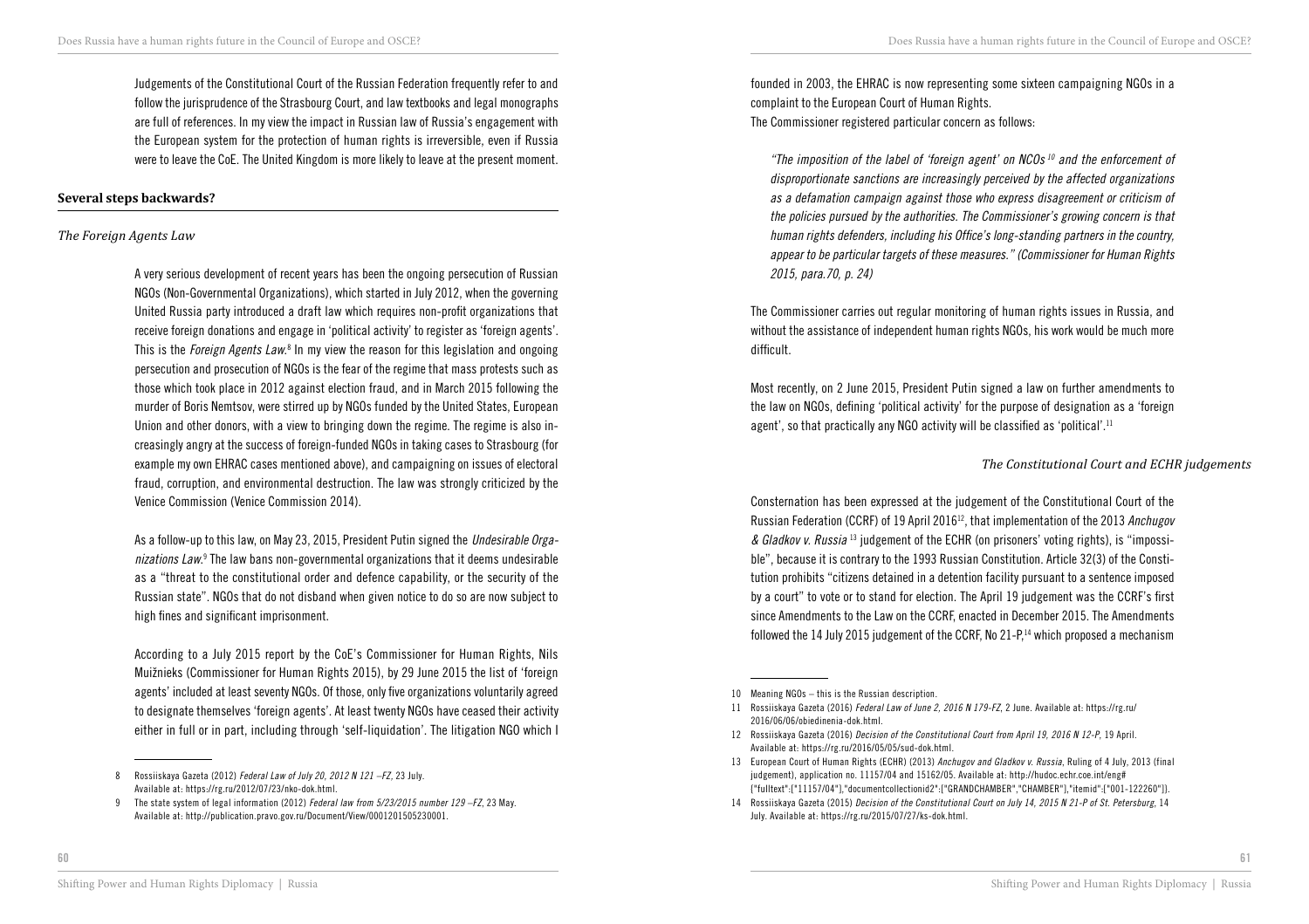Judgements of the Constitutional Court of the Russian Federation frequently refer to and follow the jurisprudence of the Strasbourg Court, and law textbooks and legal monographs are full of references. In my view the impact in Russian law of Russia's engagement with the European system for the protection of human rights is irreversible, even if Russia were to leave the CoE. The United Kingdom is more likely to leave at the present moment.

## Several steps backwards?

### *The Foreign Agents Law*

A very serious development of recent years has been the ongoing persecution of Russian NGOs (Non-Governmental Organizations), which started in July 2012, when the governing United Russia party introduced a draft law which requires non-profit organizations that receive foreign donations and engage in 'political activity' to register as 'foreign agents'. This is the *Foreign Agents Law*.[8] In my view the reason for this legislation and ongoing persecution and prosecution of NGOs is the fear of the regime that mass protests such as those which took place in 2012 against election fraud, and in March 2015 following the murder of Boris Nemtsov, were stirred up by NGOs funded by the United States, European Union and other donors, with a view to bringing down the regime. The regime is also increasingly angry at the success of foreign-funded NGOs in taking cases to Strasbourg (for example my own EHRAC cases mentioned above), and campaigning on issues of electoral fraud, corruption, and environmental destruction. The law was strongly criticized by the Venice Commission (Venice Commission 2014).

As a follow-up to this law, on May 23, 2015, President Putin signed the *Undesirable Organizations Law*.[9] The law bans non-governmental organizations that it deems undesirable as a "threat to the constitutional order and defence capability, or the security of the Russian state". NGOs that do not disband when given notice to do so are now subject to high fines and significant imprisonment.

According to a July 2015 report by the CoE's Commissioner for Human Rights, Nils Muižnieks (Commissioner for Human Rights 2015), by 29 June 2015 the list of 'foreign agents' included at least seventy NGOs. Of those, only five organizations voluntarily agreed to designate themselves 'foreign agents'. At least twenty NGOs have ceased their activity either in full or in part, including through 'self-liquidation'. The litigation NGO which I founded in 2003, the EHRAC is now representing some sixteen campaigning NGOs in a complaint to the European Court of Human Rights.

The Commissioner registered particular concern as follows:

> *"The imposition of the label of 'foreign agent' on NGOs*[10] *and the enforcement of disproportionate sanctions are increasingly perceived by the affected organizations as a defamation campaign against those who express disagreement or criticism of the policies pursued by the authorities. The Commissioner's growing concern is that human rights defenders, including his Office's long-standing partners in the country, appear to be particular targets of these measures." (Commissioner for Human Rights 2015, para.70, p. 24)*

The Commissioner carries out regular monitoring of human rights issues in Russia, and without the assistance of independent human rights NGOs, his work would be much more difficult.

Most recently, on 2 June 2015, President Putin signed a law on further amendments to the law on NGOs, defining 'political activity' for the purpose of designation as a 'foreign agent', so that practically any NGO activity will be classified as 'political'.[11]

### *The Constitutional Court and ECHR judgements*

Consternation has been expressed at the judgement of the Constitutional Court of the Russian Federation (CCRF) of 19 April 2016[12], that implementation of the 2013 *Anchugov & Gladkov v. Russia*[13] judgement of the ECHR (on prisoners' voting rights), is "impossible", because it is contrary to the 1993 Russian Constitution. Article 32(3) of the Constitution prohibits "citizens detained in a detention facility pursuant to a sentence imposed by a court" to vote or to stand for election. The April 19 judgement was the CCRF's first since Amendments to the Law on the CCRF, enacted in December 2015. The Amendments followed the 14 July 2015 judgement of the CCRF, No 21-P,[14] which proposed a mechanism

---

8 Rossiiskaya Gazeta (2012) *Federal Law of July 20, 2012 N 121 –FZ*, 23 July. Available at: https://rg.ru/2012/07/23/nko-dok.html.

9 The state system of legal information (2012) *Federal law from 5/23/2015 number 129 –FZ*, 23 May. Available at: http://publication.pravo.gov.ru/Document/View/0001201505230001.

10 Meaning NGOs – this is the Russian description.

11 Rossiiskaya Gazeta (2016) *Federal Law of June 2, 2016 N 179-FZ*, 2 June. Available at: https://rg.ru/2016/06/06/obiedinenia-dok.html.

12 Rossiiskaya Gazeta (2016) *Decision of the Constitutional Court from April 19, 2016 N 12-P*, 19 April. Available at: https://rg.ru/2016/05/05/sud-dok.html.

13 European Court of Human Rights (ECHR) (2013) *Anchugov and Gladkov v. Russia*, Ruling of 4 July, 2013 (final judgement), application no. 11157/04 and 15162/05. Available at: http://hudoc.echr.coe.int/eng#{"fulltext":["11157/04"],"documentcollectionid2":["GRANDCHAMBER","CHAMBER"],"itemid":["001-122260"]}.

14 Rossiiskaya Gazeta (2015) *Decision of the Constitutional Court on July 14, 2015 N 21-P of St. Petersburg*, 14 July. Available at: https://rg.ru/2015/07/27/ks-dok.html.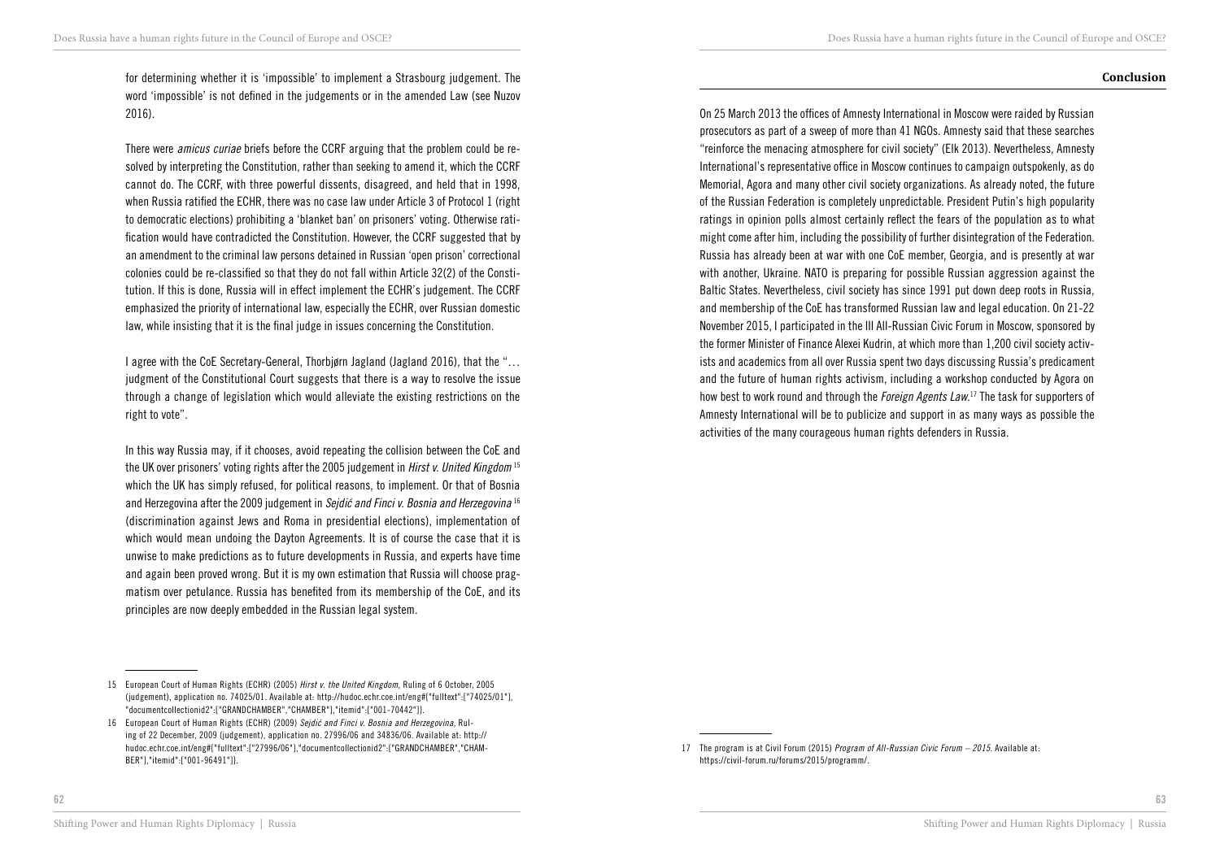for determining whether it is 'impossible' to implement a Strasbourg judgement. The word 'impossible' is not defined in the judgements or in the amended Law (see Nuzov 2016).

There were *amicus curiae* briefs before the CCRF arguing that the problem could be resolved by interpreting the Constitution, rather than seeking to amend it, which the CCRF cannot do. The CCRF, with three powerful dissents, disagreed, and held that in 1998, when Russia ratified the ECHR, there was no case law under Article 3 of Protocol 1 (right to democratic elections) prohibiting a 'blanket ban' on prisoners' voting. Otherwise ratification would have contradicted the Constitution. However, the CCRF suggested that by an amendment to the criminal law persons detained in Russian 'open prison' correctional colonies could be re-classified so that they do not fall within Article 32(2) of the Constitution. If this is done, Russia will in effect implement the ECHR's judgement. The CCRF emphasized the priority of international law, especially the ECHR, over Russian domestic law, while insisting that it is the final judge in issues concerning the Constitution.

I agree with the CoE Secretary-General, Thorbjørn Jagland (Jagland 2016), that the "… judgment of the Constitutional Court suggests that there is a way to resolve the issue through a change of legislation which would alleviate the existing restrictions on the right to vote".

In this way Russia may, if it chooses, avoid repeating the collision between the CoE and the UK over prisoners' voting rights after the 2005 judgement in *Hirst v. United Kingdom* [15] which the UK has simply refused, for political reasons, to implement. Or that of Bosnia and Herzegovina after the 2009 judgement in *Sejdić and Finci v. Bosnia and Herzegovina* [16] (discrimination against Jews and Roma in presidential elections), implementation of which would mean undoing the Dayton Agreements. It is of course the case that it is unwise to make predictions as to future developments in Russia, and experts have time and again been proved wrong. But it is my own estimation that Russia will choose pragmatism over petulance. Russia has benefited from its membership of the CoE, and its principles are now deeply embedded in the Russian legal system.

15 European Court of Human Rights (ECHR) (2005) *Hirst v. the United Kingdom*, Ruling of 6 October, 2005 (judgement), application no. 74025/01. Available at: http://hudoc.echr.coe.int/eng#{"fulltext":["74025/01"],"documentcollectionid2":["GRANDCHAMBER","CHAMBER"],"itemid":["001-70442"]}.

16 European Court of Human Rights (ECHR) (2009) *Sejdić and Finci v. Bosnia and Herzegovina*, Ruling of 22 December, 2009 (judgement), application no. 27996/06 and 34836/06. Available at: http://hudoc.echr.coe.int/eng#{"fulltext":["27996/06"],"documentcollectionid2":["GRANDCHAMBER","CHAMBER"],"itemid":["001-96491"]}.

## Conclusion

On 25 March 2013 the offices of Amnesty International in Moscow were raided by Russian prosecutors as part of a sweep of more than 41 NGOs. Amnesty said that these searches "reinforce the menacing atmosphere for civil society" (Elk 2013). Nevertheless, Amnesty International's representative office in Moscow continues to campaign outspokenly, as do Memorial, Agora and many other civil society organizations. As already noted, the future of the Russian Federation is completely unpredictable. President Putin's high popularity ratings in opinion polls almost certainly reflect the fears of the population as to what might come after him, including the possibility of further disintegration of the Federation. Russia has already been at war with one CoE member, Georgia, and is presently at war with another, Ukraine. NATO is preparing for possible Russian aggression against the Baltic States. Nevertheless, civil society has since 1991 put down deep roots in Russia, and membership of the CoE has transformed Russian law and legal education. On 21-22 November 2015, I participated in the III All-Russian Civic Forum in Moscow, sponsored by the former Minister of Finance Alexei Kudrin, at which more than 1,200 civil society activists and academics from all over Russia spent two days discussing Russia's predicament and the future of human rights activism, including a workshop conducted by Agora on how best to work round and through the *Foreign Agents Law*.[17] The task for supporters of Amnesty International will be to publicize and support in as many ways as possible the activities of the many courageous human rights defenders in Russia.

17 The program is at Civil Forum (2015) *Program of All-Russian Civic Forum – 2015*. Available at: https://civil-forum.ru/forums/2015/programm/.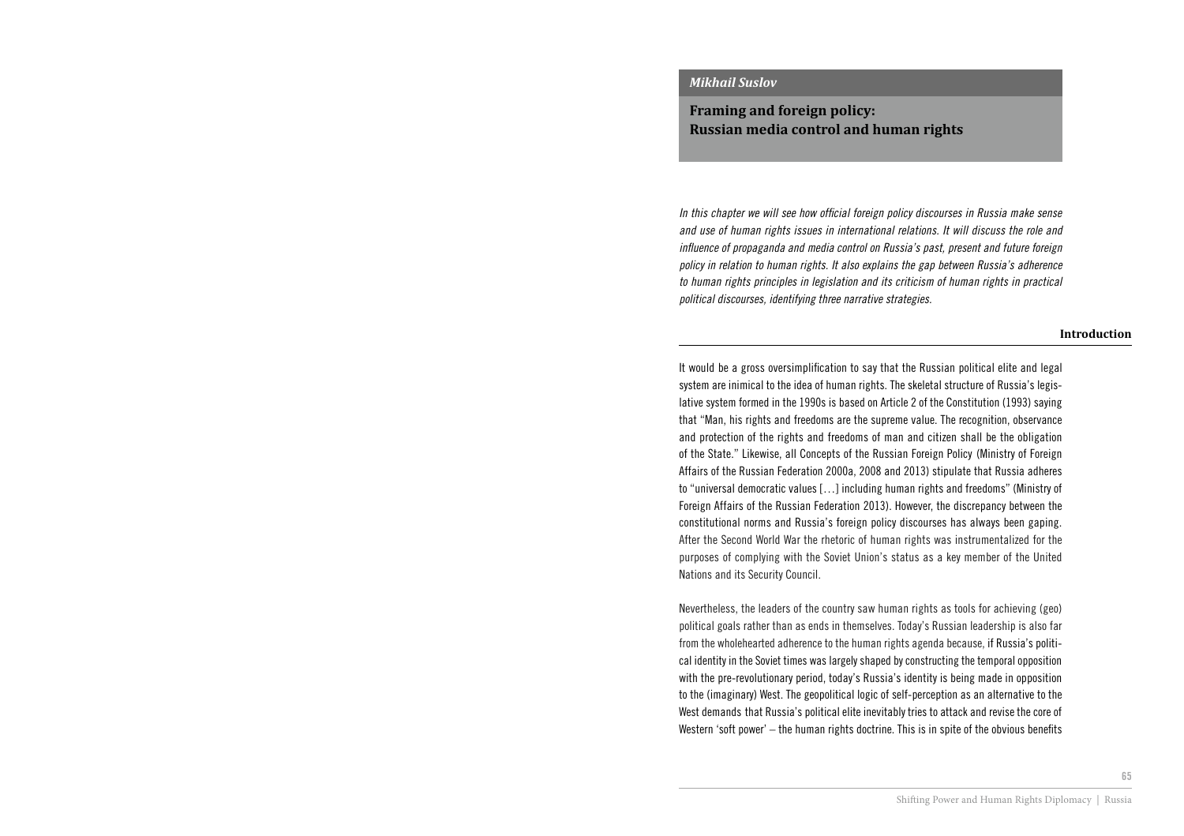*Mikhail Suslov*

# Framing and foreign policy: Russian media control and human rights

*In this chapter we will see how official foreign policy discourses in Russia make sense and use of human rights issues in international relations. It will discuss the role and influence of propaganda and media control on Russia's past, present and future foreign policy in relation to human rights. It also explains the gap between Russia's adherence to human rights principles in legislation and its criticism of human rights in practical political discourses, identifying three narrative strategies.*

## Introduction

It would be a gross oversimplification to say that the Russian political elite and legal system are inimical to the idea of human rights. The skeletal structure of Russia's legislative system formed in the 1990s is based on Article 2 of the Constitution (1993) saying that "Man, his rights and freedoms are the supreme value. The recognition, observance and protection of the rights and freedoms of man and citizen shall be the obligation of the State." Likewise, all Concepts of the Russian Foreign Policy (Ministry of Foreign Affairs of the Russian Federation 2000a, 2008 and 2013) stipulate that Russia adheres to "universal democratic values […] including human rights and freedoms" (Ministry of Foreign Affairs of the Russian Federation 2013). However, the discrepancy between the constitutional norms and Russia's foreign policy discourses has always been gaping. After the Second World War the rhetoric of human rights was instrumentalized for the purposes of complying with the Soviet Union's status as a key member of the United Nations and its Security Council.

Nevertheless, the leaders of the country saw human rights as tools for achieving (geo) political goals rather than as ends in themselves. Today's Russian leadership is also far from the wholehearted adherence to the human rights agenda because, if Russia's political identity in the Soviet times was largely shaped by constructing the temporal opposition with the pre-revolutionary period, today's Russia's identity is being made in opposition to the (imaginary) West. The geopolitical logic of self-perception as an alternative to the West demands that Russia's political elite inevitably tries to attack and revise the core of Western 'soft power' – the human rights doctrine. This is in spite of the obvious benefits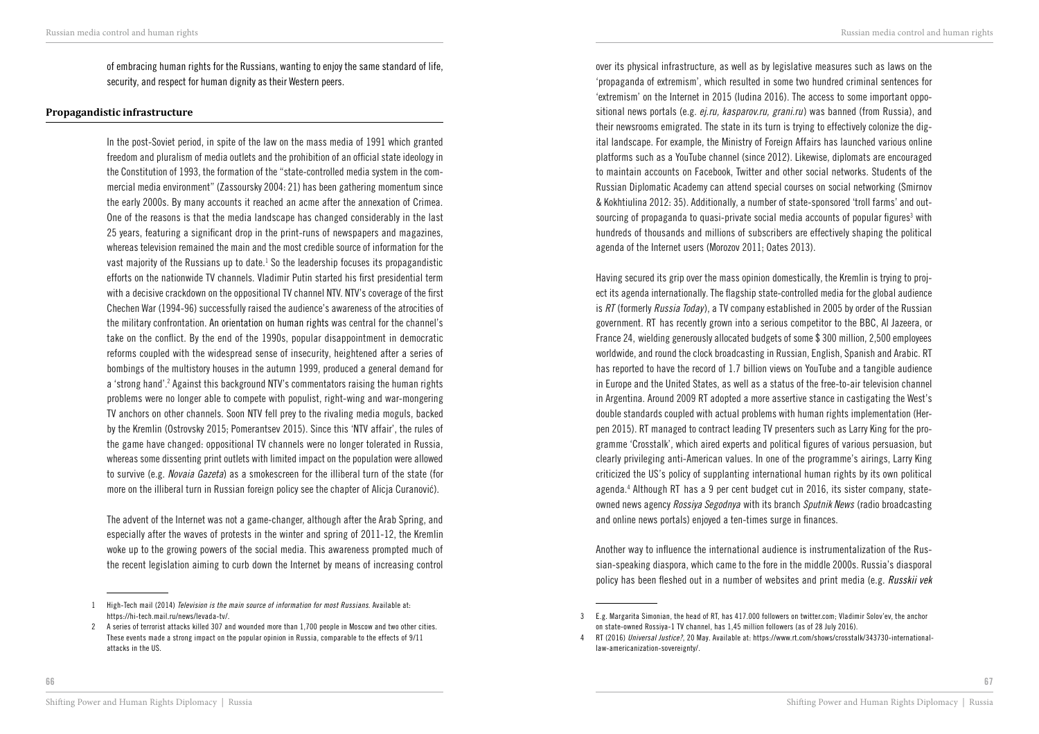of embracing human rights for the Russians, wanting to enjoy the same standard of life, security, and respect for human dignity as their Western peers.

## Propagandistic infrastructure

In the post-Soviet period, in spite of the law on the mass media of 1991 which granted freedom and pluralism of media outlets and the prohibition of an official state ideology in the Constitution of 1993, the formation of the "state-controlled media system in the commercial media environment" (Zassoursky 2004: 21) has been gathering momentum since the early 2000s. By many accounts it reached an acme after the annexation of Crimea. One of the reasons is that the media landscape has changed considerably in the last 25 years, featuring a significant drop in the print-runs of newspapers and magazines, whereas television remained the main and the most credible source of information for the vast majority of the Russians up to date.[1] So the leadership focuses its propagandistic efforts on the nationwide TV channels. Vladimir Putin started his first presidential term with a decisive crackdown on the oppositional TV channel NTV. NTV's coverage of the first Chechen War (1994-96) successfully raised the audience's awareness of the atrocities of the military confrontation. An orientation on human rights was central for the channel's take on the conflict. By the end of the 1990s, popular disappointment in democratic reforms coupled with the widespread sense of insecurity, heightened after a series of bombings of the multistory houses in the autumn 1999, produced a general demand for a 'strong hand'.[2] Against this background NTV's commentators raising the human rights problems were no longer able to compete with populist, right-wing and war-mongering TV anchors on other channels. Soon NTV fell prey to the rivaling media moguls, backed by the Kremlin (Ostrovsky 2015; Pomerantsev 2015). Since this 'NTV affair', the rules of the game have changed: oppositional TV channels were no longer tolerated in Russia, whereas some dissenting print outlets with limited impact on the population were allowed to survive (e.g. *Novaia Gazeta*) as a smokescreen for the illiberal turn of the state (for more on the illiberal turn in Russian foreign policy see the chapter of Alicja Curanović).

The advent of the Internet was not a game-changer, although after the Arab Spring, and especially after the waves of protests in the winter and spring of 2011-12, the Kremlin woke up to the growing powers of the social media. This awareness prompted much of the recent legislation aiming to curb down the Internet by means of increasing control over its physical infrastructure, as well as by legislative measures such as laws on the 'propaganda of extremism', which resulted in some two hundred criminal sentences for 'extremism' on the Internet in 2015 (Iudina 2016). The access to some important oppositional news portals (e.g. *ej.ru, kasparov.ru, grani.ru*) was banned (from Russia), and their newsrooms emigrated. The state in its turn is trying to effectively colonize the digital landscape. For example, the Ministry of Foreign Affairs has launched various online platforms such as a YouTube channel (since 2012). Likewise, diplomats are encouraged to maintain accounts on Facebook, Twitter and other social networks. Students of the Russian Diplomatic Academy can attend special courses on social networking (Smirnov & Kokhtiulina 2012: 35). Additionally, a number of state-sponsored 'troll farms' and outsourcing of propaganda to quasi-private social media accounts of popular figures[3] with hundreds of thousands and millions of subscribers are effectively shaping the political agenda of the Internet users (Morozov 2011; Oates 2013).

Having secured its grip over the mass opinion domestically, the Kremlin is trying to project its agenda internationally. The flagship state-controlled media for the global audience is *RT* (formerly *Russia Today*), a TV company established in 2005 by order of the Russian government. RT has recently grown into a serious competitor to the BBC, Al Jazeera, or France 24, wielding generously allocated budgets of some $ 300 million, 2,500 employees worldwide, and round the clock broadcasting in Russian, English, Spanish and Arabic. RT has reported to have the record of 1.7 billion views on YouTube and a tangible audience in Europe and the United States, as well as a status of the free-to-air television channel in Argentina. Around 2009 RT adopted a more assertive stance in castigating the West's double standards coupled with actual problems with human rights implementation (Herpen 2015). RT managed to contract leading TV presenters such as Larry King for the programme 'Crosstalk', which aired experts and political figures of various persuasion, but clearly privileging anti-American values. In one of the programme's airings, Larry King criticized the US's policy of supplanting international human rights by its own political agenda.[4] Although RT has a 9 per cent budget cut in 2016, its sister company, state-owned news agency *Rossiya Segodnya* with its branch *Sputnik News* (radio broadcasting and online news portals) enjoyed a ten-times surge in finances.

Another way to influence the international audience is instrumentalization of the Russian-speaking diaspora, which came to the fore in the middle 2000s. Russia's diasporal policy has been fleshed out in a number of websites and print media (e.g. *Russkii vek*

---

1 High-Tech mail (2014) *Television is the main source of information for most Russians*. Available at: https://hi-tech.mail.ru/news/levada-tv/.

2 A series of terrorist attacks killed 307 and wounded more than 1,700 people in Moscow and two other cities. These events made a strong impact on the popular opinion in Russia, comparable to the effects of 9/11 attacks in the US.

3 E.g. Margarita Simonian, the head of RT, has 417.000 followers on twitter.com; Vladimir Solov'ev, the anchor on state-owned Rossiya-1 TV channel, has 1,45 million followers (as of 28 July 2016).

4 RT (2016) *Universal Justice?*, 20 May. Available at: https://www.rt.com/shows/crosstalk/343730-international-law-americanization-sovereignty/.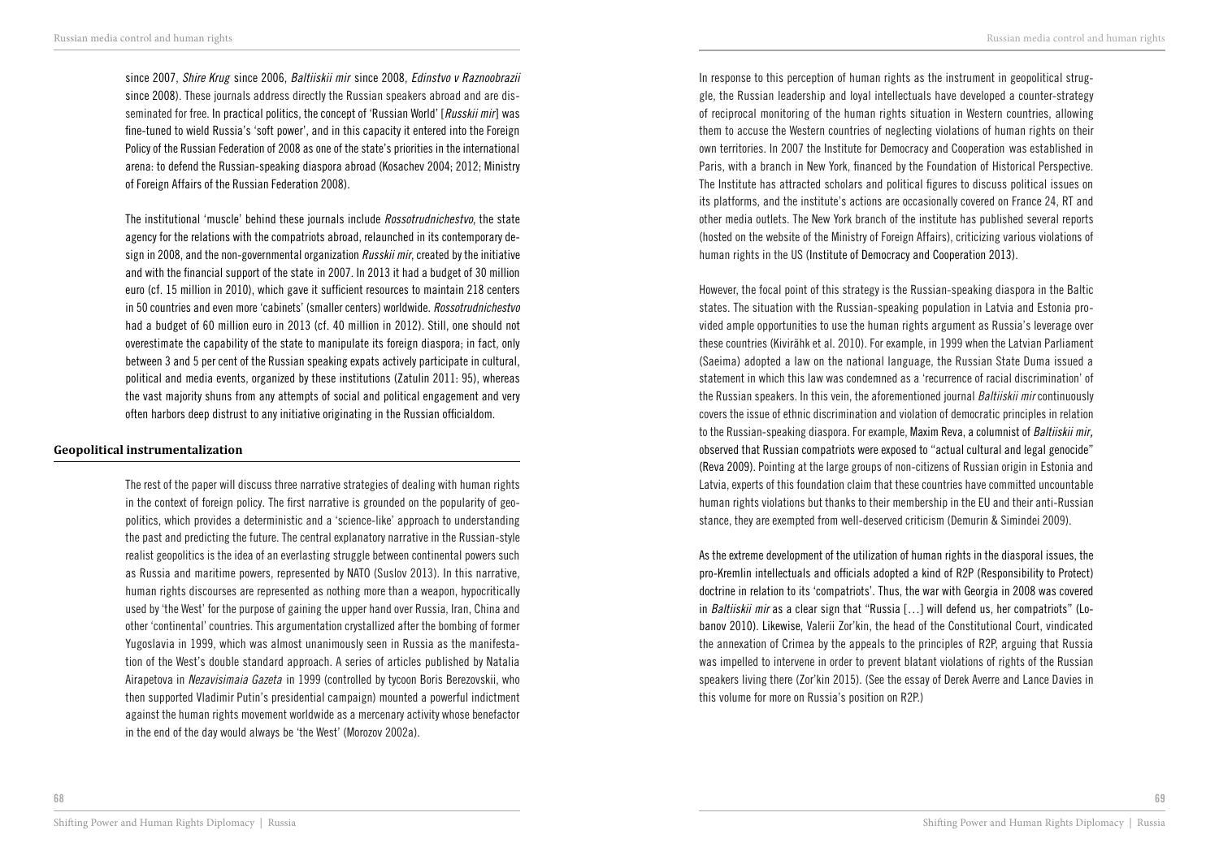since 2007, *Shire Krug* since 2006, *Baltiiskii mir* since 2008, *Edinstvo v Raznoobrazii* since 2008). These journals address directly the Russian speakers abroad and are disseminated for free. In practical politics, the concept of 'Russian World' [*Russkii mir*] was fine-tuned to wield Russia's 'soft power', and in this capacity it entered into the Foreign Policy of the Russian Federation of 2008 as one of the state's priorities in the international arena: to defend the Russian-speaking diaspora abroad (Kosachev 2004; 2012; Ministry of Foreign Affairs of the Russian Federation 2008).

The institutional 'muscle' behind these journals include *Rossotrudnichestvo*, the state agency for the relations with the compatriots abroad, relaunched in its contemporary design in 2008, and the non-governmental organization *Russkii mir*, created by the initiative and with the financial support of the state in 2007. In 2013 it had a budget of 30 million euro (cf. 15 million in 2010), which gave it sufficient resources to maintain 218 centers in 50 countries and even more 'cabinets' (smaller centers) worldwide. *Rossotrudnichestvo* had a budget of 60 million euro in 2013 (cf. 40 million in 2012). Still, one should not overestimate the capability of the state to manipulate its foreign diaspora; in fact, only between 3 and 5 per cent of the Russian speaking expats actively participate in cultural, political and media events, organized by these institutions (Zatulin 2011: 95), whereas the vast majority shuns from any attempts of social and political engagement and very often harbors deep distrust to any initiative originating in the Russian officialdom.

## Geopolitical instrumentalization

The rest of the paper will discuss three narrative strategies of dealing with human rights in the context of foreign policy. The first narrative is grounded on the popularity of geopolitics, which provides a deterministic and a 'science-like' approach to understanding the past and predicting the future. The central explanatory narrative in the Russian-style realist geopolitics is the idea of an everlasting struggle between continental powers such as Russia and maritime powers, represented by NATO (Suslov 2013). In this narrative, human rights discourses are represented as nothing more than a weapon, hypocritically used by 'the West' for the purpose of gaining the upper hand over Russia, Iran, China and other 'continental' countries. This argumentation crystallized after the bombing of former Yugoslavia in 1999, which was almost unanimously seen in Russia as the manifestation of the West's double standard approach. A series of articles published by Natalia Airapetova in *Nezavisimaia Gazeta* in 1999 (controlled by tycoon Boris Berezovskii, who then supported Vladimir Putin's presidential campaign) mounted a powerful indictment against the human rights movement worldwide as a mercenary activity whose benefactor in the end of the day would always be 'the West' (Morozov 2002a).

In response to this perception of human rights as the instrument in geopolitical struggle, the Russian leadership and loyal intellectuals have developed a counter-strategy of reciprocal monitoring of the human rights situation in Western countries, allowing them to accuse the Western countries of neglecting violations of human rights on their own territories. In 2007 the Institute for Democracy and Cooperation was established in Paris, with a branch in New York, financed by the Foundation of Historical Perspective. The Institute has attracted scholars and political figures to discuss political issues on its platforms, and the institute's actions are occasionally covered on France 24, RT and other media outlets. The New York branch of the institute has published several reports (hosted on the website of the Ministry of Foreign Affairs), criticizing various violations of human rights in the US (Institute of Democracy and Cooperation 2013).

However, the focal point of this strategy is the Russian-speaking diaspora in the Baltic states. The situation with the Russian-speaking population in Latvia and Estonia provided ample opportunities to use the human rights argument as Russia's leverage over these countries (Kivirähk et al. 2010). For example, in 1999 when the Latvian Parliament (Saeima) adopted a law on the national language, the Russian State Duma issued a statement in which this law was condemned as a 'recurrence of racial discrimination' of the Russian speakers. In this vein, the aforementioned journal *Baltiiskii mir* continuously covers the issue of ethnic discrimination and violation of democratic principles in relation to the Russian-speaking diaspora. For example, Maxim Reva, a columnist of *Baltiiskii mir,* observed that Russian compatriots were exposed to "actual cultural and legal genocide" (Reva 2009). Pointing at the large groups of non-citizens of Russian origin in Estonia and Latvia, experts of this foundation claim that these countries have committed uncountable human rights violations but thanks to their membership in the EU and their anti-Russian stance, they are exempted from well-deserved criticism (Demurin & Simindei 2009).

As the extreme development of the utilization of human rights in the diasporal issues, the pro-Kremlin intellectuals and officials adopted a kind of R2P (Responsibility to Protect) doctrine in relation to its 'compatriots'. Thus, the war with Georgia in 2008 was covered in *Baltiiskii mir* as a clear sign that "Russia […] will defend us, her compatriots" (Lobanov 2010). Likewise, Valerii Zor'kin, the head of the Constitutional Court, vindicated the annexation of Crimea by the appeals to the principles of R2P, arguing that Russia was impelled to intervene in order to prevent blatant violations of rights of the Russian speakers living there (Zor'kin 2015). (See the essay of Derek Averre and Lance Davies in this volume for more on Russia's position on R2P.)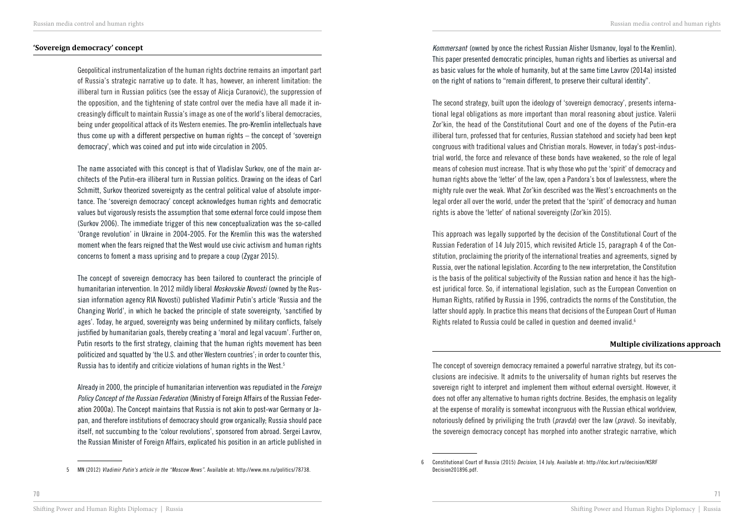## 'Sovereign democracy' concept

Geopolitical instrumentalization of the human rights doctrine remains an important part of Russia's strategic narrative up to date. It has, however, an inherent limitation: the illiberal turn in Russian politics (see the essay of Alicja Curanović), the suppression of the opposition, and the tightening of state control over the media have all made it increasingly difficult to maintain Russia's image as one of the world's liberal democracies, being under geopolitical attack of its Western enemies. The pro-Kremlin intellectuals have thus come up with a different perspective on human rights – the concept of 'sovereign democracy', which was coined and put into wide circulation in 2005.

The name associated with this concept is that of Vladislav Surkov, one of the main architects of the Putin-era illiberal turn in Russian politics. Drawing on the ideas of Carl Schmitt, Surkov theorized sovereignty as the central political value of absolute importance. The 'sovereign democracy' concept acknowledges human rights and democratic values but vigorously resists the assumption that some external force could impose them (Surkov 2006). The immediate trigger of this new conceptualization was the so-called 'Orange revolution' in Ukraine in 2004-2005. For the Kremlin this was the watershed moment when the fears reigned that the West would use civic activism and human rights concerns to foment a mass uprising and to prepare a coup (Zygar 2015).

The concept of sovereign democracy has been tailored to counteract the principle of humanitarian intervention. In 2012 mildly liberal *Moskovskie Novosti* (owned by the Russian information agency RIA Novosti) published Vladimir Putin's article 'Russia and the Changing World', in which he backed the principle of state sovereignty, 'sanctified by ages'. Today, he argued, sovereignty was being undermined by military conflicts, falsely justified by humanitarian goals, thereby creating a 'moral and legal vacuum'. Further on, Putin resorts to the first strategy, claiming that the human rights movement has been politicized and squatted by 'the U.S. and other Western countries'; in order to counter this, Russia has to identify and criticize violations of human rights in the West.[5]

Already in 2000, the principle of humanitarian intervention was repudiated in the *Foreign Policy Concept of the Russian Federation* (Ministry of Foreign Affairs of the Russian Federation 2000a). The Concept maintains that Russia is not akin to post-war Germany or Japan, and therefore institutions of democracy should grow organically; Russia should pace itself, not succumbing to the 'colour revolutions', sponsored from abroad. Sergei Lavrov, the Russian Minister of Foreign Affairs, explicated his position in an article published in *Kommersant* (owned by once the richest Russian Alisher Usmanov, loyal to the Kremlin). This paper presented democratic principles, human rights and liberties as universal and as basic values for the whole of humanity, but at the same time Lavrov (2014a) insisted on the right of nations to "remain different, to preserve their cultural identity".

The second strategy, built upon the ideology of 'sovereign democracy', presents international legal obligations as more important than moral reasoning about justice. Valerii Zor'kin, the head of the Constitutional Court and one of the doyens of the Putin-era illiberal turn, professed that for centuries, Russian statehood and society had been kept congruous with traditional values and Christian morals. However, in today's post-industrial world, the force and relevance of these bonds have weakened, so the role of legal means of cohesion must increase. That is why those who put the 'spirit' of democracy and human rights above the 'letter' of the law, open a Pandora's box of lawlessness, where the mighty rule over the weak. What Zor'kin described was the West's encroachments on the legal order all over the world, under the pretext that the 'spirit' of democracy and human rights is above the 'letter' of national sovereignty (Zor'kin 2015).

This approach was legally supported by the decision of the Constitutional Court of the Russian Federation of 14 July 2015, which revisited Article 15, paragraph 4 of the Constitution, proclaiming the priority of the international treaties and agreements, signed by Russia, over the national legislation. According to the new interpretation, the Constitution is the basis of the political subjectivity of the Russian nation and hence it has the highest juridical force. So, if international legislation, such as the European Convention on Human Rights, ratified by Russia in 1996, contradicts the norms of the Constitution, the latter should apply. In practice this means that decisions of the European Court of Human Rights related to Russia could be called in question and deemed invalid.[6]

## Multiple civilizations approach

The concept of sovereign democracy remained a powerful narrative strategy, but its conclusions are indecisive. It admits to the universality of human rights but reserves the sovereign right to interpret and implement them without external oversight. However, it does not offer any alternative to human rights doctrine. Besides, the emphasis on legality at the expense of morality is somewhat incongruous with the Russian ethical worldview, notoriously defined by priviliging the truth (*pravda*) over the law (*pravo*). So inevitably, the sovereign democracy concept has morphed into another strategic narrative, which

5 MN (2012) *Vladimir Putin's article in the "Moscow News"*. Available at: http://www.mn.ru/politics/78738.

6 Constitutional Court of Russia (2015) *Decision*, 14 July. Available at: http://doc.ksrf.ru/decision/KSRF Decision201896.pdf.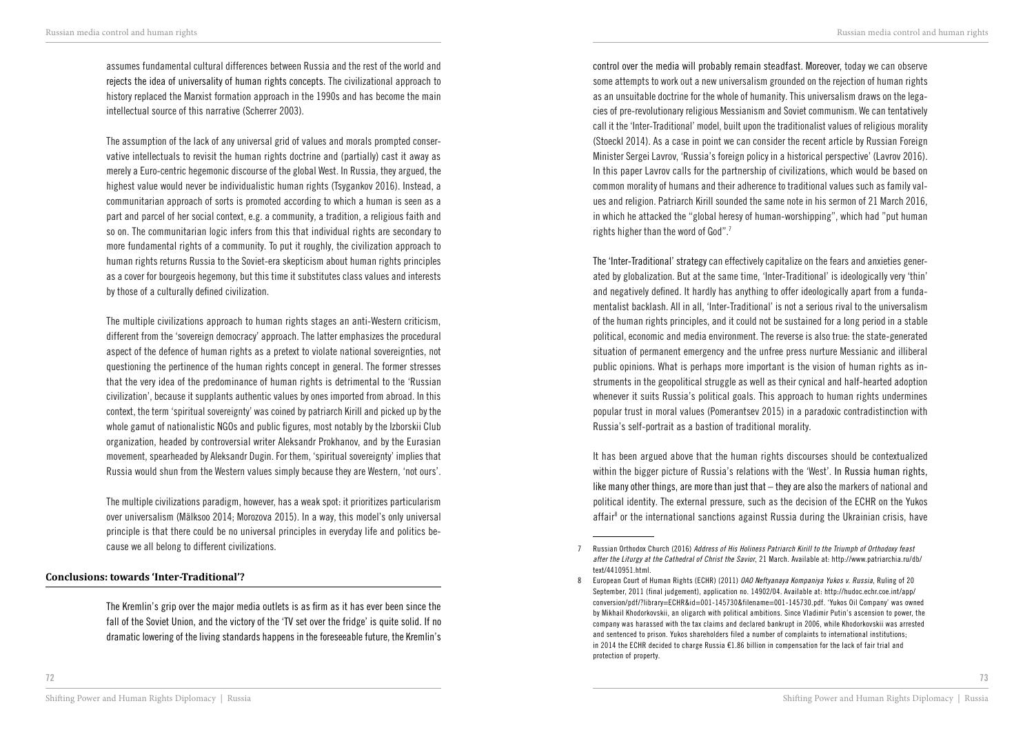assumes fundamental cultural differences between Russia and the rest of the world and rejects the idea of universality of human rights concepts. The civilizational approach to history replaced the Marxist formation approach in the 1990s and has become the main intellectual source of this narrative (Scherrer 2003).

The assumption of the lack of any universal grid of values and morals prompted conservative intellectuals to revisit the human rights doctrine and (partially) cast it away as merely a Euro-centric hegemonic discourse of the global West. In Russia, they argued, the highest value would never be individualistic human rights (Tsygankov 2016). Instead, a communitarian approach of sorts is promoted according to which a human is seen as a part and parcel of her social context, e.g. a community, a tradition, a religious faith and so on. The communitarian logic infers from this that individual rights are secondary to more fundamental rights of a community. To put it roughly, the civilization approach to human rights returns Russia to the Soviet-era skepticism about human rights principles as a cover for bourgeois hegemony, but this time it substitutes class values and interests by those of a culturally defined civilization.

The multiple civilizations approach to human rights stages an anti-Western criticism, different from the 'sovereign democracy' approach. The latter emphasizes the procedural aspect of the defence of human rights as a pretext to violate national sovereignties, not questioning the pertinence of the human rights concept in general. The former stresses that the very idea of the predominance of human rights is detrimental to the 'Russian civilization', because it supplants authentic values by ones imported from abroad. In this context, the term 'spiritual sovereignty' was coined by patriarch Kirill and picked up by the whole gamut of nationalistic NGOs and public figures, most notably by the Izborskii Club organization, headed by controversial writer Aleksandr Prokhanov, and by the Eurasian movement, spearheaded by Aleksandr Dugin. For them, 'spiritual sovereignty' implies that Russia would shun from the Western values simply because they are Western, 'not ours'.

The multiple civilizations paradigm, however, has a weak spot: it prioritizes particularism over universalism (Mälksoo 2014; Morozova 2015). In a way, this model's only universal principle is that there could be no universal principles in everyday life and politics because we all belong to different civilizations.

## Conclusions: towards 'Inter-Traditional'?

The Kremlin's grip over the major media outlets is as firm as it has ever been since the fall of the Soviet Union, and the victory of the 'TV set over the fridge' is quite solid. If no dramatic lowering of the living standards happens in the foreseeable future, the Kremlin's control over the media will probably remain steadfast. Moreover, today we can observe some attempts to work out a new universalism grounded on the rejection of human rights as an unsuitable doctrine for the whole of humanity. This universalism draws on the legacies of pre-revolutionary religious Messianism and Soviet communism. We can tentatively call it the 'Inter-Traditional' model, built upon the traditionalist values of religious morality (Stoeckl 2014). As a case in point we can consider the recent article by Russian Foreign Minister Sergei Lavrov, 'Russia's foreign policy in a historical perspective' (Lavrov 2016). In this paper Lavrov calls for the partnership of civilizations, which would be based on common morality of humans and their adherence to traditional values such as family values and religion. Patriarch Kirill sounded the same note in his sermon of 21 March 2016, in which he attacked the "global heresy of human-worshipping", which had "put human rights higher than the word of God".[7]

The 'Inter-Traditional' strategy can effectively capitalize on the fears and anxieties generated by globalization. But at the same time, 'Inter-Traditional' is ideologically very 'thin' and negatively defined. It hardly has anything to offer ideologically apart from a fundamentalist backlash. All in all, 'Inter-Traditional' is not a serious rival to the universalism of the human rights principles, and it could not be sustained for a long period in a stable political, economic and media environment. The reverse is also true: the state-generated situation of permanent emergency and the unfree press nurture Messianic and illiberal public opinions. What is perhaps more important is the vision of human rights as instruments in the geopolitical struggle as well as their cynical and half-hearted adoption whenever it suits Russia's political goals. This approach to human rights undermines popular trust in moral values (Pomerantsev 2015) in a paradoxic contradistinction with Russia's self-portrait as a bastion of traditional morality.

It has been argued above that the human rights discourses should be contextualized within the bigger picture of Russia's relations with the 'West'. In Russia human rights, like many other things, are more than just that – they are also the markers of national and political identity. The external pressure, such as the decision of the ECHR on the Yukos affair[8] or the international sanctions against Russia during the Ukrainian crisis, have

---

7 Russian Orthodox Church (2016) *Address of His Holiness Patriarch Kirill to the Triumph of Orthodoxy feast after the Liturgy at the Cathedral of Christ the Savior*, 21 March. Available at: http://www.patriarchia.ru/db/text/4410951.html.

8 European Court of Human Rights (ECHR) (2011) *OAO Neftyanaya Kompaniya Yukos v. Russia*, Ruling of 20 September, 2011 (final judgement), application no. 14902/04. Available at: http://hudoc.echr.coe.int/app/conversion/pdf/?library=ECHR&id=001-145730&filename=001-145730.pdf. 'Yukos Oil Company' was owned by Mikhail Khodorkovskii, an oligarch with political ambitions. Since Vladimir Putin's ascension to power, the company was harassed with the tax claims and declared bankrupt in 2006, while Khodorkovskii was arrested and sentenced to prison. Yukos shareholders filed a number of complaints to international institutions; in 2014 the ECHR decided to charge Russia €1.86 billion in compensation for the lack of fair trial and protection of property.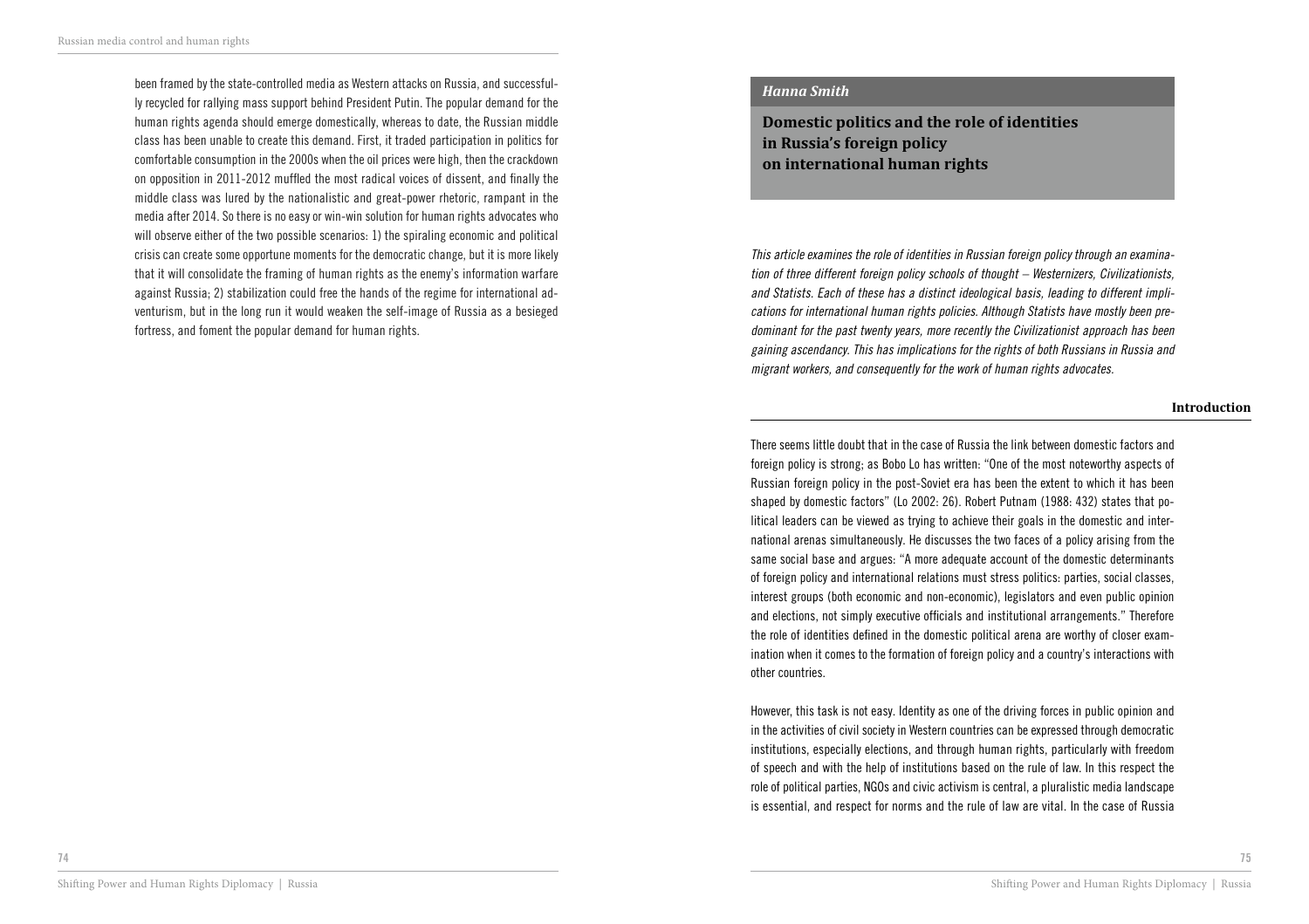been framed by the state-controlled media as Western attacks on Russia, and successfully recycled for rallying mass support behind President Putin. The popular demand for the human rights agenda should emerge domestically, whereas to date, the Russian middle class has been unable to create this demand. First, it traded participation in politics for comfortable consumption in the 2000s when the oil prices were high, then the crackdown on opposition in 2011-2012 muffled the most radical voices of dissent, and finally the middle class was lured by the nationalistic and great-power rhetoric, rampant in the media after 2014. So there is no easy or win-win solution for human rights advocates who will observe either of the two possible scenarios: 1) the spiraling economic and political crisis can create some opportune moments for the democratic change, but it is more likely that it will consolidate the framing of human rights as the enemy's information warfare against Russia; 2) stabilization could free the hands of the regime for international adventurism, but in the long run it would weaken the self-image of Russia as a besieged fortress, and foment the popular demand for human rights.

*Hanna Smith*

# Domestic politics and the role of identities in Russia's foreign policy on international human rights

*This article examines the role of identities in Russian foreign policy through an examination of three different foreign policy schools of thought – Westernizers, Civilizationists, and Statists. Each of these has a distinct ideological basis, leading to different implications for international human rights policies. Although Statists have mostly been predominant for the past twenty years, more recently the Civilizationist approach has been gaining ascendancy. This has implications for the rights of both Russians in Russia and migrant workers, and consequently for the work of human rights advocates.*

## Introduction

There seems little doubt that in the case of Russia the link between domestic factors and foreign policy is strong; as Bobo Lo has written: "One of the most noteworthy aspects of Russian foreign policy in the post-Soviet era has been the extent to which it has been shaped by domestic factors" (Lo 2002: 26). Robert Putnam (1988: 432) states that political leaders can be viewed as trying to achieve their goals in the domestic and international arenas simultaneously. He discusses the two faces of a policy arising from the same social base and argues: "A more adequate account of the domestic determinants of foreign policy and international relations must stress politics: parties, social classes, interest groups (both economic and non-economic), legislators and even public opinion and elections, not simply executive officials and institutional arrangements." Therefore the role of identities defined in the domestic political arena are worthy of closer examination when it comes to the formation of foreign policy and a country's interactions with other countries.

However, this task is not easy. Identity as one of the driving forces in public opinion and in the activities of civil society in Western countries can be expressed through democratic institutions, especially elections, and through human rights, particularly with freedom of speech and with the help of institutions based on the rule of law. In this respect the role of political parties, NGOs and civic activism is central, a pluralistic media landscape is essential, and respect for norms and the rule of law are vital. In the case of Russia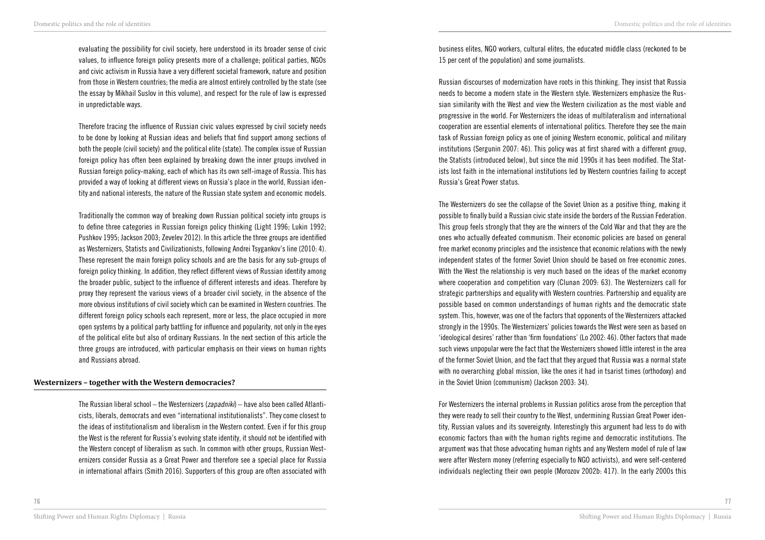evaluating the possibility for civil society, here understood in its broader sense of civic values, to influence foreign policy presents more of a challenge; political parties, NGOs and civic activism in Russia have a very different societal framework, nature and position from those in Western countries; the media are almost entirely controlled by the state (see the essay by Mikhail Suslov in this volume), and respect for the rule of law is expressed in unpredictable ways.

Therefore tracing the influence of Russian civic values expressed by civil society needs to be done by looking at Russian ideas and beliefs that find support among sections of both the people (civil society) and the political elite (state). The complex issue of Russian foreign policy has often been explained by breaking down the inner groups involved in Russian foreign policy-making, each of which has its own self-image of Russia. This has provided a way of looking at different views on Russia's place in the world, Russian identity and national interests, the nature of the Russian state system and economic models.

Traditionally the common way of breaking down Russian political society into groups is to define three categories in Russian foreign policy thinking (Light 1996; Lukin 1992; Pushkov 1995; Jackson 2003; Zevelev 2012). In this article the three groups are identified as Westernizers, Statists and Civilizationists, following Andrei Tsygankov's line (2010: 4). These represent the main foreign policy schools and are the basis for any sub-groups of foreign policy thinking. In addition, they reflect different views of Russian identity among the broader public, subject to the influence of different interests and ideas. Therefore by proxy they represent the various views of a broader civil society, in the absence of the more obvious institutions of civil society which can be examined in Western countries. The different foreign policy schools each represent, more or less, the place occupied in more open systems by a political party battling for influence and popularity, not only in the eyes of the political elite but also of ordinary Russians. In the next section of this article the three groups are introduced, with particular emphasis on their views on human rights and Russians abroad.

## Westernizers – together with the Western democracies?

The Russian liberal school – the Westernizers (*zapadniki*) – have also been called Atlanticists, liberals, democrats and even "international institutionalists". They come closest to the ideas of institutionalism and liberalism in the Western context. Even if for this group the West is the referent for Russia's evolving state identity, it should not be identified with the Western concept of liberalism as such. In common with other groups, Russian Westernizers consider Russia as a Great Power and therefore see a special place for Russia in international affairs (Smith 2016). Supporters of this group are often associated with business elites, NGO workers, cultural elites, the educated middle class (reckoned to be 15 per cent of the population) and some journalists.

Russian discourses of modernization have roots in this thinking. They insist that Russia needs to become a modern state in the Western style. Westernizers emphasize the Russian similarity with the West and view the Western civilization as the most viable and progressive in the world. For Westernizers the ideas of multilateralism and international cooperation are essential elements of international politics. Therefore they see the main task of Russian foreign policy as one of joining Western economic, political and military institutions (Sergunin 2007: 46). This policy was at first shared with a different group, the Statists (introduced below), but since the mid 1990s it has been modified. The Statists lost faith in the international institutions led by Western countries failing to accept Russia's Great Power status.

The Westernizers do see the collapse of the Soviet Union as a positive thing, making it possible to finally build a Russian civic state inside the borders of the Russian Federation. This group feels strongly that they are the winners of the Cold War and that they are the ones who actually defeated communism. Their economic policies are based on general free market economy principles and the insistence that economic relations with the newly independent states of the former Soviet Union should be based on free economic zones. With the West the relationship is very much based on the ideas of the market economy where cooperation and competition vary (Clunan 2009: 63). The Westernizers call for strategic partnerships and equality with Western countries. Partnership and equality are possible based on common understandings of human rights and the democratic state system. This, however, was one of the factors that opponents of the Westernizers attacked strongly in the 1990s. The Westernizers' policies towards the West were seen as based on 'ideological desires' rather than 'firm foundations' (Lo 2002: 46). Other factors that made such views unpopular were the fact that the Westernizers showed little interest in the area of the former Soviet Union, and the fact that they argued that Russia was a normal state with no overarching global mission, like the ones it had in tsarist times (orthodoxy) and in the Soviet Union (communism) (Jackson 2003: 34).

For Westernizers the internal problems in Russian politics arose from the perception that they were ready to sell their country to the West, undermining Russian Great Power identity, Russian values and its sovereignty. Interestingly this argument had less to do with economic factors than with the human rights regime and democratic institutions. The argument was that those advocating human rights and any Western model of rule of law were after Western money (referring especially to NGO activists), and were self-centered individuals neglecting their own people (Morozov 2002b: 417). In the early 2000s this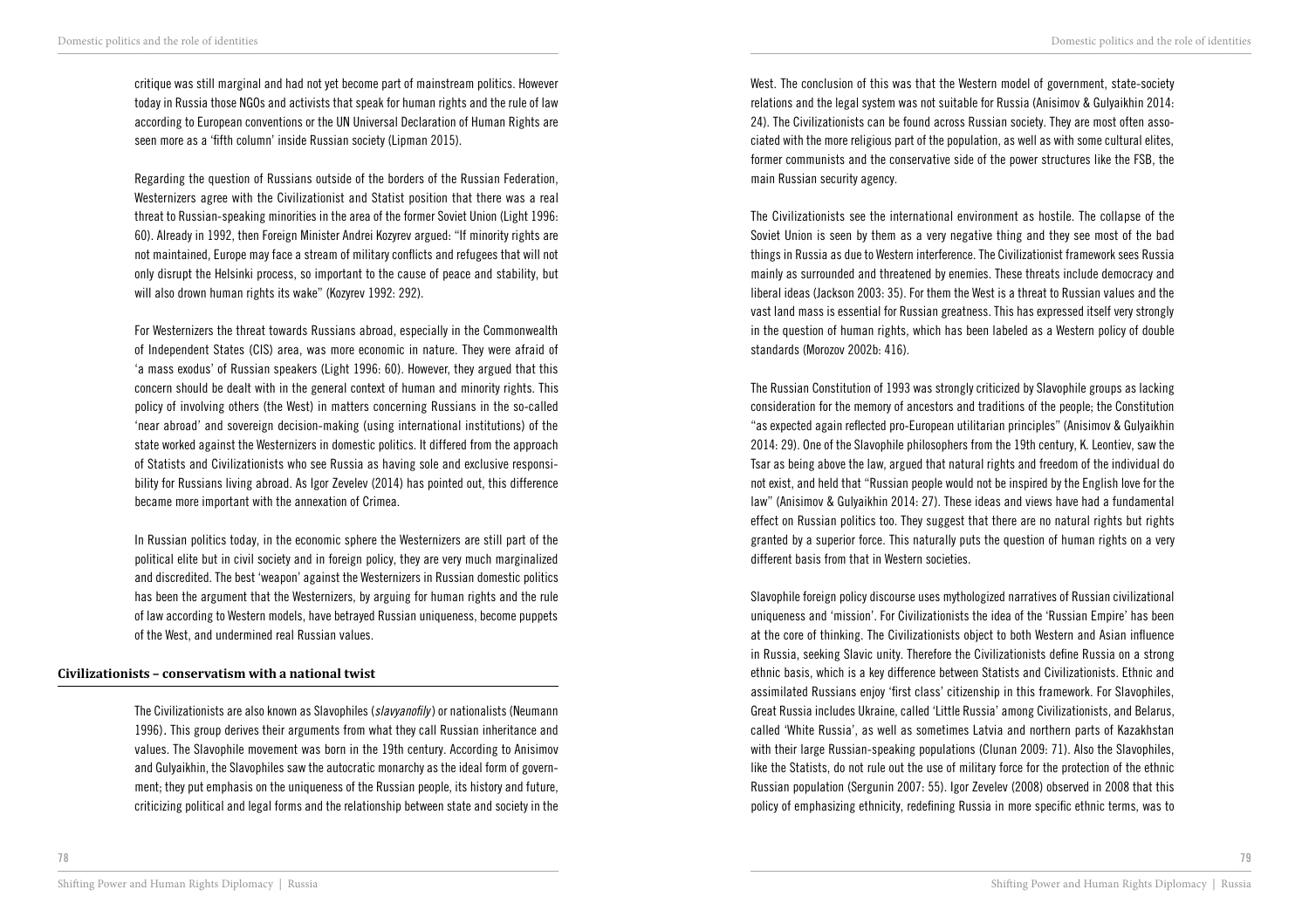critique was still marginal and had not yet become part of mainstream politics. However today in Russia those NGOs and activists that speak for human rights and the rule of law according to European conventions or the UN Universal Declaration of Human Rights are seen more as a 'fifth column' inside Russian society (Lipman 2015).

Regarding the question of Russians outside of the borders of the Russian Federation, Westernizers agree with the Civilizationist and Statist position that there was a real threat to Russian-speaking minorities in the area of the former Soviet Union (Light 1996: 60). Already in 1992, then Foreign Minister Andrei Kozyrev argued: "If minority rights are not maintained, Europe may face a stream of military conflicts and refugees that will not only disrupt the Helsinki process, so important to the cause of peace and stability, but will also drown human rights its wake" (Kozyrev 1992: 292).

For Westernizers the threat towards Russians abroad, especially in the Commonwealth of Independent States (CIS) area, was more economic in nature. They were afraid of 'a mass exodus' of Russian speakers (Light 1996: 60). However, they argued that this concern should be dealt with in the general context of human and minority rights. This policy of involving others (the West) in matters concerning Russians in the so-called 'near abroad' and sovereign decision-making (using international institutions) of the state worked against the Westernizers in domestic politics. It differed from the approach of Statists and Civilizationists who see Russia as having sole and exclusive responsibility for Russians living abroad. As Igor Zevelev (2014) has pointed out, this difference became more important with the annexation of Crimea.

In Russian politics today, in the economic sphere the Westernizers are still part of the political elite but in civil society and in foreign policy, they are very much marginalized and discredited. The best 'weapon' against the Westernizers in Russian domestic politics has been the argument that the Westernizers, by arguing for human rights and the rule of law according to Western models, have betrayed Russian uniqueness, become puppets of the West, and undermined real Russian values.

### Civilizationists – conservatism with a national twist

The Civilizationists are also known as Slavophiles (*slavyanofily*) or nationalists (Neumann 1996). This group derives their arguments from what they call Russian inheritance and values. The Slavophile movement was born in the 19th century. According to Anisimov and Gulyaikhin, the Slavophiles saw the autocratic monarchy as the ideal form of government; they put emphasis on the uniqueness of the Russian people, its history and future, criticizing political and legal forms and the relationship between state and society in the West. The conclusion of this was that the Western model of government, state-society relations and the legal system was not suitable for Russia (Anisimov & Gulyaikhin 2014: 24). The Civilizationists can be found across Russian society. They are most often associated with the more religious part of the population, as well as with some cultural elites, former communists and the conservative side of the power structures like the FSB, the main Russian security agency.

The Civilizationists see the international environment as hostile. The collapse of the Soviet Union is seen by them as a very negative thing and they see most of the bad things in Russia as due to Western interference. The Civilizationist framework sees Russia mainly as surrounded and threatened by enemies. These threats include democracy and liberal ideas (Jackson 2003: 35). For them the West is a threat to Russian values and the vast land mass is essential for Russian greatness. This has expressed itself very strongly in the question of human rights, which has been labeled as a Western policy of double standards (Morozov 2002b: 416).

The Russian Constitution of 1993 was strongly criticized by Slavophile groups as lacking consideration for the memory of ancestors and traditions of the people; the Constitution "as expected again reflected pro-European utilitarian principles" (Anisimov & Gulyaikhin 2014: 29). One of the Slavophile philosophers from the 19th century, K. Leontiev, saw the Tsar as being above the law, argued that natural rights and freedom of the individual do not exist, and held that "Russian people would not be inspired by the English love for the law" (Anisimov & Gulyaikhin 2014: 27). These ideas and views have had a fundamental effect on Russian politics too. They suggest that there are no natural rights but rights granted by a superior force. This naturally puts the question of human rights on a very different basis from that in Western societies.

Slavophile foreign policy discourse uses mythologized narratives of Russian civilizational uniqueness and 'mission'. For Civilizationists the idea of the 'Russian Empire' has been at the core of thinking. The Civilizationists object to both Western and Asian influence in Russia, seeking Slavic unity. Therefore the Civilizationists define Russia on a strong ethnic basis, which is a key difference between Statists and Civilizationists. Ethnic and assimilated Russians enjoy 'first class' citizenship in this framework. For Slavophiles, Great Russia includes Ukraine, called 'Little Russia' among Civilizationists, and Belarus, called 'White Russia', as well as sometimes Latvia and northern parts of Kazakhstan with their large Russian-speaking populations (Clunan 2009: 71). Also the Slavophiles, like the Statists, do not rule out the use of military force for the protection of the ethnic Russian population (Sergunin 2007: 55). Igor Zevelev (2008) observed in 2008 that this policy of emphasizing ethnicity, redefining Russia in more specific ethnic terms, was to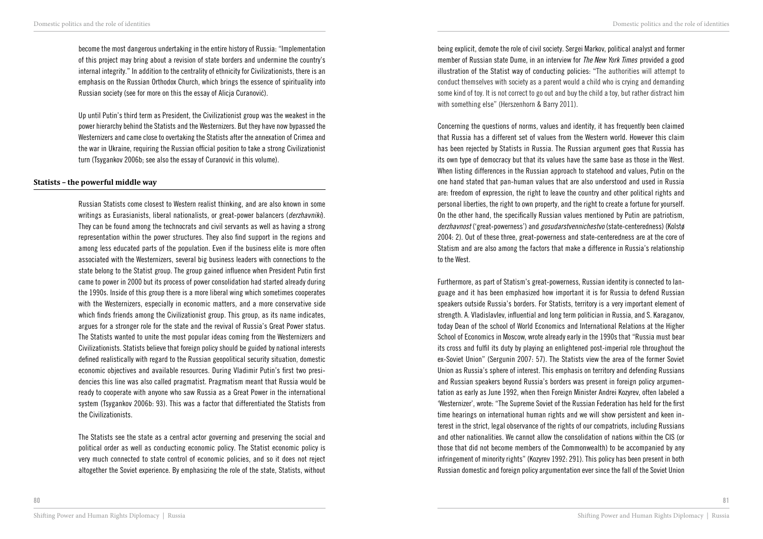become the most dangerous undertaking in the entire history of Russia: "Implementation of this project may bring about a revision of state borders and undermine the country's internal integrity." In addition to the centrality of ethnicity for Civilizationists, there is an emphasis on the Russian Orthodox Church, which brings the essence of spirituality into Russian society (see for more on this the essay of Alicja Curanović).

Up until Putin's third term as President, the Civilizationist group was the weakest in the power hierarchy behind the Statists and the Westernizers. But they have now bypassed the Westernizers and came close to overtaking the Statists after the annexation of Crimea and the war in Ukraine, requiring the Russian official position to take a strong Civilizationist turn (Tsygankov 2006b; see also the essay of Curanović in this volume).

## Statists – the powerful middle way

Russian Statists come closest to Western realist thinking, and are also known in some writings as Eurasianists, liberal nationalists, or great-power balancers (*derzhavniki*). They can be found among the technocrats and civil servants as well as having a strong representation within the power structures. They also find support in the regions and among less educated parts of the population. Even if the business elite is more often associated with the Westernizers, several big business leaders with connections to the state belong to the Statist group. The group gained influence when President Putin first came to power in 2000 but its process of power consolidation had started already during the 1990s. Inside of this group there is a more liberal wing which sometimes cooperates with the Westernizers, especially in economic matters, and a more conservative side which finds friends among the Civilizationist group. This group, as its name indicates, argues for a stronger role for the state and the revival of Russia's Great Power status. The Statists wanted to unite the most popular ideas coming from the Westernizers and Civilizationists. Statists believe that foreign policy should be guided by national interests defined realistically with regard to the Russian geopolitical security situation, domestic economic objectives and available resources. During Vladimir Putin's first two presidencies this line was also called pragmatist. Pragmatism meant that Russia would be ready to cooperate with anyone who saw Russia as a Great Power in the international system (Tsygankov 2006b: 93). This was a factor that differentiated the Statists from the Civilizationists.

The Statists see the state as a central actor governing and preserving the social and political order as well as conducting economic policy. The Statist economic policy is very much connected to state control of economic policies, and so it does not reject altogether the Soviet experience. By emphasizing the role of the state, Statists, without being explicit, demote the role of civil society. Sergei Markov, political analyst and former member of Russian state Dume, in an interview for *The New York Times* provided a good illustration of the Statist way of conducting policies: "The authorities will attempt to conduct themselves with society as a parent would a child who is crying and demanding some kind of toy. It is not correct to go out and buy the child a toy, but rather distract him with something else" (Herszenhorn & Barry 2011).

Concerning the questions of norms, values and identity, it has frequently been claimed that Russia has a different set of values from the Western world. However this claim has been rejected by Statists in Russia. The Russian argument goes that Russia has its own type of democracy but that its values have the same base as those in the West. When listing differences in the Russian approach to statehood and values, Putin on the one hand stated that pan-human values that are also understood and used in Russia are: freedom of expression, the right to leave the country and other political rights and personal liberties, the right to own property, and the right to create a fortune for yourself. On the other hand, the specifically Russian values mentioned by Putin are patriotism, *derzhavnost* ('great-powerness') and *gosudarstvennichestvo* (state-centeredness) (Kolstø 2004: 2). Out of these three, great-powerness and state-centeredness are at the core of Statism and are also among the factors that make a difference in Russia's relationship to the West.

Furthermore, as part of Statism's great-powerness, Russian identity is connected to language and it has been emphasized how important it is for Russia to defend Russian speakers outside Russia's borders. For Statists, territory is a very important element of strength. A. Vladislavlev, influential and long term politician in Russia, and S. Karaganov, today Dean of the school of World Economics and International Relations at the Higher School of Economics in Moscow, wrote already early in the 1990s that "Russia must bear its cross and fulfil its duty by playing an enlightened post-imperial role throughout the ex-Soviet Union" (Sergunin 2007: 57). The Statists view the area of the former Soviet Union as Russia's sphere of interest. This emphasis on territory and defending Russians and Russian speakers beyond Russia's borders was present in foreign policy argumentation as early as June 1992, when then Foreign Minister Andrei Kozyrev, often labeled a 'Westernizer', wrote: "The Supreme Soviet of the Russian Federation has held for the first time hearings on international human rights and we will show persistent and keen interest in the strict, legal observance of the rights of our compatriots, including Russians and other nationalities. We cannot allow the consolidation of nations within the CIS (or those that did not become members of the Commonwealth) to be accompanied by any infringement of minority rights" (Kozyrev 1992: 291). This policy has been present in both Russian domestic and foreign policy argumentation ever since the fall of the Soviet Union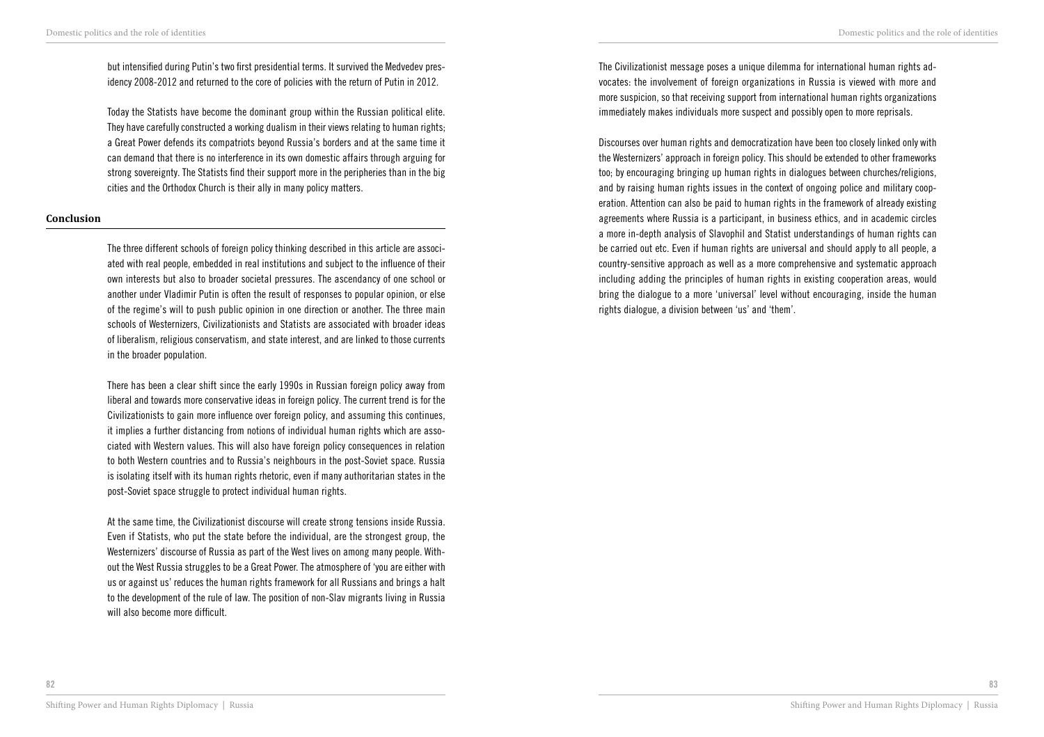but intensified during Putin's two first presidential terms. It survived the Medvedev presidency 2008-2012 and returned to the core of policies with the return of Putin in 2012.

Today the Statists have become the dominant group within the Russian political elite. They have carefully constructed a working dualism in their views relating to human rights; a Great Power defends its compatriots beyond Russia's borders and at the same time it can demand that there is no interference in its own domestic affairs through arguing for strong sovereignty. The Statists find their support more in the peripheries than in the big cities and the Orthodox Church is their ally in many policy matters.

## Conclusion

The three different schools of foreign policy thinking described in this article are associated with real people, embedded in real institutions and subject to the influence of their own interests but also to broader societal pressures. The ascendancy of one school or another under Vladimir Putin is often the result of responses to popular opinion, or else of the regime's will to push public opinion in one direction or another. The three main schools of Westernizers, Civilizationists and Statists are associated with broader ideas of liberalism, religious conservatism, and state interest, and are linked to those currents in the broader population.

There has been a clear shift since the early 1990s in Russian foreign policy away from liberal and towards more conservative ideas in foreign policy. The current trend is for the Civilizationists to gain more influence over foreign policy, and assuming this continues, it implies a further distancing from notions of individual human rights which are associated with Western values. This will also have foreign policy consequences in relation to both Western countries and to Russia's neighbours in the post-Soviet space. Russia is isolating itself with its human rights rhetoric, even if many authoritarian states in the post-Soviet space struggle to protect individual human rights.

At the same time, the Civilizationist discourse will create strong tensions inside Russia. Even if Statists, who put the state before the individual, are the strongest group, the Westernizers' discourse of Russia as part of the West lives on among many people. Without the West Russia struggles to be a Great Power. The atmosphere of 'you are either with us or against us' reduces the human rights framework for all Russians and brings a halt to the development of the rule of law. The position of non-Slav migrants living in Russia will also become more difficult.

The Civilizationist message poses a unique dilemma for international human rights advocates: the involvement of foreign organizations in Russia is viewed with more and more suspicion, so that receiving support from international human rights organizations immediately makes individuals more suspect and possibly open to more reprisals.

Discourses over human rights and democratization have been too closely linked only with the Westernizers' approach in foreign policy. This should be extended to other frameworks too; by encouraging bringing up human rights in dialogues between churches/religions, and by raising human rights issues in the context of ongoing police and military cooperation. Attention can also be paid to human rights in the framework of already existing agreements where Russia is a participant, in business ethics, and in academic circles a more in-depth analysis of Slavophil and Statist understandings of human rights can be carried out etc. Even if human rights are universal and should apply to all people, a country-sensitive approach as well as a more comprehensive and systematic approach including adding the principles of human rights in existing cooperation areas, would bring the dialogue to a more 'universal' level without encouraging, inside the human rights dialogue, a division between 'us' and 'them'.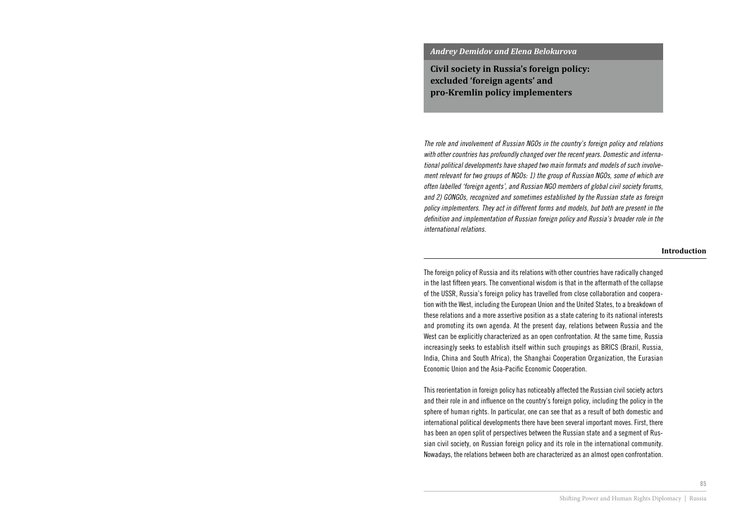*Andrey Demidov and Elena Belokurova*

# Civil society in Russia's foreign policy: excluded 'foreign agents' and pro-Kremlin policy implementers

*The role and involvement of Russian NGOs in the country's foreign policy and relations with other countries has profoundly changed over the recent years. Domestic and international political developments have shaped two main formats and models of such involvement relevant for two groups of NGOs: 1) the group of Russian NGOs, some of which are often labelled 'foreign agents', and Russian NGO members of global civil society forums, and 2) GONGOs, recognized and sometimes established by the Russian state as foreign policy implementers. They act in different forms and models, but both are present in the definition and implementation of Russian foreign policy and Russia's broader role in the international relations.*

## Introduction

The foreign policy of Russia and its relations with other countries have radically changed in the last fifteen years. The conventional wisdom is that in the aftermath of the collapse of the USSR, Russia's foreign policy has travelled from close collaboration and cooperation with the West, including the European Union and the United States, to a breakdown of these relations and a more assertive position as a state catering to its national interests and promoting its own agenda. At the present day, relations between Russia and the West can be explicitly characterized as an open confrontation. At the same time, Russia increasingly seeks to establish itself within such groupings as BRICS (Brazil, Russia, India, China and South Africa), the Shanghai Cooperation Organization, the Eurasian Economic Union and the Asia-Pacific Economic Cooperation.

This reorientation in foreign policy has noticeably affected the Russian civil society actors and their role in and influence on the country's foreign policy, including the policy in the sphere of human rights. In particular, one can see that as a result of both domestic and international political developments there have been several important moves. First, there has been an open split of perspectives between the Russian state and a segment of Russian civil society, on Russian foreign policy and its role in the international community. Nowadays, the relations between both are characterized as an almost open confrontation.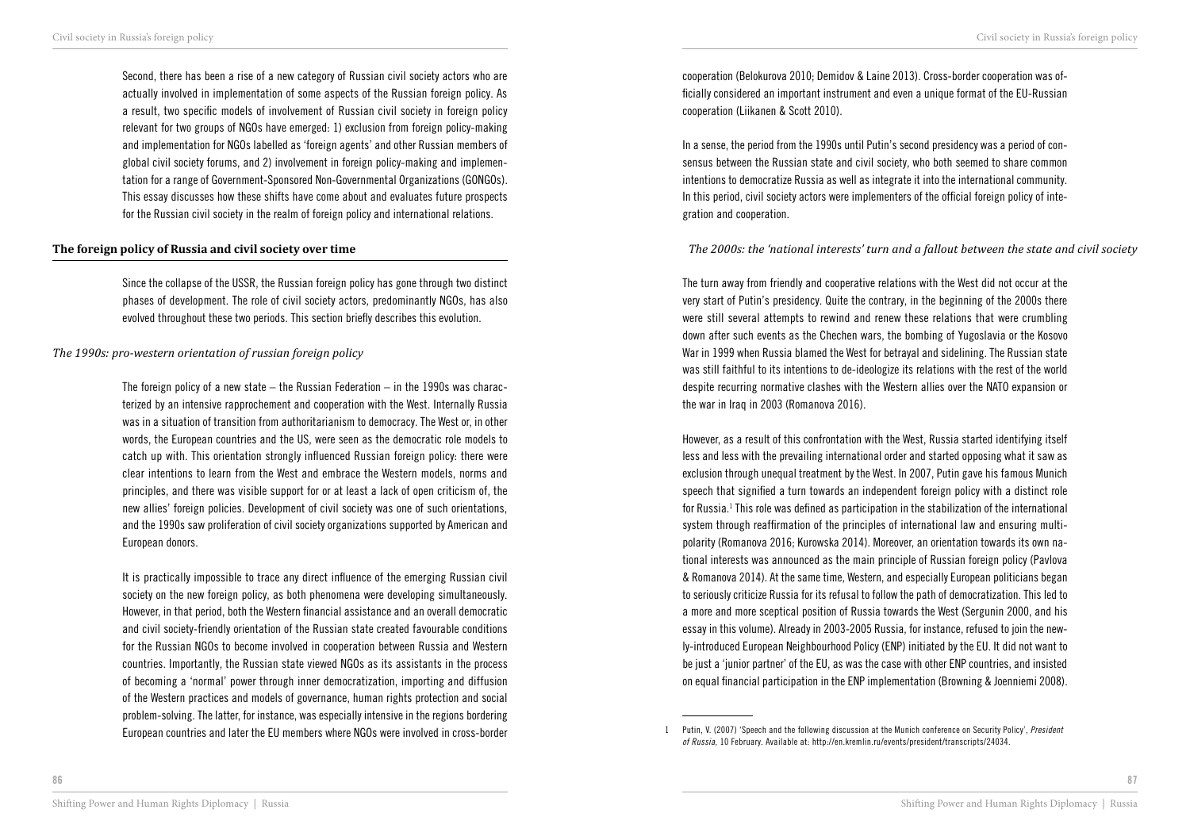Second, there has been a rise of a new category of Russian civil society actors who are actually involved in implementation of some aspects of the Russian foreign policy. As a result, two specific models of involvement of Russian civil society in foreign policy relevant for two groups of NGOs have emerged: 1) exclusion from foreign policy-making and implementation for NGOs labelled as 'foreign agents' and other Russian members of global civil society forums, and 2) involvement in foreign policy-making and implementation for a range of Government-Sponsored Non-Governmental Organizations (GONGOs). This essay discusses how these shifts have come about and evaluates future prospects for the Russian civil society in the realm of foreign policy and international relations.

## The foreign policy of Russia and civil society over time

Since the collapse of the USSR, the Russian foreign policy has gone through two distinct phases of development. The role of civil society actors, predominantly NGOs, has also evolved throughout these two periods. This section briefly describes this evolution.

### *The 1990s: pro-western orientation of russian foreign policy*

The foreign policy of a new state – the Russian Federation – in the 1990s was characterized by an intensive rapprochement and cooperation with the West. Internally Russia was in a situation of transition from authoritarianism to democracy. The West or, in other words, the European countries and the US, were seen as the democratic role models to catch up with. This orientation strongly influenced Russian foreign policy: there were clear intentions to learn from the West and embrace the Western models, norms and principles, and there was visible support for or at least a lack of open criticism of, the new allies' foreign policies. Development of civil society was one of such orientations, and the 1990s saw proliferation of civil society organizations supported by American and European donors.

It is practically impossible to trace any direct influence of the emerging Russian civil society on the new foreign policy, as both phenomena were developing simultaneously. However, in that period, both the Western financial assistance and an overall democratic and civil society-friendly orientation of the Russian state created favourable conditions for the Russian NGOs to become involved in cooperation between Russia and Western countries. Importantly, the Russian state viewed NGOs as its assistants in the process of becoming a 'normal' power through inner democratization, importing and diffusion of the Western practices and models of governance, human rights protection and social problem-solving. The latter, for instance, was especially intensive in the regions bordering European countries and later the EU members where NGOs were involved in cross-border cooperation (Belokurova 2010; Demidov & Laine 2013). Cross-border cooperation was officially considered an important instrument and even a unique format of the EU-Russian cooperation (Liikanen & Scott 2010).

In a sense, the period from the 1990s until Putin's second presidency was a period of consensus between the Russian state and civil society, who both seemed to share common intentions to democratize Russia as well as integrate it into the international community. In this period, civil society actors were implementers of the official foreign policy of integration and cooperation.

### *The 2000s: the 'national interests' turn and a fallout between the state and civil society*

The turn away from friendly and cooperative relations with the West did not occur at the very start of Putin's presidency. Quite the contrary, in the beginning of the 2000s there were still several attempts to rewind and renew these relations that were crumbling down after such events as the Chechen wars, the bombing of Yugoslavia or the Kosovo War in 1999 when Russia blamed the West for betrayal and sidelining. The Russian state was still faithful to its intentions to de-ideologize its relations with the rest of the world despite recurring normative clashes with the Western allies over the NATO expansion or the war in Iraq in 2003 (Romanova 2016).

However, as a result of this confrontation with the West, Russia started identifying itself less and less with the prevailing international order and started opposing what it saw as exclusion through unequal treatment by the West. In 2007, Putin gave his famous Munich speech that signified a turn towards an independent foreign policy with a distinct role for Russia.[1] This role was defined as participation in the stabilization of the international system through reaffirmation of the principles of international law and ensuring multipolarity (Romanova 2016; Kurowska 2014). Moreover, an orientation towards its own national interests was announced as the main principle of Russian foreign policy (Pavlova & Romanova 2014). At the same time, Western, and especially European politicians began to seriously criticize Russia for its refusal to follow the path of democratization. This led to a more and more sceptical position of Russia towards the West (Sergunin 2000, and his essay in this volume). Already in 2003-2005 Russia, for instance, refused to join the newly-introduced European Neighbourhood Policy (ENP) initiated by the EU. It did not want to be just a 'junior partner' of the EU, as was the case with other ENP countries, and insisted on equal financial participation in the ENP implementation (Browning & Joenniemi 2008).

---

1 Putin, V. (2007) 'Speech and the following discussion at the Munich conference on Security Policy', *President of Russia*, 10 February. Available at: http://en.kremlin.ru/events/president/transcripts/24034.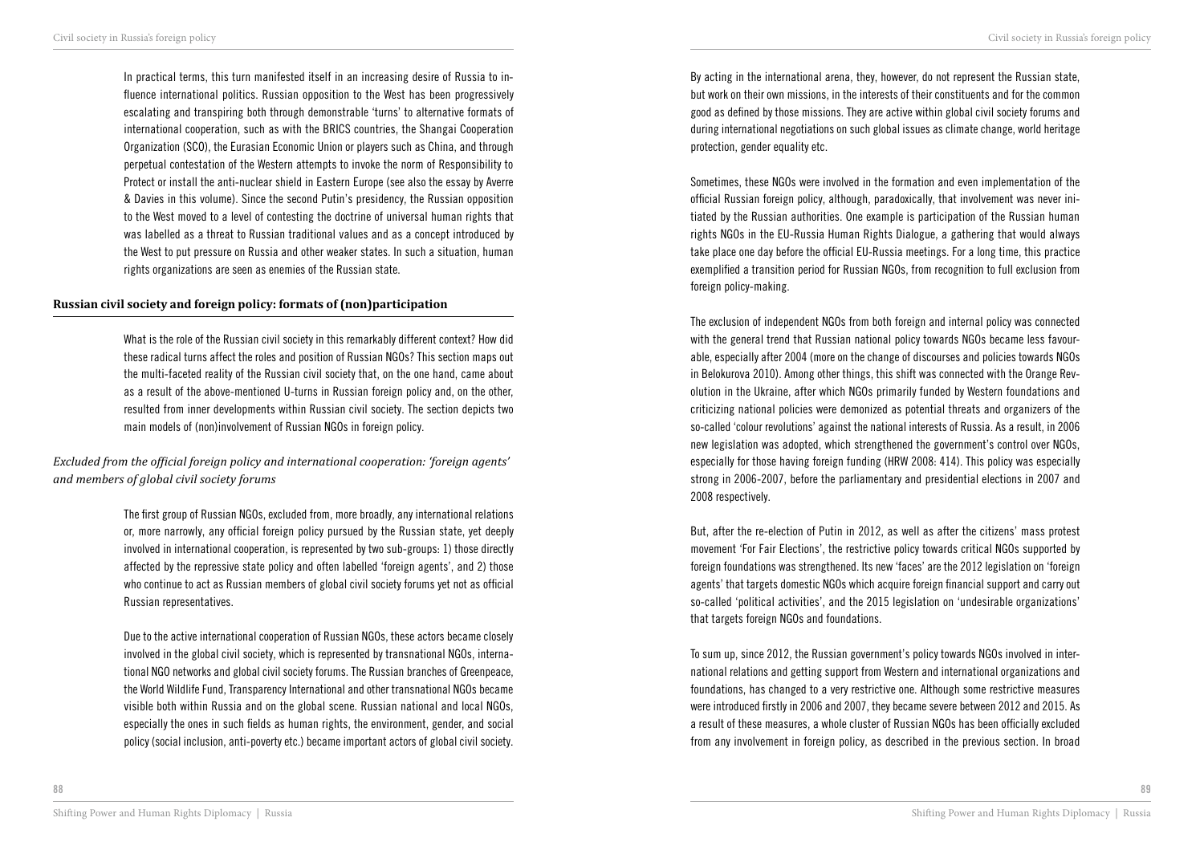In practical terms, this turn manifested itself in an increasing desire of Russia to influence international politics. Russian opposition to the West has been progressively escalating and transpiring both through demonstrable 'turns' to alternative formats of international cooperation, such as with the BRICS countries, the Shangai Cooperation Organization (SCO), the Eurasian Economic Union or players such as China, and through perpetual contestation of the Western attempts to invoke the norm of Responsibility to Protect or install the anti-nuclear shield in Eastern Europe (see also the essay by Averre & Davies in this volume). Since the second Putin's presidency, the Russian opposition to the West moved to a level of contesting the doctrine of universal human rights that was labelled as a threat to Russian traditional values and as a concept introduced by the West to put pressure on Russia and other weaker states. In such a situation, human rights organizations are seen as enemies of the Russian state.

## Russian civil society and foreign policy: formats of (non)participation

What is the role of the Russian civil society in this remarkably different context? How did these radical turns affect the roles and position of Russian NGOs? This section maps out the multi-faceted reality of the Russian civil society that, on the one hand, came about as a result of the above-mentioned U-turns in Russian foreign policy and, on the other, resulted from inner developments within Russian civil society. The section depicts two main models of (non)involvement of Russian NGOs in foreign policy.

### *Excluded from the official foreign policy and international cooperation: 'foreign agents' and members of global civil society forums*

The first group of Russian NGOs, excluded from, more broadly, any international relations or, more narrowly, any official foreign policy pursued by the Russian state, yet deeply involved in international cooperation, is represented by two sub-groups: 1) those directly affected by the repressive state policy and often labelled 'foreign agents', and 2) those who continue to act as Russian members of global civil society forums yet not as official Russian representatives.

Due to the active international cooperation of Russian NGOs, these actors became closely involved in the global civil society, which is represented by transnational NGOs, international NGO networks and global civil society forums. The Russian branches of Greenpeace, the World Wildlife Fund, Transparency International and other transnational NGOs became visible both within Russia and on the global scene. Russian national and local NGOs, especially the ones in such fields as human rights, the environment, gender, and social policy (social inclusion, anti-poverty etc.) became important actors of global civil society. By acting in the international arena, they, however, do not represent the Russian state, but work on their own missions, in the interests of their constituents and for the common good as defined by those missions. They are active within global civil society forums and during international negotiations on such global issues as climate change, world heritage protection, gender equality etc.

Sometimes, these NGOs were involved in the formation and even implementation of the official Russian foreign policy, although, paradoxically, that involvement was never initiated by the Russian authorities. One example is participation of the Russian human rights NGOs in the EU-Russia Human Rights Dialogue, a gathering that would always take place one day before the official EU-Russia meetings. For a long time, this practice exemplified a transition period for Russian NGOs, from recognition to full exclusion from foreign policy-making.

The exclusion of independent NGOs from both foreign and internal policy was connected with the general trend that Russian national policy towards NGOs became less favourable, especially after 2004 (more on the change of discourses and policies towards NGOs in Belokurova 2010). Among other things, this shift was connected with the Orange Revolution in the Ukraine, after which NGOs primarily funded by Western foundations and criticizing national policies were demonized as potential threats and organizers of the so-called 'colour revolutions' against the national interests of Russia. As a result, in 2006 new legislation was adopted, which strengthened the government's control over NGOs, especially for those having foreign funding (HRW 2008: 414). This policy was especially strong in 2006-2007, before the parliamentary and presidential elections in 2007 and 2008 respectively.

But, after the re-election of Putin in 2012, as well as after the citizens' mass protest movement 'For Fair Elections', the restrictive policy towards critical NGOs supported by foreign foundations was strengthened. Its new 'faces' are the 2012 legislation on 'foreign agents' that targets domestic NGOs which acquire foreign financial support and carry out so-called 'political activities', and the 2015 legislation on 'undesirable organizations' that targets foreign NGOs and foundations.

To sum up, since 2012, the Russian government's policy towards NGOs involved in international relations and getting support from Western and international organizations and foundations, has changed to a very restrictive one. Although some restrictive measures were introduced firstly in 2006 and 2007, they became severe between 2012 and 2015. As a result of these measures, a whole cluster of Russian NGOs has been officially excluded from any involvement in foreign policy, as described in the previous section. In broad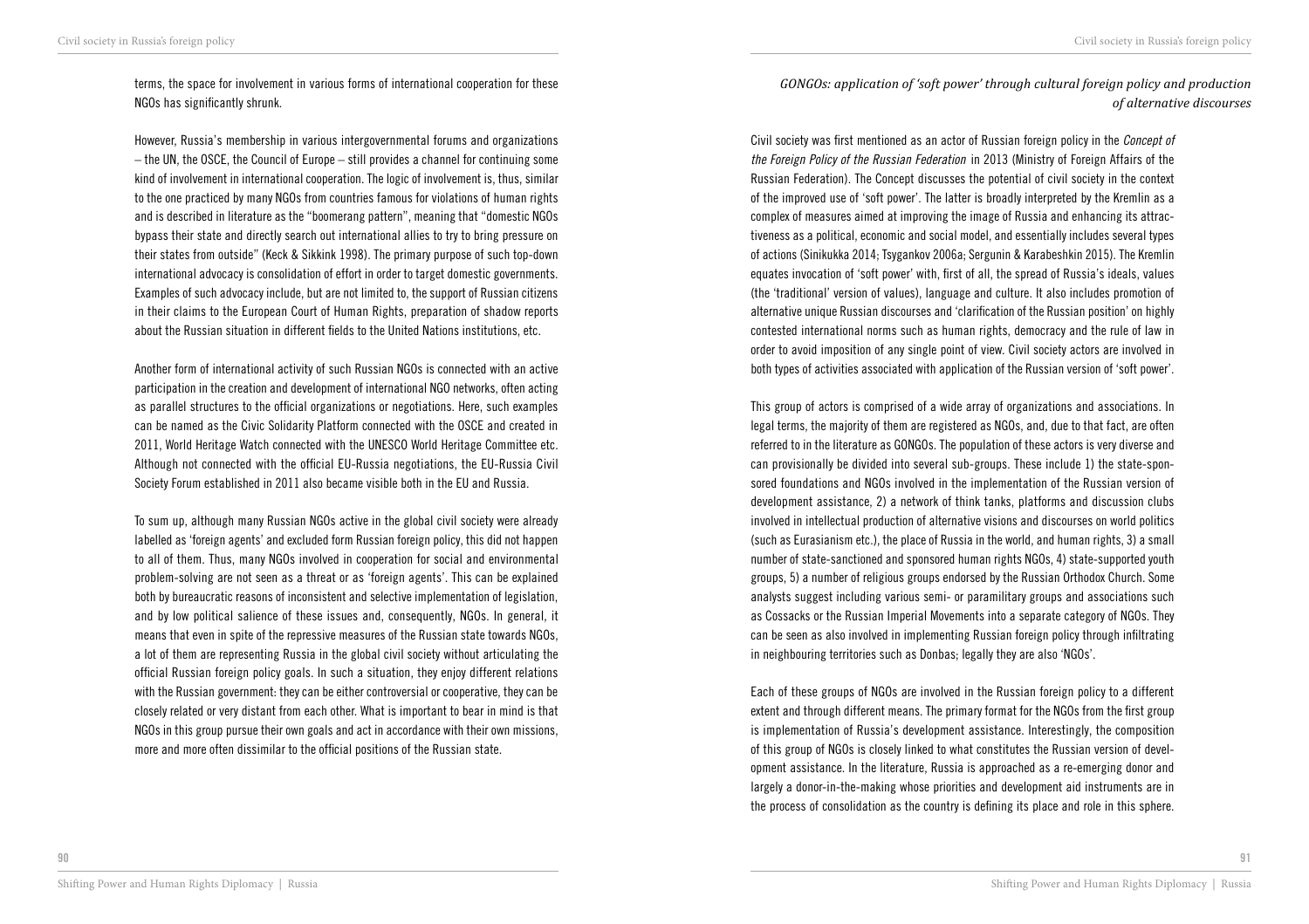terms, the space for involvement in various forms of international cooperation for these NGOs has significantly shrunk.

However, Russia's membership in various intergovernmental forums and organizations – the UN, the OSCE, the Council of Europe – still provides a channel for continuing some kind of involvement in international cooperation. The logic of involvement is, thus, similar to the one practiced by many NGOs from countries famous for violations of human rights and is described in literature as the "boomerang pattern", meaning that "domestic NGOs bypass their state and directly search out international allies to try to bring pressure on their states from outside" (Keck & Sikkink 1998). The primary purpose of such top-down international advocacy is consolidation of effort in order to target domestic governments. Examples of such advocacy include, but are not limited to, the support of Russian citizens in their claims to the European Court of Human Rights, preparation of shadow reports about the Russian situation in different fields to the United Nations institutions, etc.

Another form of international activity of such Russian NGOs is connected with an active participation in the creation and development of international NGO networks, often acting as parallel structures to the official organizations or negotiations. Here, such examples can be named as the Civic Solidarity Platform connected with the OSCE and created in 2011, World Heritage Watch connected with the UNESCO World Heritage Committee etc. Although not connected with the official EU-Russia negotiations, the EU-Russia Civil Society Forum established in 2011 also became visible both in the EU and Russia.

To sum up, although many Russian NGOs active in the global civil society were already labelled as 'foreign agents' and excluded form Russian foreign policy, this did not happen to all of them. Thus, many NGOs involved in cooperation for social and environmental problem-solving are not seen as a threat or as 'foreign agents'. This can be explained both by bureaucratic reasons of inconsistent and selective implementation of legislation, and by low political salience of these issues and, consequently, NGOs. In general, it means that even in spite of the repressive measures of the Russian state towards NGOs, a lot of them are representing Russia in the global civil society without articulating the official Russian foreign policy goals. In such a situation, they enjoy different relations with the Russian government: they can be either controversial or cooperative, they can be closely related or very distant from each other. What is important to bear in mind is that NGOs in this group pursue their own goals and act in accordance with their own missions, more and more often dissimilar to the official positions of the Russian state.

### *GONGOs: application of 'soft power' through cultural foreign policy and production of alternative discourses*

Civil society was first mentioned as an actor of Russian foreign policy in the *Concept of the Foreign Policy of the Russian Federation* in 2013 (Ministry of Foreign Affairs of the Russian Federation). The Concept discusses the potential of civil society in the context of the improved use of 'soft power'. The latter is broadly interpreted by the Kremlin as a complex of measures aimed at improving the image of Russia and enhancing its attractiveness as a political, economic and social model, and essentially includes several types of actions (Sinikukka 2014; Tsygankov 2006a; Sergunin & Karabeshkin 2015). The Kremlin equates invocation of 'soft power' with, first of all, the spread of Russia's ideals, values (the 'traditional' version of values), language and culture. It also includes promotion of alternative unique Russian discourses and 'clarification of the Russian position' on highly contested international norms such as human rights, democracy and the rule of law in order to avoid imposition of any single point of view. Civil society actors are involved in both types of activities associated with application of the Russian version of 'soft power'.

This group of actors is comprised of a wide array of organizations and associations. In legal terms, the majority of them are registered as NGOs, and, due to that fact, are often referred to in the literature as GONGOs. The population of these actors is very diverse and can provisionally be divided into several sub-groups. These include 1) the state-sponsored foundations and NGOs involved in the implementation of the Russian version of development assistance, 2) a network of think tanks, platforms and discussion clubs involved in intellectual production of alternative visions and discourses on world politics (such as Eurasianism etc.), the place of Russia in the world, and human rights, 3) a small number of state-sanctioned and sponsored human rights NGOs, 4) state-supported youth groups, 5) a number of religious groups endorsed by the Russian Orthodox Church. Some analysts suggest including various semi- or paramilitary groups and associations such as Cossacks or the Russian Imperial Movements into a separate category of NGOs. They can be seen as also involved in implementing Russian foreign policy through infiltrating in neighbouring territories such as Donbas; legally they are also 'NGOs'.

Each of these groups of NGOs are involved in the Russian foreign policy to a different extent and through different means. The primary format for the NGOs from the first group is implementation of Russia's development assistance. Interestingly, the composition of this group of NGOs is closely linked to what constitutes the Russian version of development assistance. In the literature, Russia is approached as a re-emerging donor and largely a donor-in-the-making whose priorities and development aid instruments are in the process of consolidation as the country is defining its place and role in this sphere.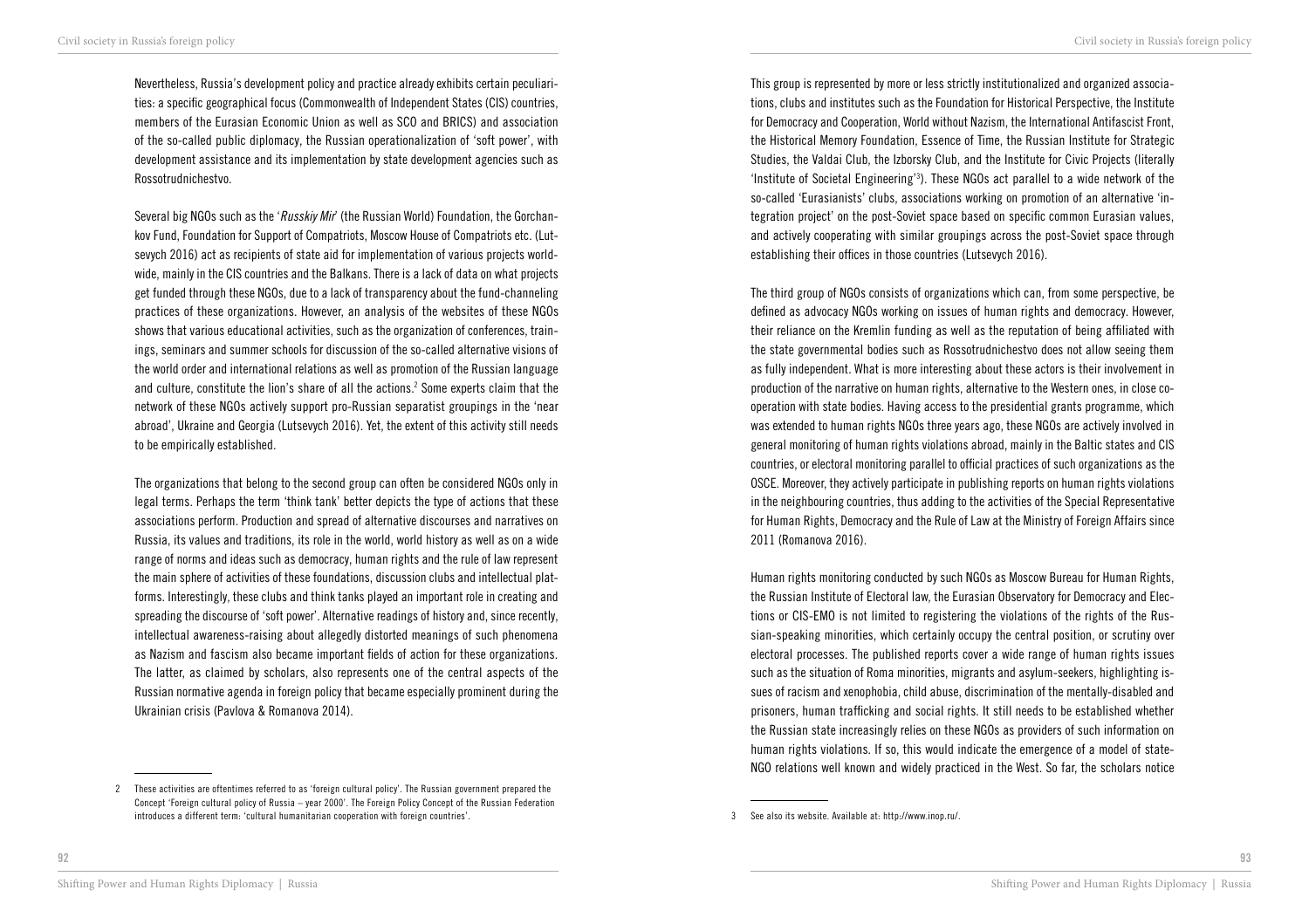Nevertheless, Russia's development policy and practice already exhibits certain peculiarities: a specific geographical focus (Commonwealth of Independent States (CIS) countries, members of the Eurasian Economic Union as well as SCO and BRICS) and association of the so-called public diplomacy, the Russian operationalization of 'soft power', with development assistance and its implementation by state development agencies such as Rossotrudnichestvo.

Several big NGOs such as the '*Russkiy Mir*' (the Russian World) Foundation, the Gorchankov Fund, Foundation for Support of Compatriots, Moscow House of Compatriots etc. (Lutsevych 2016) act as recipients of state aid for implementation of various projects worldwide, mainly in the CIS countries and the Balkans. There is a lack of data on what projects get funded through these NGOs, due to a lack of transparency about the fund-channeling practices of these organizations. However, an analysis of the websites of these NGOs shows that various educational activities, such as the organization of conferences, trainings, seminars and summer schools for discussion of the so-called alternative visions of the world order and international relations as well as promotion of the Russian language and culture, constitute the lion's share of all the actions.[2] Some experts claim that the network of these NGOs actively support pro-Russian separatist groupings in the 'near abroad', Ukraine and Georgia (Lutsevych 2016). Yet, the extent of this activity still needs to be empirically established.

The organizations that belong to the second group can often be considered NGOs only in legal terms. Perhaps the term 'think tank' better depicts the type of actions that these associations perform. Production and spread of alternative discourses and narratives on Russia, its values and traditions, its role in the world, world history as well as on a wide range of norms and ideas such as democracy, human rights and the rule of law represent the main sphere of activities of these foundations, discussion clubs and intellectual platforms. Interestingly, these clubs and think tanks played an important role in creating and spreading the discourse of 'soft power'. Alternative readings of history and, since recently, intellectual awareness-raising about allegedly distorted meanings of such phenomena as Nazism and fascism also became important fields of action for these organizations. The latter, as claimed by scholars, also represents one of the central aspects of the Russian normative agenda in foreign policy that became especially prominent during the Ukrainian crisis (Pavlova & Romanova 2014).

This group is represented by more or less strictly institutionalized and organized associations, clubs and institutes such as the Foundation for Historical Perspective, the Institute for Democracy and Cooperation, World without Nazism, the International Antifascist Front, the Historical Memory Foundation, Essence of Time, the Russian Institute for Strategic Studies, the Valdai Club, the Izborsky Club, and the Institute for Civic Projects (literally 'Institute of Societal Engineering'[3]). These NGOs act parallel to a wide network of the so-called 'Eurasianists' clubs, associations working on promotion of an alternative 'integration project' on the post-Soviet space based on specific common Eurasian values, and actively cooperating with similar groupings across the post-Soviet space through establishing their offices in those countries (Lutsevych 2016).

The third group of NGOs consists of organizations which can, from some perspective, be defined as advocacy NGOs working on issues of human rights and democracy. However, their reliance on the Kremlin funding as well as the reputation of being affiliated with the state governmental bodies such as Rossotrudnichestvo does not allow seeing them as fully independent. What is more interesting about these actors is their involvement in production of the narrative on human rights, alternative to the Western ones, in close cooperation with state bodies. Having access to the presidential grants programme, which was extended to human rights NGOs three years ago, these NGOs are actively involved in general monitoring of human rights violations abroad, mainly in the Baltic states and CIS countries, or electoral monitoring parallel to official practices of such organizations as the OSCE. Moreover, they actively participate in publishing reports on human rights violations in the neighbouring countries, thus adding to the activities of the Special Representative for Human Rights, Democracy and the Rule of Law at the Ministry of Foreign Affairs since 2011 (Romanova 2016).

Human rights monitoring conducted by such NGOs as Moscow Bureau for Human Rights, the Russian Institute of Electoral law, the Eurasian Observatory for Democracy and Elections or CIS-EMO is not limited to registering the violations of the rights of the Russian-speaking minorities, which certainly occupy the central position, or scrutiny over electoral processes. The published reports cover a wide range of human rights issues such as the situation of Roma minorities, migrants and asylum-seekers, highlighting issues of racism and xenophobia, child abuse, discrimination of the mentally-disabled and prisoners, human trafficking and social rights. It still needs to be established whether the Russian state increasingly relies on these NGOs as providers of such information on human rights violations. If so, this would indicate the emergence of a model of state-NGO relations well known and widely practiced in the West. So far, the scholars notice

---

2 These activities are oftentimes referred to as 'foreign cultural policy'. The Russian government prepared the Concept 'Foreign cultural policy of Russia – year 2000'. The Foreign Policy Concept of the Russian Federation introduces a different term: 'cultural humanitarian cooperation with foreign countries'.

3 See also its website. Available at: http://www.inop.ru/.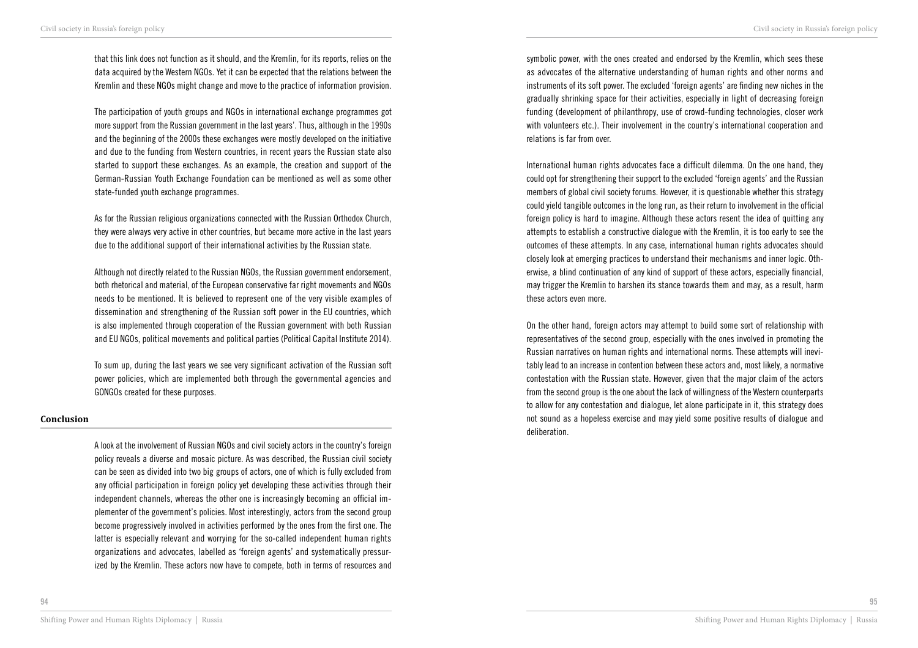that this link does not function as it should, and the Kremlin, for its reports, relies on the data acquired by the Western NGOs. Yet it can be expected that the relations between the Kremlin and these NGOs might change and move to the practice of information provision.

The participation of youth groups and NGOs in international exchange programmes got more support from the Russian government in the last years'. Thus, although in the 1990s and the beginning of the 2000s these exchanges were mostly developed on the initiative and due to the funding from Western countries, in recent years the Russian state also started to support these exchanges. As an example, the creation and support of the German-Russian Youth Exchange Foundation can be mentioned as well as some other state-funded youth exchange programmes.

As for the Russian religious organizations connected with the Russian Orthodox Church, they were always very active in other countries, but became more active in the last years due to the additional support of their international activities by the Russian state.

Although not directly related to the Russian NGOs, the Russian government endorsement, both rhetorical and material, of the European conservative far right movements and NGOs needs to be mentioned. It is believed to represent one of the very visible examples of dissemination and strengthening of the Russian soft power in the EU countries, which is also implemented through cooperation of the Russian government with both Russian and EU NGOs, political movements and political parties (Political Capital Institute 2014).

To sum up, during the last years we see very significant activation of the Russian soft power policies, which are implemented both through the governmental agencies and GONGOs created for these purposes.

## Conclusion

A look at the involvement of Russian NGOs and civil society actors in the country's foreign policy reveals a diverse and mosaic picture. As was described, the Russian civil society can be seen as divided into two big groups of actors, one of which is fully excluded from any official participation in foreign policy yet developing these activities through their independent channels, whereas the other one is increasingly becoming an official implementer of the government's policies. Most interestingly, actors from the second group become progressively involved in activities performed by the ones from the first one. The latter is especially relevant and worrying for the so-called independent human rights organizations and advocates, labelled as 'foreign agents' and systematically pressurized by the Kremlin. These actors now have to compete, both in terms of resources and symbolic power, with the ones created and endorsed by the Kremlin, which sees these as advocates of the alternative understanding of human rights and other norms and instruments of its soft power. The excluded 'foreign agents' are finding new niches in the gradually shrinking space for their activities, especially in light of decreasing foreign funding (development of philanthropy, use of crowd-funding technologies, closer work with volunteers etc.). Their involvement in the country's international cooperation and relations is far from over.

International human rights advocates face a difficult dilemma. On the one hand, they could opt for strengthening their support to the excluded 'foreign agents' and the Russian members of global civil society forums. However, it is questionable whether this strategy could yield tangible outcomes in the long run, as their return to involvement in the official foreign policy is hard to imagine. Although these actors resent the idea of quitting any attempts to establish a constructive dialogue with the Kremlin, it is too early to see the outcomes of these attempts. In any case, international human rights advocates should closely look at emerging practices to understand their mechanisms and inner logic. Otherwise, a blind continuation of any kind of support of these actors, especially financial, may trigger the Kremlin to harshen its stance towards them and may, as a result, harm these actors even more.

On the other hand, foreign actors may attempt to build some sort of relationship with representatives of the second group, especially with the ones involved in promoting the Russian narratives on human rights and international norms. These attempts will inevitably lead to an increase in contention between these actors and, most likely, a normative contestation with the Russian state. However, given that the major claim of the actors from the second group is the one about the lack of willingness of the Western counterparts to allow for any contestation and dialogue, let alone participate in it, this strategy does not sound as a hopeless exercise and may yield some positive results of dialogue and deliberation.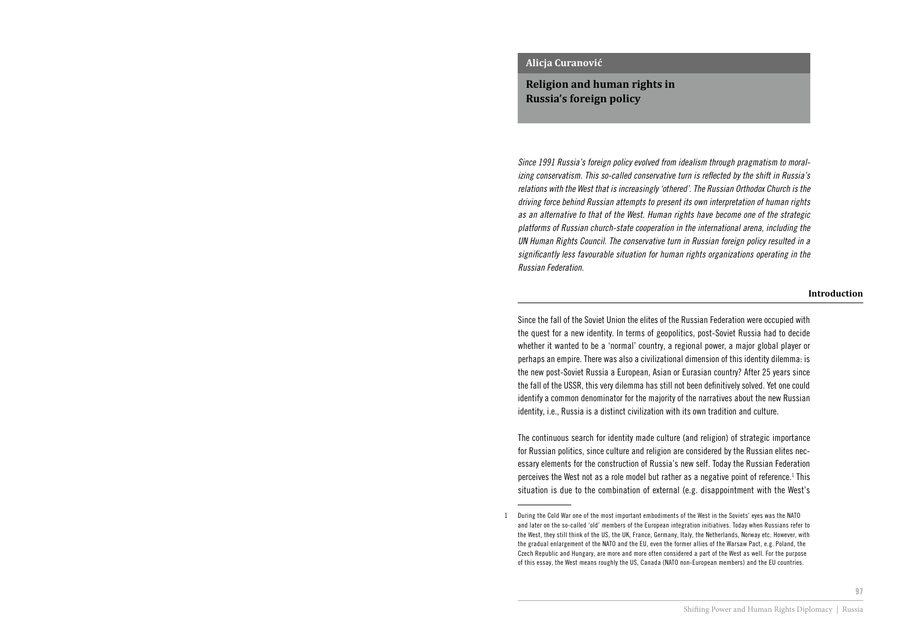**Alicja Curanović**

## Religion and human rights in Russia's foreign policy

*Since 1991 Russia's foreign policy evolved from idealism through pragmatism to moralizing conservatism. This so-called conservative turn is reflected by the shift in Russia's relations with the West that is increasingly 'othered'. The Russian Orthodox Church is the driving force behind Russian attempts to present its own interpretation of human rights as an alternative to that of the West. Human rights have become one of the strategic platforms of Russian church-state cooperation in the international arena, including the UN Human Rights Council. The conservative turn in Russian foreign policy resulted in a significantly less favourable situation for human rights organizations operating in the Russian Federation.*

### Introduction

Since the fall of the Soviet Union the elites of the Russian Federation were occupied with the quest for a new identity. In terms of geopolitics, post-Soviet Russia had to decide whether it wanted to be a 'normal' country, a regional power, a major global player or perhaps an empire. There was also a civilizational dimension of this identity dilemma: is the new post-Soviet Russia a European, Asian or Eurasian country? After 25 years since the fall of the USSR, this very dilemma has still not been definitively solved. Yet one could identify a common denominator for the majority of the narratives about the new Russian identity, i.e., Russia is a distinct civilization with its own tradition and culture.

The continuous search for identity made culture (and religion) of strategic importance for Russian politics, since culture and religion are considered by the Russian elites necessary elements for the construction of Russia's new self. Today the Russian Federation perceives the West not as a role model but rather as a negative point of reference.[1] This situation is due to the combination of external (e.g. disappointment with the West's

1 During the Cold War one of the most important embodiments of the West in the Soviets' eyes was the NATO and later on the so-called 'old' members of the European integration initiatives. Today when Russians refer to the West, they still think of the US, the UK, France, Germany, Italy, the Netherlands, Norway etc. However, with the gradual enlargement of the NATO and the EU, even the former allies of the Warsaw Pact, e.g. Poland, the Czech Republic and Hungary, are more and more often considered a part of the West as well. For the purpose of this essay, the West means roughly the US, Canada (NATO non-European members) and the EU countries.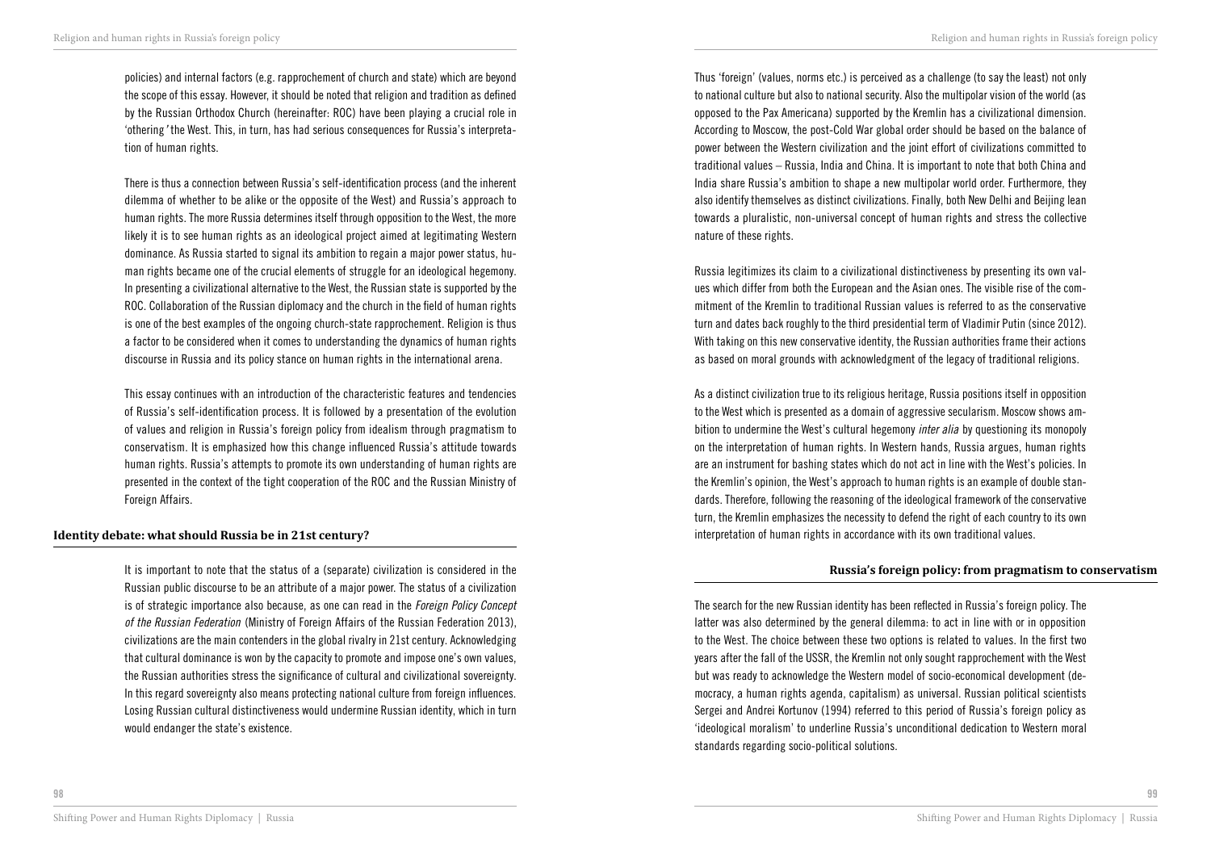policies) and internal factors (e.g. rapprochement of church and state) which are beyond the scope of this essay. However, it should be noted that religion and tradition as defined by the Russian Orthodox Church (hereinafter: ROC) have been playing a crucial role in 'othering' the West. This, in turn, has had serious consequences for Russia's interpretation of human rights.

There is thus a connection between Russia's self-identification process (and the inherent dilemma of whether to be alike or the opposite of the West) and Russia's approach to human rights. The more Russia determines itself through opposition to the West, the more likely it is to see human rights as an ideological project aimed at legitimating Western dominance. As Russia started to signal its ambition to regain a major power status, human rights became one of the crucial elements of struggle for an ideological hegemony. In presenting a civilizational alternative to the West, the Russian state is supported by the ROC. Collaboration of the Russian diplomacy and the church in the field of human rights is one of the best examples of the ongoing church-state rapprochement. Religion is thus a factor to be considered when it comes to understanding the dynamics of human rights discourse in Russia and its policy stance on human rights in the international arena.

This essay continues with an introduction of the characteristic features and tendencies of Russia's self-identification process. It is followed by a presentation of the evolution of values and religion in Russia's foreign policy from idealism through pragmatism to conservatism. It is emphasized how this change influenced Russia's attitude towards human rights. Russia's attempts to promote its own understanding of human rights are presented in the context of the tight cooperation of the ROC and the Russian Ministry of Foreign Affairs.

## Identity debate: what should Russia be in 21st century?

It is important to note that the status of a (separate) civilization is considered in the Russian public discourse to be an attribute of a major power. The status of a civilization is of strategic importance also because, as one can read in the *Foreign Policy Concept of the Russian Federation* (Ministry of Foreign Affairs of the Russian Federation 2013), civilizations are the main contenders in the global rivalry in 21st century. Acknowledging that cultural dominance is won by the capacity to promote and impose one's own values, the Russian authorities stress the significance of cultural and civilizational sovereignty. In this regard sovereignty also means protecting national culture from foreign influences. Losing Russian cultural distinctiveness would undermine Russian identity, which in turn would endanger the state's existence.

Thus 'foreign' (values, norms etc.) is perceived as a challenge (to say the least) not only to national culture but also to national security. Also the multipolar vision of the world (as opposed to the Pax Americana) supported by the Kremlin has a civilizational dimension. According to Moscow, the post-Cold War global order should be based on the balance of power between the Western civilization and the joint effort of civilizations committed to traditional values – Russia, India and China. It is important to note that both China and India share Russia's ambition to shape a new multipolar world order. Furthermore, they also identify themselves as distinct civilizations. Finally, both New Delhi and Beijing lean towards a pluralistic, non-universal concept of human rights and stress the collective nature of these rights.

Russia legitimizes its claim to a civilizational distinctiveness by presenting its own values which differ from both the European and the Asian ones. The visible rise of the commitment of the Kremlin to traditional Russian values is referred to as the conservative turn and dates back roughly to the third presidential term of Vladimir Putin (since 2012). With taking on this new conservative identity, the Russian authorities frame their actions as based on moral grounds with acknowledgment of the legacy of traditional religions.

As a distinct civilization true to its religious heritage, Russia positions itself in opposition to the West which is presented as a domain of aggressive secularism. Moscow shows ambition to undermine the West's cultural hegemony *inter alia* by questioning its monopoly on the interpretation of human rights. In Western hands, Russia argues, human rights are an instrument for bashing states which do not act in line with the West's policies. In the Kremlin's opinion, the West's approach to human rights is an example of double standards. Therefore, following the reasoning of the ideological framework of the conservative turn, the Kremlin emphasizes the necessity to defend the right of each country to its own interpretation of human rights in accordance with its own traditional values.

## Russia's foreign policy: from pragmatism to conservatism

The search for the new Russian identity has been reflected in Russia's foreign policy. The latter was also determined by the general dilemma: to act in line with or in opposition to the West. The choice between these two options is related to values. In the first two years after the fall of the USSR, the Kremlin not only sought rapprochement with the West but was ready to acknowledge the Western model of socio-economical development (democracy, a human rights agenda, capitalism) as universal. Russian political scientists Sergei and Andrei Kortunov (1994) referred to this period of Russia's foreign policy as 'ideological moralism' to underline Russia's unconditional dedication to Western moral standards regarding socio-political solutions.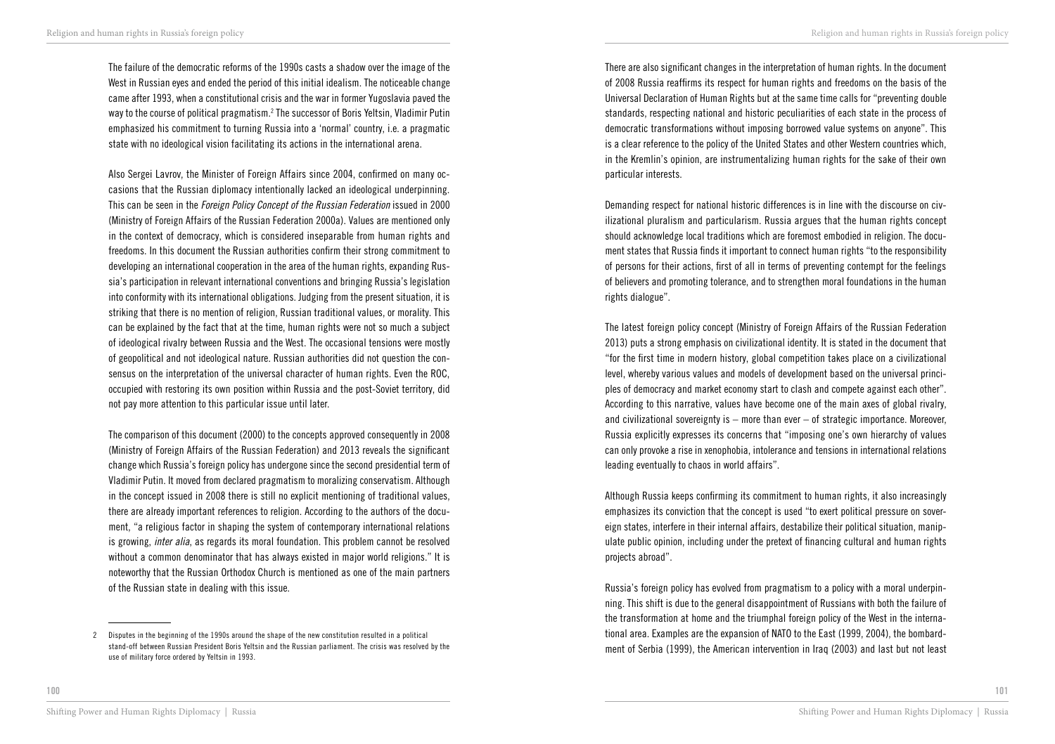The failure of the democratic reforms of the 1990s casts a shadow over the image of the West in Russian eyes and ended the period of this initial idealism. The noticeable change came after 1993, when a constitutional crisis and the war in former Yugoslavia paved the way to the course of political pragmatism.[2] The successor of Boris Yeltsin, Vladimir Putin emphasized his commitment to turning Russia into a 'normal' country, i.e. a pragmatic state with no ideological vision facilitating its actions in the international arena.

Also Sergei Lavrov, the Minister of Foreign Affairs since 2004, confirmed on many occasions that the Russian diplomacy intentionally lacked an ideological underpinning. This can be seen in the *Foreign Policy Concept of the Russian Federation* issued in 2000 (Ministry of Foreign Affairs of the Russian Federation 2000a). Values are mentioned only in the context of democracy, which is considered inseparable from human rights and freedoms. In this document the Russian authorities confirm their strong commitment to developing an international cooperation in the area of the human rights, expanding Russia's participation in relevant international conventions and bringing Russia's legislation into conformity with its international obligations. Judging from the present situation, it is striking that there is no mention of religion, Russian traditional values, or morality. This can be explained by the fact that at the time, human rights were not so much a subject of ideological rivalry between Russia and the West. The occasional tensions were mostly of geopolitical and not ideological nature. Russian authorities did not question the consensus on the interpretation of the universal character of human rights. Even the ROC, occupied with restoring its own position within Russia and the post-Soviet territory, did not pay more attention to this particular issue until later.

The comparison of this document (2000) to the concepts approved consequently in 2008 (Ministry of Foreign Affairs of the Russian Federation) and 2013 reveals the significant change which Russia's foreign policy has undergone since the second presidential term of Vladimir Putin. It moved from declared pragmatism to moralizing conservatism. Although in the concept issued in 2008 there is still no explicit mentioning of traditional values, there are already important references to religion. According to the authors of the document, "a religious factor in shaping the system of contemporary international relations is growing, *inter alia*, as regards its moral foundation. This problem cannot be resolved without a common denominator that has always existed in major world religions." It is noteworthy that the Russian Orthodox Church is mentioned as one of the main partners of the Russian state in dealing with this issue.

[2] Disputes in the beginning of the 1990s around the shape of the new constitution resulted in a political stand-off between Russian President Boris Yeltsin and the Russian parliament. The crisis was resolved by the use of military force ordered by Yeltsin in 1993.

There are also significant changes in the interpretation of human rights. In the document of 2008 Russia reaffirms its respect for human rights and freedoms on the basis of the Universal Declaration of Human Rights but at the same time calls for "preventing double standards, respecting national and historic peculiarities of each state in the process of democratic transformations without imposing borrowed value systems on anyone". This is a clear reference to the policy of the United States and other Western countries which, in the Kremlin's opinion, are instrumentalizing human rights for the sake of their own particular interests.

Demanding respect for national historic differences is in line with the discourse on civilizational pluralism and particularism. Russia argues that the human rights concept should acknowledge local traditions which are foremost embodied in religion. The document states that Russia finds it important to connect human rights "to the responsibility of persons for their actions, first of all in terms of preventing contempt for the feelings of believers and promoting tolerance, and to strengthen moral foundations in the human rights dialogue".

The latest foreign policy concept (Ministry of Foreign Affairs of the Russian Federation 2013) puts a strong emphasis on civilizational identity. It is stated in the document that "for the first time in modern history, global competition takes place on a civilizational level, whereby various values and models of development based on the universal principles of democracy and market economy start to clash and compete against each other". According to this narrative, values have become one of the main axes of global rivalry, and civilizational sovereignty is – more than ever – of strategic importance. Moreover, Russia explicitly expresses its concerns that "imposing one's own hierarchy of values can only provoke a rise in xenophobia, intolerance and tensions in international relations leading eventually to chaos in world affairs".

Although Russia keeps confirming its commitment to human rights, it also increasingly emphasizes its conviction that the concept is used "to exert political pressure on sovereign states, interfere in their internal affairs, destabilize their political situation, manipulate public opinion, including under the pretext of financing cultural and human rights projects abroad".

Russia's foreign policy has evolved from pragmatism to a policy with a moral underpinning. This shift is due to the general disappointment of Russians with both the failure of the transformation at home and the triumphal foreign policy of the West in the international area. Examples are the expansion of NATO to the East (1999, 2004), the bombardment of Serbia (1999), the American intervention in Iraq (2003) and last but not least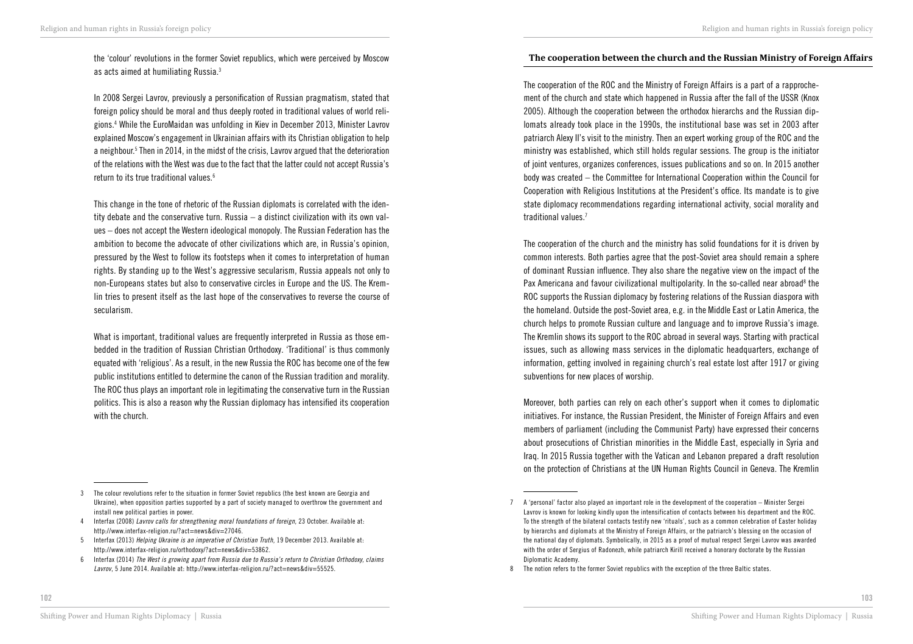the 'colour' revolutions in the former Soviet republics, which were perceived by Moscow as acts aimed at humiliating Russia.[3]

In 2008 Sergei Lavrov, previously a personification of Russian pragmatism, stated that foreign policy should be moral and thus deeply rooted in traditional values of world religions.[4] While the EuroMaidan was unfolding in Kiev in December 2013, Minister Lavrov explained Moscow's engagement in Ukrainian affairs with its Christian obligation to help a neighbour.[5] Then in 2014, in the midst of the crisis, Lavrov argued that the deterioration of the relations with the West was due to the fact that the latter could not accept Russia's return to its true traditional values.[6]

This change in the tone of rhetoric of the Russian diplomats is correlated with the identity debate and the conservative turn. Russia – a distinct civilization with its own values – does not accept the Western ideological monopoly. The Russian Federation has the ambition to become the advocate of other civilizations which are, in Russia's opinion, pressured by the West to follow its footsteps when it comes to interpretation of human rights. By standing up to the West's aggressive secularism, Russia appeals not only to non-Europeans states but also to conservative circles in Europe and the US. The Kremlin tries to present itself as the last hope of the conservatives to reverse the course of secularism.

What is important, traditional values are frequently interpreted in Russia as those embedded in the tradition of Russian Christian Orthodoxy. 'Traditional' is thus commonly equated with 'religious'. As a result, in the new Russia the ROC has become one of the few public institutions entitled to determine the canon of the Russian tradition and morality. The ROC thus plays an important role in legitimating the conservative turn in the Russian politics. This is also a reason why the Russian diplomacy has intensified its cooperation with the church.

3 The colour revolutions refer to the situation in former Soviet republics (the best known are Georgia and Ukraine), when opposition parties supported by a part of society managed to overthrow the government and install new political parties in power.

4 Interfax (2008) *Lavrov calls for strengthening moral foundations of foreign*, 23 October. Available at: http://www.interfax-religion.ru/?act=news&div=27046.

5 Interfax (2013) *Helping Ukraine is an imperative of Christian Truth*, 19 December 2013. Available at: http://www.interfax-religion.ru/orthodoxy/?act=news&div=53862.

6 Interfax (2014) *The West is growing apart from Russia due to Russia's return to Christian Orthodoxy, claims Lavrov*, 5 June 2014. Available at: http://www.interfax-religion.ru/?act=news&div=55525.

## The cooperation between the church and the Russian Ministry of Foreign Affairs

The cooperation of the ROC and the Ministry of Foreign Affairs is a part of a rapprochement of the church and state which happened in Russia after the fall of the USSR (Knox 2005). Although the cooperation between the orthodox hierarchs and the Russian diplomats already took place in the 1990s, the institutional base was set in 2003 after patriarch Alexy II's visit to the ministry. Then an expert working group of the ROC and the ministry was established, which still holds regular sessions. The group is the initiator of joint ventures, organizes conferences, issues publications and so on. In 2015 another body was created – the Committee for International Cooperation within the Council for Cooperation with Religious Institutions at the President's office. Its mandate is to give state diplomacy recommendations regarding international activity, social morality and traditional values.[7]

The cooperation of the church and the ministry has solid foundations for it is driven by common interests. Both parties agree that the post-Soviet area should remain a sphere of dominant Russian influence. They also share the negative view on the impact of the Pax Americana and favour civilizational multipolarity. In the so-called near abroad[8] the ROC supports the Russian diplomacy by fostering relations of the Russian diaspora with the homeland. Outside the post-Soviet area, e.g. in the Middle East or Latin America, the church helps to promote Russian culture and language and to improve Russia's image. The Kremlin shows its support to the ROC abroad in several ways. Starting with practical issues, such as allowing mass services in the diplomatic headquarters, exchange of information, getting involved in regaining church's real estate lost after 1917 or giving subventions for new places of worship.

Moreover, both parties can rely on each other's support when it comes to diplomatic initiatives. For instance, the Russian President, the Minister of Foreign Affairs and even members of parliament (including the Communist Party) have expressed their concerns about prosecutions of Christian minorities in the Middle East, especially in Syria and Iraq. In 2015 Russia together with the Vatican and Lebanon prepared a draft resolution on the protection of Christians at the UN Human Rights Council in Geneva. The Kremlin

7 A 'personal' factor also played an important role in the development of the cooperation – Minister Sergei Lavrov is known for looking kindly upon the intensification of contacts between his department and the ROC. To the strength of the bilateral contacts testify new 'rituals', such as a common celebration of Easter holiday by hierarchs and diplomats at the Ministry of Foreign Affairs, or the patriarch's blessing on the occasion of the national day of diplomats. Symbolically, in 2015 as a proof of mutual respect Sergei Lavrov was awarded with the order of Sergius of Radonezh, while patriarch Kirill received a honorary doctorate by the Russian Diplomatic Academy.

8 The notion refers to the former Soviet republics with the exception of the three Baltic states.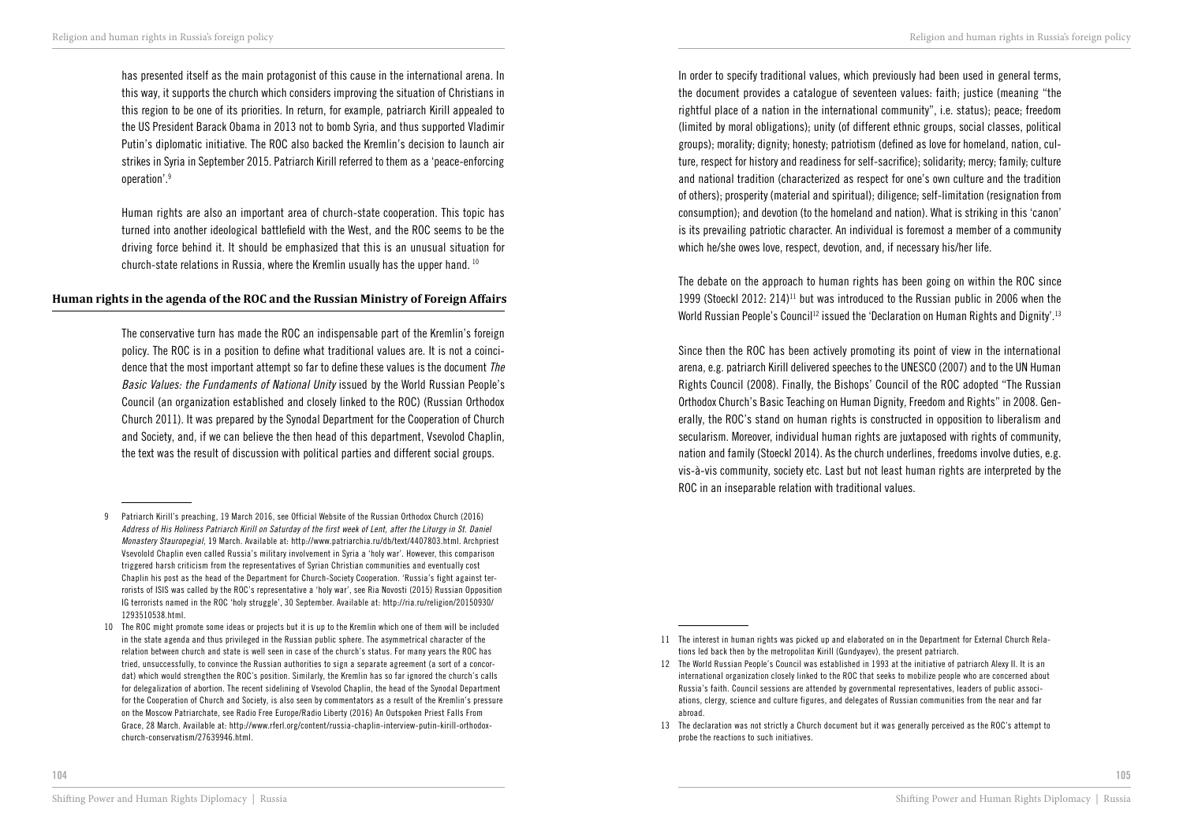has presented itself as the main protagonist of this cause in the international arena. In this way, it supports the church which considers improving the situation of Christians in this region to be one of its priorities. In return, for example, patriarch Kirill appealed to the US President Barack Obama in 2013 not to bomb Syria, and thus supported Vladimir Putin's diplomatic initiative. The ROC also backed the Kremlin's decision to launch air strikes in Syria in September 2015. Patriarch Kirill referred to them as a 'peace-enforcing operation'.[9]

Human rights are also an important area of church-state cooperation. This topic has turned into another ideological battlefield with the West, and the ROC seems to be the driving force behind it. It should be emphasized that this is an unusual situation for church-state relations in Russia, where the Kremlin usually has the upper hand. [10]

## Human rights in the agenda of the ROC and the Russian Ministry of Foreign Affairs

The conservative turn has made the ROC an indispensable part of the Kremlin's foreign policy. The ROC is in a position to define what traditional values are. It is not a coincidence that the most important attempt so far to define these values is the document *The Basic Values: the Fundaments of National Unity* issued by the World Russian People's Council (an organization established and closely linked to the ROC) (Russian Orthodox Church 2011). It was prepared by the Synodal Department for the Cooperation of Church and Society, and, if we can believe the then head of this department, Vsevolod Chaplin, the text was the result of discussion with political parties and different social groups.

In order to specify traditional values, which previously had been used in general terms, the document provides a catalogue of seventeen values: faith; justice (meaning "the rightful place of a nation in the international community", i.e. status); peace; freedom (limited by moral obligations); unity (of different ethnic groups, social classes, political groups); morality; dignity; honesty; patriotism (defined as love for homeland, nation, culture, respect for history and readiness for self-sacrifice); solidarity; mercy; family; culture and national tradition (characterized as respect for one's own culture and the tradition of others); prosperity (material and spiritual); diligence; self-limitation (resignation from consumption); and devotion (to the homeland and nation). What is striking in this 'canon' is its prevailing patriotic character. An individual is foremost a member of a community which he/she owes love, respect, devotion, and, if necessary his/her life.

The debate on the approach to human rights has been going on within the ROC since 1999 (Stoeckl 2012: 214)[11] but was introduced to the Russian public in 2006 when the World Russian People's Council[12] issued the 'Declaration on Human Rights and Dignity'.[13]

Since then the ROC has been actively promoting its point of view in the international arena, e.g. patriarch Kirill delivered speeches to the UNESCO (2007) and to the UN Human Rights Council (2008). Finally, the Bishops' Council of the ROC adopted "The Russian Orthodox Church's Basic Teaching on Human Dignity, Freedom and Rights" in 2008. Generally, the ROC's stand on human rights is constructed in opposition to liberalism and secularism. Moreover, individual human rights are juxtaposed with rights of community, nation and family (Stoeckl 2014). As the church underlines, freedoms involve duties, e.g. vis-à-vis community, society etc. Last but not least human rights are interpreted by the ROC in an inseparable relation with traditional values.

---

9 Patriarch Kirill's preaching, 19 March 2016, see Official Website of the Russian Orthodox Church (2016) *Address of His Holiness Patriarch Kirill on Saturday of the first week of Lent, after the Liturgy in St. Daniel Monastery Stauropegial*, 19 March. Available at: http://www.patriarchia.ru/db/text/4407803.html. Archpriest Vsevolold Chaplin even called Russia's military involvement in Syria a 'holy war'. However, this comparison triggered harsh criticism from the representatives of Syrian Christian communities and eventually cost Chaplin his post as the head of the Department for Church-Society Cooperation. 'Russia's fight against terrorists of ISIS was called by the ROC's representative a 'holy war', see Ria Novosti (2015) Russian Opposition IG terrorists named in the ROC 'holy struggle', 30 September. Available at: http://ria.ru/religion/20150930/1293510538.html.

10 The ROC might promote some ideas or projects but it is up to the Kremlin which one of them will be included in the state agenda and thus privileged in the Russian public sphere. The asymmetrical character of the relation between church and state is well seen in case of the church's status. For many years the ROC has tried, unsuccessfully, to convince the Russian authorities to sign a separate agreement (a sort of a concordat) which would strengthen the ROC's position. Similarly, the Kremlin has so far ignored the church's calls for delegalization of abortion. The recent sidelining of Vsevolod Chaplin, the head of the Synodal Department for the Cooperation of Church and Society, is also seen by commentators as a result of the Kremlin's pressure on the Moscow Patriarchate, see Radio Free Europe/Radio Liberty (2016) An Outspoken Priest Falls From Grace, 28 March. Available at: http://www.rferl.org/content/russia-chaplin-interview-putin-kirill-orthodox-church-conservatism/27639946.html.

11 The interest in human rights was picked up and elaborated on in the Department for External Church Relations led back then by the metropolitan Kirill (Gundyayev), the present patriarch.

12 The World Russian People's Council was established in 1993 at the initiative of patriarch Alexy II. It is an international organization closely linked to the ROC that seeks to mobilize people who are concerned about Russia's faith. Council sessions are attended by governmental representatives, leaders of public associations, clergy, science and culture figures, and delegates of Russian communities from the near and far abroad.

13 The declaration was not strictly a Church document but it was generally perceived as the ROC's attempt to probe the reactions to such initiatives.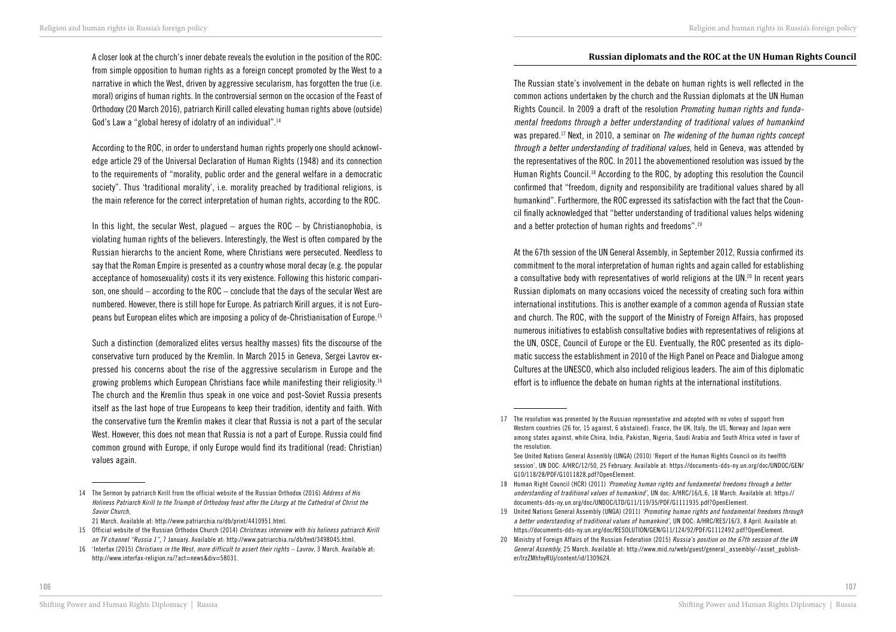A closer look at the church's inner debate reveals the evolution in the position of the ROC: from simple opposition to human rights as a foreign concept promoted by the West to a narrative in which the West, driven by aggressive secularism, has forgotten the true (i.e. moral) origins of human rights. In the controversial sermon on the occasion of the Feast of Orthodoxy (20 March 2016), patriarch Kirill called elevating human rights above (outside) God's Law a "global heresy of idolatry of an individual".[14]

According to the ROC, in order to understand human rights properly one should acknowledge article 29 of the Universal Declaration of Human Rights (1948) and its connection to the requirements of "morality, public order and the general welfare in a democratic society". Thus 'traditional morality', i.e. morality preached by traditional religions, is the main reference for the correct interpretation of human rights, according to the ROC.

In this light, the secular West, plagued – argues the ROC – by Christianophobia, is violating human rights of the believers. Interestingly, the West is often compared by the Russian hierarchs to the ancient Rome, where Christians were persecuted. Needless to say that the Roman Empire is presented as a country whose moral decay (e.g. the popular acceptance of homosexuality) costs it its very existence. Following this historic comparison, one should – according to the ROC – conclude that the days of the secular West are numbered. However, there is still hope for Europe. As patriarch Kirill argues, it is not Europeans but European elites which are imposing a policy of de-Christianisation of Europe.[15]

Such a distinction (demoralized elites versus healthy masses) fits the discourse of the conservative turn produced by the Kremlin. In March 2015 in Geneva, Sergei Lavrov expressed his concerns about the rise of the aggressive secularism in Europe and the growing problems which European Christians face while manifesting their religiosity.[16] The church and the Kremlin thus speak in one voice and post-Soviet Russia presents itself as the last hope of true Europeans to keep their tradition, identity and faith. With the conservative turn the Kremlin makes it clear that Russia is not a part of the secular West. However, this does not mean that Russia is not a part of Europe. Russia could find common ground with Europe, if only Europe would find its traditional (read: Christian) values again.

14 The Sermon by patriarch Kirill from the official website of the Russian Orthodox (2016) *Address of His Holiness Patriarch Kirill to the Triumph of Orthodoxy feast after the Liturgy at the Cathedral of Christ the Savior Church*, 21 March. Available at: http://www.patriarchia.ru/db/print/4410951.html.

15 Official website of the Russian Orthodox Church (2014) *Christmas interview with his holiness patriarch Kirill on TV channel "Russia 1"*, 7 January. Available at: http://www.patriarchia.ru/db/text/3498045.html.

16 'Interfax (2015) *Christians in the West, more difficult to assert their rights – Lavrov*, 3 March. Available at: http://www.interfax-religion.ru/?act=news&div=58031.

## Russian diplomats and the ROC at the UN Human Rights Council

The Russian state's involvement in the debate on human rights is well reflected in the common actions undertaken by the church and the Russian diplomats at the UN Human Rights Council. In 2009 a draft of the resolution *Promoting human rights and fundamental freedoms through a better understanding of traditional values of humankind* was prepared.[17] Next, in 2010, a seminar on *The widening of the human rights concept through a better understanding of traditional values*, held in Geneva, was attended by the representatives of the ROC. In 2011 the abovementioned resolution was issued by the Human Rights Council.[18] According to the ROC, by adopting this resolution the Council confirmed that "freedom, dignity and responsibility are traditional values shared by all humankind". Furthermore, the ROC expressed its satisfaction with the fact that the Council finally acknowledged that "better understanding of traditional values helps widening and a better protection of human rights and freedoms".[19]

At the 67th session of the UN General Assembly, in September 2012, Russia confirmed its commitment to the moral interpretation of human rights and again called for establishing a consultative body with representatives of world religions at the UN.[20] In recent years Russian diplomats on many occasions voiced the necessity of creating such fora within international institutions. This is another example of a common agenda of Russian state and church. The ROC, with the support of the Ministry of Foreign Affairs, has proposed numerous initiatives to establish consultative bodies with representatives of religions at the UN, OSCE, Council of Europe or the EU. Eventually, the ROC presented as its diplomatic success the establishment in 2010 of the High Panel on Peace and Dialogue among Cultures at the UNESCO, which also included religious leaders. The aim of this diplomatic effort is to influence the debate on human rights at the international institutions.

17 The resolution was presented by the Russian representative and adopted with no votes of support from Western countries (26 for, 15 against, 6 abstained). France, the UK, Italy, the US, Norway and Japan were among states against, while China, India, Pakistan, Nigeria, Saudi Arabia and South Africa voted in favor of the resolution.
See United Nations General Assembly (UNGA) (2010) 'Report of the Human Rights Council on its twelfth session', UN DOC: A/HRC/12/50, 25 February. Available at: https://documents-dds-ny.un.org/doc/UNDOC/GEN/G10/118/28/PDF/G1011828.pdf?OpenElement.

18 Human Right Council (HCR) (2011) *'Promoting human rights and fundamental freedoms through a better understanding of traditional values of humankind'*, UN doc: A/HRC/16/L.6, 18 March. Available at: https://documents-dds-ny.un.org/doc/UNDOC/LTD/G11/119/35/PDF/G1111935.pdf?OpenElement.

19 United Nations General Assembly (UNGA) (2011) *'Promoting human rights and fundamental freedoms through a better understanding of traditional values of humankind'*, UN DOC: A/HRC/RES/16/3, 8 April. Available at: https://documents-dds-ny.un.org/doc/RESOLUTION/GEN/G11/124/92/PDF/G1112492.pdf?OpenElement.

20 Ministry of Foreign Affairs of the Russian Federation (2015) *Russia's position on the 67th session of the UN General Assembly*, 25 March. Available at: http://www.mid.ru/web/guest/general_assembly/-/asset_publisher/lrzZMhfoyRUj/content/id/1309624.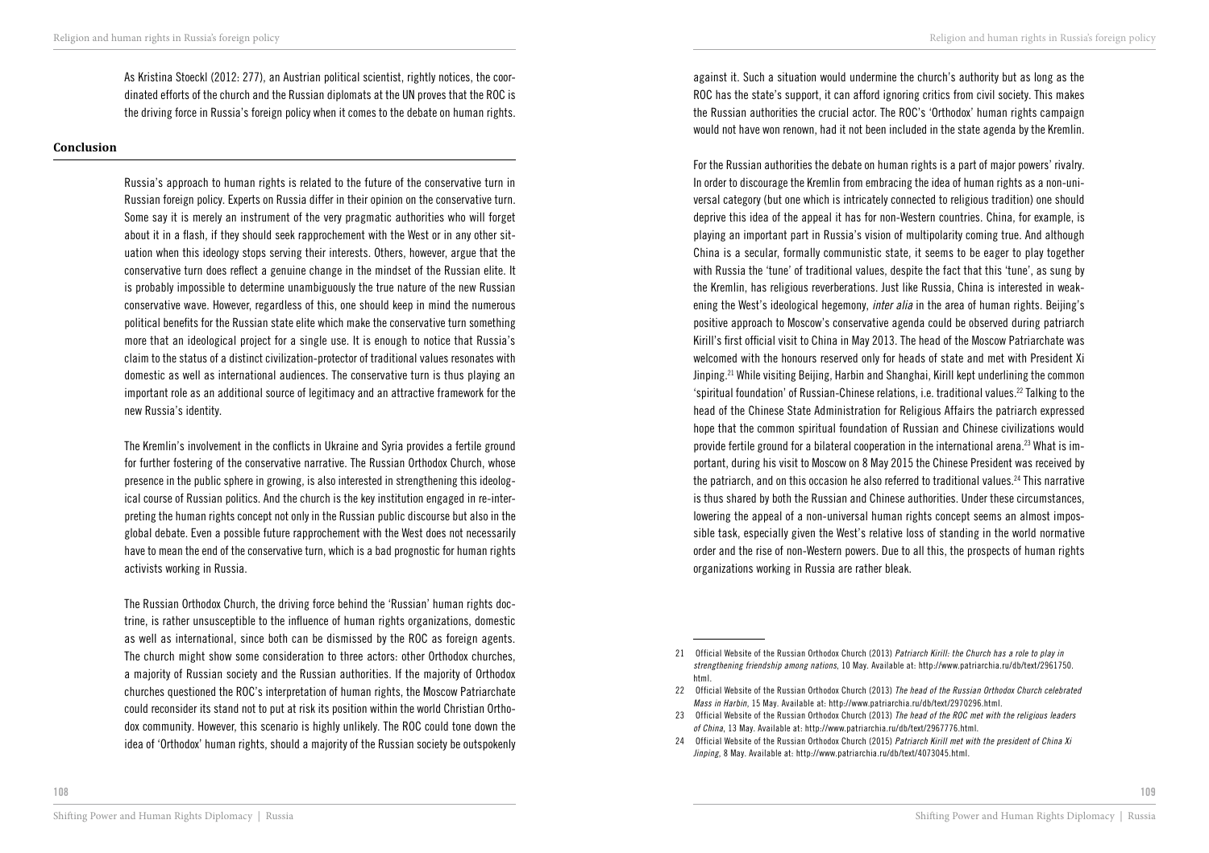As Kristina Stoeckl (2012: 277), an Austrian political scientist, rightly notices, the coordinated efforts of the church and the Russian diplomats at the UN proves that the ROC is the driving force in Russia's foreign policy when it comes to the debate on human rights.

## Conclusion

Russia's approach to human rights is related to the future of the conservative turn in Russian foreign policy. Experts on Russia differ in their opinion on the conservative turn. Some say it is merely an instrument of the very pragmatic authorities who will forget about it in a flash, if they should seek rapprochement with the West or in any other situation when this ideology stops serving their interests. Others, however, argue that the conservative turn does reflect a genuine change in the mindset of the Russian elite. It is probably impossible to determine unambiguously the true nature of the new Russian conservative wave. However, regardless of this, one should keep in mind the numerous political benefits for the Russian state elite which make the conservative turn something more that an ideological project for a single use. It is enough to notice that Russia's claim to the status of a distinct civilization-protector of traditional values resonates with domestic as well as international audiences. The conservative turn is thus playing an important role as an additional source of legitimacy and an attractive framework for the new Russia's identity.

The Kremlin's involvement in the conflicts in Ukraine and Syria provides a fertile ground for further fostering of the conservative narrative. The Russian Orthodox Church, whose presence in the public sphere in growing, is also interested in strengthening this ideological course of Russian politics. And the church is the key institution engaged in re-interpreting the human rights concept not only in the Russian public discourse but also in the global debate. Even a possible future rapprochement with the West does not necessarily have to mean the end of the conservative turn, which is a bad prognostic for human rights activists working in Russia.

The Russian Orthodox Church, the driving force behind the 'Russian' human rights doctrine, is rather unsusceptible to the influence of human rights organizations, domestic as well as international, since both can be dismissed by the ROC as foreign agents. The church might show some consideration to three actors: other Orthodox churches, a majority of Russian society and the Russian authorities. If the majority of Orthodox churches questioned the ROC's interpretation of human rights, the Moscow Patriarchate could reconsider its stand not to put at risk its position within the world Christian Orthodox community. However, this scenario is highly unlikely. The ROC could tone down the idea of 'Orthodox' human rights, should a majority of the Russian society be outspokenly against it. Such a situation would undermine the church's authority but as long as the ROC has the state's support, it can afford ignoring critics from civil society. This makes the Russian authorities the crucial actor. The ROC's 'Orthodox' human rights campaign would not have won renown, had it not been included in the state agenda by the Kremlin.

For the Russian authorities the debate on human rights is a part of major powers' rivalry. In order to discourage the Kremlin from embracing the idea of human rights as a non-universal category (but one which is intricately connected to religious tradition) one should deprive this idea of the appeal it has for non-Western countries. China, for example, is playing an important part in Russia's vision of multipolarity coming true. And although China is a secular, formally communistic state, it seems to be eager to play together with Russia the 'tune' of traditional values, despite the fact that this 'tune', as sung by the Kremlin, has religious reverberations. Just like Russia, China is interested in weakening the West's ideological hegemony, *inter alia* in the area of human rights. Beijing's positive approach to Moscow's conservative agenda could be observed during patriarch Kirill's first official visit to China in May 2013. The head of the Moscow Patriarchate was welcomed with the honours reserved only for heads of state and met with President Xi Jinping.[21] While visiting Beijing, Harbin and Shanghai, Kirill kept underlining the common 'spiritual foundation' of Russian-Chinese relations, i.e. traditional values.[22] Talking to the head of the Chinese State Administration for Religious Affairs the patriarch expressed hope that the common spiritual foundation of Russian and Chinese civilizations would provide fertile ground for a bilateral cooperation in the international arena.[23] What is important, during his visit to Moscow on 8 May 2015 the Chinese President was received by the patriarch, and on this occasion he also referred to traditional values.[24] This narrative is thus shared by both the Russian and Chinese authorities. Under these circumstances, lowering the appeal of a non-universal human rights concept seems an almost impossible task, especially given the West's relative loss of standing in the world normative order and the rise of non-Western powers. Due to all this, the prospects of human rights organizations working in Russia are rather bleak.

---

21 Official Website of the Russian Orthodox Church (2013) *Patriarch Kirill: the Church has a role to play in strengthening friendship among nations*, 10 May. Available at: http://www.patriarchia.ru/db/text/2961750.html.

22 Official Website of the Russian Orthodox Church (2013) *The head of the Russian Orthodox Church celebrated Mass in Harbin*, 15 May. Available at: http://www.patriarchia.ru/db/text/2970296.html.

23 Official Website of the Russian Orthodox Church (2013) *The head of the ROC met with the religious leaders of China*, 13 May. Available at: http://www.patriarchia.ru/db/text/2967776.html.

24 Official Website of the Russian Orthodox Church (2015) *Patriarch Kirill met with the president of China Xi Jinping*, 8 May. Available at: http://www.patriarchia.ru/db/text/4073045.html.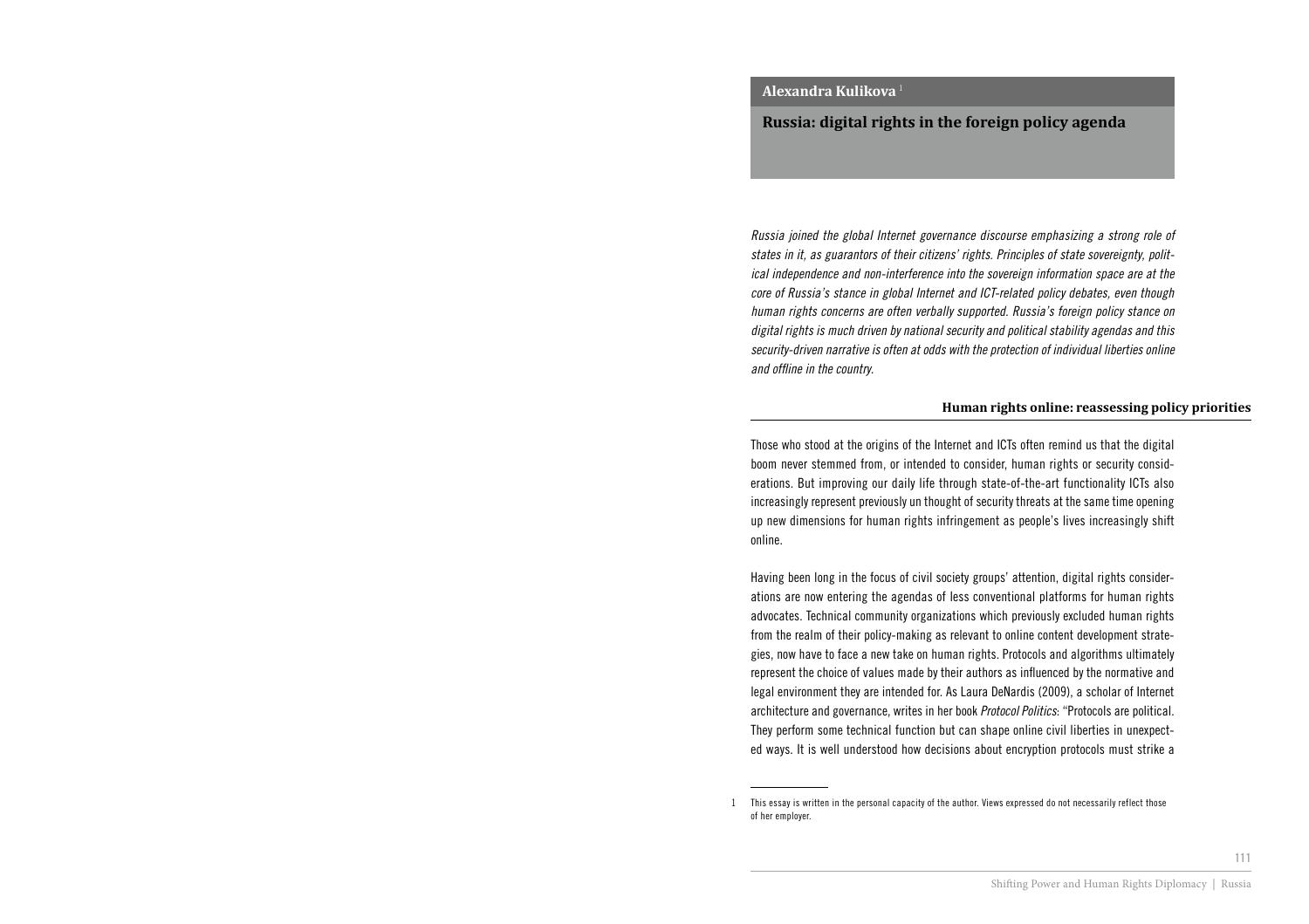**Alexandra Kulikova** [1]

# Russia: digital rights in the foreign policy agenda

*Russia joined the global Internet governance discourse emphasizing a strong role of states in it, as guarantors of their citizens' rights. Principles of state sovereignty, political independence and non-interference into the sovereign information space are at the core of Russia's stance in global Internet and ICT-related policy debates, even though human rights concerns are often verbally supported. Russia's foreign policy stance on digital rights is much driven by national security and political stability agendas and this security-driven narrative is often at odds with the protection of individual liberties online and offline in the country.*

## Human rights online: reassessing policy priorities

Those who stood at the origins of the Internet and ICTs often remind us that the digital boom never stemmed from, or intended to consider, human rights or security considerations. But improving our daily life through state-of-the-art functionality ICTs also increasingly represent previously un thought of security threats at the same time opening up new dimensions for human rights infringement as people's lives increasingly shift online.

Having been long in the focus of civil society groups' attention, digital rights considerations are now entering the agendas of less conventional platforms for human rights advocates. Technical community organizations which previously excluded human rights from the realm of their policy-making as relevant to online content development strategies, now have to face a new take on human rights. Protocols and algorithms ultimately represent the choice of values made by their authors as influenced by the normative and legal environment they are intended for. As Laura DeNardis (2009), a scholar of Internet architecture and governance, writes in her book *Protocol Politics*: "Protocols are political. They perform some technical function but can shape online civil liberties in unexpected ways. It is well understood how decisions about encryption protocols must strike a

---

1 This essay is written in the personal capacity of the author. Views expressed do not necessarily reflect those of her employer.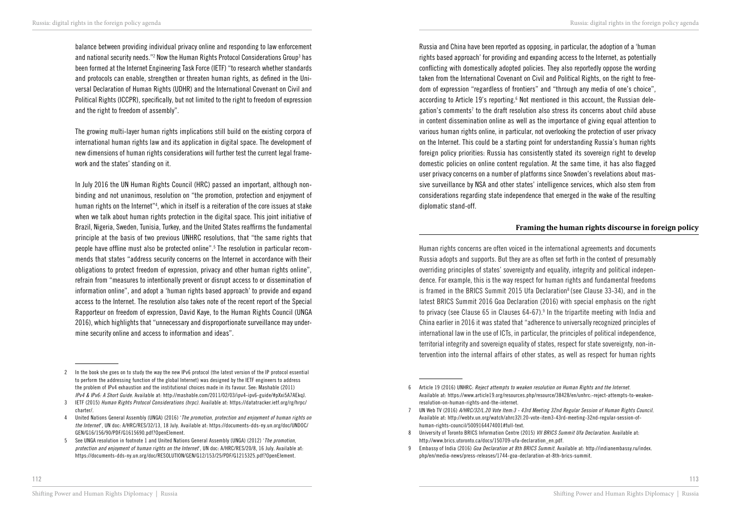balance between providing individual privacy online and responding to law enforcement and national security needs."[2] Now the Human Rights Protocol Considerations Group[3] has been formed at the Internet Engineering Task Force (IETF) "to research whether standards and protocols can enable, strengthen or threaten human rights, as defined in the Universal Declaration of Human Rights (UDHR) and the International Covenant on Civil and Political Rights (ICCPR), specifically, but not limited to the right to freedom of expression and the right to freedom of assembly".

The growing multi-layer human rights implications still build on the existing corpora of international human rights law and its application in digital space. The development of new dimensions of human rights considerations will further test the current legal framework and the states' standing on it.

In July 2016 the UN Human Rights Council (HRC) passed an important, although non-binding and not unanimous, resolution on "the promotion, protection and enjoyment of human rights on the Internet"[4], which in itself is a reiteration of the core issues at stake when we talk about human rights protection in the digital space. This joint initiative of Brazil, Nigeria, Sweden, Tunisia, Turkey, and the United States reaffirms the fundamental principle at the basis of two previous UNHRC resolutions, that "the same rights that people have offline must also be protected online".[5] The resolution in particular recommends that states "address security concerns on the Internet in accordance with their obligations to protect freedom of expression, privacy and other human rights online", refrain from "measures to intentionally prevent or disrupt access to or dissemination of information online", and adopt a 'human rights based approach' to provide and expand access to the Internet. The resolution also takes note of the recent report of the Special Rapporteur on freedom of expression, David Kaye, to the Human Rights Council (UNGA 2016), which highlights that "unnecessary and disproportionate surveillance may undermine security online and access to information and ideas".

Russia and China have been reported as opposing, in particular, the adoption of a 'human rights based approach' for providing and expanding access to the Internet, as potentially conflicting with domestically adopted policies. They also reportedly oppose the wording taken from the International Covenant on Civil and Political Rights, on the right to freedom of expression "regardless of frontiers" and "through any media of one's choice", according to Article 19's reporting.[6] Not mentioned in this account, the Russian delegation's comments[7] to the draft resolution also stress its concerns about child abuse in content dissemination online as well as the importance of giving equal attention to various human rights online, in particular, not overlooking the protection of user privacy on the Internet. This could be a starting point for understanding Russia's human rights foreign policy priorities: Russia has consistently stated its sovereign right to develop domestic policies on online content regulation. At the same time, it has also flagged user privacy concerns on a number of platforms since Snowden's revelations about massive surveillance by NSA and other states' intelligence services, which also stem from considerations regarding state independence that emerged in the wake of the resulting diplomatic stand-off.

## Framing the human rights discourse in foreign policy

Human rights concerns are often voiced in the international agreements and documents Russia adopts and supports. But they are as often set forth in the context of presumably overriding principles of states' sovereignty and equality, integrity and political independence. For example, this is the way respect for human rights and fundamental freedoms is framed in the BRICS Summit 2015 Ufa Declaration[8] (see Clause 33-34), and in the latest BRICS Summit 2016 Goa Declaration (2016) with special emphasis on the right to privacy (see Clause 65 in Clauses 64-67).[9] In the tripartite meeting with India and China earlier in 2016 it was stated that "adherence to universally recognized principles of international law in the use of ICTs, in particular, the principles of political independence, territorial integrity and sovereign equality of states, respect for state sovereignty, non-intervention into the internal affairs of other states, as well as respect for human rights

---

2 In the book she goes on to study the way the new IPv6 protocol (the latest version of the IP protocol essential to perform the addressing function of the global Internet) was designed by the IETF engineers to address the problem of IPv4 exhaustion and the institutional choices made in its favour. See: Mashable (2011) *IPv4 & IPv6: A Short Guide*. Available at: http://mashable.com/2011/02/03/ipv4-ipv6-guide/#pXxi5A7AEkqJ.

3 IETF (2015) *Human Rights Protocol Considerations (hrpc)*. Available at: https://datatracker.ietf.org/rg/hrpc/charter/.

4 United Nations General Assembly (UNGA) (2016) '*The promotion, protection and enjoyment of human rights on the Internet*', UN doc: A/HRC/RES/32/13, 18 July. Available at: https://documents-dds-ny.un.org/doc/UNDOC/GEN/G16/156/90/PDF/G1615690.pdf?OpenElement.

5 See UNGA resolution in footnote 1 and United Nations General Assembly (UNGA) (2012) '*The promotion, protection and enjoyment of human rights on the Internet*', UN doc: A/HRC/RES/20/8, 16 July. Available at: https://documents-dds-ny.un.org/doc/RESOLUTION/GEN/G12/153/25/PDF/G1215325.pdf?OpenElement.

6 Article 19 (2016) UNHRC: *Reject attempts to weaken resolution on Human Rights and the Internet*. Available at: https://www.article19.org/resources.php/resource/38428/en/unhrc:-reject-attempts-to-weaken-resolution-on-human-rights-and-the-internet.

7 UN Web TV (2016) *A/HRC/32/L.20 Vote Item:3 - 43rd Meeting 32nd Regular Session of Human Rights Council*. Available at: http://webtv.un.org/watch/ahrc32l.20-vote-item3-43rd-meeting-32nd-regular-session-of-human-rights-council/5009164474001#full-text.

8 University of Toronto BRICS Information Centre (2015) *VII BRICS Summit Ufa Declaration*. Available at: http://www.brics.utoronto.ca/docs/150709-ufa-declaration_en.pdf.

9 Embassy of India (2016) *Goa Declaration at 8th BRICS Summit*. Available at: http://indianembassy.ru/index.php/en/media-news/press-releases/1744-goa-declaration-at-8th-brics-summit.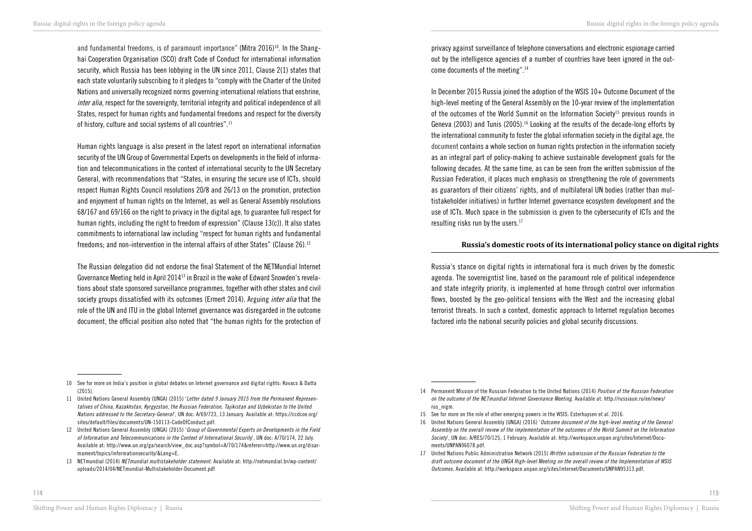and fundamental freedoms, is of paramount importance" (Mitra 2016)[10]. In the Shanghai Cooperation Organisation (SCO) draft Code of Conduct for international information security, which Russia has been lobbying in the UN since 2011, Clause 2(1) states that each state voluntarily subscribing to it pledges to "comply with the Charter of the United Nations and universally recognized norms governing international relations that enshrine, *inter alia*, respect for the sovereignty, territorial integrity and political independence of all States, respect for human rights and fundamental freedoms and respect for the diversity of history, culture and social systems of all countries".[11]

Human rights language is also present in the latest report on international information security of the UN Group of Governmental Experts on developments in the field of information and telecommunications in the context of international security to the UN Secretary General, with recommendations that "States, in ensuring the secure use of ICTs, should respect Human Rights Council resolutions 20/8 and 26/13 on the promotion, protection and enjoyment of human rights on the Internet, as well as General Assembly resolutions 68/167 and 69/166 on the right to privacy in the digital age, to guarantee full respect for human rights, including the right to freedom of expression" (Clause 13(c)). It also states commitments to international law including "respect for human rights and fundamental freedoms; and non-intervention in the internal affairs of other States" (Clause 26).[12]

The Russian delegation did not endorse the final Statement of the NETMundial Internet Governance Meeting held in April 2014[13] in Brazil in the wake of Edward Snowden's revelations about state sponsored surveillance programmes, together with other states and civil society groups dissatisfied with its outcomes (Ermert 2014). Arguing *inter alia* that the role of the UN and ITU in the global Internet governance was disregarded in the outcome document, the official position also noted that "the human rights for the protection of privacy against surveillance of telephone conversations and electronic espionage carried out by the intelligence agencies of a number of countries have been ignored in the outcome documents of the meeting".[14]

In December 2015 Russia joined the adoption of the WSIS 10+ Outcome Document of the high-level meeting of the General Assembly on the 10-year review of the implementation of the outcomes of the World Summit on the Information Society[15] previous rounds in Geneva (2003) and Tunis (2005).[16] Looking at the results of the decade-long efforts by the international community to foster the global information society in the digital age, the document contains a whole section on human rights protection in the information society as an integral part of policy-making to achieve sustainable development goals for the following decades. At the same time, as can be seen from the written submission of the Russian Federation, it places much emphasis on strengthening the role of governments as guarantors of their citizens' rights, and of multilateral UN bodies (rather than multistakeholder initiatives) in further Internet governance ecosystem development and the use of ICTs. Much space in the submission is given to the cybersecurity of ICTs and the resulting risks run by the users.[17]

## Russia's domestic roots of its international policy stance on digital rights

Russia's stance on digital rights in international fora is much driven by the domestic agenda. The sovereigntist line, based on the paramount role of political independence and state integrity priority, is implemented at home through control over information flows, boosted by the geo-political tensions with the West and the increasing global terrorist threats. In such a context, domestic approach to Internet regulation becomes factored into the national security policies and global security discussions.

---

10 See for more on India's position in global debates on Internet governance and digital rights: Kovacs & Datta (2015).

11 United Nations General Assembly (UNGA) (2015) '*Letter dated 9 January 2015 from the Permanent Representatives of China, Kazakhstan, Kyrgyzstan, the Russian Federation, Tajikistan and Uzbekistan to the United Nations addressed to the Secretary-General*', UN doc: A/69/723, 13 January. Available at: https://ccdcoe.org/sites/default/files/documents/UN-150113-CodeOfConduct.pdf.

12 United Nations General Assembly (UNGA) (2015) '*Group of Governmental Experts on Developments in the Field of Information and Telecommunications in the Context of International Security*', UN doc: A/70/174, 22 July. Available at: http://www.un.org/ga/search/view_doc.asp?symbol=A/70/174&referer=http://www.un.org/disarmament/topics/informationsecurity/&Lang=E.

13 NETmundial (2014) *NETmundial multistakeholder statement*. Available at: http://netmundial.br/wp-content/uploads/2014/04/NETmundial-Multistakeholder-Document.pdf

14 Permanent Mission of the Russian Federation to the United Nations (2014) *Position of the Russian Federation on the outcome of the NETmundial Internet Governance Meeting*. Available at: http://russiaun.ru/en/news/rus_nigm.

15 See for more on the role of other emerging powers in the WSIS: Esterhuysen et al. 2016.

16 United Nations General Assembly (UNGA) (2016) '*Outcome document of the high-level meeting of the General Assembly on the overall review of the implementation of the outcomes of the World Summit on the Information Society*', UN doc: A/RES/70/125, 1 February. Available at: http://workspace.unpan.org/sites/Internet/Documents/UNPAN96078.pdf.

17 United Nations Public Administration Network (2015) *Written submission of the Russian Federation to the draft outcome document of the UNGA High-level Meeting on the overall review of the Implementation of WSIS Outcomes*. Available at: http://workspace.unpan.org/sites/internet/Documents/UNPAN95313.pdf.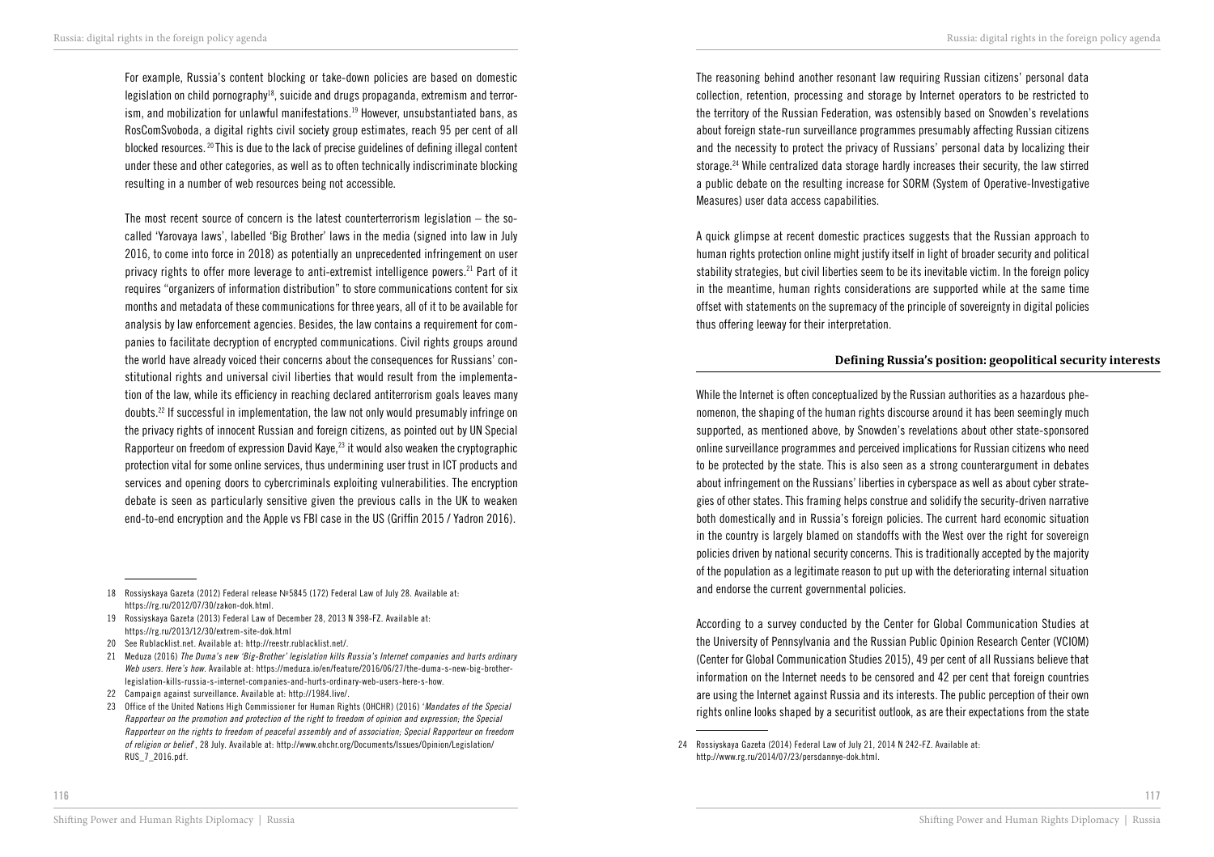For example, Russia's content blocking or take-down policies are based on domestic legislation on child pornography[18], suicide and drugs propaganda, extremism and terrorism, and mobilization for unlawful manifestations.[19] However, unsubstantiated bans, as RosComSvoboda, a digital rights civil society group estimates, reach 95 per cent of all blocked resources.[20] This is due to the lack of precise guidelines of defining illegal content under these and other categories, as well as to often technically indiscriminate blocking resulting in a number of web resources being not accessible.

The most recent source of concern is the latest counterterrorism legislation – the so-called 'Yarovaya laws', labelled 'Big Brother' laws in the media (signed into law in July 2016, to come into force in 2018) as potentially an unprecedented infringement on user privacy rights to offer more leverage to anti-extremist intelligence powers.[21] Part of it requires "organizers of information distribution" to store communications content for six months and metadata of these communications for three years, all of it to be available for analysis by law enforcement agencies. Besides, the law contains a requirement for companies to facilitate decryption of encrypted communications. Civil rights groups around the world have already voiced their concerns about the consequences for Russians' constitutional rights and universal civil liberties that would result from the implementation of the law, while its efficiency in reaching declared antiterrorism goals leaves many doubts.[22] If successful in implementation, the law not only would presumably infringe on the privacy rights of innocent Russian and foreign citizens, as pointed out by UN Special Rapporteur on freedom of expression David Kaye,[23] it would also weaken the cryptographic protection vital for some online services, thus undermining user trust in ICT products and services and opening doors to cybercriminals exploiting vulnerabilities. The encryption debate is seen as particularly sensitive given the previous calls in the UK to weaken end-to-end encryption and the Apple vs FBI case in the US (Griffin 2015 / Yadron 2016).

The reasoning behind another resonant law requiring Russian citizens' personal data collection, retention, processing and storage by Internet operators to be restricted to the territory of the Russian Federation, was ostensibly based on Snowden's revelations about foreign state-run surveillance programmes presumably affecting Russian citizens and the necessity to protect the privacy of Russians' personal data by localizing their storage.[24] While centralized data storage hardly increases their security, the law stirred a public debate on the resulting increase for SORM (System of Operative-Investigative Measures) user data access capabilities.

A quick glimpse at recent domestic practices suggests that the Russian approach to human rights protection online might justify itself in light of broader security and political stability strategies, but civil liberties seem to be its inevitable victim. In the foreign policy in the meantime, human rights considerations are supported while at the same time offset with statements on the supremacy of the principle of sovereignty in digital policies thus offering leeway for their interpretation.

## Defining Russia's position: geopolitical security interests

While the Internet is often conceptualized by the Russian authorities as a hazardous phenomenon, the shaping of the human rights discourse around it has been seemingly much supported, as mentioned above, by Snowden's revelations about other state-sponsored online surveillance programmes and perceived implications for Russian citizens who need to be protected by the state. This is also seen as a strong counterargument in debates about infringement on the Russians' liberties in cyberspace as well as about cyber strategies of other states. This framing helps construe and solidify the security-driven narrative both domestically and in Russia's foreign policies. The current hard economic situation in the country is largely blamed on standoffs with the West over the right for sovereign policies driven by national security concerns. This is traditionally accepted by the majority of the population as a legitimate reason to put up with the deteriorating internal situation and endorse the current governmental policies.

According to a survey conducted by the Center for Global Communication Studies at the University of Pennsylvania and the Russian Public Opinion Research Center (VCIOM) (Center for Global Communication Studies 2015), 49 per cent of all Russians believe that information on the Internet needs to be censored and 42 per cent that foreign countries are using the Internet against Russia and its interests. The public perception of their own rights online looks shaped by a securitist outlook, as are their expectations from the state

---

18 Rossiyskaya Gazeta (2012) Federal release №5845 (172) Federal Law of July 28. Available at: https://rg.ru/2012/07/30/zakon-dok.html.

19 Rossiyskaya Gazeta (2013) Federal Law of December 28, 2013 N 398-FZ. Available at: https://rg.ru/2013/12/30/extrem-site-dok.html

20 See Rublacklist.net. Available at: http://reestr.rublacklist.net/.

21 Meduza (2016) *The Duma's new 'Big-Brother' legislation kills Russia's Internet companies and hurts ordinary Web users. Here's how*. Available at: https://meduza.io/en/feature/2016/06/27/the-duma-s-new-big-brother-legislation-kills-russia-s-internet-companies-and-hurts-ordinary-web-users-here-s-how.

22 Campaign against surveillance. Available at: http://1984.live/.

23 Office of the United Nations High Commissioner for Human Rights (OHCHR) (2016) '*Mandates of the Special Rapporteur on the promotion and protection of the right to freedom of opinion and expression; the Special Rapporteur on the rights to freedom of peaceful assembly and of association; Special Rapporteur on freedom of religion or belief*', 28 July. Available at: http://www.ohchr.org/Documents/Issues/Opinion/Legislation/RUS_7_2016.pdf.

24 Rossiyskaya Gazeta (2014) Federal Law of July 21, 2014 N 242-FZ. Available at: http://www.rg.ru/2014/07/23/persdannye-dok.html.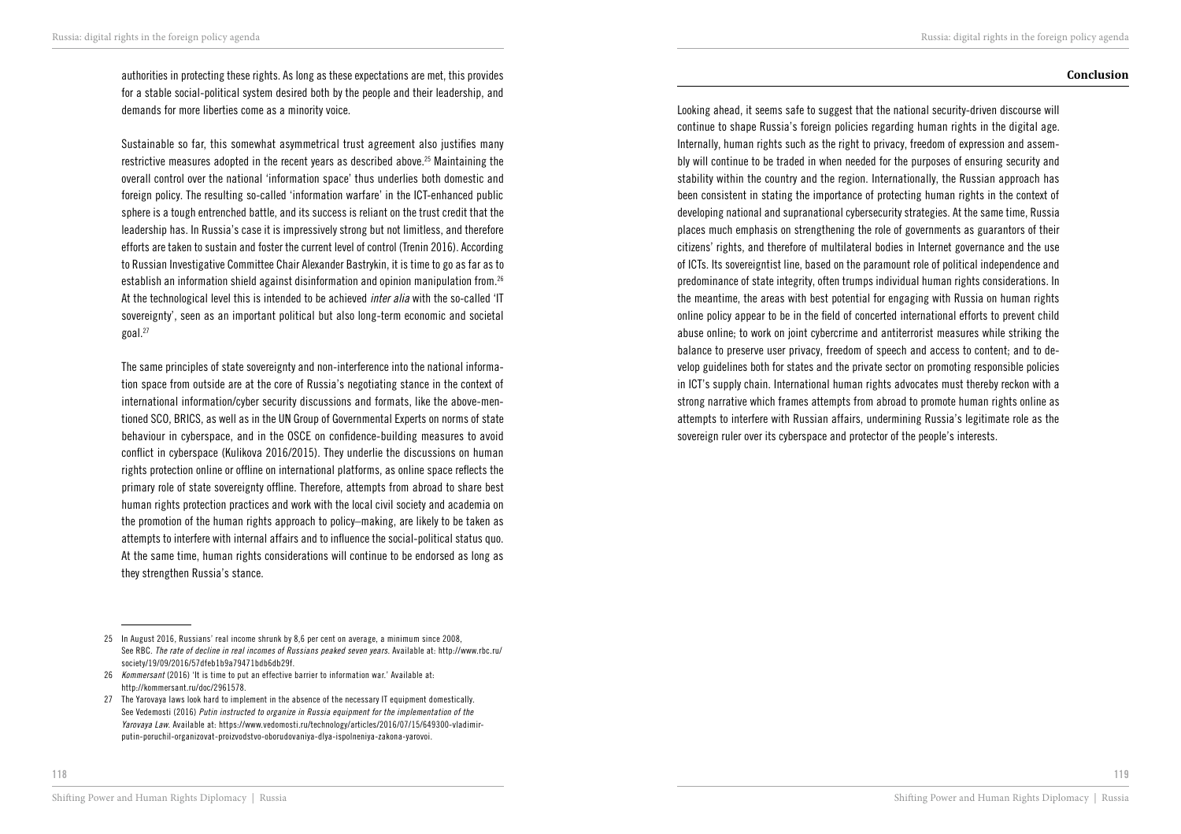authorities in protecting these rights. As long as these expectations are met, this provides for a stable social-political system desired both by the people and their leadership, and demands for more liberties come as a minority voice.

Sustainable so far, this somewhat asymmetrical trust agreement also justifies many restrictive measures adopted in the recent years as described above.[25] Maintaining the overall control over the national 'information space' thus underlies both domestic and foreign policy. The resulting so-called 'information warfare' in the ICT-enhanced public sphere is a tough entrenched battle, and its success is reliant on the trust credit that the leadership has. In Russia's case it is impressively strong but not limitless, and therefore efforts are taken to sustain and foster the current level of control (Trenin 2016). According to Russian Investigative Committee Chair Alexander Bastrykin, it is time to go as far as to establish an information shield against disinformation and opinion manipulation from.[26] At the technological level this is intended to be achieved *inter alia* with the so-called 'IT sovereignty', seen as an important political but also long-term economic and societal goal.[27]

The same principles of state sovereignty and non-interference into the national information space from outside are at the core of Russia's negotiating stance in the context of international information/cyber security discussions and formats, like the above-mentioned SCO, BRICS, as well as in the UN Group of Governmental Experts on norms of state behaviour in cyberspace, and in the OSCE on confidence-building measures to avoid conflict in cyberspace (Kulikova 2016/2015). They underlie the discussions on human rights protection online or offline on international platforms, as online space reflects the primary role of state sovereignty offline. Therefore, attempts from abroad to share best human rights protection practices and work with the local civil society and academia on the promotion of the human rights approach to policy–making, are likely to be taken as attempts to interfere with internal affairs and to influence the social-political status quo. At the same time, human rights considerations will continue to be endorsed as long as they strengthen Russia's stance.

25 In August 2016, Russians' real income shrunk by 8,6 per cent on average, a minimum since 2008, See RBC. *The rate of decline in real incomes of Russians peaked seven years*. Available at: http://www.rbc.ru/society/19/09/2016/57dfeb1b9a79471bdb6db29f.

26 *Kommersant* (2016) 'It is time to put an effective barrier to information war.' Available at: http://kommersant.ru/doc/2961578.

27 The Yarovaya laws look hard to implement in the absence of the necessary IT equipment domestically. See Vedemosti (2016) *Putin instructed to organize in Russia equipment for the implementation of the Yarovaya Law*. Available at: https://www.vedomosti.ru/technology/articles/2016/07/15/649300-vladimir-putin-poruchil-organizovat-proizvodstvo-oborudovaniya-dlya-ispolneniya-zakona-yarovoi.

## Conclusion

Looking ahead, it seems safe to suggest that the national security-driven discourse will continue to shape Russia's foreign policies regarding human rights in the digital age. Internally, human rights such as the right to privacy, freedom of expression and assembly will continue to be traded in when needed for the purposes of ensuring security and stability within the country and the region. Internationally, the Russian approach has been consistent in stating the importance of protecting human rights in the context of developing national and supranational cybersecurity strategies. At the same time, Russia places much emphasis on strengthening the role of governments as guarantors of their citizens' rights, and therefore of multilateral bodies in Internet governance and the use of ICTs. Its sovereigntist line, based on the paramount role of political independence and predominance of state integrity, often trumps individual human rights considerations. In the meantime, the areas with best potential for engaging with Russia on human rights online policy appear to be in the field of concerted international efforts to prevent child abuse online; to work on joint cybercrime and antiterrorist measures while striking the balance to preserve user privacy, freedom of speech and access to content; and to develop guidelines both for states and the private sector on promoting responsible policies in ICT's supply chain. International human rights advocates must thereby reckon with a strong narrative which frames attempts from abroad to promote human rights online as attempts to interfere with Russian affairs, undermining Russia's legitimate role as the sovereign ruler over its cyberspace and protector of the people's interests.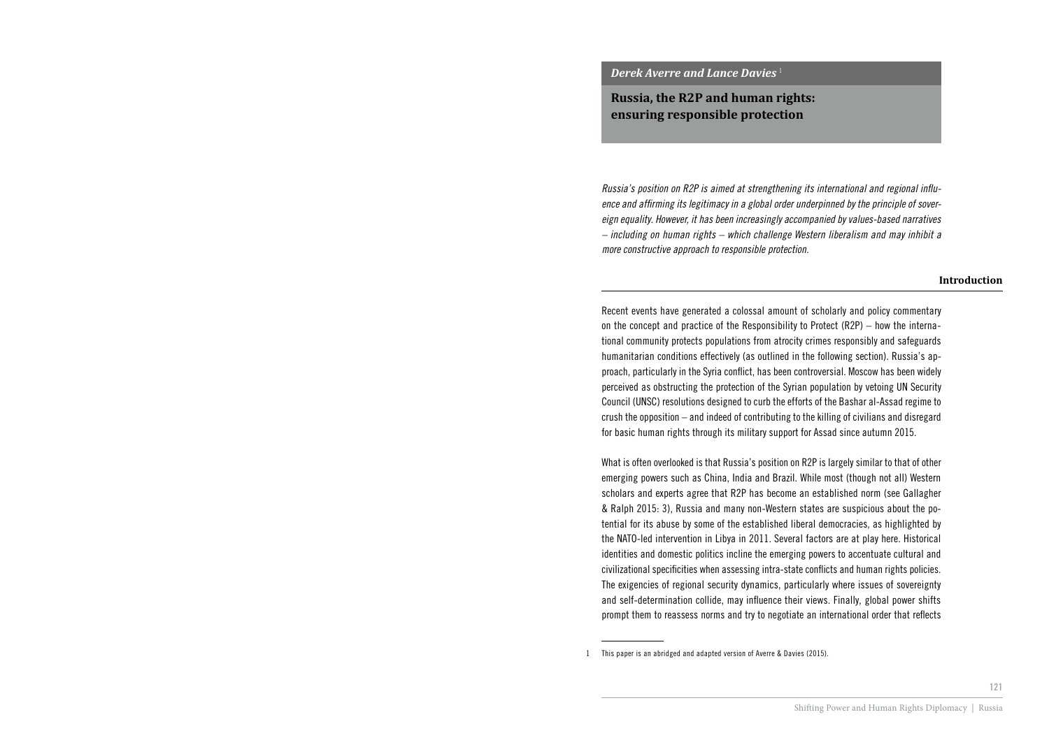*Derek Averre and Lance Davies* [1]

# Russia, the R2P and human rights: ensuring responsible protection

*Russia's position on R2P is aimed at strengthening its international and regional influence and affirming its legitimacy in a global order underpinned by the principle of sovereign equality. However, it has been increasingly accompanied by values-based narratives – including on human rights – which challenge Western liberalism and may inhibit a more constructive approach to responsible protection.*

## Introduction

Recent events have generated a colossal amount of scholarly and policy commentary on the concept and practice of the Responsibility to Protect (R2P) – how the international community protects populations from atrocity crimes responsibly and safeguards humanitarian conditions effectively (as outlined in the following section). Russia's approach, particularly in the Syria conflict, has been controversial. Moscow has been widely perceived as obstructing the protection of the Syrian population by vetoing UN Security Council (UNSC) resolutions designed to curb the efforts of the Bashar al-Assad regime to crush the opposition – and indeed of contributing to the killing of civilians and disregard for basic human rights through its military support for Assad since autumn 2015.

What is often overlooked is that Russia's position on R2P is largely similar to that of other emerging powers such as China, India and Brazil. While most (though not all) Western scholars and experts agree that R2P has become an established norm (see Gallagher & Ralph 2015: 3), Russia and many non-Western states are suspicious about the potential for its abuse by some of the established liberal democracies, as highlighted by the NATO-led intervention in Libya in 2011. Several factors are at play here. Historical identities and domestic politics incline the emerging powers to accentuate cultural and civilizational specificities when assessing intra-state conflicts and human rights policies. The exigencies of regional security dynamics, particularly where issues of sovereignty and self-determination collide, may influence their views. Finally, global power shifts prompt them to reassess norms and try to negotiate an international order that reflects

---

1 This paper is an abridged and adapted version of Averre & Davies (2015).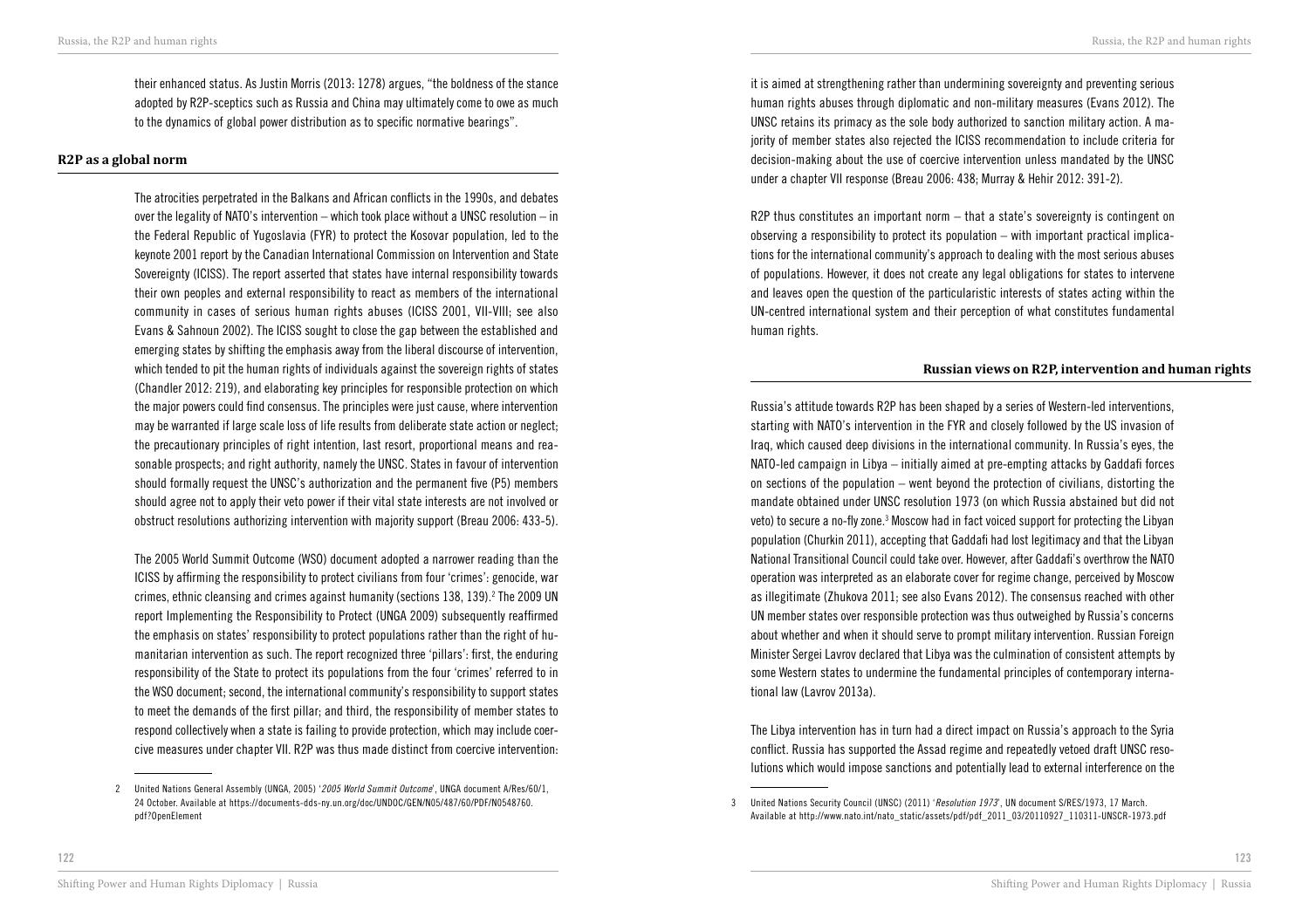their enhanced status. As Justin Morris (2013: 1278) argues, "the boldness of the stance adopted by R2P-sceptics such as Russia and China may ultimately come to owe as much to the dynamics of global power distribution as to specific normative bearings".

## R2P as a global norm

The atrocities perpetrated in the Balkans and African conflicts in the 1990s, and debates over the legality of NATO's intervention – which took place without a UNSC resolution – in the Federal Republic of Yugoslavia (FYR) to protect the Kosovar population, led to the keynote 2001 report by the Canadian International Commission on Intervention and State Sovereignty (ICISS). The report asserted that states have internal responsibility towards their own peoples and external responsibility to react as members of the international community in cases of serious human rights abuses (ICISS 2001, VII-VIII; see also Evans & Sahnoun 2002). The ICISS sought to close the gap between the established and emerging states by shifting the emphasis away from the liberal discourse of intervention, which tended to pit the human rights of individuals against the sovereign rights of states (Chandler 2012: 219), and elaborating key principles for responsible protection on which the major powers could find consensus. The principles were just cause, where intervention may be warranted if large scale loss of life results from deliberate state action or neglect; the precautionary principles of right intention, last resort, proportional means and reasonable prospects; and right authority, namely the UNSC. States in favour of intervention should formally request the UNSC's authorization and the permanent five (P5) members should agree not to apply their veto power if their vital state interests are not involved or obstruct resolutions authorizing intervention with majority support (Breau 2006: 433-5).

The 2005 World Summit Outcome (WSO) document adopted a narrower reading than the ICISS by affirming the responsibility to protect civilians from four 'crimes': genocide, war crimes, ethnic cleansing and crimes against humanity (sections 138, 139).[2] The 2009 UN report Implementing the Responsibility to Protect (UNGA 2009) subsequently reaffirmed the emphasis on states' responsibility to protect populations rather than the right of humanitarian intervention as such. The report recognized three 'pillars': first, the enduring responsibility of the State to protect its populations from the four 'crimes' referred to in the WSO document; second, the international community's responsibility to support states to meet the demands of the first pillar; and third, the responsibility of member states to respond collectively when a state is failing to provide protection, which may include coercive measures under chapter VII. R2P was thus made distinct from coercive intervention: it is aimed at strengthening rather than undermining sovereignty and preventing serious human rights abuses through diplomatic and non-military measures (Evans 2012). The UNSC retains its primacy as the sole body authorized to sanction military action. A majority of member states also rejected the ICISS recommendation to include criteria for decision-making about the use of coercive intervention unless mandated by the UNSC under a chapter VII response (Breau 2006: 438; Murray & Hehir 2012: 391-2).

R2P thus constitutes an important norm – that a state's sovereignty is contingent on observing a responsibility to protect its population – with important practical implications for the international community's approach to dealing with the most serious abuses of populations. However, it does not create any legal obligations for states to intervene and leaves open the question of the particularistic interests of states acting within the UN-centred international system and their perception of what constitutes fundamental human rights.

## Russian views on R2P, intervention and human rights

Russia's attitude towards R2P has been shaped by a series of Western-led interventions, starting with NATO's intervention in the FYR and closely followed by the US invasion of Iraq, which caused deep divisions in the international community. In Russia's eyes, the NATO-led campaign in Libya – initially aimed at pre-empting attacks by Gaddafi forces on sections of the population – went beyond the protection of civilians, distorting the mandate obtained under UNSC resolution 1973 (on which Russia abstained but did not veto) to secure a no-fly zone.[3] Moscow had in fact voiced support for protecting the Libyan population (Churkin 2011), accepting that Gaddafi had lost legitimacy and that the Libyan National Transitional Council could take over. However, after Gaddafi's overthrow the NATO operation was interpreted as an elaborate cover for regime change, perceived by Moscow as illegitimate (Zhukova 2011; see also Evans 2012). The consensus reached with other UN member states over responsible protection was thus outweighed by Russia's concerns about whether and when it should serve to prompt military intervention. Russian Foreign Minister Sergei Lavrov declared that Libya was the culmination of consistent attempts by some Western states to undermine the fundamental principles of contemporary international law (Lavrov 2013a).

The Libya intervention has in turn had a direct impact on Russia's approach to the Syria conflict. Russia has supported the Assad regime and repeatedly vetoed draft UNSC resolutions which would impose sanctions and potentially lead to external interference on the

---

2 United Nations General Assembly (UNGA, 2005) '*2005 World Summit Outcome*', UNGA document A/Res/60/1, 24 October. Available at https://documents-dds-ny.un.org/doc/UNDOC/GEN/N05/487/60/PDF/N0548760.pdf?OpenElement

3 United Nations Security Council (UNSC) (2011) '*Resolution 1973*', UN document S/RES/1973, 17 March. Available at http://www.nato.int/nato_static/assets/pdf/pdf_2011_03/20110927_110311-UNSCR-1973.pdf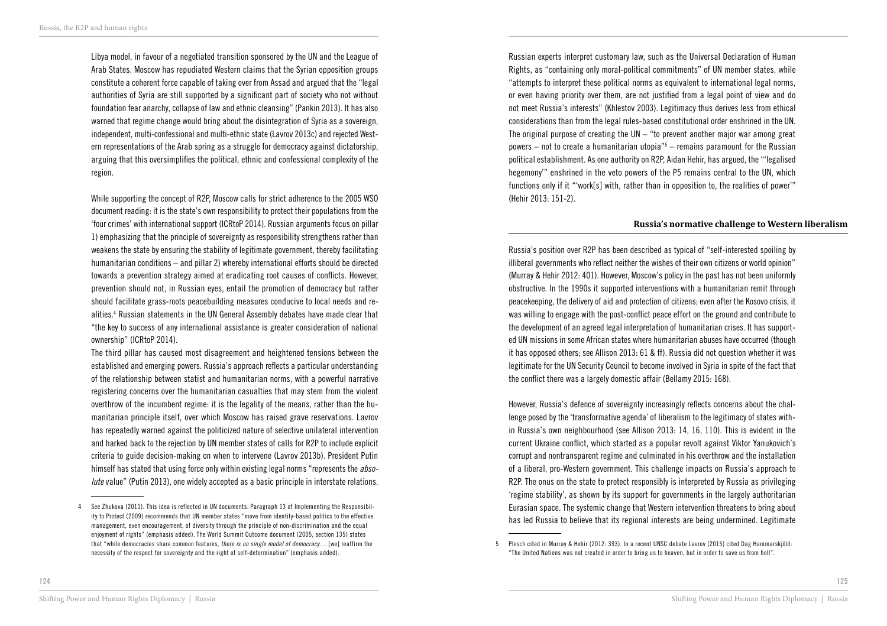Libya model, in favour of a negotiated transition sponsored by the UN and the League of Arab States. Moscow has repudiated Western claims that the Syrian opposition groups constitute a coherent force capable of taking over from Assad and argued that the "legal authorities of Syria are still supported by a significant part of society who not without foundation fear anarchy, collapse of law and ethnic cleansing" (Pankin 2013). It has also warned that regime change would bring about the disintegration of Syria as a sovereign, independent, multi-confessional and multi-ethnic state (Lavrov 2013c) and rejected Western representations of the Arab spring as a struggle for democracy against dictatorship, arguing that this oversimplifies the political, ethnic and confessional complexity of the region.

While supporting the concept of R2P, Moscow calls for strict adherence to the 2005 WSO document reading: it is the state's own responsibility to protect their populations from the 'four crimes' with international support (ICRtoP 2014). Russian arguments focus on pillar 1) emphasizing that the principle of sovereignty as responsibility strengthens rather than weakens the state by ensuring the stability of legitimate government, thereby facilitating humanitarian conditions – and pillar 2) whereby international efforts should be directed towards a prevention strategy aimed at eradicating root causes of conflicts. However, prevention should not, in Russian eyes, entail the promotion of democracy but rather should facilitate grass-roots peacebuilding measures conducive to local needs and realities.[4] Russian statements in the UN General Assembly debates have made clear that "the key to success of any international assistance is greater consideration of national ownership" (ICRtoP 2014).

The third pillar has caused most disagreement and heightened tensions between the established and emerging powers. Russia's approach reflects a particular understanding of the relationship between statist and humanitarian norms, with a powerful narrative registering concerns over the humanitarian casualties that may stem from the violent overthrow of the incumbent regime: it is the legality of the means, rather than the humanitarian principle itself, over which Moscow has raised grave reservations. Lavrov has repeatedly warned against the politicized nature of selective unilateral intervention and harked back to the rejection by UN member states of calls for R2P to include explicit criteria to guide decision-making on when to intervene (Lavrov 2013b). President Putin himself has stated that using force only within existing legal norms "represents the *absolute* value" (Putin 2013), one widely accepted as a basic principle in interstate relations.

4 See Zhukova (2011). This idea is reflected in UN documents. Paragraph 13 of Implementing the Responsibility to Protect (2009) recommends that UN member states "move from identity-based politics to the effective management, even encouragement, of diversity through the principle of non-discrimination and the equal enjoyment of rights" (emphasis added). The World Summit Outcome document (2005, section 135) states that "while democracies share common features, *there is no single model of democracy*… [we] reaffirm the necessity of the respect for sovereignty and the right of self-determination" (emphasis added).

Russian experts interpret customary law, such as the Universal Declaration of Human Rights, as "containing only moral-political commitments" of UN member states, while "attempts to interpret these political norms as equivalent to international legal norms, or even having priority over them, are not justified from a legal point of view and do not meet Russia's interests" (Khlestov 2003). Legitimacy thus derives less from ethical considerations than from the legal rules-based constitutional order enshrined in the UN. The original purpose of creating the UN – "to prevent another major war among great powers – not to create a humanitarian utopia"[5] – remains paramount for the Russian political establishment. As one authority on R2P, Aidan Hehir, has argued, the "'legalised hegemony'" enshrined in the veto powers of the P5 remains central to the UN, which functions only if it "'work[s] with, rather than in opposition to, the realities of power'" (Hehir 2013: 151-2).

## Russia's normative challenge to Western liberalism

Russia's position over R2P has been described as typical of "self-interested spoiling by illiberal governments who reflect neither the wishes of their own citizens or world opinion" (Murray & Hehir 2012: 401). However, Moscow's policy in the past has not been uniformly obstructive. In the 1990s it supported interventions with a humanitarian remit through peacekeeping, the delivery of aid and protection of citizens; even after the Kosovo crisis, it was willing to engage with the post-conflict peace effort on the ground and contribute to the development of an agreed legal interpretation of humanitarian crises. It has supported UN missions in some African states where humanitarian abuses have occurred (though it has opposed others; see Allison 2013: 61 & ff). Russia did not question whether it was legitimate for the UN Security Council to become involved in Syria in spite of the fact that the conflict there was a largely domestic affair (Bellamy 2015: 168).

However, Russia's defence of sovereignty increasingly reflects concerns about the challenge posed by the 'transformative agenda' of liberalism to the legitimacy of states within Russia's own neighbourhood (see Allison 2013: 14, 16, 110). This is evident in the current Ukraine conflict, which started as a popular revolt against Viktor Yanukovich's corrupt and nontransparent regime and culminated in his overthrow and the installation of a liberal, pro-Western government. This challenge impacts on Russia's approach to R2P. The onus on the state to protect responsibly is interpreted by Russia as privileging 'regime stability', as shown by its support for governments in the largely authoritarian Eurasian space. The systemic change that Western intervention threatens to bring about has led Russia to believe that its regional interests are being undermined. Legitimate

5 Plesch cited in Murray & Hehir (2012: 393). In a recent UNSC debate Lavrov (2015) cited Dag Hammarskjöld: "The United Nations was not created in order to bring us to heaven, but in order to save us from hell".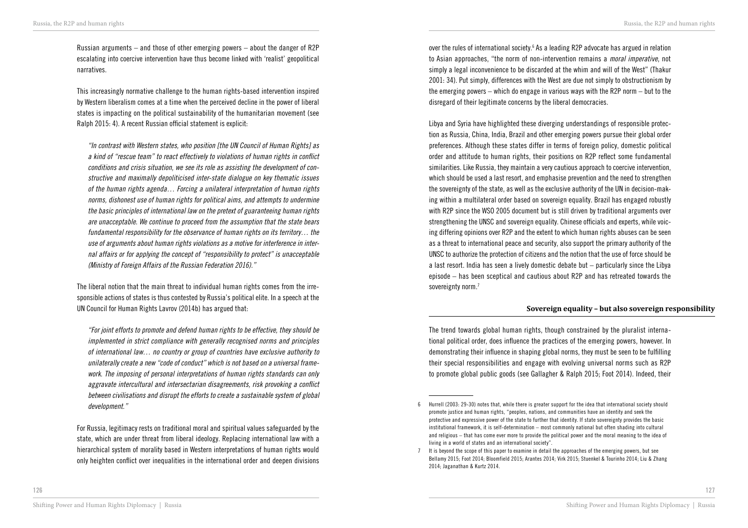Russian arguments – and those of other emerging powers – about the danger of R2P escalating into coercive intervention have thus become linked with 'realist' geopolitical narratives.

This increasingly normative challenge to the human rights-based intervention inspired by Western liberalism comes at a time when the perceived decline in the power of liberal states is impacting on the political sustainability of the humanitarian movement (see Ralph 2015: 4). A recent Russian official statement is explicit:

> *"In contrast with Western states, who position [the UN Council of Human Rights] as a kind of "rescue team" to react effectively to violations of human rights in conflict conditions and crisis situation, we see its role as assisting the development of constructive and maximally depoliticised inter-state dialogue on key thematic issues of the human rights agenda… Forcing a unilateral interpretation of human rights norms, dishonest use of human rights for political aims, and attempts to undermine the basic principles of international law on the pretext of guaranteeing human rights are unacceptable. We continue to proceed from the assumption that the state bears fundamental responsibility for the observance of human rights on its territory… the use of arguments about human rights violations as a motive for interference in internal affairs or for applying the concept of "responsibility to protect" is unacceptable (Ministry of Foreign Affairs of the Russian Federation 2016)."*

The liberal notion that the main threat to individual human rights comes from the irresponsible actions of states is thus contested by Russia's political elite. In a speech at the UN Council for Human Rights Lavrov (2014b) has argued that:

> *"For joint efforts to promote and defend human rights to be effective, they should be implemented in strict compliance with generally recognised norms and principles of international law… no country or group of countries have exclusive authority to unilaterally create a new "code of conduct" which is not based on a universal framework. The imposing of personal interpretations of human rights standards can only aggravate intercultural and intersectarian disagreements, risk provoking a conflict between civilisations and disrupt the efforts to create a sustainable system of global development."*

For Russia, legitimacy rests on traditional moral and spiritual values safeguarded by the state, which are under threat from liberal ideology. Replacing international law with a hierarchical system of morality based in Western interpretations of human rights would only heighten conflict over inequalities in the international order and deepen divisions over the rules of international society.[6] As a leading R2P advocate has argued in relation to Asian approaches, "the norm of non-intervention remains a *moral imperative*, not simply a legal inconvenience to be discarded at the whim and will of the West" (Thakur 2001: 34). Put simply, differences with the West are due not simply to obstructionism by the emerging powers – which do engage in various ways with the R2P norm – but to the disregard of their legitimate concerns by the liberal democracies.

Libya and Syria have highlighted these diverging understandings of responsible protection as Russia, China, India, Brazil and other emerging powers pursue their global order preferences. Although these states differ in terms of foreign policy, domestic political order and attitude to human rights, their positions on R2P reflect some fundamental similarities. Like Russia, they maintain a very cautious approach to coercive intervention, which should be used a last resort, and emphasise prevention and the need to strengthen the sovereignty of the state, as well as the exclusive authority of the UN in decision-making within a multilateral order based on sovereign equality. Brazil has engaged robustly with R2P since the WSO 2005 document but is still driven by traditional arguments over strengthening the UNSC and sovereign equality. Chinese officials and experts, while voicing differing opinions over R2P and the extent to which human rights abuses can be seen as a threat to international peace and security, also support the primary authority of the UNSC to authorize the protection of citizens and the notion that the use of force should be a last resort. India has seen a lively domestic debate but – particularly since the Libya episode – has been sceptical and cautious about R2P and has retreated towards the sovereignty norm.[7]

## Sovereign equality – but also sovereign responsibility

The trend towards global human rights, though constrained by the pluralist international political order, does influence the practices of the emerging powers, however. In demonstrating their influence in shaping global norms, they must be seen to be fulfilling their special responsibilities and engage with evolving universal norms such as R2P to promote global public goods (see Gallagher & Ralph 2015; Foot 2014). Indeed, their

---

6 Hurrell (2003: 29-30) notes that, while there is greater support for the idea that international society should promote justice and human rights, "peoples, nations, and communities have an identity and seek the protective and expressive power of the state to further that identity. If state sovereignty provides the basic institutional framework, it is self-determination – most commonly national but often shading into cultural and religious – that has come ever more to provide the political power and the moral meaning to the idea of living in a world of states and an international society".

7 It is beyond the scope of this paper to examine in detail the approaches of the emerging powers, but see Bellamy 2015; Foot 2014; Bloomfield 2015; Arantes 2014; Virk 2015; Stuenkel & Tourinho 2014; Liu & Zhang 2014; Jaganathan & Kurtz 2014.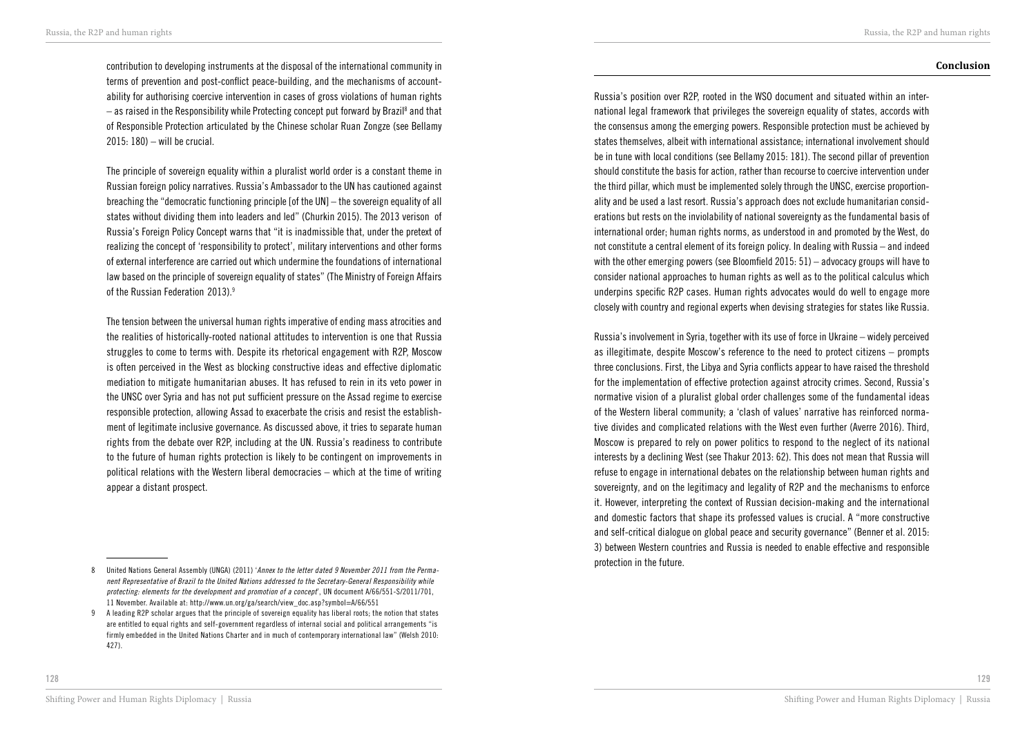contribution to developing instruments at the disposal of the international community in terms of prevention and post-conflict peace-building, and the mechanisms of accountability for authorising coercive intervention in cases of gross violations of human rights – as raised in the Responsibility while Protecting concept put forward by Brazil[8] and that of Responsible Protection articulated by the Chinese scholar Ruan Zongze (see Bellamy 2015: 180) – will be crucial.

The principle of sovereign equality within a pluralist world order is a constant theme in Russian foreign policy narratives. Russia's Ambassador to the UN has cautioned against breaching the "democratic functioning principle [of the UN] – the sovereign equality of all states without dividing them into leaders and led" (Churkin 2015). The 2013 verison of Russia's Foreign Policy Concept warns that "it is inadmissible that, under the pretext of realizing the concept of 'responsibility to protect', military interventions and other forms of external interference are carried out which undermine the foundations of international law based on the principle of sovereign equality of states" (The Ministry of Foreign Affairs of the Russian Federation 2013).[9]

The tension between the universal human rights imperative of ending mass atrocities and the realities of historically-rooted national attitudes to intervention is one that Russia struggles to come to terms with. Despite its rhetorical engagement with R2P, Moscow is often perceived in the West as blocking constructive ideas and effective diplomatic mediation to mitigate humanitarian abuses. It has refused to rein in its veto power in the UNSC over Syria and has not put sufficient pressure on the Assad regime to exercise responsible protection, allowing Assad to exacerbate the crisis and resist the establishment of legitimate inclusive governance. As discussed above, it tries to separate human rights from the debate over R2P, including at the UN. Russia's readiness to contribute to the future of human rights protection is likely to be contingent on improvements in political relations with the Western liberal democracies – which at the time of writing appear a distant prospect.

8 United Nations General Assembly (UNGA) (2011) '*Annex to the letter dated 9 November 2011 from the Permanent Representative of Brazil to the United Nations addressed to the Secretary-General Responsibility while protecting: elements for the development and promotion of a concept*', UN document A/66/551-S/2011/701, 11 November. Available at: http://www.un.org/ga/search/view_doc.asp?symbol=A/66/551

9 A leading R2P scholar argues that the principle of sovereign equality has liberal roots; the notion that states are entitled to equal rights and self-government regardless of internal social and political arrangements "is firmly embedded in the United Nations Charter and in much of contemporary international law" (Welsh 2010: 427).

## Conclusion

Russia's position over R2P, rooted in the WSO document and situated within an international legal framework that privileges the sovereign equality of states, accords with the consensus among the emerging powers. Responsible protection must be achieved by states themselves, albeit with international assistance; international involvement should be in tune with local conditions (see Bellamy 2015: 181). The second pillar of prevention should constitute the basis for action, rather than recourse to coercive intervention under the third pillar, which must be implemented solely through the UNSC, exercise proportionality and be used a last resort. Russia's approach does not exclude humanitarian considerations but rests on the inviolability of national sovereignty as the fundamental basis of international order; human rights norms, as understood in and promoted by the West, do not constitute a central element of its foreign policy. In dealing with Russia – and indeed with the other emerging powers (see Bloomfield 2015: 51) – advocacy groups will have to consider national approaches to human rights as well as to the political calculus which underpins specific R2P cases. Human rights advocates would do well to engage more closely with country and regional experts when devising strategies for states like Russia.

Russia's involvement in Syria, together with its use of force in Ukraine – widely perceived as illegitimate, despite Moscow's reference to the need to protect citizens – prompts three conclusions. First, the Libya and Syria conflicts appear to have raised the threshold for the implementation of effective protection against atrocity crimes. Second, Russia's normative vision of a pluralist global order challenges some of the fundamental ideas of the Western liberal community; a 'clash of values' narrative has reinforced normative divides and complicated relations with the West even further (Averre 2016). Third, Moscow is prepared to rely on power politics to respond to the neglect of its national interests by a declining West (see Thakur 2013: 62). This does not mean that Russia will refuse to engage in international debates on the relationship between human rights and sovereignty, and on the legitimacy and legality of R2P and the mechanisms to enforce it. However, interpreting the context of Russian decision-making and the international and domestic factors that shape its professed values is crucial. A "more constructive and self-critical dialogue on global peace and security governance" (Benner et al. 2015: 3) between Western countries and Russia is needed to enable effective and responsible protection in the future.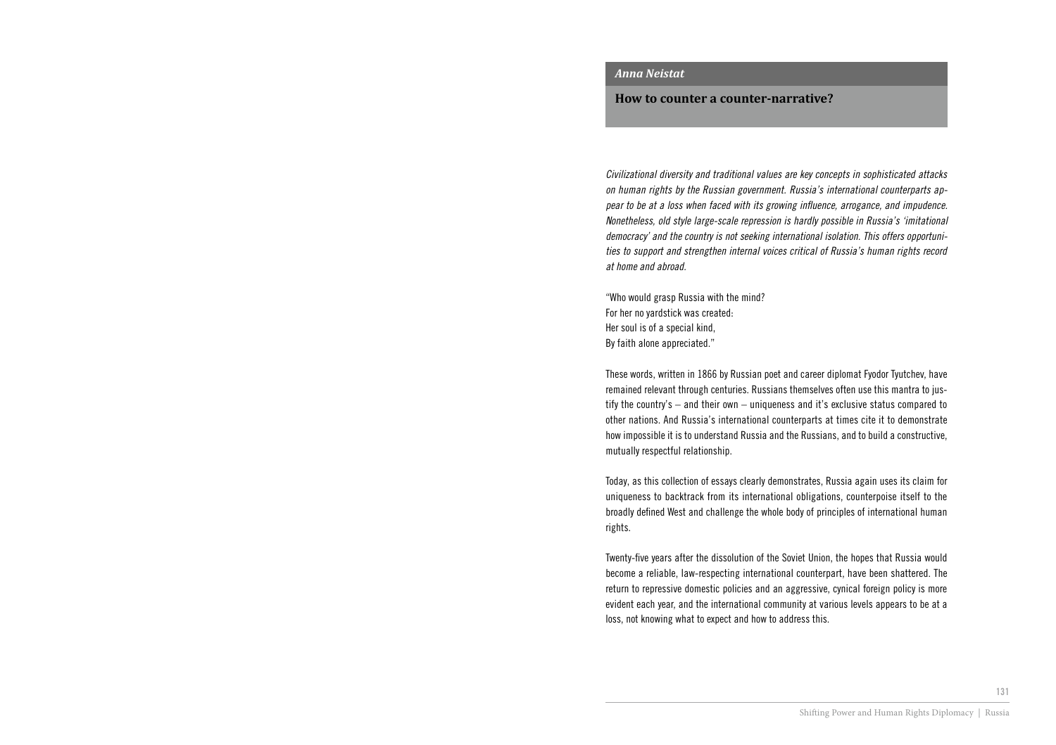*Anna Neistat*

## How to counter a counter-narrative?

*Civilizational diversity and traditional values are key concepts in sophisticated attacks on human rights by the Russian government. Russia's international counterparts appear to be at a loss when faced with its growing influence, arrogance, and impudence. Nonetheless, old style large-scale repression is hardly possible in Russia's 'imitational democracy' and the country is not seeking international isolation. This offers opportunities to support and strengthen internal voices critical of Russia's human rights record at home and abroad.*

"Who would grasp Russia with the mind?  
For her no yardstick was created:  
Her soul is of a special kind,  
By faith alone appreciated."

These words, written in 1866 by Russian poet and career diplomat Fyodor Tyutchev, have remained relevant through centuries. Russians themselves often use this mantra to justify the country's – and their own – uniqueness and it's exclusive status compared to other nations. And Russia's international counterparts at times cite it to demonstrate how impossible it is to understand Russia and the Russians, and to build a constructive, mutually respectful relationship.

Today, as this collection of essays clearly demonstrates, Russia again uses its claim for uniqueness to backtrack from its international obligations, counterpoise itself to the broadly defined West and challenge the whole body of principles of international human rights.

Twenty-five years after the dissolution of the Soviet Union, the hopes that Russia would become a reliable, law-respecting international counterpart, have been shattered. The return to repressive domestic policies and an aggressive, cynical foreign policy is more evident each year, and the international community at various levels appears to be at a loss, not knowing what to expect and how to address this.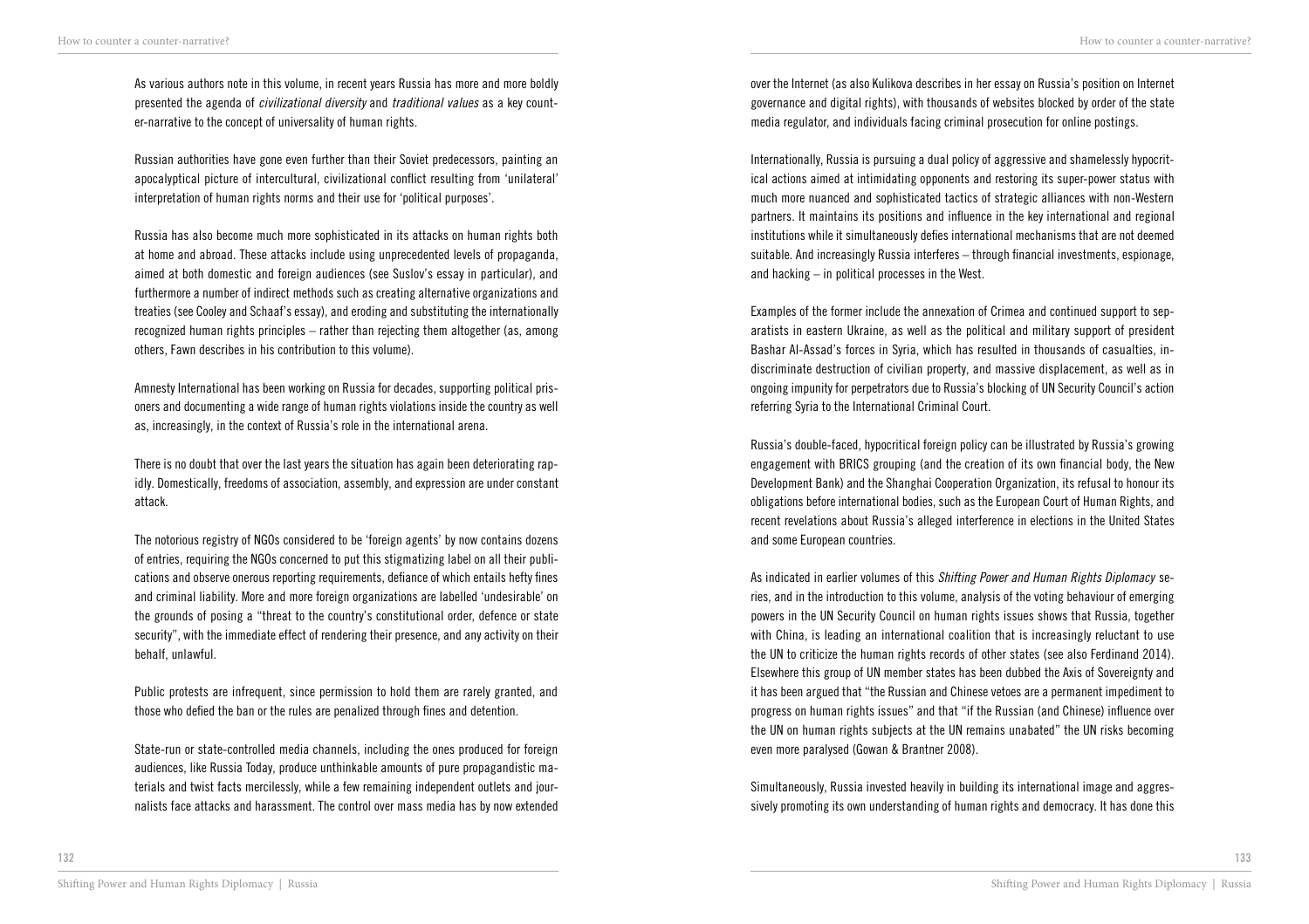As various authors note in this volume, in recent years Russia has more and more boldly presented the agenda of *civilizational diversity* and *traditional values* as a key counter-narrative to the concept of universality of human rights.

Russian authorities have gone even further than their Soviet predecessors, painting an apocalyptical picture of intercultural, civilizational conflict resulting from 'unilateral' interpretation of human rights norms and their use for 'political purposes'.

Russia has also become much more sophisticated in its attacks on human rights both at home and abroad. These attacks include using unprecedented levels of propaganda, aimed at both domestic and foreign audiences (see Suslov's essay in particular), and furthermore a number of indirect methods such as creating alternative organizations and treaties (see Cooley and Schaaf's essay), and eroding and substituting the internationally recognized human rights principles – rather than rejecting them altogether (as, among others, Fawn describes in his contribution to this volume).

Amnesty International has been working on Russia for decades, supporting political prisoners and documenting a wide range of human rights violations inside the country as well as, increasingly, in the context of Russia's role in the international arena.

There is no doubt that over the last years the situation has again been deteriorating rapidly. Domestically, freedoms of association, assembly, and expression are under constant attack.

The notorious registry of NGOs considered to be 'foreign agents' by now contains dozens of entries, requiring the NGOs concerned to put this stigmatizing label on all their publications and observe onerous reporting requirements, defiance of which entails hefty fines and criminal liability. More and more foreign organizations are labelled 'undesirable' on the grounds of posing a "threat to the country's constitutional order, defence or state security", with the immediate effect of rendering their presence, and any activity on their behalf, unlawful.

Public protests are infrequent, since permission to hold them are rarely granted, and those who defied the ban or the rules are penalized through fines and detention.

State-run or state-controlled media channels, including the ones produced for foreign audiences, like Russia Today, produce unthinkable amounts of pure propagandistic materials and twist facts mercilessly, while a few remaining independent outlets and journalists face attacks and harassment. The control over mass media has by now extended over the Internet (as also Kulikova describes in her essay on Russia's position on Internet governance and digital rights), with thousands of websites blocked by order of the state media regulator, and individuals facing criminal prosecution for online postings.

Internationally, Russia is pursuing a dual policy of aggressive and shamelessly hypocritical actions aimed at intimidating opponents and restoring its super-power status with much more nuanced and sophisticated tactics of strategic alliances with non-Western partners. It maintains its positions and influence in the key international and regional institutions while it simultaneously defies international mechanisms that are not deemed suitable. And increasingly Russia interferes – through financial investments, espionage, and hacking – in political processes in the West.

Examples of the former include the annexation of Crimea and continued support to separatists in eastern Ukraine, as well as the political and military support of president Bashar Al-Assad's forces in Syria, which has resulted in thousands of casualties, indiscriminate destruction of civilian property, and massive displacement, as well as in ongoing impunity for perpetrators due to Russia's blocking of UN Security Council's action referring Syria to the International Criminal Court.

Russia's double-faced, hypocritical foreign policy can be illustrated by Russia's growing engagement with BRICS grouping (and the creation of its own financial body, the New Development Bank) and the Shanghai Cooperation Organization, its refusal to honour its obligations before international bodies, such as the European Court of Human Rights, and recent revelations about Russia's alleged interference in elections in the United States and some European countries.

As indicated in earlier volumes of this *Shifting Power and Human Rights Diplomacy* series, and in the introduction to this volume, analysis of the voting behaviour of emerging powers in the UN Security Council on human rights issues shows that Russia, together with China, is leading an international coalition that is increasingly reluctant to use the UN to criticize the human rights records of other states (see also Ferdinand 2014). Elsewhere this group of UN member states has been dubbed the Axis of Sovereignty and it has been argued that "the Russian and Chinese vetoes are a permanent impediment to progress on human rights issues" and that "if the Russian (and Chinese) influence over the UN on human rights subjects at the UN remains unabated" the UN risks becoming even more paralysed (Gowan & Brantner 2008).

Simultaneously, Russia invested heavily in building its international image and aggressively promoting its own understanding of human rights and democracy. It has done this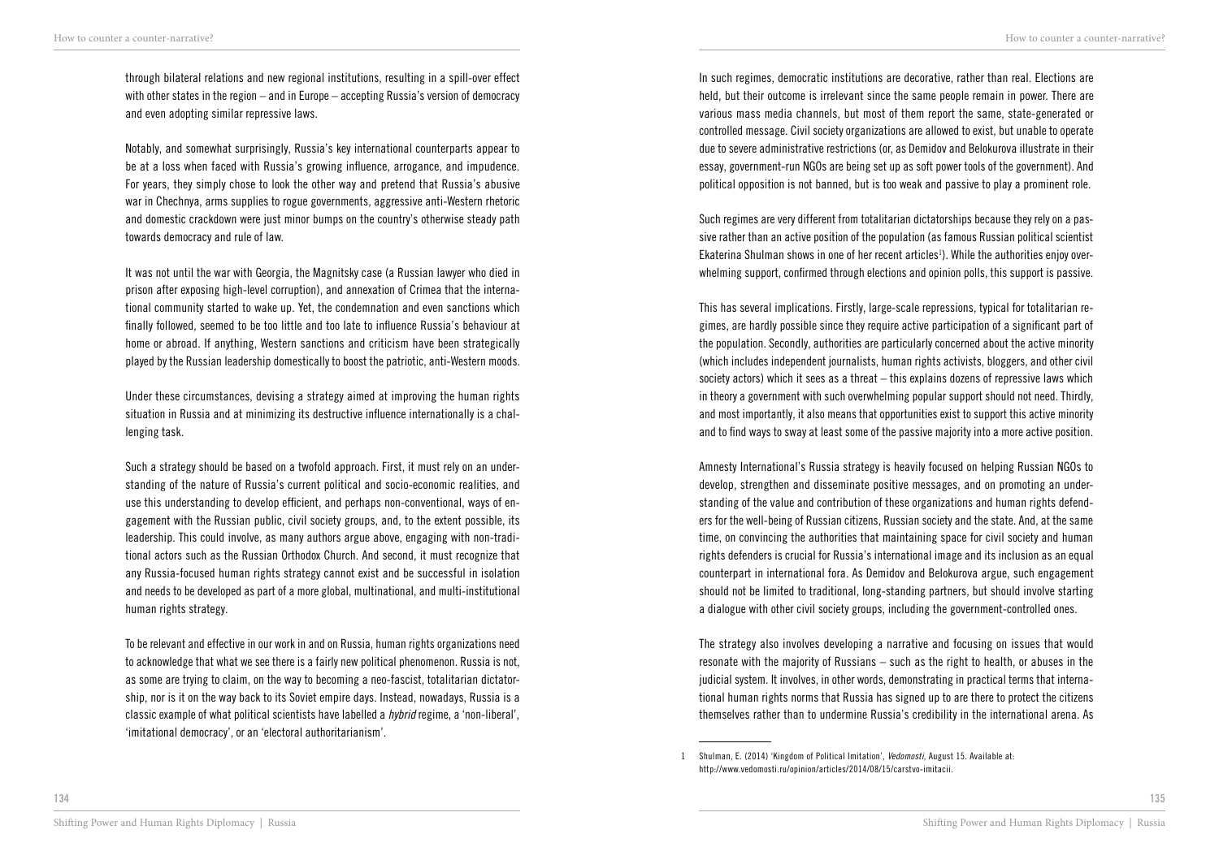through bilateral relations and new regional institutions, resulting in a spill-over effect with other states in the region – and in Europe – accepting Russia's version of democracy and even adopting similar repressive laws.

Notably, and somewhat surprisingly, Russia's key international counterparts appear to be at a loss when faced with Russia's growing influence, arrogance, and impudence. For years, they simply chose to look the other way and pretend that Russia's abusive war in Chechnya, arms supplies to rogue governments, aggressive anti-Western rhetoric and domestic crackdown were just minor bumps on the country's otherwise steady path towards democracy and rule of law.

It was not until the war with Georgia, the Magnitsky case (a Russian lawyer who died in prison after exposing high-level corruption), and annexation of Crimea that the international community started to wake up. Yet, the condemnation and even sanctions which finally followed, seemed to be too little and too late to influence Russia's behaviour at home or abroad. If anything, Western sanctions and criticism have been strategically played by the Russian leadership domestically to boost the patriotic, anti-Western moods.

Under these circumstances, devising a strategy aimed at improving the human rights situation in Russia and at minimizing its destructive influence internationally is a challenging task.

Such a strategy should be based on a twofold approach. First, it must rely on an understanding of the nature of Russia's current political and socio-economic realities, and use this understanding to develop efficient, and perhaps non-conventional, ways of engagement with the Russian public, civil society groups, and, to the extent possible, its leadership. This could involve, as many authors argue above, engaging with non-traditional actors such as the Russian Orthodox Church. And second, it must recognize that any Russia-focused human rights strategy cannot exist and be successful in isolation and needs to be developed as part of a more global, multinational, and multi-institutional human rights strategy.

To be relevant and effective in our work in and on Russia, human rights organizations need to acknowledge that what we see there is a fairly new political phenomenon. Russia is not, as some are trying to claim, on the way to becoming a neo-fascist, totalitarian dictatorship, nor is it on the way back to its Soviet empire days. Instead, nowadays, Russia is a classic example of what political scientists have labelled a *hybrid* regime, a 'non-liberal', 'imitational democracy', or an 'electoral authoritarianism'.

In such regimes, democratic institutions are decorative, rather than real. Elections are held, but their outcome is irrelevant since the same people remain in power. There are various mass media channels, but most of them report the same, state-generated or controlled message. Civil society organizations are allowed to exist, but unable to operate due to severe administrative restrictions (or, as Demidov and Belokurova illustrate in their essay, government-run NGOs are being set up as soft power tools of the government). And political opposition is not banned, but is too weak and passive to play a prominent role.

Such regimes are very different from totalitarian dictatorships because they rely on a passive rather than an active position of the population (as famous Russian political scientist Ekaterina Shulman shows in one of her recent articles[1]). While the authorities enjoy overwhelming support, confirmed through elections and opinion polls, this support is passive.

This has several implications. Firstly, large-scale repressions, typical for totalitarian regimes, are hardly possible since they require active participation of a significant part of the population. Secondly, authorities are particularly concerned about the active minority (which includes independent journalists, human rights activists, bloggers, and other civil society actors) which it sees as a threat – this explains dozens of repressive laws which in theory a government with such overwhelming popular support should not need. Thirdly, and most importantly, it also means that opportunities exist to support this active minority and to find ways to sway at least some of the passive majority into a more active position.

Amnesty International's Russia strategy is heavily focused on helping Russian NGOs to develop, strengthen and disseminate positive messages, and on promoting an understanding of the value and contribution of these organizations and human rights defenders for the well-being of Russian citizens, Russian society and the state. And, at the same time, on convincing the authorities that maintaining space for civil society and human rights defenders is crucial for Russia's international image and its inclusion as an equal counterpart in international fora. As Demidov and Belokurova argue, such engagement should not be limited to traditional, long-standing partners, but should involve starting a dialogue with other civil society groups, including the government-controlled ones.

The strategy also involves developing a narrative and focusing on issues that would resonate with the majority of Russians – such as the right to health, or abuses in the judicial system. It involves, in other words, demonstrating in practical terms that international human rights norms that Russia has signed up to are there to protect the citizens themselves rather than to undermine Russia's credibility in the international arena. As

1 Shulman, E. (2014) 'Kingdom of Political Imitation', *Vedomosti*, August 15. Available at: http://www.vedomosti.ru/opinion/articles/2014/08/15/carstvo-imitacii.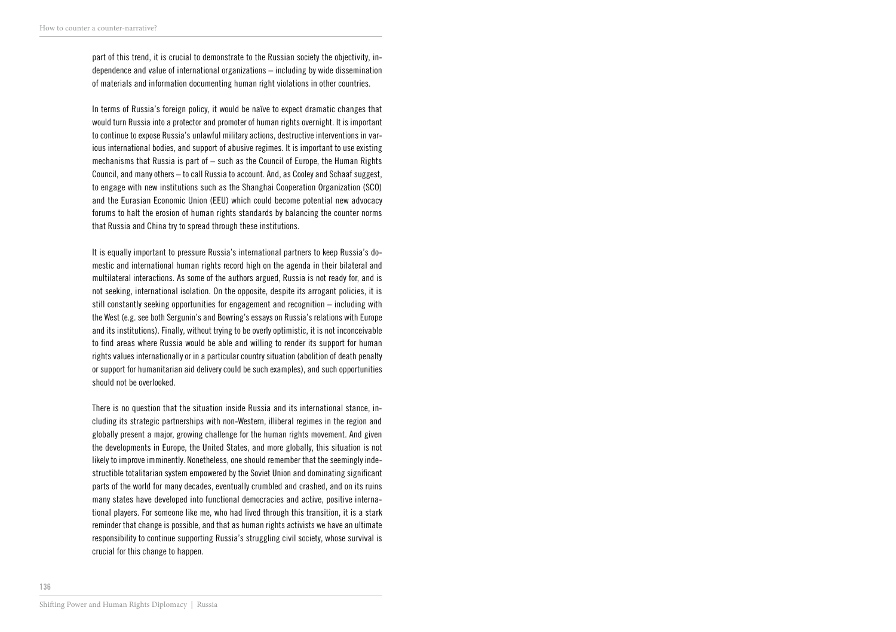part of this trend, it is crucial to demonstrate to the Russian society the objectivity, independence and value of international organizations – including by wide dissemination of materials and information documenting human right violations in other countries.

In terms of Russia's foreign policy, it would be naïve to expect dramatic changes that would turn Russia into a protector and promoter of human rights overnight. It is important to continue to expose Russia's unlawful military actions, destructive interventions in various international bodies, and support of abusive regimes. It is important to use existing mechanisms that Russia is part of – such as the Council of Europe, the Human Rights Council, and many others – to call Russia to account. And, as Cooley and Schaaf suggest, to engage with new institutions such as the Shanghai Cooperation Organization (SCO) and the Eurasian Economic Union (EEU) which could become potential new advocacy forums to halt the erosion of human rights standards by balancing the counter norms that Russia and China try to spread through these institutions.

It is equally important to pressure Russia's international partners to keep Russia's domestic and international human rights record high on the agenda in their bilateral and multilateral interactions. As some of the authors argued, Russia is not ready for, and is not seeking, international isolation. On the opposite, despite its arrogant policies, it is still constantly seeking opportunities for engagement and recognition – including with the West (e.g. see both Sergunin's and Bowring's essays on Russia's relations with Europe and its institutions). Finally, without trying to be overly optimistic, it is not inconceivable to find areas where Russia would be able and willing to render its support for human rights values internationally or in a particular country situation (abolition of death penalty or support for humanitarian aid delivery could be such examples), and such opportunities should not be overlooked.

There is no question that the situation inside Russia and its international stance, including its strategic partnerships with non-Western, illiberal regimes in the region and globally present a major, growing challenge for the human rights movement. And given the developments in Europe, the United States, and more globally, this situation is not likely to improve imminently. Nonetheless, one should remember that the seemingly indestructible totalitarian system empowered by the Soviet Union and dominating significant parts of the world for many decades, eventually crumbled and crashed, and on its ruins many states have developed into functional democracies and active, positive international players. For someone like me, who had lived through this transition, it is a stark reminder that change is possible, and that as human rights activists we have an ultimate responsibility to continue supporting Russia's struggling civil society, whose survival is crucial for this change to happen.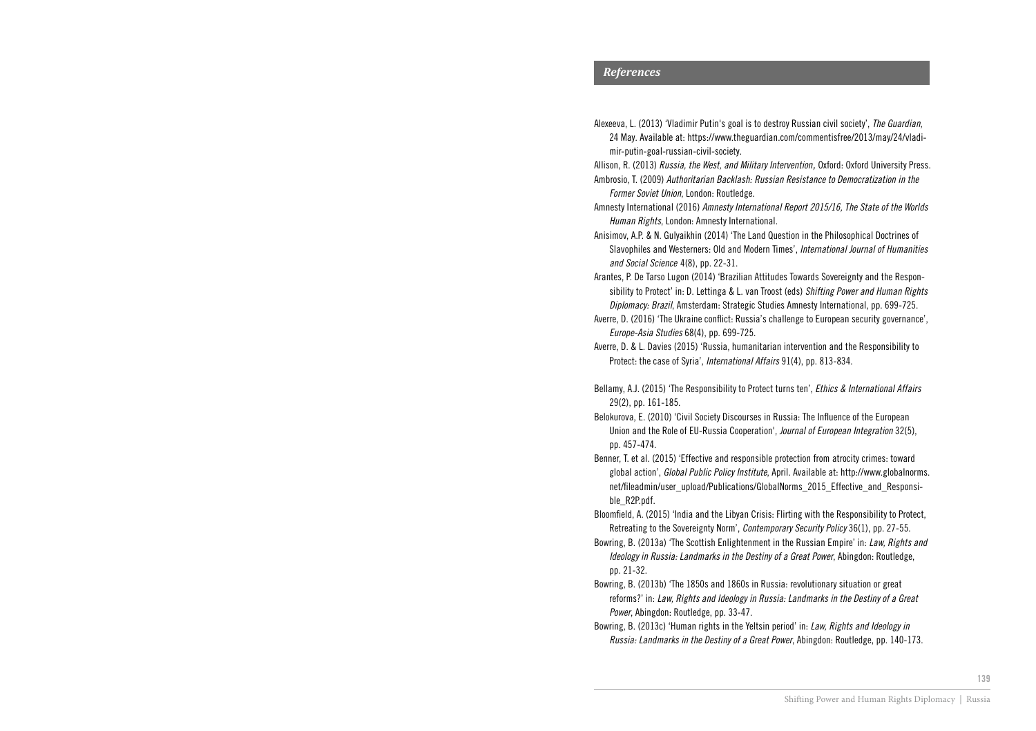## *References*

Alexeeva, L. (2013) 'Vladimir Putin's goal is to destroy Russian civil society', *The Guardian*, 24 May. Available at: https://www.theguardian.com/commentisfree/2013/may/24/vladimir-putin-goal-russian-civil-society.

Allison, R. (2013) *Russia, the West, and Military Intervention*, Oxford: Oxford University Press.

Ambrosio, T. (2009) *Authoritarian Backlash: Russian Resistance to Democratization in the Former Soviet Union*, London: Routledge.

Amnesty International (2016) *Amnesty International Report 2015/16, The State of the Worlds Human Rights*, London: Amnesty International.

Anisimov, A.P. & N. Gulyaikhin (2014) 'The Land Question in the Philosophical Doctrines of Slavophiles and Westerners: Old and Modern Times', *International Journal of Humanities and Social Science* 4(8), pp. 22-31.

Arantes, P. De Tarso Lugon (2014) 'Brazilian Attitudes Towards Sovereignty and the Responsibility to Protect' in: D. Lettinga & L. van Troost (eds) *Shifting Power and Human Rights Diplomacy: Brazil*, Amsterdam: Strategic Studies Amnesty International, pp. 699-725.

Averre, D. (2016) 'The Ukraine conflict: Russia's challenge to European security governance', *Europe-Asia Studies* 68(4), pp. 699-725.

Averre, D. & L. Davies (2015) 'Russia, humanitarian intervention and the Responsibility to Protect: the case of Syria', *International Affairs* 91(4), pp. 813-834.

Bellamy, A.J. (2015) 'The Responsibility to Protect turns ten', *Ethics & International Affairs* 29(2), pp. 161-185.

Belokurova, E. (2010) 'Civil Society Discourses in Russia: The Influence of the European Union and the Role of EU-Russia Cooperation', *Journal of European Integration* 32(5), pp. 457-474.

Benner, T. et al. (2015) 'Effective and responsible protection from atrocity crimes: toward global action', *Global Public Policy Institute*, April. Available at: http://www.globalnorms.net/fileadmin/user_upload/Publications/GlobalNorms_2015_Effective_and_Responsible_R2P.pdf.

Bloomfield, A. (2015) 'India and the Libyan Crisis: Flirting with the Responsibility to Protect, Retreating to the Sovereignty Norm', *Contemporary Security Policy* 36(1), pp. 27-55.

Bowring, B. (2013a) 'The Scottish Enlightenment in the Russian Empire' in: *Law, Rights and Ideology in Russia: Landmarks in the Destiny of a Great Power*, Abingdon: Routledge, pp. 21-32.

Bowring, B. (2013b) 'The 1850s and 1860s in Russia: revolutionary situation or great reforms?' in: *Law, Rights and Ideology in Russia: Landmarks in the Destiny of a Great Power*, Abingdon: Routledge, pp. 33-47.

Bowring, B. (2013c) 'Human rights in the Yeltsin period' in: *Law, Rights and Ideology in Russia: Landmarks in the Destiny of a Great Power*, Abingdon: Routledge, pp. 140-173.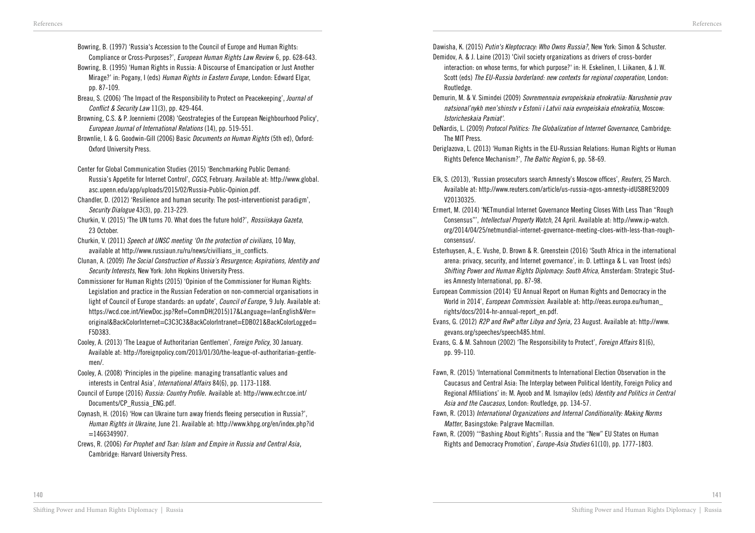Bowring, B. (1997) 'Russia's Accession to the Council of Europe and Human Rights: Compliance or Cross-Purposes?', *European Human Rights Law Review* 6, pp. 628-643.

Bowring, B. (1995) 'Human Rights in Russia: A Discourse of Emancipation or Just Another Mirage?' in: Pogany, I (eds) *Human Rights in Eastern Europe*, London: Edward Elgar, pp. 87-109.

Breau, S. (2006) 'The Impact of the Responsibility to Protect on Peacekeeping', *Journal of Conflict & Security Law* 11(3), pp. 429-464.

Browning, C.S. & P. Joenniemi (2008) 'Geostrategies of the European Neighbourhood Policy', *European Journal of International Relations* (14), pp. 519-551.

Brownlie, I. & G. Goodwin-Gill (2006) Basic *Documents on Human Rights* (5th ed), Oxford: Oxford University Press.

Center for Global Communication Studies (2015) 'Benchmarking Public Demand: Russia's Appetite for Internet Control', *CGCS*, February. Available at: http://www.global.asc.upenn.edu/app/uploads/2015/02/Russia-Public-Opinion.pdf.

Chandler, D. (2012) 'Resilience and human security: The post-interventionist paradigm', *Security Dialogue* 43(3), pp. 213-229.

Churkin, V. (2015) 'The UN turns 70. What does the future hold?', *Rossiiskaya Gazeta*, 23 October.

Churkin, V. (2011) *Speech at UNSC meeting 'On the protection of civilians*, 10 May, available at http://www.russiaun.ru/ru/news/civillians_in_conflicts.

Clunan, A. (2009) *The Social Construction of Russia's Resurgence; Aspirations, Identity and Security Interests*, New York: John Hopkins University Press.

Commissioner for Human Rights (2015) 'Opinion of the Commissioner for Human Rights: Legislation and practice in the Russian Federation on non-commercial organisations in light of Council of Europe standards: an update', *Council of Europe*, 9 July. Available at: https://wcd.coe.int/ViewDoc.jsp?Ref=CommDH(2015)17&Language=lanEnglish&Ver=original&BackColorInternet=C3C3C3&BackColorIntranet=EDB021&BackColorLogged=F5D383.

Cooley, A. (2013) 'The League of Authoritarian Gentlemen', *Foreign Policy*, 30 January. Available at: http://foreignpolicy.com/2013/01/30/the-league-of-authoritarian-gentlemen/.

Cooley, A. (2008) 'Principles in the pipeline: managing transatlantic values and interests in Central Asia', *International Affairs* 84(6), pp. 1173-1188.

Council of Europe (2016) *Russia: Country Profile*. Available at: http://www.echr.coe.int/Documents/CP_Russia_ENG.pdf.

Coynash, H. (2016) 'How can Ukraine turn away friends fleeing persecution in Russia?', *Human Rights in Ukraine*, June 21. Available at: http://www.khpg.org/en/index.php?id=1466349907.

Crews, R. (2006) *For Prophet and Tsar: Islam and Empire in Russia and Central Asia*, Cambridge: Harvard University Press.

Dawisha, K. (2015) *Putin's Kleptocracy: Who Owns Russia?*, New York: Simon & Schuster.

Demidov, A. & J. Laine (2013) 'Civil society organizations as drivers of cross-border interaction: on whose terms, for which purpose?' in: H. Eskelinen, I. Liikanen, & J. W. Scott (eds) *The EU-Russia borderland: new contexts for regional cooperation*, London: Routledge.

Demurin, M. & V. Simindei (2009) *Sovremennaia evropeiskaia etnokratiia: Narushenie prav natsional'nykh men'shinstv v Estonii i Latvii naia evropeiskaia etnokratiia*, Moscow: *Istoricheskaia Pamiat'*.

DeNardis, L. (2009) *Protocol Politics: The Globalization of Internet Governance*, Cambridge: The MIT Press.

Deriglazova, L. (2013) 'Human Rights in the EU-Russian Relations: Human Rights or Human Rights Defence Mechanism?', *The Baltic Region* 6, pp. 58-69.

Elk, S. (2013), 'Russian prosecutors search Amnesty's Moscow offices', *Reuters*, 25 March. Available at: http://www.reuters.com/article/us-russia-ngos-amnesty-idUSBRE92O09V20130325.

Ermert, M. (2014) 'NETmundial Internet Governance Meeting Closes With Less Than "Rough Consensus"', *Intellectual Property Watch*, 24 April. Available at: http://www.ip-watch.org/2014/04/25/netmundial-internet-governance-meeting-cloes-with-less-than-rough-consensus/.

Esterhuysen, A., E. Vushe, D. Brown & R. Greenstein (2016) 'South Africa in the international arena: privacy, security, and Internet governance', in: D. Lettinga & L. van Troost (eds) *Shifting Power and Human Rights Diplomacy: South Africa*, Amsterdam: Strategic Studies Amnesty International, pp. 87-98.

European Commission (2014) 'EU Annual Report on Human Rights and Democracy in the World in 2014', *European Commission*. Available at: http://eeas.europa.eu/human_rights/docs/2014-hr-annual-report_en.pdf.

Evans, G. (2012) *R2P and RwP after Libya and Syria*, 23 August. Available at: http://www.gevans.org/speeches/speech485.html.

Evans, G. & M. Sahnoun (2002) 'The Responsibility to Protect', *Foreign Affairs* 81(6), pp. 99-110.

Fawn, R. (2015) 'International Commitments to International Election Observation in the Caucasus and Central Asia: The Interplay between Political Identity, Foreign Policy and Regional Affiliations' in: M. Ayoob and M. Ismayilov (eds) *Identity and Politics in Central Asia and the Caucasus*, London: Routledge, pp. 134-57.

Fawn, R. (2013) *International Organizations and Internal Conditionality: Making Norms Matter*, Basingstoke: Palgrave Macmillan.

Fawn, R. (2009) '"Bashing About Rights": Russia and the "New" EU States on Human Rights and Democracy Promotion', *Europe-Asia Studies* 61(10), pp. 1777-1803.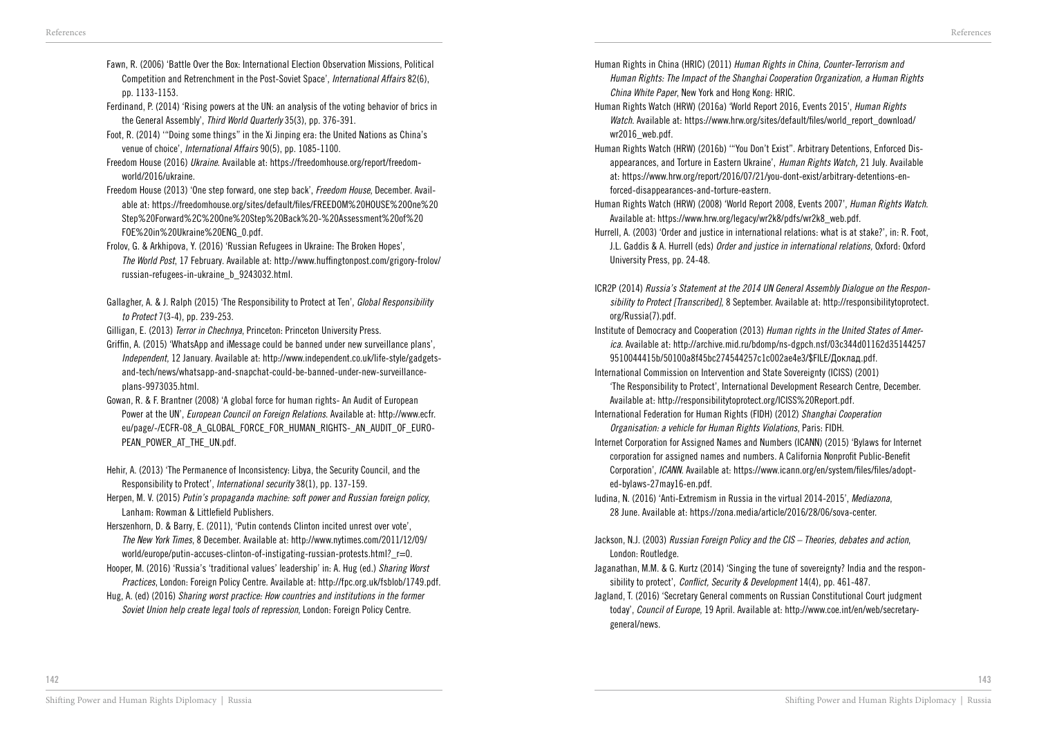Fawn, R. (2006) 'Battle Over the Box: International Election Observation Missions, Political Competition and Retrenchment in the Post-Soviet Space', *International Affairs* 82(6), pp. 1133-1153.

Ferdinand, P. (2014) 'Rising powers at the UN: an analysis of the voting behavior of brics in the General Assembly', *Third World Quarterly* 35(3), pp. 376-391.

Foot, R. (2014) '"Doing some things" in the Xi Jinping era: the United Nations as China's venue of choice', *International Affairs* 90(5), pp. 1085-1100.

Freedom House (2016) *Ukraine*. Available at: https://freedomhouse.org/report/freedom-world/2016/ukraine.

Freedom House (2013) 'One step forward, one step back', *Freedom House*, December. Available at: https://freedomhouse.org/sites/default/files/FREEDOM%20HOUSE%20One%20Step%20Forward%2C%20One%20Step%20Back%20-%20Assessment%20of%20FOE%20in%20Ukraine%20ENG_0.pdf.

Frolov, G. & Arkhipova, Y. (2016) 'Russian Refugees in Ukraine: The Broken Hopes', *The World Post*, 17 February. Available at: http://www.huffingtonpost.com/grigory-frolov/russian-refugees-in-ukraine_b_9243032.html.

Gallagher, A. & J. Ralph (2015) 'The Responsibility to Protect at Ten', *Global Responsibility to Protect* 7(3-4), pp. 239-253.

Gilligan, E. (2013) *Terror in Chechnya*, Princeton: Princeton University Press.

Griffin, A. (2015) 'WhatsApp and iMessage could be banned under new surveillance plans', *Independent*, 12 January. Available at: http://www.independent.co.uk/life-style/gadgets-and-tech/news/whatsapp-and-snapchat-could-be-banned-under-new-surveillance-plans-9973035.html.

Gowan, R. & F. Brantner (2008) 'A global force for human rights- An Audit of European Power at the UN', *European Council on Foreign Relations*. Available at: http://www.ecfr.eu/page/-/ECFR-08_A_GLOBAL_FORCE_FOR_HUMAN_RIGHTS-_AN_AUDIT_OF_EUROPEAN_POWER_AT_THE_UN.pdf.

Hehir, A. (2013) 'The Permanence of Inconsistency: Libya, the Security Council, and the Responsibility to Protect', *International security* 38(1), pp. 137-159.

Herpen, M. V. (2015) *Putin's propaganda machine: soft power and Russian foreign policy*, Lanham: Rowman & Littlefield Publishers.

Herszenhorn, D. & Barry, E. (2011), 'Putin contends Clinton incited unrest over vote', *The New York Times*, 8 December. Available at: http://www.nytimes.com/2011/12/09/world/europe/putin-accuses-clinton-of-instigating-russian-protests.html?_r=0.

Hooper, M. (2016) 'Russia's 'traditional values' leadership' in: A. Hug (ed.) *Sharing Worst Practices*, London: Foreign Policy Centre. Available at: http://fpc.org.uk/fsblob/1749.pdf.

Hug, A. (ed) (2016) *Sharing worst practice: How countries and institutions in the former Soviet Union help create legal tools of repression*, London: Foreign Policy Centre.

Human Rights in China (HRIC) (2011) *Human Rights in China, Counter-Terrorism and Human Rights: The Impact of the Shanghai Cooperation Organization, a Human Rights China White Paper*, New York and Hong Kong: HRIC.

Human Rights Watch (HRW) (2016a) 'World Report 2016, Events 2015', *Human Rights Watch*. Available at: https://www.hrw.org/sites/default/files/world_report_download/wr2016_web.pdf.

Human Rights Watch (HRW) (2016b) '"You Don't Exist". Arbitrary Detentions, Enforced Disappearances, and Torture in Eastern Ukraine', *Human Rights Watch,* 21 July. Available at: https://www.hrw.org/report/2016/07/21/you-dont-exist/arbitrary-detentions-enforced-disappearances-and-torture-eastern.

Human Rights Watch (HRW) (2008) 'World Report 2008, Events 2007', *Human Rights Watch*. Available at: https://www.hrw.org/legacy/wr2k8/pdfs/wr2k8_web.pdf.

Hurrell, A. (2003) 'Order and justice in international relations: what is at stake?', in: R. Foot, J.L. Gaddis & A. Hurrell (eds) *Order and justice in international relations*, Oxford: Oxford University Press, pp. 24-48.

ICR2P (2014) *Russia's Statement at the 2014 UN General Assembly Dialogue on the Responsibility to Protect [Transcribed]*, 8 September. Available at: http://responsibilitytoprotect.org/Russia(7).pdf.

Institute of Democracy and Cooperation (2013) *Human rights in the United States of America*. Available at: http://archive.mid.ru/bdomp/ns-dgpch.nsf/03c344d01162d351442579510044415b/50100a8f45bc274544257c1c002ae4e3/$FILE/Доклад.pdf.

International Commission on Intervention and State Sovereignty (ICISS) (2001) 'The Responsibility to Protect', International Development Research Centre, December. Available at: http://responsibilitytoprotect.org/ICISS%20Report.pdf.

International Federation for Human Rights (FIDH) (2012) *Shanghai Cooperation Organisation: a vehicle for Human Rights Violations*, Paris: FIDH.

Internet Corporation for Assigned Names and Numbers (ICANN) (2015) 'Bylaws for Internet corporation for assigned names and numbers. A California Nonprofit Public-Benefit Corporation', *ICANN*. Available at: https://www.icann.org/en/system/files/files/adopted-bylaws-27may16-en.pdf.

Iudina, N. (2016) 'Anti-Extremism in Russia in the virtual 2014-2015', *Mediazona*, 28 June. Available at: https://zona.media/article/2016/28/06/sova-center.

Jackson, N.J. (2003) *Russian Foreign Policy and the CIS – Theories, debates and action*, London: Routledge.

Jaganathan, M.M. & G. Kurtz (2014) 'Singing the tune of sovereignty? India and the responsibility to protect', *Conflict, Security & Development* 14(4), pp. 461-487.

Jagland, T. (2016) 'Secretary General comments on Russian Constitutional Court judgment today', *Council of Europe*, 19 April. Available at: http://www.coe.int/en/web/secretary-general/news.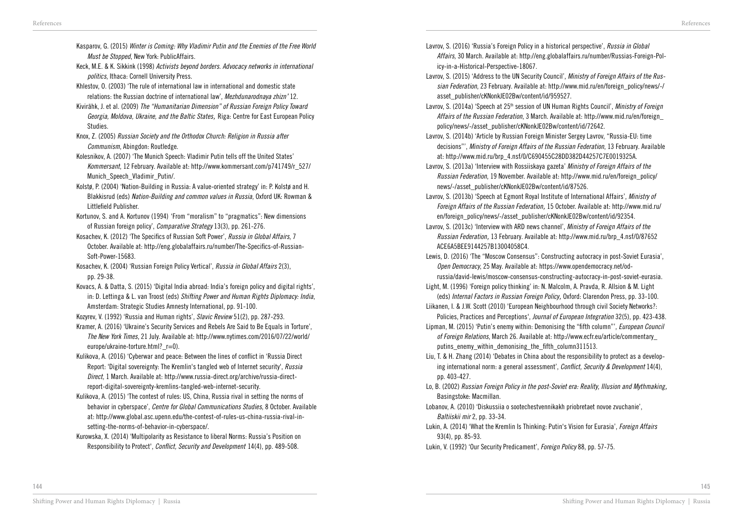Kasparov, G. (2015) *Winter is Coming: Why Vladimir Putin and the Enemies of the Free World Must be Stopped*, New York: PublicAffairs.

Keck, M.E. & K. Sikkink (1998) *Activists beyond borders. Advocacy networks in international politics*, Ithaca: Cornell University Press.

Khlestov, O. (2003) 'The rule of international law in international and domestic state relations: the Russian doctrine of international law', *Mezhdunarodnaya zhizn'* 12.

Kivirähk, J. et al. (2009) *The "Humanitarian Dimension" of Russian Foreign Policy Toward Georgia, Moldova, Ukraine, and the Baltic States,* Riga: Centre for East European Policy Studies.

Knox, Z. (2005) *Russian Society and the Orthodox Church: Religion in Russia after Communism*, Abingdon: Routledge.

Kolesnikov, A. (2007) 'The Munich Speech: Vladimir Putin tells off the United States' *Kommersant*, 12 February. Available at: http://www.kommersant.com/p741749/r_527/Munich_Speech_Vladimir_Putin/.

Kolstø, P. (2004) 'Nation-Building in Russia: A value-oriented strategy' in: P. Kolstø and H. Blakkisrud (eds) *Nation-Building and common values in Russia*, Oxford UK: Rowman & Littlefield Publisher.

Kortunov, S. and A. Kortunov (1994) 'From "moralism" to "pragmatics": New dimensions of Russian foreign policy', *Comparative Strategy* 13(3), pp. 261-276.

Kosachev, K. (2012) 'The Specifics of Russian Soft Power', *Russia in Global Affairs*, 7 October. Available at: http://eng.globalaffairs.ru/number/The-Specifics-of-Russian-Soft-Power-15683.

Kosachev, K. (2004) 'Russian Foreign Policy Vertical', *Russia in Global Affairs* 2(3), pp. 29-38.

Kovacs, A. & Datta, S. (2015) 'Digital India abroad: India's foreign policy and digital rights', in: D. Lettinga & L. van Troost (eds) *Shifting Power and Human Rights Diplomacy: India*, Amsterdam: Strategic Studies Amnesty International, pp. 91-100.

Kozyrev, V. (1992) 'Russia and Human rights', *Slavic Review* 51(2), pp. 287-293.

Kramer, A. (2016) 'Ukraine's Security Services and Rebels Are Said to Be Equals in Torture', *The New York Times*, 21 July. Available at: http://www.nytimes.com/2016/07/22/world/europe/ukraine-torture.html?_r=0).

Kulikova, A. (2016) 'Cyberwar and peace: Between the lines of conflict in 'Russia Direct Report: 'Digital sovereignty: The Kremlin's tangled web of Internet security', *Russia Direct*, 1 March. Available at: http://www.russia-direct.org/archive/russia-direct-report-digital-sovereignty-kremlins-tangled-web-internet-security.

Kulikova, A. (2015) 'The contest of rules: US, China, Russia rival in setting the norms of behavior in cyberspace', *Centre for Global Communications Studies*, 8 October. Available at: http://www.global.asc.upenn.edu/the-contest-of-rules-us-china-russia-rival-in-setting-the-norms-of-behavior-in-cyberspace/.

Kurowska, X. (2014) 'Multipolarity as Resistance to liberal Norms: Russia's Position on Responsibility to Protect', *Conflict, Security and Development* 14(4), pp. 489-508.

Lavrov, S. (2016) 'Russia's Foreign Policy in a historical perspective', *Russia in Global Affairs*, 30 March. Available at: http://eng.globalaffairs.ru/number/Russias-Foreign-Policy-in-a-Historical-Perspective-18067.

Lavrov, S. (2015) 'Address to the UN Security Council', *Ministry of Foreign Affairs of the Russian Federation*, 23 February. Available at: http://www.mid.ru/en/foreign_policy/news/-/asset_publisher/cKNonkJE02Bw/content/id/959527.

Lavrov, S. (2014a) 'Speech at 25th session of UN Human Rights Council', *Ministry of Foreign Affairs of the Russian Federation*, 3 March. Available at: http://www.mid.ru/en/foreign_policy/news/-/asset_publisher/cKNonkJE02Bw/content/id/72642.

Lavrov, S. (2014b) 'Article by Russian Foreign Minister Sergey Lavrov, "Russia-EU: time decisions"', *Ministry of Foreign Affairs of the Russian Federation*, 13 February. Available at: http://www.mid.ru/brp_4.nsf/0/C690455C28DD382D44257C7E0019325A.

Lavrov, S. (2013a) 'Interview with Rossiiskaya gazeta' *Ministry of Foreign Affairs of the Russian Federation*, 19 November. Available at: http://www.mid.ru/en/foreign_policy/news/-/asset_publisher/cKNonkJE02Bw/content/id/87526.

Lavrov, S. (2013b) 'Speech at Egmont Royal Institute of International Affairs', *Ministry of Foreign Affairs of the Russian Federation,* 15 October. Available at: http://www.mid.ru/en/foreign_policy/news/-/asset_publisher/cKNonkJE02Bw/content/id/92354.

Lavrov, S. (2013c) 'Interview with ARD news channel', *Ministry of Foreign Affairs of the Russian Federation,* 13 February. Available at: http://www.mid.ru/brp_4.nsf/0/87652ACE6A5BEE9144257B13004058C4.

Lewis, D. (2016) 'The "Moscow Consensus": Constructing autocracy in post-Soviet Eurasia', *Open Democracy*, 25 May. Available at: https://www.opendemocracy.net/od-russia/david-lewis/moscow-consensus-constructing-autocracy-in-post-soviet-eurasia.

Light, M. (1996) 'Foreign policy thinking' in: N. Malcolm, A. Pravda, R. Allsion & M. Light (eds) *Internal Factors in Russian Foreign Policy,* Oxford: Clarendon Press, pp. 33-100.

Liikanen, I. & J.W. Scott (2010) 'European Neighbourhood through civil Society Networks?: Policies, Practices and Perceptions', *Journal of European Integration* 32(5), pp. 423-438.

Lipman, M. (2015) 'Putin's enemy within: Demonising the "fifth column"', *European Council of Foreign Relations*, March 26. Available at: http://www.ecfr.eu/article/commentary_putins_enemy_within_demonising_the_fifth_column311513.

Liu, T. & H. Zhang (2014) 'Debates in China about the responsibility to protect as a developing international norm: a general assessment', *Conflict, Security & Development* 14(4), pp. 403-427.

Lo, B. (2002) *Russian Foreign Policy in the post-Soviet era: Reality, Illusion and Mythmaking,* Basingstoke: Macmillan.

Lobanov, A. (2010) 'Diskussiia o sootechestvennikakh priobretaet novoe zvuchanie', *Baltiiskii mir* 2, pp. 33-34.

Lukin, A. (2014) 'What the Kremlin Is Thinking: Putin's Vision for Eurasia', *Foreign Affairs* 93(4), pp. 85-93.

Lukin, V. (1992) 'Our Security Predicament', *Foreign Policy* 88, pp. 57-75.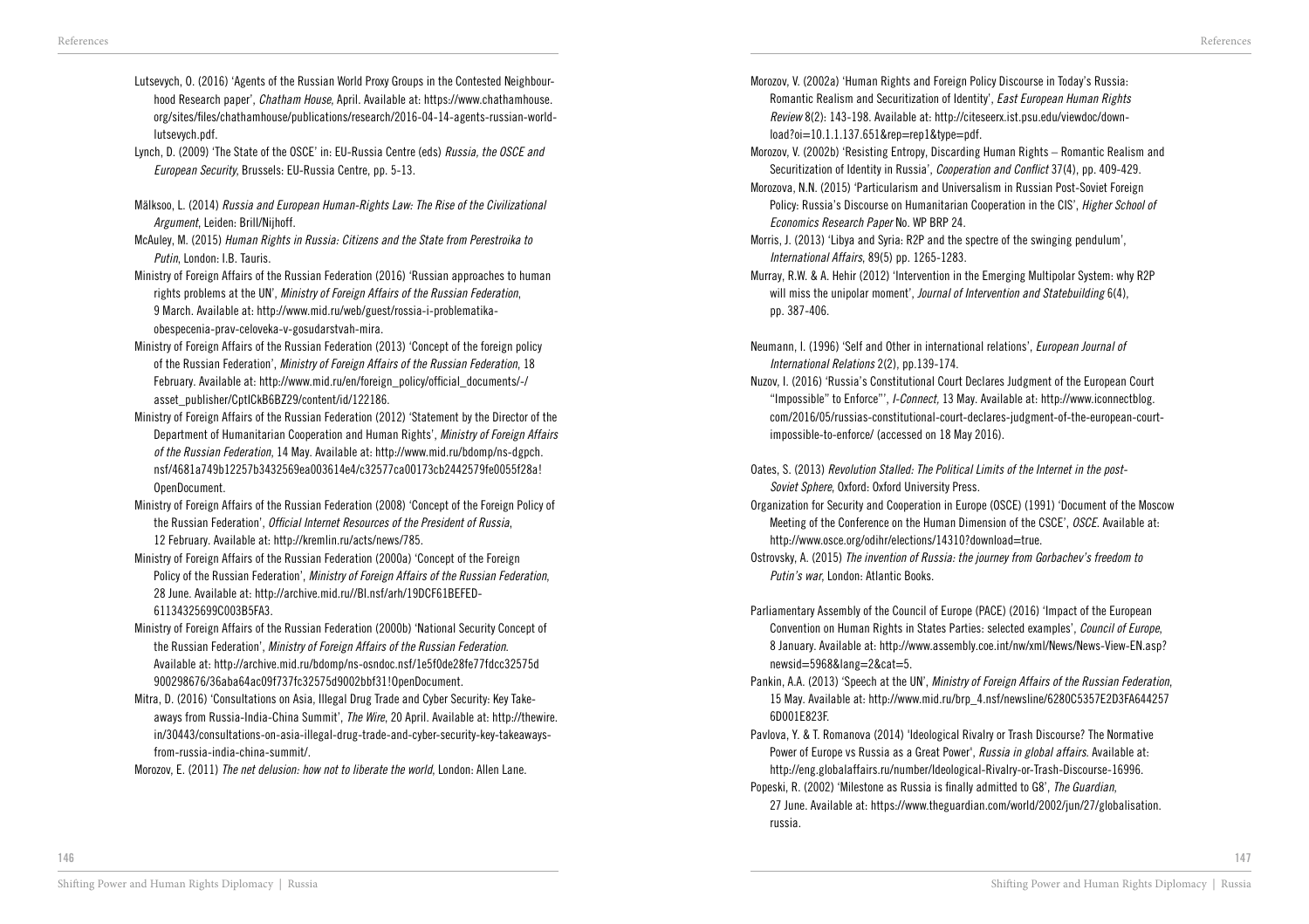Lutsevych, O. (2016) 'Agents of the Russian World Proxy Groups in the Contested Neighbourhood Research paper', *Chatham House*, April. Available at: https://www.chathamhouse.org/sites/files/chathamhouse/publications/research/2016-04-14-agents-russian-world-lutsevych.pdf.

Lynch, D. (2009) 'The State of the OSCE' in: EU-Russia Centre (eds) *Russia, the OSCE and European Security*, Brussels: EU-Russia Centre, pp. 5-13.

Mälksoo, L. (2014) *Russia and European Human-Rights Law: The Rise of the Civilizational Argument*, Leiden: Brill/Nijhoff.

McAuley, M. (2015) *Human Rights in Russia: Citizens and the State from Perestroika to Putin*, London: I.B. Tauris.

Ministry of Foreign Affairs of the Russian Federation (2016) 'Russian approaches to human rights problems at the UN', *Ministry of Foreign Affairs of the Russian Federation*, 9 March. Available at: http://www.mid.ru/web/guest/rossia-i-problematika-obespecenia-prav-celoveka-v-gosudarstvah-mira.

Ministry of Foreign Affairs of the Russian Federation (2013) 'Concept of the foreign policy of the Russian Federation', *Ministry of Foreign Affairs of the Russian Federation*, 18 February. Available at: http://www.mid.ru/en/foreign_policy/official_documents/-/asset_publisher/CptICkB6BZ29/content/id/122186.

Ministry of Foreign Affairs of the Russian Federation (2012) 'Statement by the Director of the Department of Humanitarian Cooperation and Human Rights', *Ministry of Foreign Affairs of the Russian Federation*, 14 May. Available at: http://www.mid.ru/bdomp/ns-dgpch.nsf/4681a749b12257b3432569ea003614e4/c32577ca00173cb2442579fe0055f28a!OpenDocument.

Ministry of Foreign Affairs of the Russian Federation (2008) 'Concept of the Foreign Policy of the Russian Federation', *Official Internet Resources of the President of Russia*, 12 February. Available at: http://kremlin.ru/acts/news/785.

Ministry of Foreign Affairs of the Russian Federation (2000a) 'Concept of the Foreign Policy of the Russian Federation', *Ministry of Foreign Affairs of the Russian Federation*, 28 June. Available at: http://archive.mid.ru//Bl.nsf/arh/19DCF61BEFED-61134325699C003B5FA3.

Ministry of Foreign Affairs of the Russian Federation (2000b) 'National Security Concept of the Russian Federation', *Ministry of Foreign Affairs of the Russian Federation*. Available at: http://archive.mid.ru/bdomp/ns-osndoc.nsf/1e5f0de28fe77fdcc32575d900298676/36aba64ac09f737fc32575d9002bbf31!OpenDocument.

Mitra, D. (2016) 'Consultations on Asia, Illegal Drug Trade and Cyber Security: Key Take-aways from Russia-India-China Summit', *The Wire*, 20 April. Available at: http://thewire.in/30443/consultations-on-asia-illegal-drug-trade-and-cyber-security-key-takeaways-from-russia-india-china-summit/.

Morozov, E. (2011) *The net delusion: how not to liberate the world*, London: Allen Lane.

Morozov, V. (2002a) 'Human Rights and Foreign Policy Discourse in Today's Russia: Romantic Realism and Securitization of Identity', *East European Human Rights Review* 8(2): 143-198. Available at: http://citeseerx.ist.psu.edu/viewdoc/download?oi=10.1.1.137.651&rep=rep1&type=pdf.

Morozov, V. (2002b) 'Resisting Entropy, Discarding Human Rights – Romantic Realism and Securitization of Identity in Russia', *Cooperation and Conflict* 37(4), pp. 409-429.

Morozova, N.N. (2015) 'Particularism and Universalism in Russian Post-Soviet Foreign Policy: Russia's Discourse on Humanitarian Cooperation in the CIS', *Higher School of Economics Research Paper* No. WP BRP 24.

Morris, J. (2013) 'Libya and Syria: R2P and the spectre of the swinging pendulum', *International Affairs*, 89(5) pp. 1265-1283.

Murray, R.W. & A. Hehir (2012) 'Intervention in the Emerging Multipolar System: why R2P will miss the unipolar moment', *Journal of Intervention and Statebuilding* 6(4), pp. 387-406.

Neumann, I. (1996) 'Self and Other in international relations', *European Journal of International Relations* 2(2), pp.139-174.

Nuzov, I. (2016) 'Russia's Constitutional Court Declares Judgment of the European Court "Impossible" to Enforce"', *I-Connect*, 13 May. Available at: http://www.iconnectblog.com/2016/05/russias-constitutional-court-declares-judgment-of-the-european-court-impossible-to-enforce/ (accessed on 18 May 2016).

Oates, S. (2013) *Revolution Stalled: The Political Limits of the Internet in the post-Soviet Sphere*, Oxford: Oxford University Press.

Organization for Security and Cooperation in Europe (OSCE) (1991) 'Document of the Moscow Meeting of the Conference on the Human Dimension of the CSCE', *OSCE*. Available at: http://www.osce.org/odihr/elections/14310?download=true.

Ostrovsky, A. (2015) *The invention of Russia: the journey from Gorbachev's freedom to Putin's war*, London: Atlantic Books.

Parliamentary Assembly of the Council of Europe (PACE) (2016) 'Impact of the European Convention on Human Rights in States Parties: selected examples', *Council of Europe*, 8 January. Available at: http://www.assembly.coe.int/nw/xml/News/News-View-EN.asp?newsid=5968&lang=2&cat=5.

Pankin, A.A. (2013) 'Speech at the UN', *Ministry of Foreign Affairs of the Russian Federation*, 15 May. Available at: http://www.mid.ru/brp_4.nsf/newsline/6280C5357E2D3FA6442576D001E823F.

Pavlova, Y. & T. Romanova (2014) 'Ideological Rivalry or Trash Discourse? The Normative Power of Europe vs Russia as a Great Power', *Russia in global affairs*. Available at: http://eng.globalaffairs.ru/number/Ideological-Rivalry-or-Trash-Discourse-16996.

Popeski, R. (2002) 'Milestone as Russia is finally admitted to G8', *The Guardian*, 27 June. Available at: https://www.theguardian.com/world/2002/jun/27/globalisation.russia.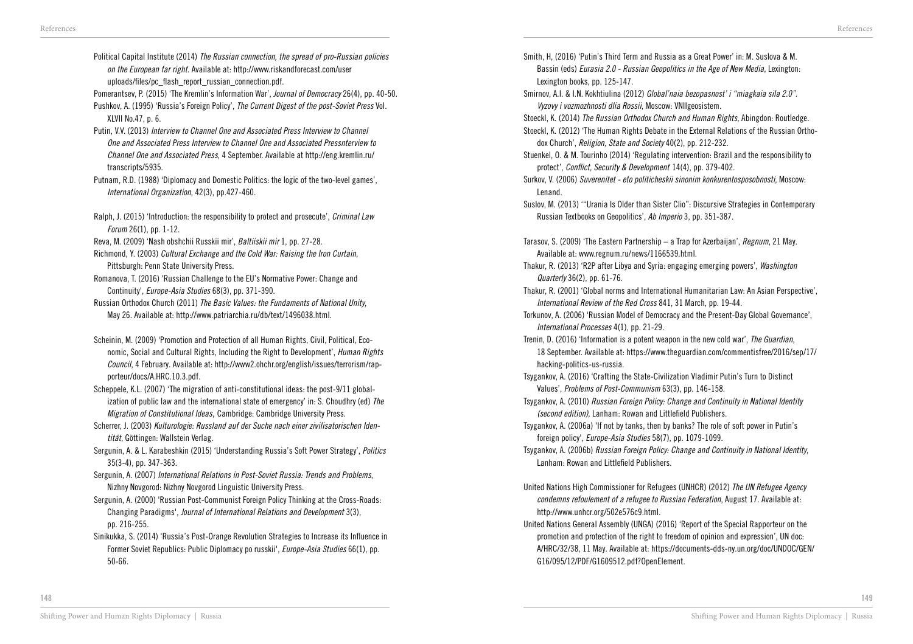Political Capital Institute (2014) *The Russian connection, the spread of pro-Russian policies on the European far right*. Available at: http://www.riskandforecast.com/user uploads/files/pc_flash_report_russian_connection.pdf.

Pomerantsev, P. (2015) 'The Kremlin's Information War', *Journal of Democracy* 26(4), pp. 40-50.

Pushkov, A. (1995) 'Russia's Foreign Policy', *The Current Digest of the post-Soviet Press* Vol. XLVII No.47, p. 6.

Putin, V.V. (2013) *Interview to Channel One and Associated Press Interview to Channel One and Associated Press Interview to Channel One and Associated Pressnterview to Channel One and Associated Press*, 4 September. Available at http://eng.kremlin.ru/transcripts/5935.

Putnam, R.D. (1988) 'Diplomacy and Domestic Politics: the logic of the two-level games', *International Organization*, 42(3), pp.427-460.

Ralph, J. (2015) 'Introduction: the responsibility to protect and prosecute', *Criminal Law Forum* 26(1), pp. 1-12.

Reva, M. (2009) 'Nash obshchii Russkii mir', *Baltiiskii mir* 1, pp. 27-28.

Richmond, Y. (2003) *Cultural Exchange and the Cold War: Raising the Iron Curtain*, Pittsburgh: Penn State University Press.

Romanova, T. (2016) 'Russian Challenge to the EU's Normative Power: Change and Continuity', *Europe-Asia Studies* 68(3), pp. 371-390.

Russian Orthodox Church (2011) *The Basic Values: the Fundaments of National Unity*, May 26. Available at: http://www.patriarchia.ru/db/text/1496038.html.

Scheinin, M. (2009) 'Promotion and Protection of all Human Rights, Civil, Political, Economic, Social and Cultural Rights, Including the Right to Development', *Human Rights Council*, 4 February. Available at: http://www2.ohchr.org/english/issues/terrorism/rapporteur/docs/A.HRC.10.3.pdf.

Scheppele, K.L. (2007) 'The migration of anti-constitutional ideas: the post-9/11 globalization of public law and the international state of emergency' in: S. Choudhry (ed) *The Migration of Constitutional Ideas*, Cambridge: Cambridge University Press.

Scherrer, J. (2003) *Kulturologie: Russland auf der Suche nach einer zivilisatorischen Identität*, Göttingen: Wallstein Verlag.

Sergunin, A. & L. Karabeshkin (2015) 'Understanding Russia's Soft Power Strategy', *Politics* 35(3-4), pp. 347-363.

Sergunin, A. (2007) *International Relations in Post-Soviet Russia: Trends and Problems*, Nizhny Novgorod: Nizhny Novgorod Linguistic University Press.

Sergunin, A. (2000) 'Russian Post-Communist Foreign Policy Thinking at the Cross-Roads: Changing Paradigms', *Journal of International Relations and Development* 3(3), pp. 216-255.

Sinikukka, S. (2014) 'Russia's Post-Orange Revolution Strategies to Increase its Influence in Former Soviet Republics: Public Diplomacy po russkii', *Europe-Asia Studies* 66(1), pp. 50-66.

Smith, H, (2016) 'Putin's Third Term and Russia as a Great Power' in: M. Suslova & M. Bassin (eds) *Eurasia 2.0 - Russian Geopolitics in the Age of New Media*, Lexington: Lexington books, pp. 125-147.

Smirnov, A.I. & I.N. Kokhtiulina (2012) *Global'naia bezopasnost' i "miagkaia sila 2.0". Vyzovy i vozmozhnosti dlia Rossii*, Moscow: VNIIgeosistem.

Stoeckl, K. (2014) *The Russian Orthodox Church and Human Rights*, Abingdon: Routledge.

Stoeckl, K. (2012) 'The Human Rights Debate in the External Relations of the Russian Orthodox Church', *Religion, State and Society* 40(2), pp. 212-232.

Stuenkel, O. & M. Tourinho (2014) 'Regulating intervention: Brazil and the responsibility to protect', *Conflict, Security & Development* 14(4), pp. 379-402.

Surkov, V. (2006) *Suverenitet - eto politicheskii sinonim konkurentosposobnosti*, Moscow: Lenand.

Suslov, M. (2013) '"Urania Is Older than Sister Clio": Discursive Strategies in Contemporary Russian Textbooks on Geopolitics', *Ab Imperio* 3, pp. 351-387.

Tarasov, S. (2009) 'The Eastern Partnership – a Trap for Azerbaijan', *Regnum*, 21 May. Available at: www.regnum.ru/news/1166539.html.

Thakur, R. (2013) 'R2P after Libya and Syria: engaging emerging powers', *Washington Quarterly* 36(2), pp. 61-76.

Thakur, R. (2001) 'Global norms and International Humanitarian Law: An Asian Perspective', *International Review of the Red Cross* 841, 31 March, pp. 19-44.

Torkunov, A. (2006) 'Russian Model of Democracy and the Present-Day Global Governance', *International Processes* 4(1), pp. 21-29.

Trenin, D. (2016) 'Information is a potent weapon in the new cold war', *The Guardian*, 18 September. Available at: https://www.theguardian.com/commentisfree/2016/sep/17/hacking-politics-us-russia.

Tsygankov, A. (2016) 'Crafting the State-Civilization Vladimir Putin's Turn to Distinct Values', *Problems of Post-Communism* 63(3), pp. 146-158.

Tsygankov, A. (2010) *Russian Foreign Policy: Change and Continuity in National Identity (second edition)*, Lanham: Rowan and Littlefield Publishers.

Tsygankov, A. (2006a) 'If not by tanks, then by banks? The role of soft power in Putin's foreign policy', *Europe-Asia Studies* 58(7), pp. 1079-1099.

Tsygankov, A. (2006b) *Russian Foreign Policy: Change and Continuity in National Identity*, Lanham: Rowan and Littlefield Publishers.

United Nations High Commissioner for Refugees (UNHCR) (2012) *The UN Refugee Agency condemns refoulement of a refugee to Russian Federation*, August 17. Available at: http://www.unhcr.org/502e576c9.html.

United Nations General Assembly (UNGA) (2016) 'Report of the Special Rapporteur on the promotion and protection of the right to freedom of opinion and expression', UN doc: A/HRC/32/38, 11 May. Available at: https://documents-dds-ny.un.org/doc/UNDOC/GEN/G16/095/12/PDF/G1609512.pdf?OpenElement.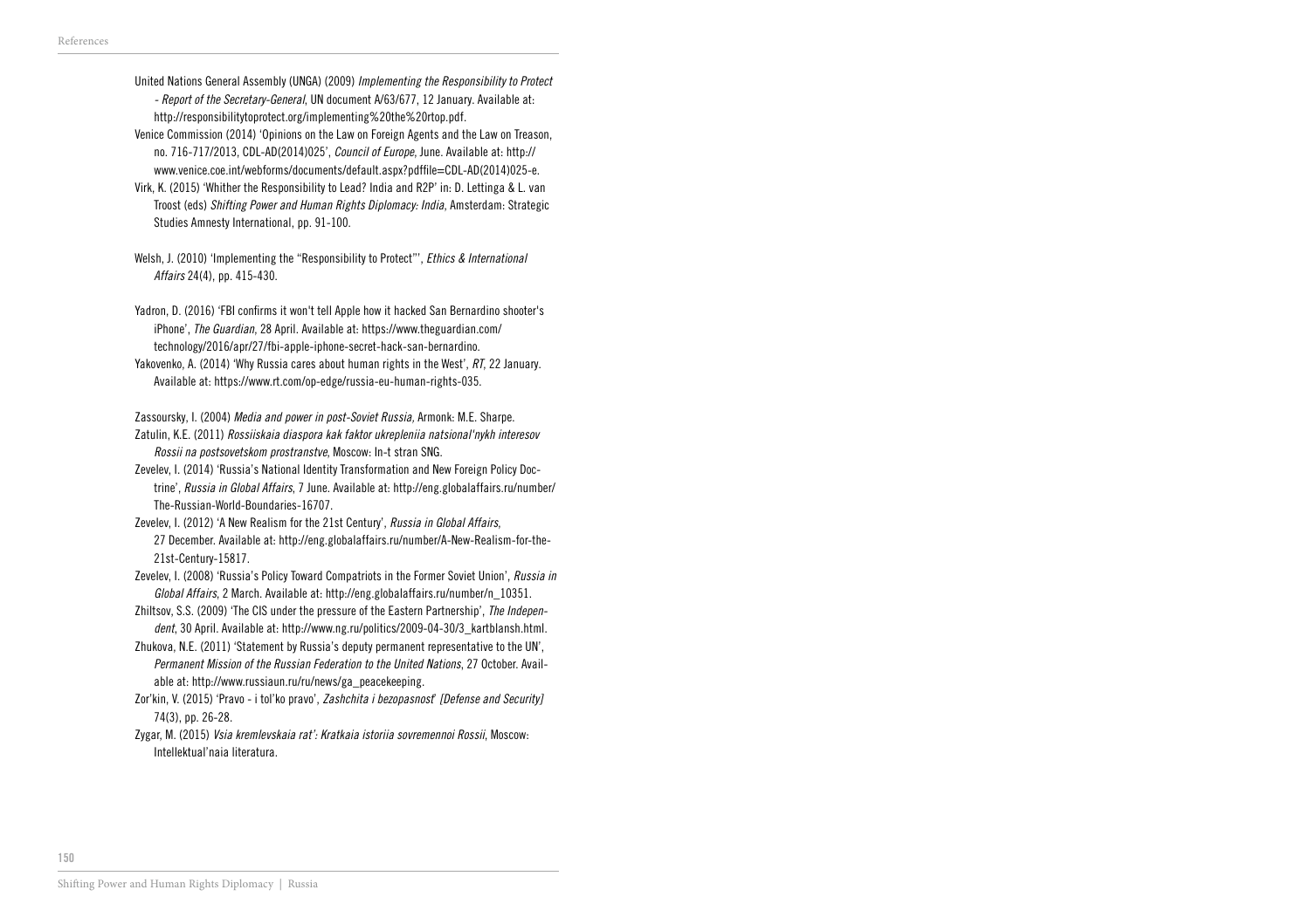United Nations General Assembly (UNGA) (2009) *Implementing the Responsibility to Protect - Report of the Secretary-General*, UN document A/63/677, 12 January. Available at: http://responsibilitytoprotect.org/implementing%20the%20rtop.pdf.

Venice Commission (2014) 'Opinions on the Law on Foreign Agents and the Law on Treason, no. 716-717/2013, CDL-AD(2014)025', *Council of Europe*, June. Available at: http://www.venice.coe.int/webforms/documents/default.aspx?pdffile=CDL-AD(2014)025-e.

Virk, K. (2015) 'Whither the Responsibility to Lead? India and R2P' in: D. Lettinga & L. van Troost (eds) *Shifting Power and Human Rights Diplomacy: India*, Amsterdam: Strategic Studies Amnesty International, pp. 91-100.

Welsh, J. (2010) 'Implementing the "Responsibility to Protect"', *Ethics & International Affairs* 24(4), pp. 415-430.

Yadron, D. (2016) 'FBI confirms it won't tell Apple how it hacked San Bernardino shooter's iPhone', *The Guardian*, 28 April. Available at: https://www.theguardian.com/technology/2016/apr/27/fbi-apple-iphone-secret-hack-san-bernardino.

Yakovenko, A. (2014) 'Why Russia cares about human rights in the West', *RT*, 22 January. Available at: https://www.rt.com/op-edge/russia-eu-human-rights-035.

Zassoursky, I. (2004) *Media and power in post-Soviet Russia*, Armonk: M.E. Sharpe.

Zatulin, K.E. (2011) *Rossiiskaia diaspora kak faktor ukrepleniia natsional'nykh interesov Rossii na postsovetskom prostranstve*, Moscow: In-t stran SNG.

Zevelev, I. (2014) 'Russia's National Identity Transformation and New Foreign Policy Doctrine', *Russia in Global Affairs*, 7 June. Available at: http://eng.globalaffairs.ru/number/The-Russian-World-Boundaries-16707.

Zevelev, I. (2012) 'A New Realism for the 21st Century', *Russia in Global Affairs*, 27 December. Available at: http://eng.globalaffairs.ru/number/A-New-Realism-for-the-21st-Century-15817.

Zevelev, I. (2008) 'Russia's Policy Toward Compatriots in the Former Soviet Union', *Russia in Global Affairs*, 2 March. Available at: http://eng.globalaffairs.ru/number/n_10351.

Zhiltsov, S.S. (2009) 'The CIS under the pressure of the Eastern Partnership', *The Independent*, 30 April. Available at: http://www.ng.ru/politics/2009-04-30/3_kartblansh.html.

Zhukova, N.E. (2011) 'Statement by Russia's deputy permanent representative to the UN', *Permanent Mission of the Russian Federation to the United Nations*, 27 October. Available at: http://www.russiaun.ru/ru/news/ga_peacekeeping.

Zor'kin, V. (2015) 'Pravo - i tol'ko pravo', *Zashchita i bezopasnost' [Defense and Security]* 74(3), pp. 26-28.

Zygar, M. (2015) *Vsia kremlevskaia rat': Kratkaia istoriia sovremennoi Rossii*, Moscow: Intellektual'naia literatura.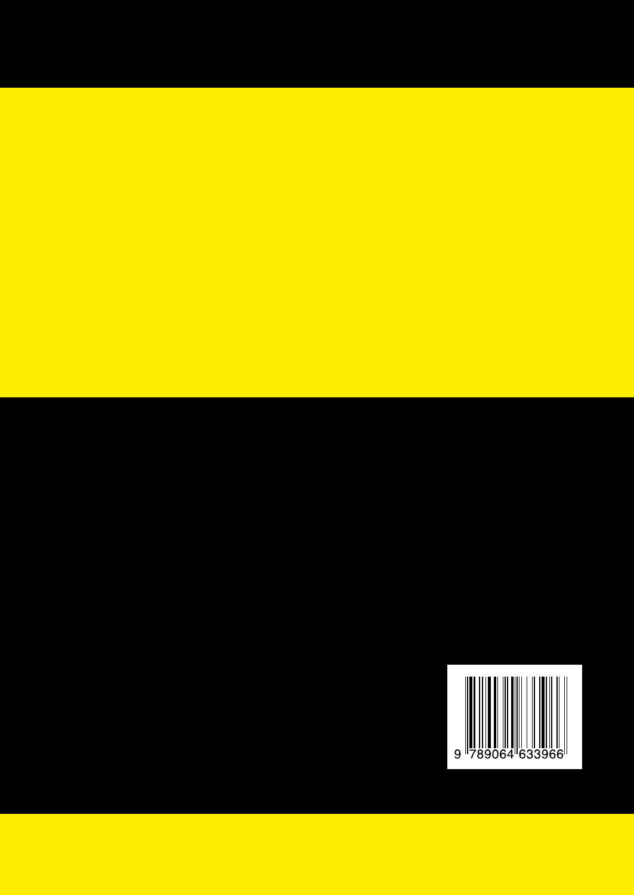9 789064 633966